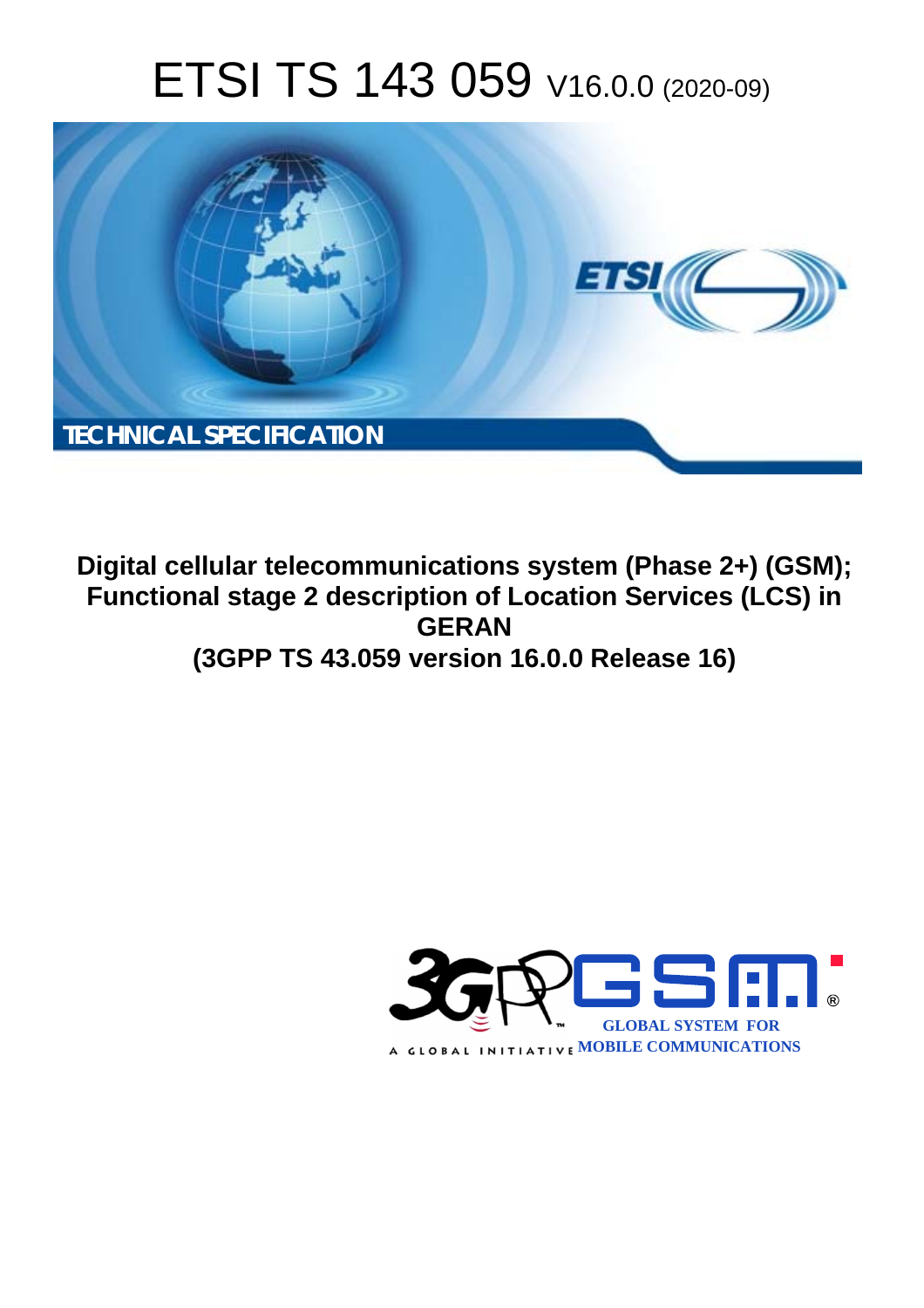# ETSI TS 143 059 V16.0.0 (2020-09)

TECHNICAL SPECIFICATION

**Digital cellular telecommunications system (Phase 2+) (GSM); Functional stage 2 description of Location Services (LCS) in GERAN (3GPP TS 43.059 version 16.0.0 Release 16)**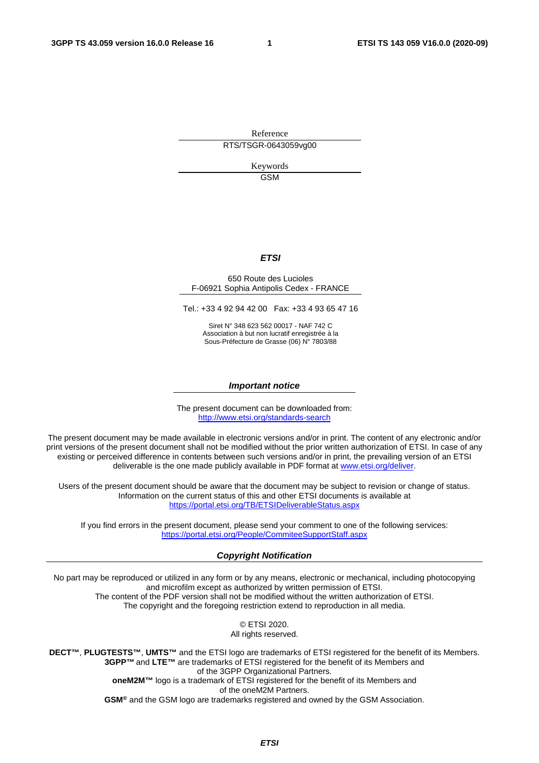Reference

RTS/TSGR-0643059vg00

Keywords

GSM

***ETSI***

650 Route des Lucioles
F-06921 Sophia Antipolis Cedex - FRANCE

Tel.: +33 4 92 94 42 00   Fax: +33 4 93 65 47 16

Siret N° 348 623 562 00017 - NAF 742 C
Association à but non lucratif enregistrée à la
Sous-Préfecture de Grasse (06) N° 7803/88

***Important notice***

The present document can be downloaded from:
http://www.etsi.org/standards-search

The present document may be made available in electronic versions and/or in print. The content of any electronic and/or print versions of the present document shall not be modified without the prior written authorization of ETSI. In case of any existing or perceived difference in contents between such versions and/or in print, the prevailing version of an ETSI deliverable is the one made publicly available in PDF format at www.etsi.org/deliver.

Users of the present document should be aware that the document may be subject to revision or change of status. Information on the current status of this and other ETSI documents is available at https://portal.etsi.org/TB/ETSIDeliverableStatus.aspx

If you find errors in the present document, please send your comment to one of the following services:
https://portal.etsi.org/People/CommiteeSupportStaff.aspx

***Copyright Notification***

No part may be reproduced or utilized in any form or by any means, electronic or mechanical, including photocopying and microfilm except as authorized by written permission of ETSI.
The content of the PDF version shall not be modified without the written authorization of ETSI.
The copyright and the foregoing restriction extend to reproduction in all media.

© ETSI 2020.
All rights reserved.

**DECT™**, **PLUGTESTS™**, **UMTS™** and the ETSI logo are trademarks of ETSI registered for the benefit of its Members.
**3GPP™** and **LTE™** are trademarks of ETSI registered for the benefit of its Members and of the 3GPP Organizational Partners.
**oneM2M™** logo is a trademark of ETSI registered for the benefit of its Members and of the oneM2M Partners.
**GSM®** and the GSM logo are trademarks registered and owned by the GSM Association.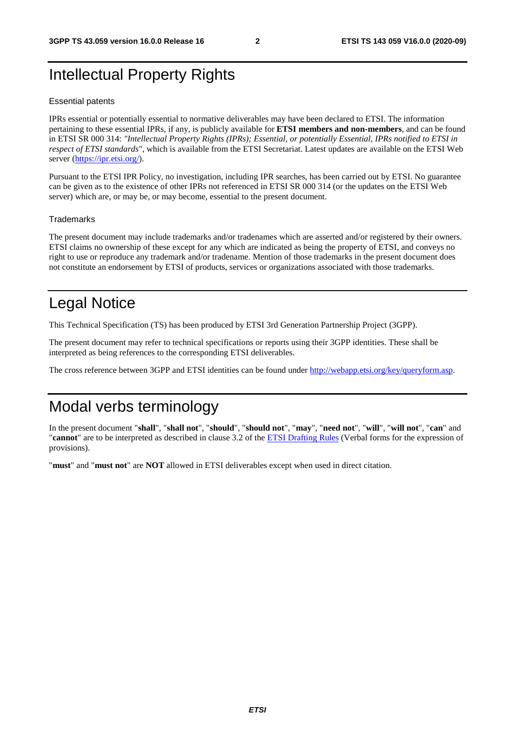# Intellectual Property Rights

### Essential patents

IPRs essential or potentially essential to normative deliverables may have been declared to ETSI. The information pertaining to these essential IPRs, if any, is publicly available for **ETSI members and non-members**, and can be found in ETSI SR 000 314: *"Intellectual Property Rights (IPRs); Essential, or potentially Essential, IPRs notified to ETSI in respect of ETSI standards"*, which is available from the ETSI Secretariat. Latest updates are available on the ETSI Web server (https://ipr.etsi.org/).

Pursuant to the ETSI IPR Policy, no investigation, including IPR searches, has been carried out by ETSI. No guarantee can be given as to the existence of other IPRs not referenced in ETSI SR 000 314 (or the updates on the ETSI Web server) which are, or may be, or may become, essential to the present document.

### Trademarks

The present document may include trademarks and/or tradenames which are asserted and/or registered by their owners. ETSI claims no ownership of these except for any which are indicated as being the property of ETSI, and conveys no right to use or reproduce any trademark and/or tradename. Mention of those trademarks in the present document does not constitute an endorsement by ETSI of products, services or organizations associated with those trademarks.

# Legal Notice

This Technical Specification (TS) has been produced by ETSI 3rd Generation Partnership Project (3GPP).

The present document may refer to technical specifications or reports using their 3GPP identities. These shall be interpreted as being references to the corresponding ETSI deliverables.

The cross reference between 3GPP and ETSI identities can be found under http://webapp.etsi.org/key/queryform.asp.

# Modal verbs terminology

In the present document "**shall**", "**shall not**", "**should**", "**should not**", "**may**", "**need not**", "**will**", "**will not**", "**can**" and "**cannot**" are to be interpreted as described in clause 3.2 of the ETSI Drafting Rules (Verbal forms for the expression of provisions).

"**must**" and "**must not**" are **NOT** allowed in ETSI deliverables except when used in direct citation.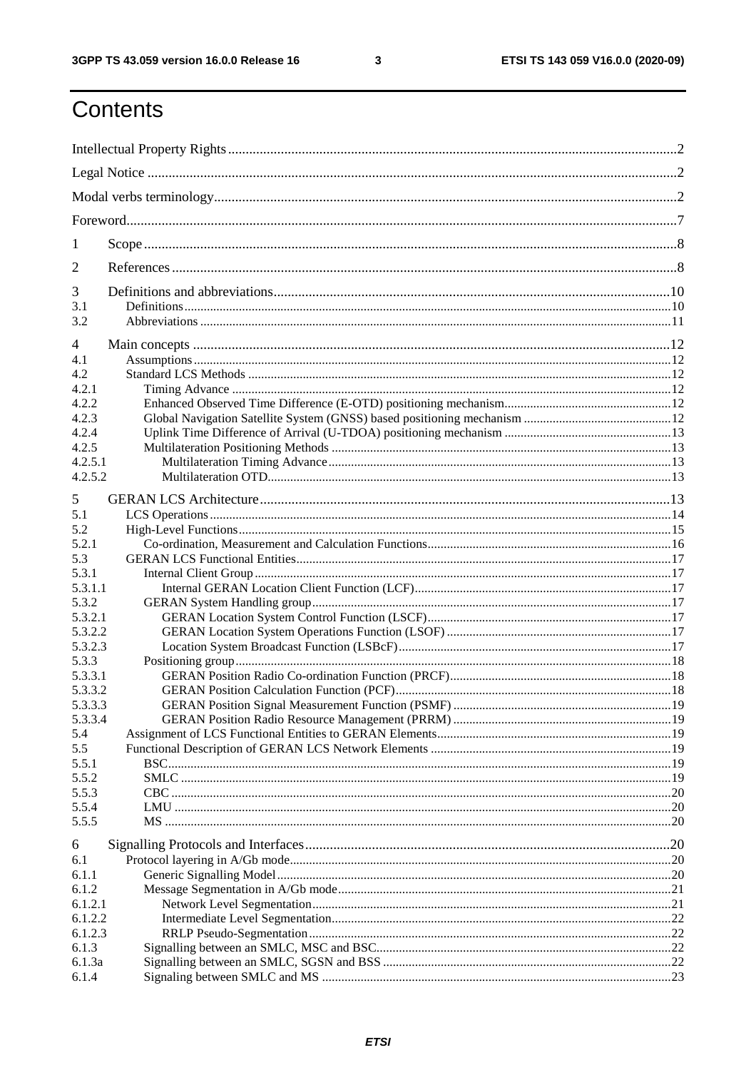# Contents

Intellectual Property Rights ..... 2

Legal Notice ..... 2

Modal verbs terminology ..... 2

Foreword ..... 7

1 Scope ..... 8

2 References ..... 8

3 Definitions and abbreviations ..... 10
- 3.1 Definitions ..... 10
- 3.2 Abbreviations ..... 11

4 Main concepts ..... 12
- 4.1 Assumptions ..... 12
- 4.2 Standard LCS Methods ..... 12
- 4.2.1 Timing Advance ..... 12
- 4.2.2 Enhanced Observed Time Difference (E-OTD) positioning mechanism ..... 12
- 4.2.3 Global Navigation Satellite System (GNSS) based positioning mechanism ..... 12
- 4.2.4 Uplink Time Difference of Arrival (U-TDOA) positioning mechanism ..... 13
- 4.2.5 Multilateration Positioning Methods ..... 13
- 4.2.5.1 Multilateration Timing Advance ..... 13
- 4.2.5.2 Multilateration OTD ..... 13

5 GERAN LCS Architecture ..... 13
- 5.1 LCS Operations ..... 14
- 5.2 High-Level Functions ..... 15
- 5.2.1 Co-ordination, Measurement and Calculation Functions ..... 16
- 5.3 GERAN LCS Functional Entities ..... 17
- 5.3.1 Internal Client Group ..... 17
- 5.3.1.1 Internal GERAN Location Client Function (LCF) ..... 17
- 5.3.2 GERAN System Handling group ..... 17
- 5.3.2.1 GERAN Location System Control Function (LSCF) ..... 17
- 5.3.2.2 GERAN Location System Operations Function (LSOF) ..... 17
- 5.3.2.3 Location System Broadcast Function (LSBcF) ..... 17
- 5.3.3 Positioning group ..... 18
- 5.3.3.1 GERAN Position Radio Co-ordination Function (PRCF) ..... 18
- 5.3.3.2 GERAN Position Calculation Function (PCF) ..... 18
- 5.3.3.3 GERAN Position Signal Measurement Function (PSMF) ..... 19
- 5.3.3.4 GERAN Position Radio Resource Management (PRRM) ..... 19
- 5.4 Assignment of LCS Functional Entities to GERAN Elements ..... 19
- 5.5 Functional Description of GERAN LCS Network Elements ..... 19
- 5.5.1 BSC ..... 19
- 5.5.2 SMLC ..... 19
- 5.5.3 CBC ..... 20
- 5.5.4 LMU ..... 20
- 5.5.5 MS ..... 20

6 Signalling Protocols and Interfaces ..... 20
- 6.1 Protocol layering in A/Gb mode ..... 20
- 6.1.1 Generic Signalling Model ..... 20
- 6.1.2 Message Segmentation in A/Gb mode ..... 21
- 6.1.2.1 Network Level Segmentation ..... 21
- 6.1.2.2 Intermediate Level Segmentation ..... 22
- 6.1.2.3 RRLP Pseudo-Segmentation ..... 22
- 6.1.3 Signalling between an SMLC, MSC and BSC ..... 22
- 6.1.3a Signalling between an SMLC, SGSN and BSS ..... 22
- 6.1.4 Signaling between SMLC and MS ..... 23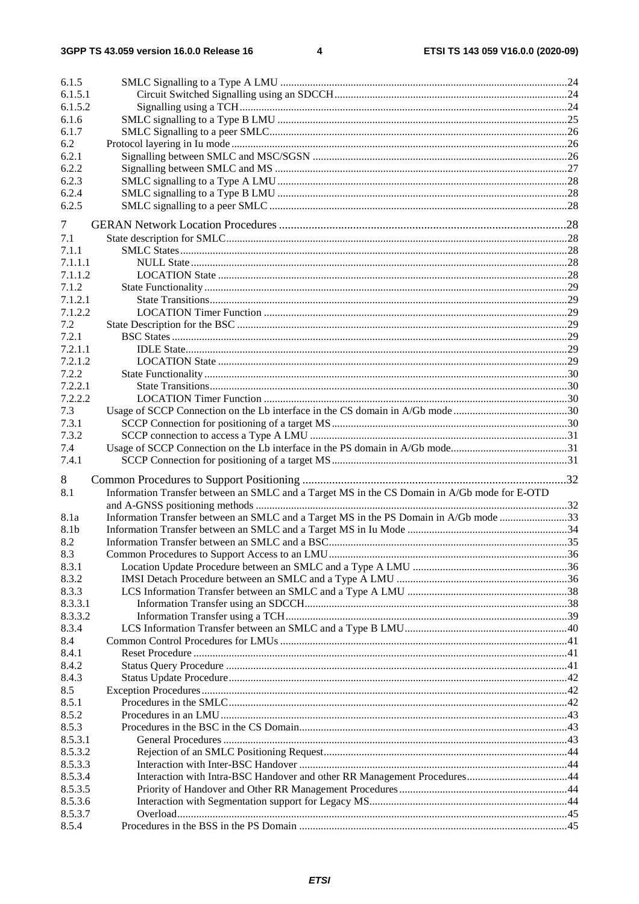6.1.5 SMLC Signalling to a Type A LMU .......... 24
6.1.5.1 Circuit Switched Signalling using an SDCCH .......... 24
6.1.5.2 Signalling using a TCH .......... 24
6.1.6 SMLC signalling to a Type B LMU .......... 25
6.1.7 SMLC Signalling to a peer SMLC .......... 26
6.2 Protocol layering in Iu mode .......... 26
6.2.1 Signalling between SMLC and MSC/SGSN .......... 26
6.2.2 Signalling between SMLC and MS .......... 27
6.2.3 SMLC signalling to a Type A LMU .......... 28
6.2.4 SMLC signalling to a Type B LMU .......... 28
6.2.5 SMLC signalling to a peer SMLC .......... 28

7 GERAN Network Location Procedures .......... 28
7.1 State description for SMLC .......... 28
7.1.1 SMLC States .......... 28
7.1.1.1 NULL State .......... 28
7.1.1.2 LOCATION State .......... 28
7.1.2 State Functionality .......... 29
7.1.2.1 State Transitions .......... 29
7.1.2.2 LOCATION Timer Function .......... 29
7.2 State Description for the BSC .......... 29
7.2.1 BSC States .......... 29
7.2.1.1 IDLE State .......... 29
7.2.1.2 LOCATION State .......... 29
7.2.2 State Functionality .......... 30
7.2.2.1 State Transitions .......... 30
7.2.2.2 LOCATION Timer Function .......... 30
7.3 Usage of SCCP Connection on the Lb interface in the CS domain in A/Gb mode .......... 30
7.3.1 SCCP Connection for positioning of a target MS .......... 30
7.3.2 SCCP connection to access a Type A LMU .......... 31
7.4 Usage of SCCP Connection on the Lb interface in the PS domain in A/Gb mode .......... 31
7.4.1 SCCP Connection for positioning of a target MS .......... 31

8 Common Procedures to Support Positioning .......... 32
8.1 Information Transfer between an SMLC and a Target MS in the CS Domain in A/Gb mode for E-OTD and A-GNSS positioning methods .......... 32
8.1a Information Transfer between an SMLC and a Target MS in the PS Domain in A/Gb mode .......... 33
8.1b Information Transfer between an SMLC and a Target MS in Iu Mode .......... 34
8.2 Information Transfer between an SMLC and a BSC .......... 35
8.3 Common Procedures to Support Access to an LMU .......... 36
8.3.1 Location Update Procedure between an SMLC and a Type A LMU .......... 36
8.3.2 IMSI Detach Procedure between an SMLC and a Type A LMU .......... 36
8.3.3 LCS Information Transfer between an SMLC and a Type A LMU .......... 38
8.3.3.1 Information Transfer using an SDCCH .......... 38
8.3.3.2 Information Transfer using a TCH .......... 39
8.3.4 LCS Information Transfer between an SMLC and a Type B LMU .......... 40
8.4 Common Control Procedures for LMUs .......... 41
8.4.1 Reset Procedure .......... 41
8.4.2 Status Query Procedure .......... 41
8.4.3 Status Update Procedure .......... 42
8.5 Exception Procedures .......... 42
8.5.1 Procedures in the SMLC .......... 42
8.5.2 Procedures in an LMU .......... 43
8.5.3 Procedures in the BSC in the CS Domain .......... 43
8.5.3.1 General Procedures .......... 43
8.5.3.2 Rejection of an SMLC Positioning Request .......... 44
8.5.3.3 Interaction with Inter-BSC Handover .......... 44
8.5.3.4 Interaction with Intra-BSC Handover and other RR Management Procedures .......... 44
8.5.3.5 Priority of Handover and Other RR Management Procedures .......... 44
8.5.3.6 Interaction with Segmentation support for Legacy MS .......... 44
8.5.3.7 Overload .......... 45
8.5.4 Procedures in the BSS in the PS Domain .......... 45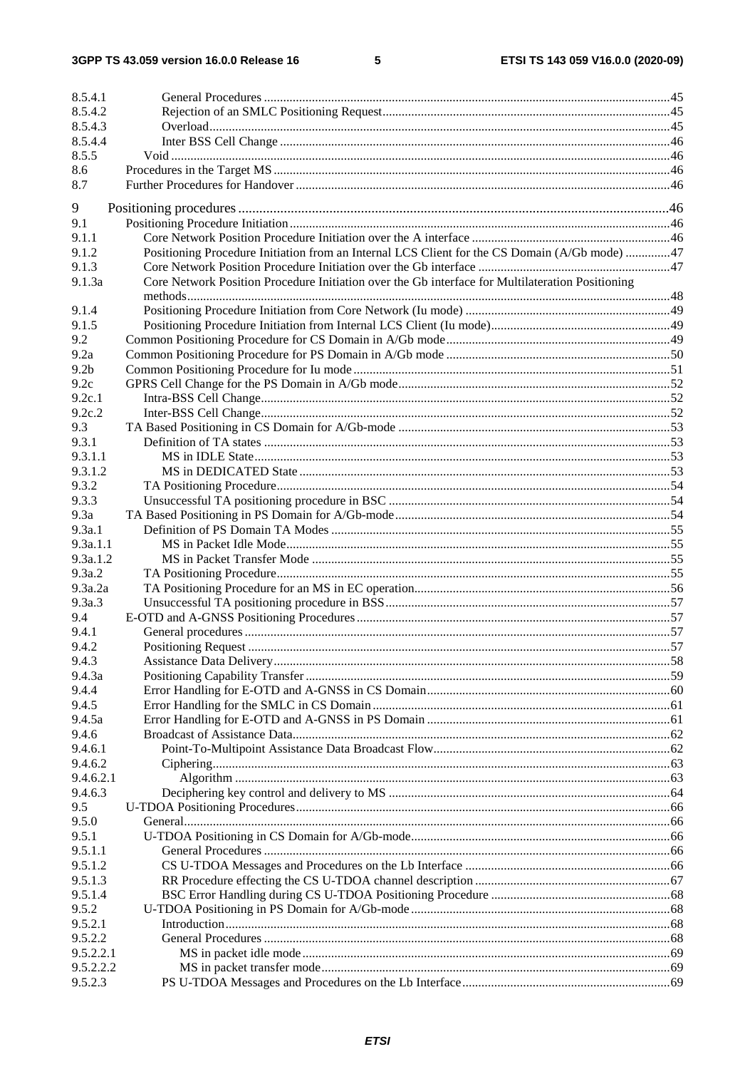| | | |
|---|---|---|
| 8.5.4.1 | General Procedures | 45 |
| 8.5.4.2 | Rejection of an SMLC Positioning Request | 45 |
| 8.5.4.3 | Overload | 45 |
| 8.5.4.4 | Inter BSS Cell Change | 46 |
| 8.5.5 | Void | 46 |
| 8.6 | Procedures in the Target MS | 46 |
| 8.7 | Further Procedures for Handover | 46 |
| 9 | Positioning procedures | 46 |
| 9.1 | Positioning Procedure Initiation | 46 |
| 9.1.1 | Core Network Position Procedure Initiation over the A interface | 46 |
| 9.1.2 | Positioning Procedure Initiation from an Internal LCS Client for the CS Domain (A/Gb mode) | 47 |
| 9.1.3 | Core Network Position Procedure Initiation over the Gb interface | 47 |
| 9.1.3a | Core Network Position Procedure Initiation over the Gb interface for Multilateration Positioning methods | 48 |
| 9.1.4 | Positioning Procedure Initiation from Core Network (Iu mode) | 49 |
| 9.1.5 | Positioning Procedure Initiation from Internal LCS Client (Iu mode) | 49 |
| 9.2 | Common Positioning Procedure for CS Domain in A/Gb mode | 49 |
| 9.2a | Common Positioning Procedure for PS Domain in A/Gb mode | 50 |
| 9.2b | Common Positioning Procedure for Iu mode | 51 |
| 9.2c | GPRS Cell Change for the PS Domain in A/Gb mode | 52 |
| 9.2c.1 | Intra-BSS Cell Change | 52 |
| 9.2c.2 | Inter-BSS Cell Change | 52 |
| 9.3 | TA Based Positioning in CS Domain for A/Gb-mode | 53 |
| 9.3.1 | Definition of TA states | 53 |
| 9.3.1.1 | MS in IDLE State | 53 |
| 9.3.1.2 | MS in DEDICATED State | 53 |
| 9.3.2 | TA Positioning Procedure | 54 |
| 9.3.3 | Unsuccessful TA positioning procedure in BSC | 54 |
| 9.3a | TA Based Positioning in PS Domain for A/Gb-mode | 54 |
| 9.3a.1 | Definition of PS Domain TA Modes | 55 |
| 9.3a.1.1 | MS in Packet Idle Mode | 55 |
| 9.3a.1.2 | MS in Packet Transfer Mode | 55 |
| 9.3a.2 | TA Positioning Procedure | 55 |
| 9.3a.2a | TA Positioning Procedure for an MS in EC operation | 56 |
| 9.3a.3 | Unsuccessful TA positioning procedure in BSS | 57 |
| 9.4 | E-OTD and A-GNSS Positioning Procedures | 57 |
| 9.4.1 | General procedures | 57 |
| 9.4.2 | Positioning Request | 57 |
| 9.4.3 | Assistance Data Delivery | 58 |
| 9.4.3a | Positioning Capability Transfer | 59 |
| 9.4.4 | Error Handling for E-OTD and A-GNSS in CS Domain | 60 |
| 9.4.5 | Error Handling for the SMLC in CS Domain | 61 |
| 9.4.5a | Error Handling for E-OTD and A-GNSS in PS Domain | 61 |
| 9.4.6 | Broadcast of Assistance Data | 62 |
| 9.4.6.1 | Point-To-Multipoint Assistance Data Broadcast Flow | 62 |
| 9.4.6.2 | Ciphering | 63 |
| 9.4.6.2.1 | Algorithm | 63 |
| 9.4.6.3 | Deciphering key control and delivery to MS | 64 |
| 9.5 | U-TDOA Positioning Procedures | 66 |
| 9.5.0 | General | 66 |
| 9.5.1 | U-TDOA Positioning in CS Domain for A/Gb-mode | 66 |
| 9.5.1.1 | General Procedures | 66 |
| 9.5.1.2 | CS U-TDOA Messages and Procedures on the Lb Interface | 66 |
| 9.5.1.3 | RR Procedure effecting the CS U-TDOA channel description | 67 |
| 9.5.1.4 | BSC Error Handling during CS U-TDOA Positioning Procedure | 68 |
| 9.5.2 | U-TDOA Positioning in PS Domain for A/Gb-mode | 68 |
| 9.5.2.1 | Introduction | 68 |
| 9.5.2.2 | General Procedures | 68 |
| 9.5.2.2.1 | MS in packet idle mode | 69 |
| 9.5.2.2.2 | MS in packet transfer mode | 69 |
| 9.5.2.3 | PS U-TDOA Messages and Procedures on the Lb Interface | 69 |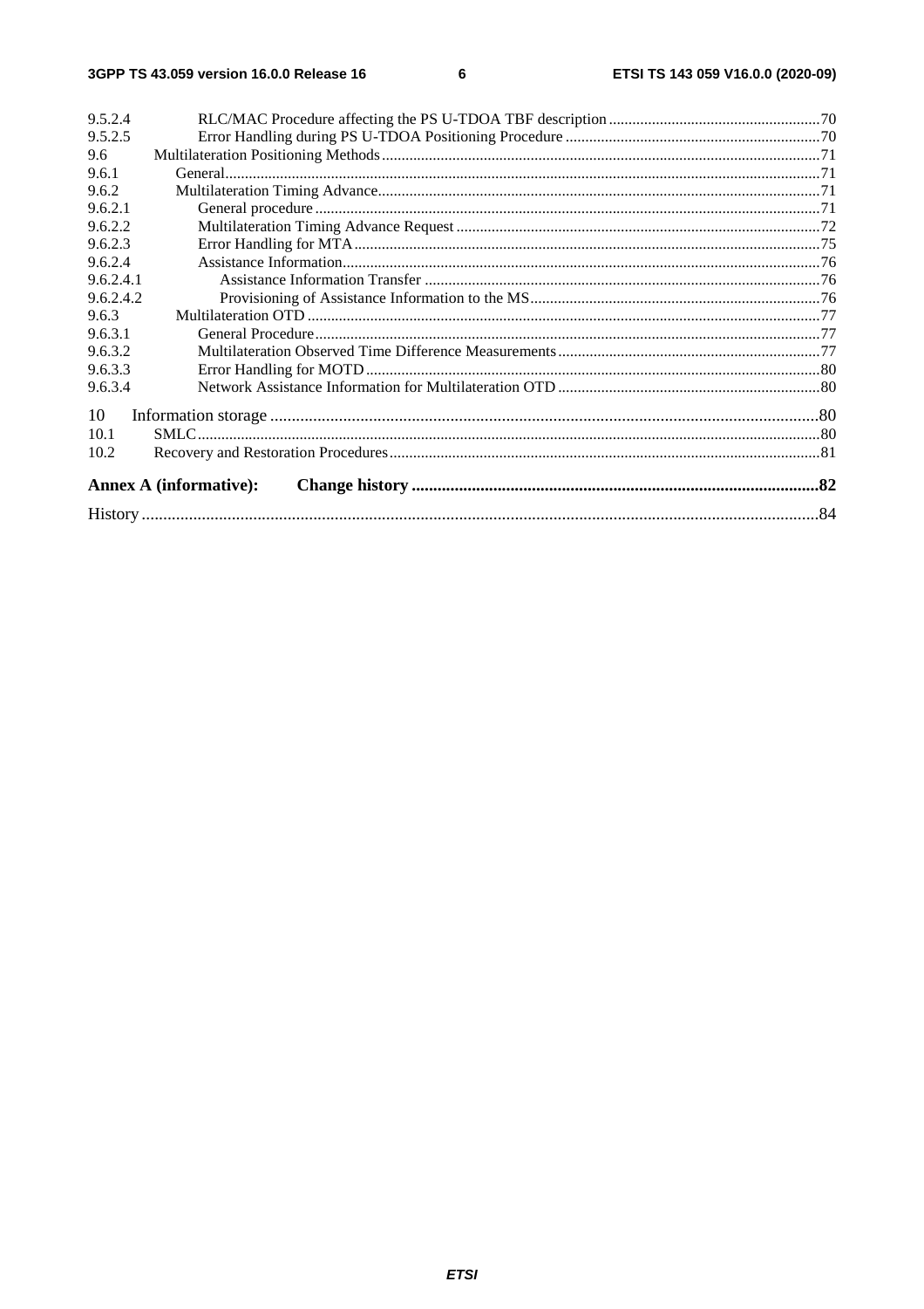9.5.2.4 RLC/MAC Procedure affecting the PS U-TDOA TBF description ....................................................70
9.5.2.5 Error Handling during PS U-TDOA Positioning Procedure ................................................................70
9.6 Multilateration Positioning Methods ...............................................................................................................71
9.6.1 General.......................................................................................................................................................71
9.6.2 Multilateration Timing Advance................................................................................................................71
9.6.2.1 General procedure ................................................................................................................................71
9.6.2.2 Multilateration Timing Advance Request ............................................................................................72
9.6.2.3 Error Handling for MTA......................................................................................................................75
9.6.2.4 Assistance Information.........................................................................................................................76
9.6.2.4.1 Assistance Information Transfer ....................................................................................................76
9.6.2.4.2 Provisioning of Assistance Information to the MS..........................................................................76
9.6.3 Multilateration OTD ..................................................................................................................................77
9.6.3.1 General Procedure................................................................................................................................77
9.6.3.2 Multilateration Observed Time Difference Measurements..................................................................77
9.6.3.3 Error Handling for MOTD...................................................................................................................80
9.6.3.4 Network Assistance Information for Multilateration OTD ..................................................................80

10 Information storage ...............................................................................................................................80
10.1 SMLC..............................................................................................................................................................80
10.2 Recovery and Restoration Procedures.............................................................................................................81

**Annex A (informative): Change history ..............................................................................................82**

History ..............................................................................................................................................................84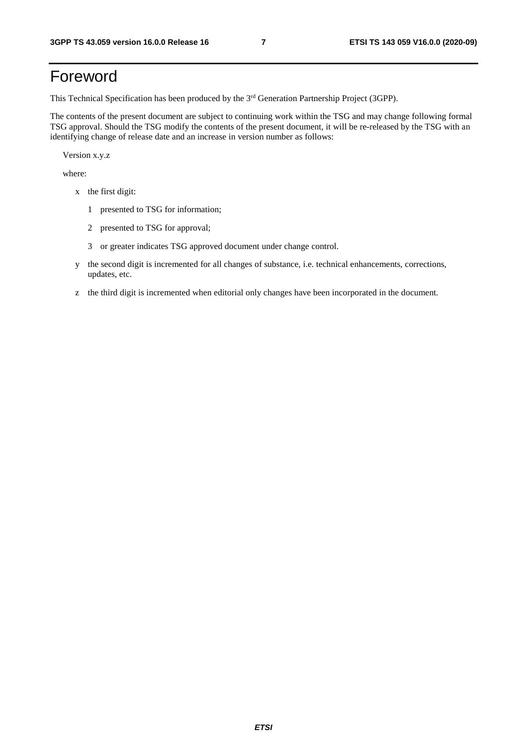# Foreword

This Technical Specification has been produced by the 3rd Generation Partnership Project (3GPP).

The contents of the present document are subject to continuing work within the TSG and may change following formal TSG approval. Should the TSG modify the contents of the present document, it will be re-released by the TSG with an identifying change of release date and an increase in version number as follows:

Version x.y.z

where:

- x the first digit:
  - 1 presented to TSG for information;
  - 2 presented to TSG for approval;
  - 3 or greater indicates TSG approved document under change control.
- y the second digit is incremented for all changes of substance, i.e. technical enhancements, corrections, updates, etc.
- z the third digit is incremented when editorial only changes have been incorporated in the document.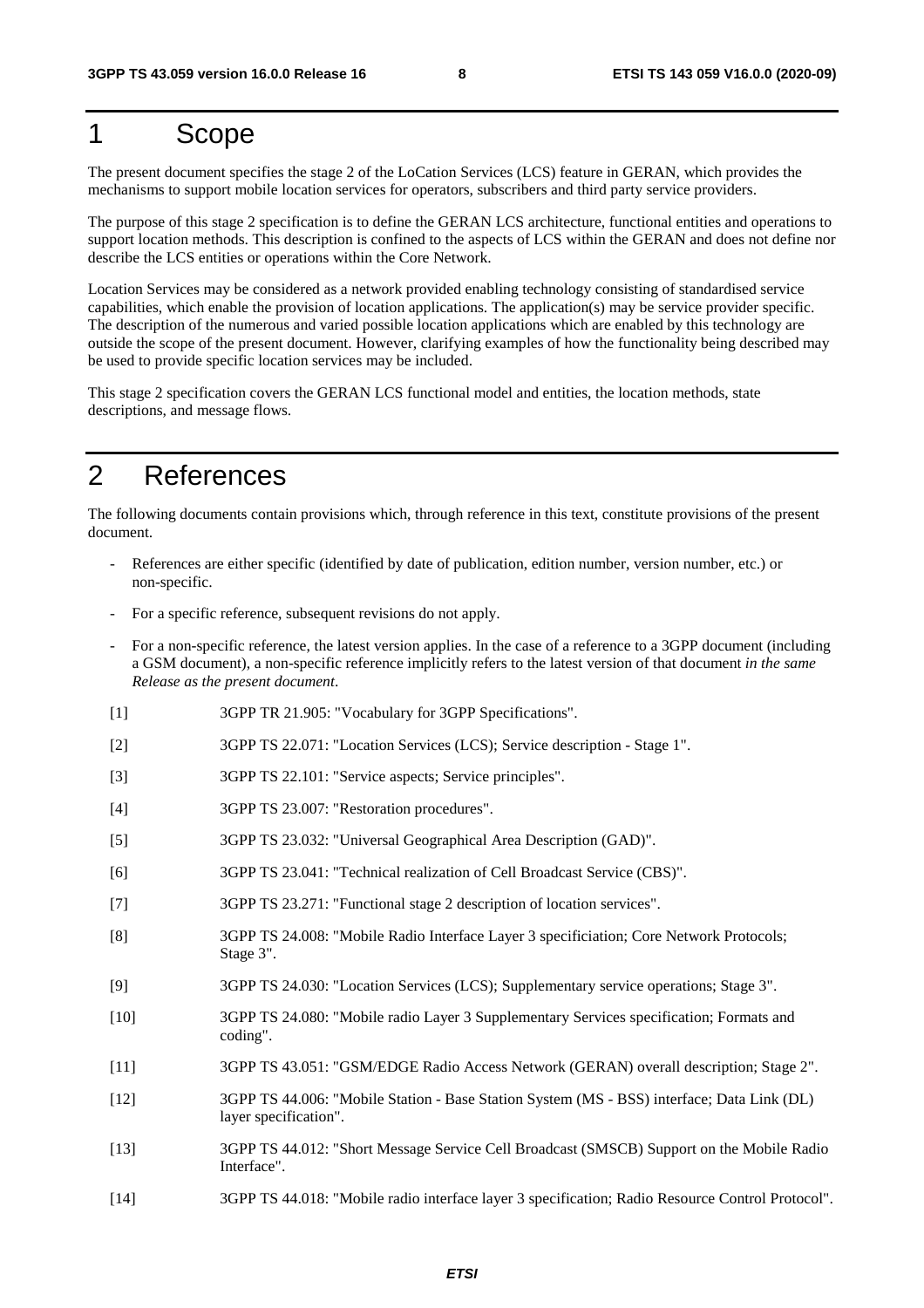# 1 Scope

The present document specifies the stage 2 of the LoCation Services (LCS) feature in GERAN, which provides the mechanisms to support mobile location services for operators, subscribers and third party service providers.

The purpose of this stage 2 specification is to define the GERAN LCS architecture, functional entities and operations to support location methods. This description is confined to the aspects of LCS within the GERAN and does not define nor describe the LCS entities or operations within the Core Network.

Location Services may be considered as a network provided enabling technology consisting of standardised service capabilities, which enable the provision of location applications. The application(s) may be service provider specific. The description of the numerous and varied possible location applications which are enabled by this technology are outside the scope of the present document. However, clarifying examples of how the functionality being described may be used to provide specific location services may be included.

This stage 2 specification covers the GERAN LCS functional model and entities, the location methods, state descriptions, and message flows.

# 2 References

The following documents contain provisions which, through reference in this text, constitute provisions of the present document.

- References are either specific (identified by date of publication, edition number, version number, etc.) or non-specific.
- For a specific reference, subsequent revisions do not apply.
- For a non-specific reference, the latest version applies. In the case of a reference to a 3GPP document (including a GSM document), a non-specific reference implicitly refers to the latest version of that document *in the same Release as the present document*.

[1] 3GPP TR 21.905: "Vocabulary for 3GPP Specifications".

[2] 3GPP TS 22.071: "Location Services (LCS); Service description - Stage 1".

[3] 3GPP TS 22.101: "Service aspects; Service principles".

[4] 3GPP TS 23.007: "Restoration procedures".

[5] 3GPP TS 23.032: "Universal Geographical Area Description (GAD)".

[6] 3GPP TS 23.041: "Technical realization of Cell Broadcast Service (CBS)".

[7] 3GPP TS 23.271: "Functional stage 2 description of location services".

[8] 3GPP TS 24.008: "Mobile Radio Interface Layer 3 specificiation; Core Network Protocols; Stage 3".

[9] 3GPP TS 24.030: "Location Services (LCS); Supplementary service operations; Stage 3".

[10] 3GPP TS 24.080: "Mobile radio Layer 3 Supplementary Services specification; Formats and coding".

[11] 3GPP TS 43.051: "GSM/EDGE Radio Access Network (GERAN) overall description; Stage 2".

[12] 3GPP TS 44.006: "Mobile Station - Base Station System (MS - BSS) interface; Data Link (DL) layer specification".

[13] 3GPP TS 44.012: "Short Message Service Cell Broadcast (SMSCB) Support on the Mobile Radio Interface".

[14] 3GPP TS 44.018: "Mobile radio interface layer 3 specification; Radio Resource Control Protocol".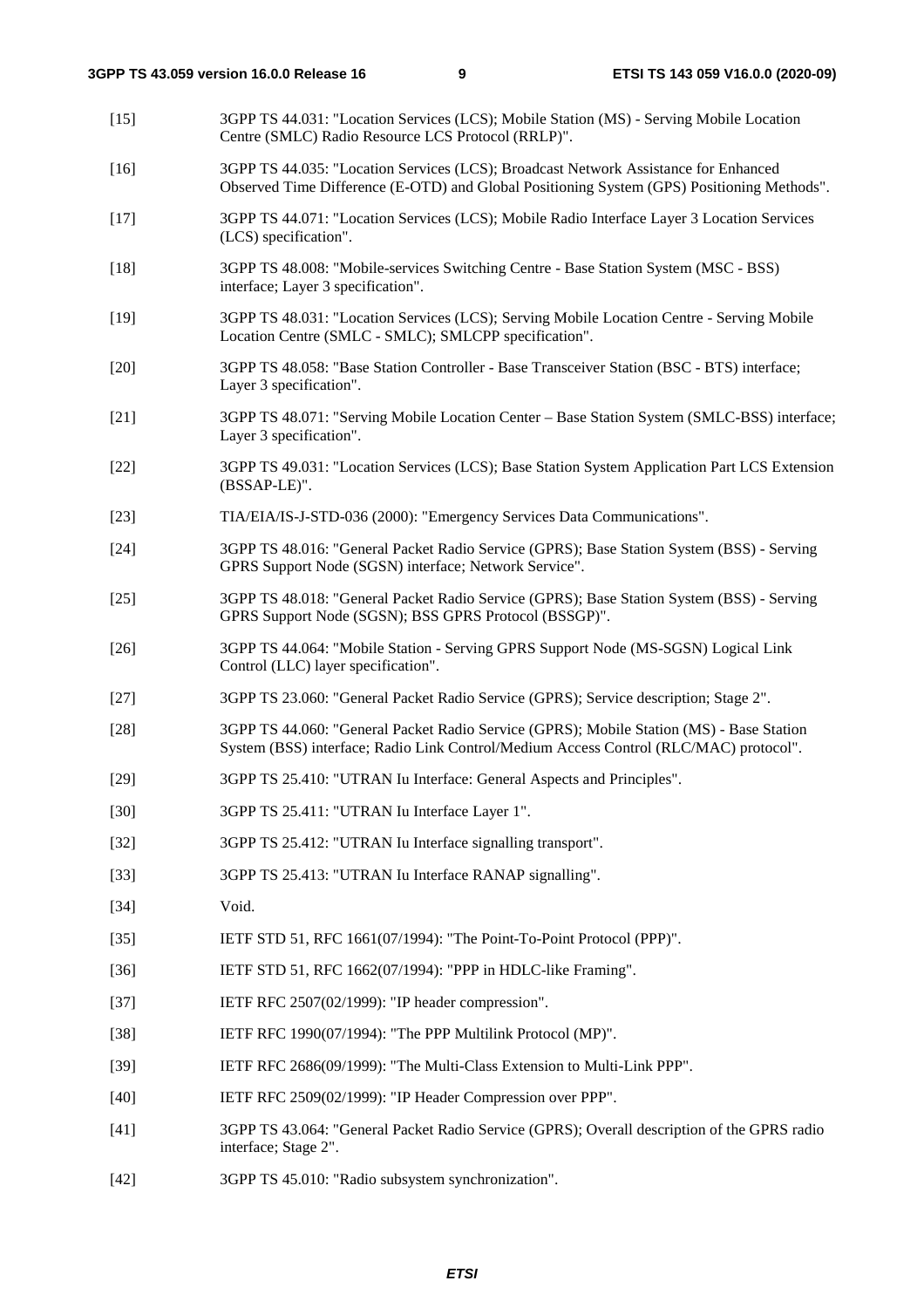[15] 3GPP TS 44.031: "Location Services (LCS); Mobile Station (MS) - Serving Mobile Location Centre (SMLC) Radio Resource LCS Protocol (RRLP)".

[16] 3GPP TS 44.035: "Location Services (LCS); Broadcast Network Assistance for Enhanced Observed Time Difference (E-OTD) and Global Positioning System (GPS) Positioning Methods".

[17] 3GPP TS 44.071: "Location Services (LCS); Mobile Radio Interface Layer 3 Location Services (LCS) specification".

[18] 3GPP TS 48.008: "Mobile-services Switching Centre - Base Station System (MSC - BSS) interface; Layer 3 specification".

[19] 3GPP TS 48.031: "Location Services (LCS); Serving Mobile Location Centre - Serving Mobile Location Centre (SMLC - SMLC); SMLCPP specification".

[20] 3GPP TS 48.058: "Base Station Controller - Base Transceiver Station (BSC - BTS) interface; Layer 3 specification".

[21] 3GPP TS 48.071: "Serving Mobile Location Center – Base Station System (SMLC-BSS) interface; Layer 3 specification".

[22] 3GPP TS 49.031: "Location Services (LCS); Base Station System Application Part LCS Extension (BSSAP-LE)".

[23] TIA/EIA/IS-J-STD-036 (2000): "Emergency Services Data Communications".

[24] 3GPP TS 48.016: "General Packet Radio Service (GPRS); Base Station System (BSS) - Serving GPRS Support Node (SGSN) interface; Network Service".

[25] 3GPP TS 48.018: "General Packet Radio Service (GPRS); Base Station System (BSS) - Serving GPRS Support Node (SGSN); BSS GPRS Protocol (BSSGP)".

[26] 3GPP TS 44.064: "Mobile Station - Serving GPRS Support Node (MS-SGSN) Logical Link Control (LLC) layer specification".

[27] 3GPP TS 23.060: "General Packet Radio Service (GPRS); Service description; Stage 2".

[28] 3GPP TS 44.060: "General Packet Radio Service (GPRS); Mobile Station (MS) - Base Station System (BSS) interface; Radio Link Control/Medium Access Control (RLC/MAC) protocol".

[29] 3GPP TS 25.410: "UTRAN Iu Interface: General Aspects and Principles".

[30] 3GPP TS 25.411: "UTRAN Iu Interface Layer 1".

[32] 3GPP TS 25.412: "UTRAN Iu Interface signalling transport".

[33] 3GPP TS 25.413: "UTRAN Iu Interface RANAP signalling".

[34] Void.

[35] IETF STD 51, RFC 1661(07/1994): "The Point-To-Point Protocol (PPP)".

[36] IETF STD 51, RFC 1662(07/1994): "PPP in HDLC-like Framing".

[37] IETF RFC 2507(02/1999): "IP header compression".

[38] IETF RFC 1990(07/1994): "The PPP Multilink Protocol (MP)".

[39] IETF RFC 2686(09/1999): "The Multi-Class Extension to Multi-Link PPP".

[40] IETF RFC 2509(02/1999): "IP Header Compression over PPP".

[41] 3GPP TS 43.064: "General Packet Radio Service (GPRS); Overall description of the GPRS radio interface; Stage 2".

[42] 3GPP TS 45.010: "Radio subsystem synchronization".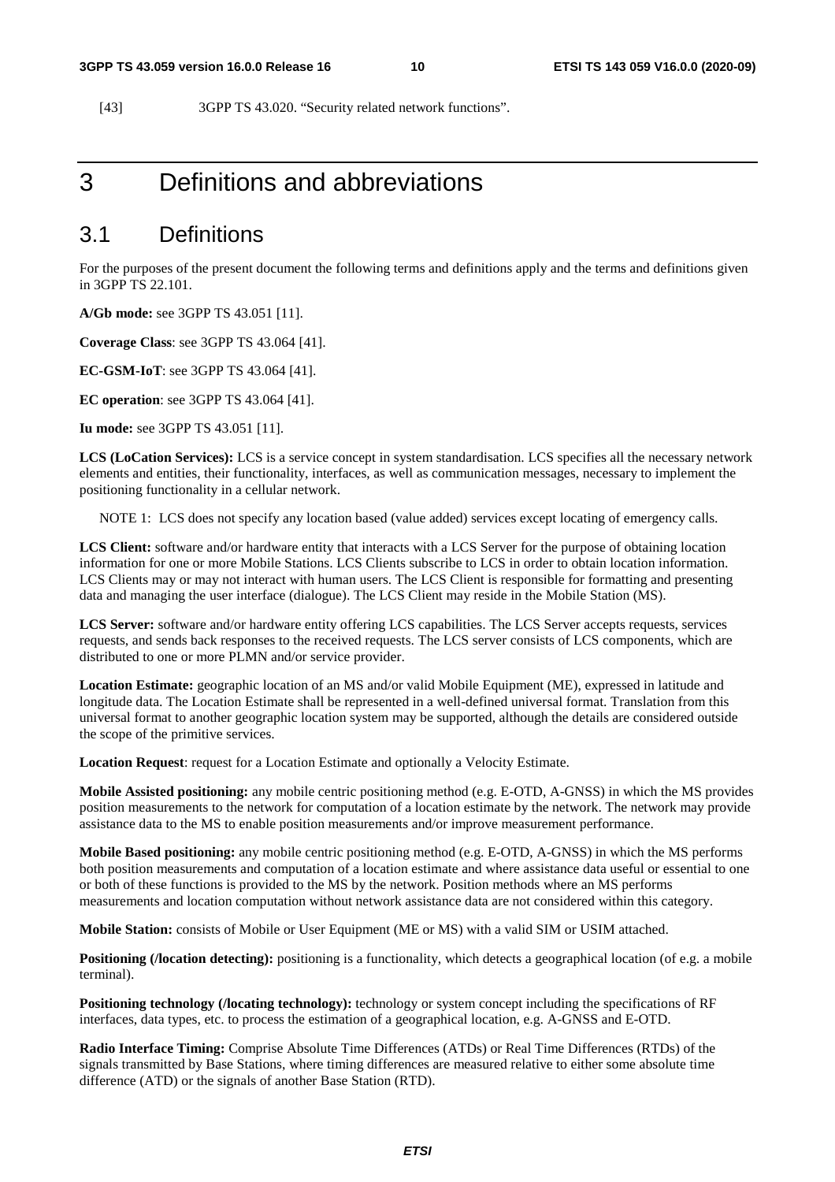[43] 3GPP TS 43.020. "Security related network functions".

# 3 Definitions and abbreviations

## 3.1 Definitions

For the purposes of the present document the following terms and definitions apply and the terms and definitions given in 3GPP TS 22.101.

**A/Gb mode:** see 3GPP TS 43.051 [11].

**Coverage Class**: see 3GPP TS 43.064 [41].

**EC-GSM-IoT**: see 3GPP TS 43.064 [41].

**EC operation**: see 3GPP TS 43.064 [41].

**Iu mode:** see 3GPP TS 43.051 [11].

**LCS (LoCation Services):** LCS is a service concept in system standardisation. LCS specifies all the necessary network elements and entities, their functionality, interfaces, as well as communication messages, necessary to implement the positioning functionality in a cellular network.

NOTE 1: LCS does not specify any location based (value added) services except locating of emergency calls.

**LCS Client:** software and/or hardware entity that interacts with a LCS Server for the purpose of obtaining location information for one or more Mobile Stations. LCS Clients subscribe to LCS in order to obtain location information. LCS Clients may or may not interact with human users. The LCS Client is responsible for formatting and presenting data and managing the user interface (dialogue). The LCS Client may reside in the Mobile Station (MS).

**LCS Server:** software and/or hardware entity offering LCS capabilities. The LCS Server accepts requests, services requests, and sends back responses to the received requests. The LCS server consists of LCS components, which are distributed to one or more PLMN and/or service provider.

**Location Estimate:** geographic location of an MS and/or valid Mobile Equipment (ME), expressed in latitude and longitude data. The Location Estimate shall be represented in a well-defined universal format. Translation from this universal format to another geographic location system may be supported, although the details are considered outside the scope of the primitive services.

**Location Request**: request for a Location Estimate and optionally a Velocity Estimate.

**Mobile Assisted positioning:** any mobile centric positioning method (e.g. E-OTD, A-GNSS) in which the MS provides position measurements to the network for computation of a location estimate by the network. The network may provide assistance data to the MS to enable position measurements and/or improve measurement performance.

**Mobile Based positioning:** any mobile centric positioning method (e.g. E-OTD, A-GNSS) in which the MS performs both position measurements and computation of a location estimate and where assistance data useful or essential to one or both of these functions is provided to the MS by the network. Position methods where an MS performs measurements and location computation without network assistance data are not considered within this category.

**Mobile Station:** consists of Mobile or User Equipment (ME or MS) with a valid SIM or USIM attached.

**Positioning (/location detecting):** positioning is a functionality, which detects a geographical location (of e.g. a mobile terminal).

**Positioning technology (/locating technology):** technology or system concept including the specifications of RF interfaces, data types, etc. to process the estimation of a geographical location, e.g. A-GNSS and E-OTD.

**Radio Interface Timing:** Comprise Absolute Time Differences (ATDs) or Real Time Differences (RTDs) of the signals transmitted by Base Stations, where timing differences are measured relative to either some absolute time difference (ATD) or the signals of another Base Station (RTD).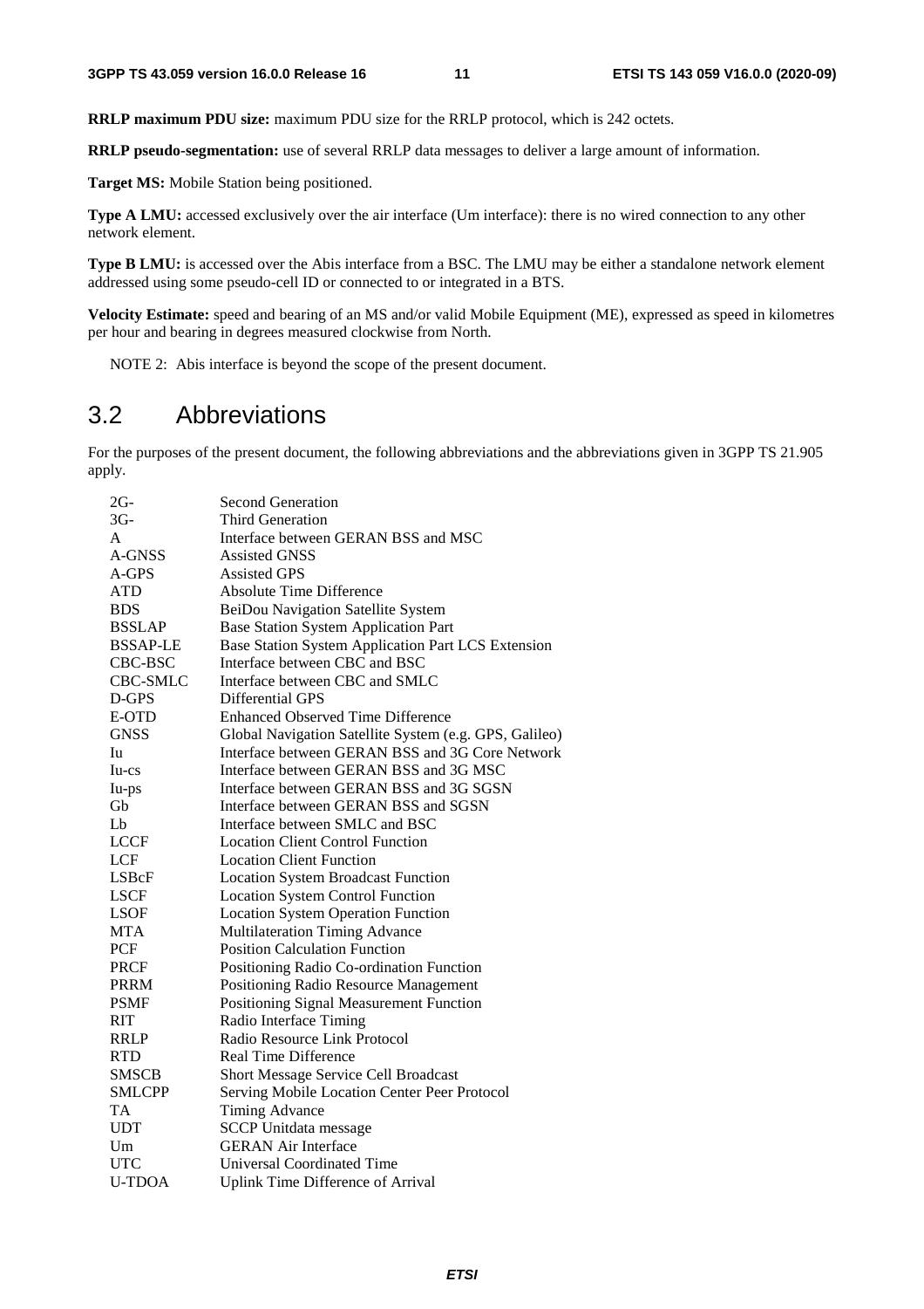**RRLP maximum PDU size:** maximum PDU size for the RRLP protocol, which is 242 octets.

**RRLP pseudo-segmentation:** use of several RRLP data messages to deliver a large amount of information.

**Target MS:** Mobile Station being positioned.

**Type A LMU:** accessed exclusively over the air interface (Um interface): there is no wired connection to any other network element.

**Type B LMU:** is accessed over the Abis interface from a BSC. The LMU may be either a standalone network element addressed using some pseudo-cell ID or connected to or integrated in a BTS.

**Velocity Estimate:** speed and bearing of an MS and/or valid Mobile Equipment (ME), expressed as speed in kilometres per hour and bearing in degrees measured clockwise from North.

NOTE 2: Abis interface is beyond the scope of the present document.

## 3.2 Abbreviations

For the purposes of the present document, the following abbreviations and the abbreviations given in 3GPP TS 21.905 apply.

| | |
|---|---|
| 2G- | Second Generation |
| 3G- | Third Generation |
| A | Interface between GERAN BSS and MSC |
| A-GNSS | Assisted GNSS |
| A-GPS | Assisted GPS |
| ATD | Absolute Time Difference |
| BDS | BeiDou Navigation Satellite System |
| BSSLAP | Base Station System Application Part |
| BSSAP-LE | Base Station System Application Part LCS Extension |
| CBC-BSC | Interface between CBC and BSC |
| CBC-SMLC | Interface between CBC and SMLC |
| D-GPS | Differential GPS |
| E-OTD | Enhanced Observed Time Difference |
| GNSS | Global Navigation Satellite System (e.g. GPS, Galileo) |
| Iu | Interface between GERAN BSS and 3G Core Network |
| Iu-cs | Interface between GERAN BSS and 3G MSC |
| Iu-ps | Interface between GERAN BSS and 3G SGSN |
| Gb | Interface between GERAN BSS and SGSN |
| Lb | Interface between SMLC and BSC |
| LCCF | Location Client Control Function |
| LCF | Location Client Function |
| LSBcF | Location System Broadcast Function |
| LSCF | Location System Control Function |
| LSOF | Location System Operation Function |
| MTA | Multilateration Timing Advance |
| PCF | Position Calculation Function |
| PRCF | Positioning Radio Co-ordination Function |
| PRRM | Positioning Radio Resource Management |
| PSMF | Positioning Signal Measurement Function |
| RIT | Radio Interface Timing |
| RRLP | Radio Resource Link Protocol |
| RTD | Real Time Difference |
| SMSCB | Short Message Service Cell Broadcast |
| SMLCPP | Serving Mobile Location Center Peer Protocol |
| TA | Timing Advance |
| UDT | SCCP Unitdata message |
| Um | GERAN Air Interface |
| UTC | Universal Coordinated Time |
| U-TDOA | Uplink Time Difference of Arrival |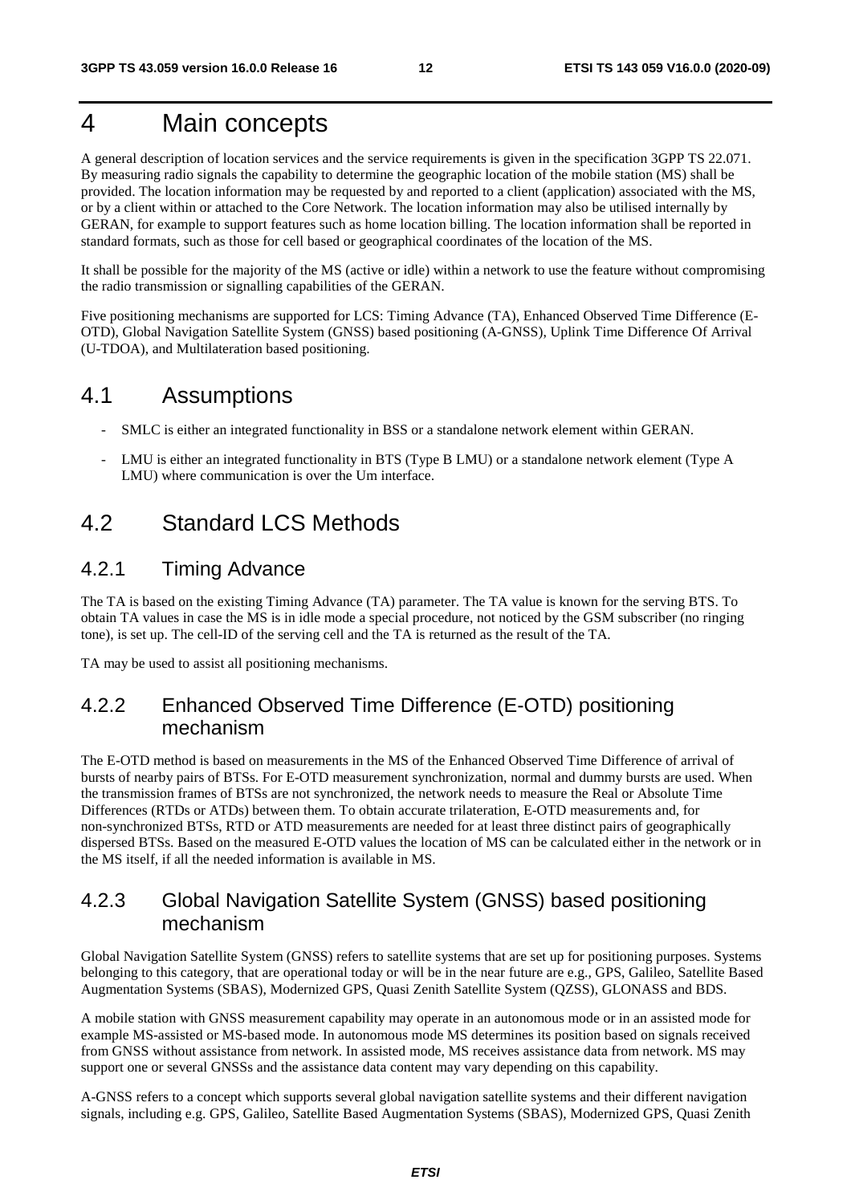# 4 Main concepts

A general description of location services and the service requirements is given in the specification 3GPP TS 22.071. By measuring radio signals the capability to determine the geographic location of the mobile station (MS) shall be provided. The location information may be requested by and reported to a client (application) associated with the MS, or by a client within or attached to the Core Network. The location information may also be utilised internally by GERAN, for example to support features such as home location billing. The location information shall be reported in standard formats, such as those for cell based or geographical coordinates of the location of the MS.

It shall be possible for the majority of the MS (active or idle) within a network to use the feature without compromising the radio transmission or signalling capabilities of the GERAN.

Five positioning mechanisms are supported for LCS: Timing Advance (TA), Enhanced Observed Time Difference (E-OTD), Global Navigation Satellite System (GNSS) based positioning (A-GNSS), Uplink Time Difference Of Arrival (U-TDOA), and Multilateration based positioning.

## 4.1 Assumptions

- SMLC is either an integrated functionality in BSS or a standalone network element within GERAN.
- LMU is either an integrated functionality in BTS (Type B LMU) or a standalone network element (Type A LMU) where communication is over the Um interface.

## 4.2 Standard LCS Methods

### 4.2.1 Timing Advance

The TA is based on the existing Timing Advance (TA) parameter. The TA value is known for the serving BTS. To obtain TA values in case the MS is in idle mode a special procedure, not noticed by the GSM subscriber (no ringing tone), is set up. The cell-ID of the serving cell and the TA is returned as the result of the TA.

TA may be used to assist all positioning mechanisms.

### 4.2.2 Enhanced Observed Time Difference (E-OTD) positioning mechanism

The E-OTD method is based on measurements in the MS of the Enhanced Observed Time Difference of arrival of bursts of nearby pairs of BTSs. For E-OTD measurement synchronization, normal and dummy bursts are used. When the transmission frames of BTSs are not synchronized, the network needs to measure the Real or Absolute Time Differences (RTDs or ATDs) between them. To obtain accurate trilateration, E-OTD measurements and, for non-synchronized BTSs, RTD or ATD measurements are needed for at least three distinct pairs of geographically dispersed BTSs. Based on the measured E-OTD values the location of MS can be calculated either in the network or in the MS itself, if all the needed information is available in MS.

### 4.2.3 Global Navigation Satellite System (GNSS) based positioning mechanism

Global Navigation Satellite System (GNSS) refers to satellite systems that are set up for positioning purposes. Systems belonging to this category, that are operational today or will be in the near future are e.g., GPS, Galileo, Satellite Based Augmentation Systems (SBAS), Modernized GPS, Quasi Zenith Satellite System (QZSS), GLONASS and BDS.

A mobile station with GNSS measurement capability may operate in an autonomous mode or in an assisted mode for example MS-assisted or MS-based mode. In autonomous mode MS determines its position based on signals received from GNSS without assistance from network. In assisted mode, MS receives assistance data from network. MS may support one or several GNSSs and the assistance data content may vary depending on this capability.

A-GNSS refers to a concept which supports several global navigation satellite systems and their different navigation signals, including e.g. GPS, Galileo, Satellite Based Augmentation Systems (SBAS), Modernized GPS, Quasi Zenith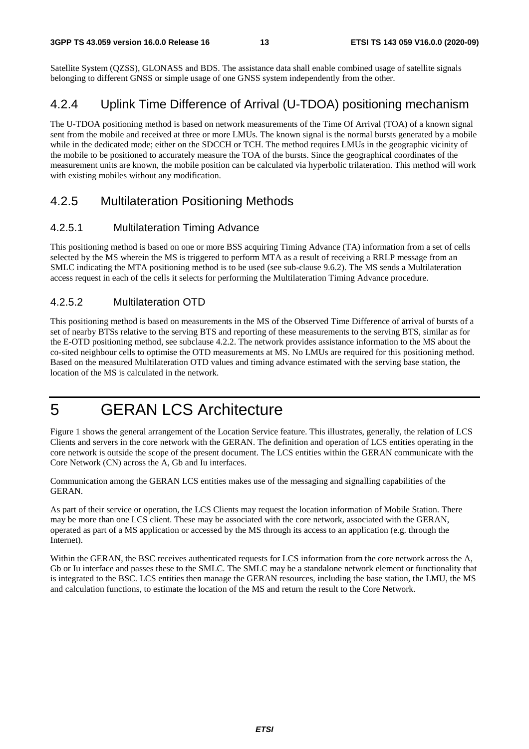Satellite System (QZSS), GLONASS and BDS. The assistance data shall enable combined usage of satellite signals belonging to different GNSS or simple usage of one GNSS system independently from the other.

### 4.2.4 Uplink Time Difference of Arrival (U-TDOA) positioning mechanism

The U-TDOA positioning method is based on network measurements of the Time Of Arrival (TOA) of a known signal sent from the mobile and received at three or more LMUs. The known signal is the normal bursts generated by a mobile while in the dedicated mode; either on the SDCCH or TCH. The method requires LMUs in the geographic vicinity of the mobile to be positioned to accurately measure the TOA of the bursts. Since the geographical coordinates of the measurement units are known, the mobile position can be calculated via hyperbolic trilateration. This method will work with existing mobiles without any modification.

### 4.2.5 Multilateration Positioning Methods

#### 4.2.5.1 Multilateration Timing Advance

This positioning method is based on one or more BSS acquiring Timing Advance (TA) information from a set of cells selected by the MS wherein the MS is triggered to perform MTA as a result of receiving a RRLP message from an SMLC indicating the MTA positioning method is to be used (see sub-clause 9.6.2). The MS sends a Multilateration access request in each of the cells it selects for performing the Multilateration Timing Advance procedure.

#### 4.2.5.2 Multilateration OTD

This positioning method is based on measurements in the MS of the Observed Time Difference of arrival of bursts of a set of nearby BTSs relative to the serving BTS and reporting of these measurements to the serving BTS, similar as for the E-OTD positioning method, see subclause 4.2.2. The network provides assistance information to the MS about the co-sited neighbour cells to optimise the OTD measurements at MS. No LMUs are required for this positioning method. Based on the measured Multilateration OTD values and timing advance estimated with the serving base station, the location of the MS is calculated in the network.

# 5 GERAN LCS Architecture

Figure 1 shows the general arrangement of the Location Service feature. This illustrates, generally, the relation of LCS Clients and servers in the core network with the GERAN. The definition and operation of LCS entities operating in the core network is outside the scope of the present document. The LCS entities within the GERAN communicate with the Core Network (CN) across the A, Gb and Iu interfaces.

Communication among the GERAN LCS entities makes use of the messaging and signalling capabilities of the GERAN.

As part of their service or operation, the LCS Clients may request the location information of Mobile Station. There may be more than one LCS client. These may be associated with the core network, associated with the GERAN, operated as part of a MS application or accessed by the MS through its access to an application (e.g. through the Internet).

Within the GERAN, the BSC receives authenticated requests for LCS information from the core network across the A, Gb or Iu interface and passes these to the SMLC. The SMLC may be a standalone network element or functionality that is integrated to the BSC. LCS entities then manage the GERAN resources, including the base station, the LMU, the MS and calculation functions, to estimate the location of the MS and return the result to the Core Network.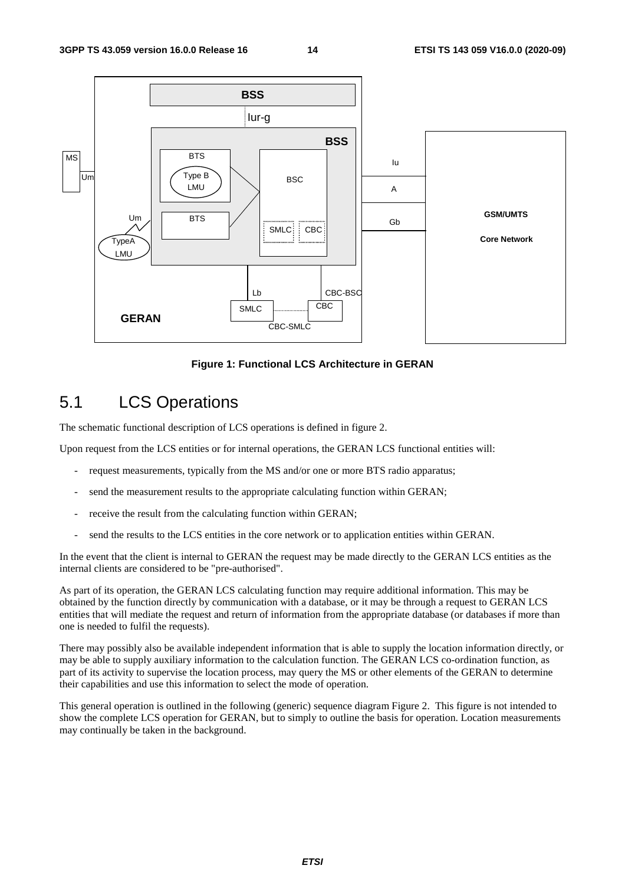**Figure 1: Functional LCS Architecture in GERAN**

## 5.1 LCS Operations

The schematic functional description of LCS operations is defined in figure 2.

Upon request from the LCS entities or for internal operations, the GERAN LCS functional entities will:

- request measurements, typically from the MS and/or one or more BTS radio apparatus;
- send the measurement results to the appropriate calculating function within GERAN;
- receive the result from the calculating function within GERAN;
- send the results to the LCS entities in the core network or to application entities within GERAN.

In the event that the client is internal to GERAN the request may be made directly to the GERAN LCS entities as the internal clients are considered to be "pre-authorised".

As part of its operation, the GERAN LCS calculating function may require additional information. This may be obtained by the function directly by communication with a database, or it may be through a request to GERAN LCS entities that will mediate the request and return of information from the appropriate database (or databases if more than one is needed to fulfil the requests).

There may possibly also be available independent information that is able to supply the location information directly, or may be able to supply auxiliary information to the calculation function. The GERAN LCS co-ordination function, as part of its activity to supervise the location process, may query the MS or other elements of the GERAN to determine their capabilities and use this information to select the mode of operation.

This general operation is outlined in the following (generic) sequence diagram Figure 2. This figure is not intended to show the complete LCS operation for GERAN, but to simply to outline the basis for operation. Location measurements may continually be taken in the background.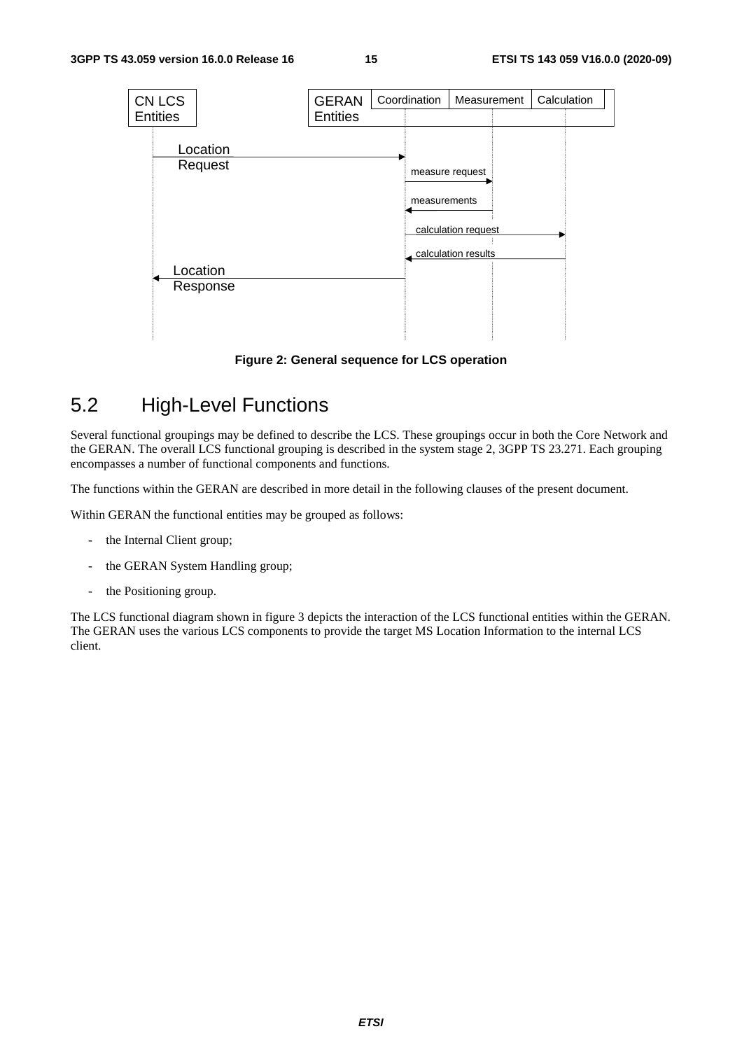Figure 2: General sequence for LCS operation

## 5.2 High-Level Functions

Several functional groupings may be defined to describe the LCS. These groupings occur in both the Core Network and the GERAN. The overall LCS functional grouping is described in the system stage 2, 3GPP TS 23.271. Each grouping encompasses a number of functional components and functions.

The functions within the GERAN are described in more detail in the following clauses of the present document.

Within GERAN the functional entities may be grouped as follows:

- the Internal Client group;
- the GERAN System Handling group;
- the Positioning group.

The LCS functional diagram shown in figure 3 depicts the interaction of the LCS functional entities within the GERAN. The GERAN uses the various LCS components to provide the target MS Location Information to the internal LCS client.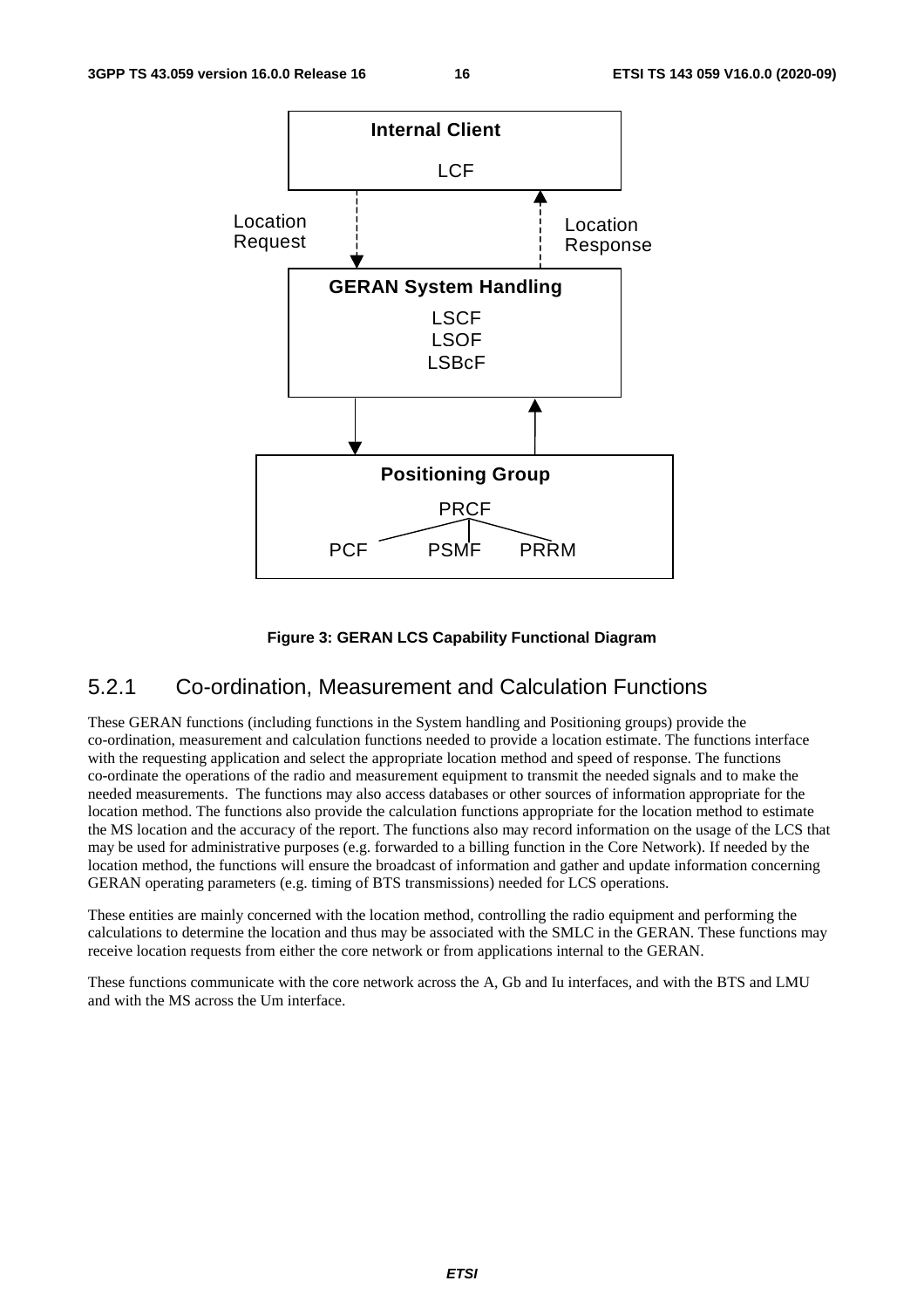Internal Client

LCF

Location Request

Location Response

GERAN System Handling

LSCF
LSOF
LSBcF

Positioning Group

PRCF

PCF PSMF PRRM

**Figure 3: GERAN LCS Capability Functional Diagram**

### 5.2.1 Co-ordination, Measurement and Calculation Functions

These GERAN functions (including functions in the System handling and Positioning groups) provide the co-ordination, measurement and calculation functions needed to provide a location estimate. The functions interface with the requesting application and select the appropriate location method and speed of response. The functions co-ordinate the operations of the radio and measurement equipment to transmit the needed signals and to make the needed measurements. The functions may also access databases or other sources of information appropriate for the location method. The functions also provide the calculation functions appropriate for the location method to estimate the MS location and the accuracy of the report. The functions also may record information on the usage of the LCS that may be used for administrative purposes (e.g. forwarded to a billing function in the Core Network). If needed by the location method, the functions will ensure the broadcast of information and gather and update information concerning GERAN operating parameters (e.g. timing of BTS transmissions) needed for LCS operations.

These entities are mainly concerned with the location method, controlling the radio equipment and performing the calculations to determine the location and thus may be associated with the SMLC in the GERAN. These functions may receive location requests from either the core network or from applications internal to the GERAN.

These functions communicate with the core network across the A, Gb and Iu interfaces, and with the BTS and LMU and with the MS across the Um interface.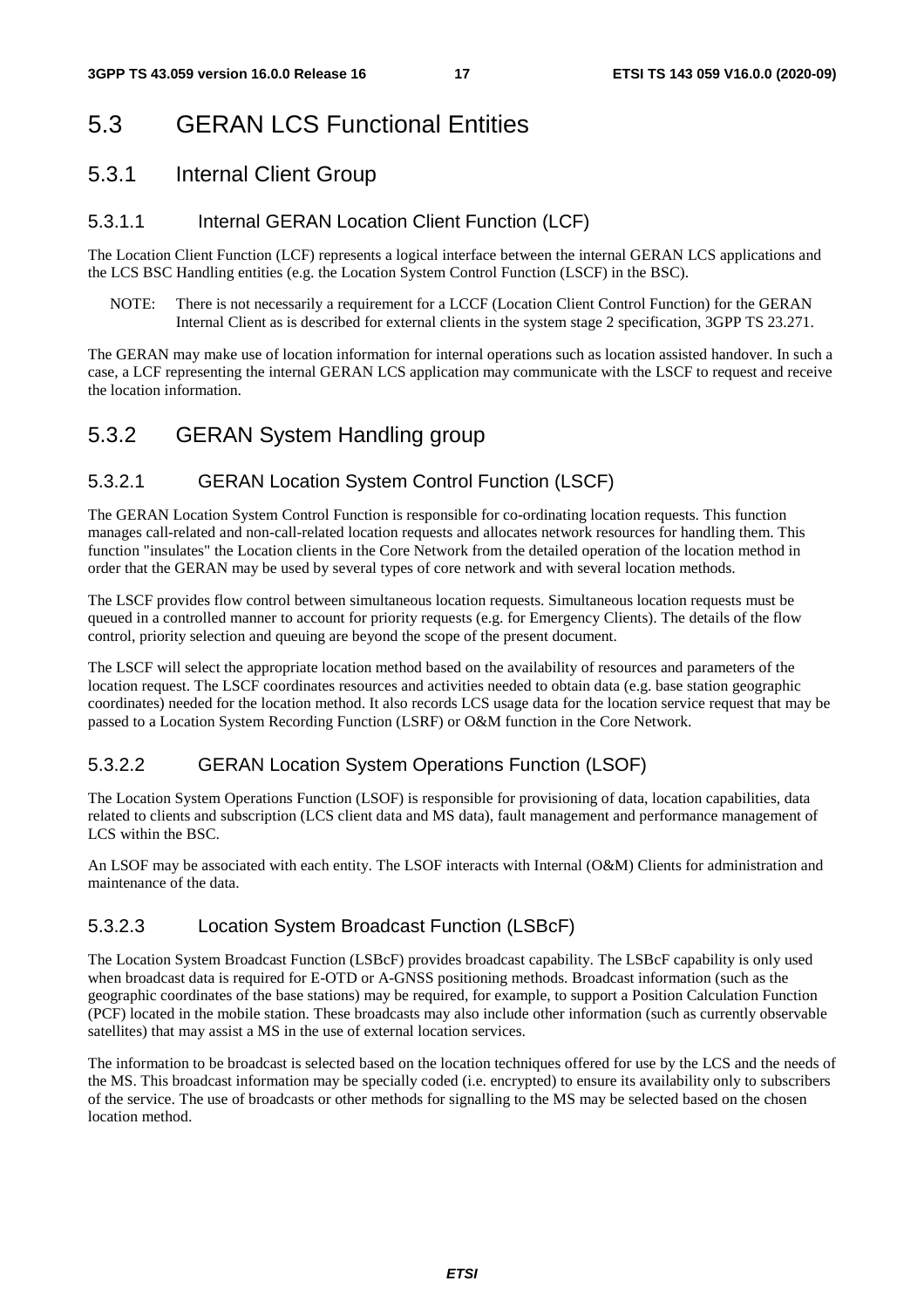# 5.3 GERAN LCS Functional Entities

## 5.3.1 Internal Client Group

### 5.3.1.1 Internal GERAN Location Client Function (LCF)

The Location Client Function (LCF) represents a logical interface between the internal GERAN LCS applications and the LCS BSC Handling entities (e.g. the Location System Control Function (LSCF) in the BSC).

NOTE: There is not necessarily a requirement for a LCCF (Location Client Control Function) for the GERAN Internal Client as is described for external clients in the system stage 2 specification, 3GPP TS 23.271.

The GERAN may make use of location information for internal operations such as location assisted handover. In such a case, a LCF representing the internal GERAN LCS application may communicate with the LSCF to request and receive the location information.

## 5.3.2 GERAN System Handling group

### 5.3.2.1 GERAN Location System Control Function (LSCF)

The GERAN Location System Control Function is responsible for co-ordinating location requests. This function manages call-related and non-call-related location requests and allocates network resources for handling them. This function "insulates" the Location clients in the Core Network from the detailed operation of the location method in order that the GERAN may be used by several types of core network and with several location methods.

The LSCF provides flow control between simultaneous location requests. Simultaneous location requests must be queued in a controlled manner to account for priority requests (e.g. for Emergency Clients). The details of the flow control, priority selection and queuing are beyond the scope of the present document.

The LSCF will select the appropriate location method based on the availability of resources and parameters of the location request. The LSCF coordinates resources and activities needed to obtain data (e.g. base station geographic coordinates) needed for the location method. It also records LCS usage data for the location service request that may be passed to a Location System Recording Function (LSRF) or O&M function in the Core Network.

### 5.3.2.2 GERAN Location System Operations Function (LSOF)

The Location System Operations Function (LSOF) is responsible for provisioning of data, location capabilities, data related to clients and subscription (LCS client data and MS data), fault management and performance management of LCS within the BSC.

An LSOF may be associated with each entity. The LSOF interacts with Internal (O&M) Clients for administration and maintenance of the data.

### 5.3.2.3 Location System Broadcast Function (LSBcF)

The Location System Broadcast Function (LSBcF) provides broadcast capability. The LSBcF capability is only used when broadcast data is required for E-OTD or A-GNSS positioning methods. Broadcast information (such as the geographic coordinates of the base stations) may be required, for example, to support a Position Calculation Function (PCF) located in the mobile station. These broadcasts may also include other information (such as currently observable satellites) that may assist a MS in the use of external location services.

The information to be broadcast is selected based on the location techniques offered for use by the LCS and the needs of the MS. This broadcast information may be specially coded (i.e. encrypted) to ensure its availability only to subscribers of the service. The use of broadcasts or other methods for signalling to the MS may be selected based on the chosen location method.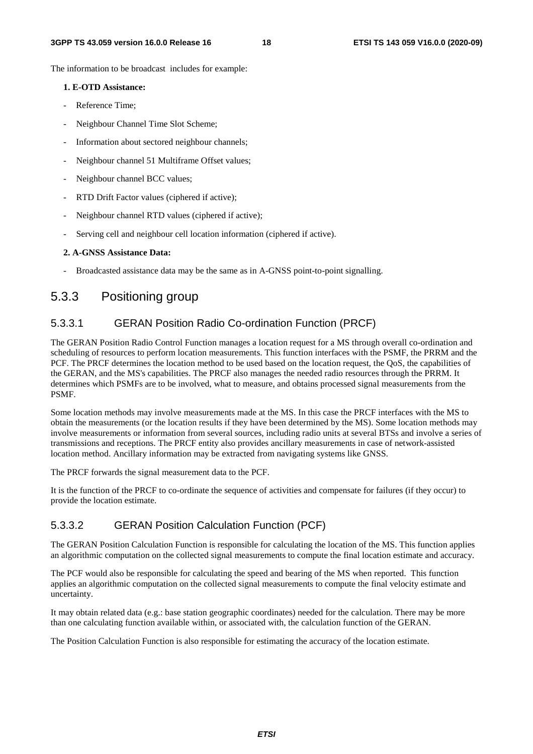The information to be broadcast includes for example:

**1. E-OTD Assistance:**

- Reference Time;
- Neighbour Channel Time Slot Scheme;
- Information about sectored neighbour channels;
- Neighbour channel 51 Multiframe Offset values;
- Neighbour channel BCC values;
- RTD Drift Factor values (ciphered if active);
- Neighbour channel RTD values (ciphered if active);
- Serving cell and neighbour cell location information (ciphered if active).

**2. A-GNSS Assistance Data:**

- Broadcasted assistance data may be the same as in A-GNSS point-to-point signalling.

### 5.3.3 Positioning group

#### 5.3.3.1 GERAN Position Radio Co-ordination Function (PRCF)

The GERAN Position Radio Control Function manages a location request for a MS through overall co-ordination and scheduling of resources to perform location measurements. This function interfaces with the PSMF, the PRRM and the PCF. The PRCF determines the location method to be used based on the location request, the QoS, the capabilities of the GERAN, and the MS's capabilities. The PRCF also manages the needed radio resources through the PRRM. It determines which PSMFs are to be involved, what to measure, and obtains processed signal measurements from the PSMF.

Some location methods may involve measurements made at the MS. In this case the PRCF interfaces with the MS to obtain the measurements (or the location results if they have been determined by the MS). Some location methods may involve measurements or information from several sources, including radio units at several BTSs and involve a series of transmissions and receptions. The PRCF entity also provides ancillary measurements in case of network-assisted location method. Ancillary information may be extracted from navigating systems like GNSS.

The PRCF forwards the signal measurement data to the PCF.

It is the function of the PRCF to co-ordinate the sequence of activities and compensate for failures (if they occur) to provide the location estimate.

#### 5.3.3.2 GERAN Position Calculation Function (PCF)

The GERAN Position Calculation Function is responsible for calculating the location of the MS. This function applies an algorithmic computation on the collected signal measurements to compute the final location estimate and accuracy.

The PCF would also be responsible for calculating the speed and bearing of the MS when reported. This function applies an algorithmic computation on the collected signal measurements to compute the final velocity estimate and uncertainty.

It may obtain related data (e.g.: base station geographic coordinates) needed for the calculation. There may be more than one calculating function available within, or associated with, the calculation function of the GERAN.

The Position Calculation Function is also responsible for estimating the accuracy of the location estimate.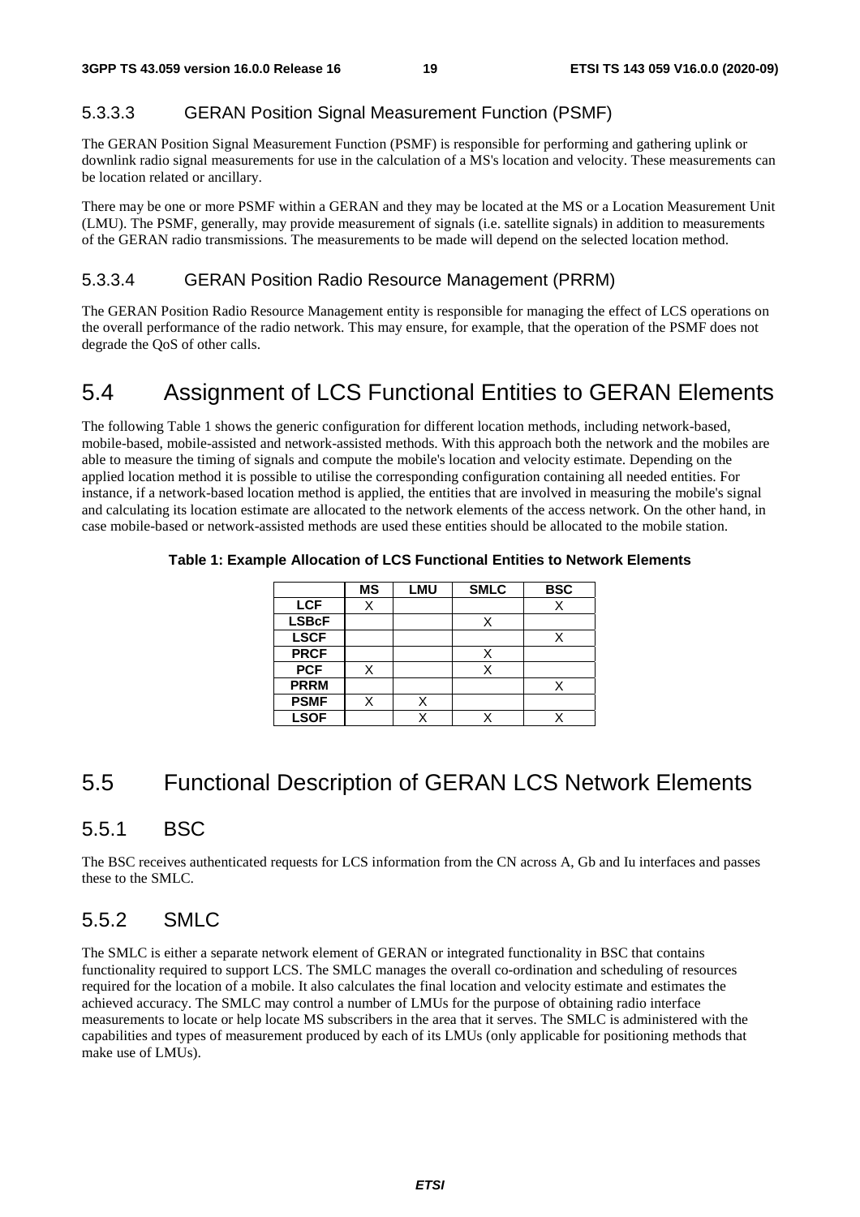#### 5.3.3.3 GERAN Position Signal Measurement Function (PSMF)

The GERAN Position Signal Measurement Function (PSMF) is responsible for performing and gathering uplink or downlink radio signal measurements for use in the calculation of a MS's location and velocity. These measurements can be location related or ancillary.

There may be one or more PSMF within a GERAN and they may be located at the MS or a Location Measurement Unit (LMU). The PSMF, generally, may provide measurement of signals (i.e. satellite signals) in addition to measurements of the GERAN radio transmissions. The measurements to be made will depend on the selected location method.

#### 5.3.3.4 GERAN Position Radio Resource Management (PRRM)

The GERAN Position Radio Resource Management entity is responsible for managing the effect of LCS operations on the overall performance of the radio network. This may ensure, for example, that the operation of the PSMF does not degrade the QoS of other calls.

## 5.4 Assignment of LCS Functional Entities to GERAN Elements

The following Table 1 shows the generic configuration for different location methods, including network-based, mobile-based, mobile-assisted and network-assisted methods. With this approach both the network and the mobiles are able to measure the timing of signals and compute the mobile's location and velocity estimate. Depending on the applied location method it is possible to utilise the corresponding configuration containing all needed entities. For instance, if a network-based location method is applied, the entities that are involved in measuring the mobile's signal and calculating its location estimate are allocated to the network elements of the access network. On the other hand, in case mobile-based or network-assisted methods are used these entities should be allocated to the mobile station.

**Table 1: Example Allocation of LCS Functional Entities to Network Elements**

| | MS | LMU | SMLC | BSC |
|---|---|---|---|---|
| **LCF** | X | | | X |
| **LSBcF** | | | X | |
| **LSCF** | | | | X |
| **PRCF** | | | X | |
| **PCF** | X | | X | |
| **PRRM** | | | | X |
| **PSMF** | X | X | | |
| **LSOF** | | X | X | X |

## 5.5 Functional Description of GERAN LCS Network Elements

### 5.5.1 BSC

The BSC receives authenticated requests for LCS information from the CN across A, Gb and Iu interfaces and passes these to the SMLC.

### 5.5.2 SMLC

The SMLC is either a separate network element of GERAN or integrated functionality in BSC that contains functionality required to support LCS. The SMLC manages the overall co-ordination and scheduling of resources required for the location of a mobile. It also calculates the final location and velocity estimate and estimates the achieved accuracy. The SMLC may control a number of LMUs for the purpose of obtaining radio interface measurements to locate or help locate MS subscribers in the area that it serves. The SMLC is administered with the capabilities and types of measurement produced by each of its LMUs (only applicable for positioning methods that make use of LMUs).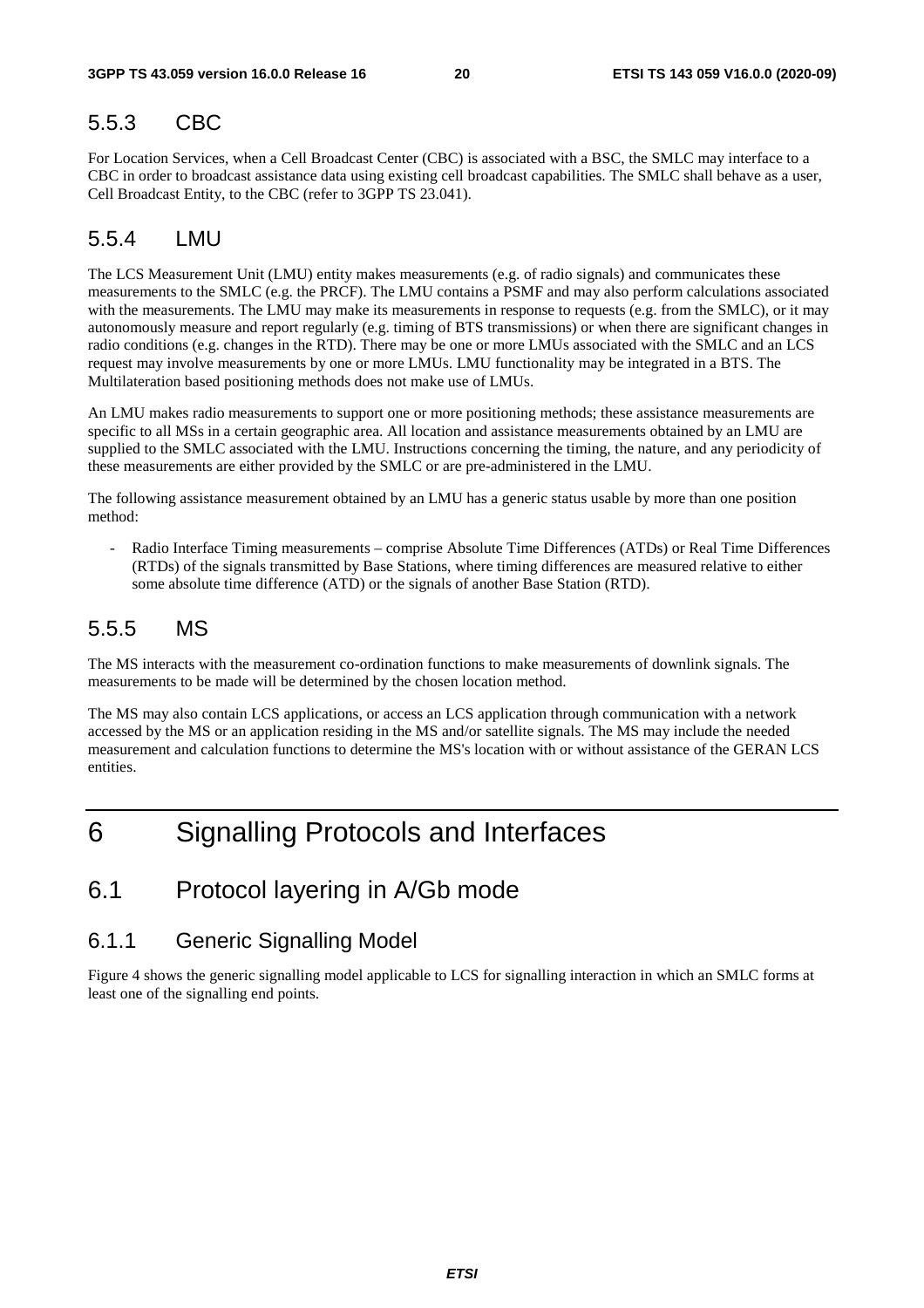### 5.5.3 CBC

For Location Services, when a Cell Broadcast Center (CBC) is associated with a BSC, the SMLC may interface to a CBC in order to broadcast assistance data using existing cell broadcast capabilities. The SMLC shall behave as a user, Cell Broadcast Entity, to the CBC (refer to 3GPP TS 23.041).

### 5.5.4 LMU

The LCS Measurement Unit (LMU) entity makes measurements (e.g. of radio signals) and communicates these measurements to the SMLC (e.g. the PRCF). The LMU contains a PSMF and may also perform calculations associated with the measurements. The LMU may make its measurements in response to requests (e.g. from the SMLC), or it may autonomously measure and report regularly (e.g. timing of BTS transmissions) or when there are significant changes in radio conditions (e.g. changes in the RTD). There may be one or more LMUs associated with the SMLC and an LCS request may involve measurements by one or more LMUs. LMU functionality may be integrated in a BTS. The Multilateration based positioning methods does not make use of LMUs.

An LMU makes radio measurements to support one or more positioning methods; these assistance measurements are specific to all MSs in a certain geographic area. All location and assistance measurements obtained by an LMU are supplied to the SMLC associated with the LMU. Instructions concerning the timing, the nature, and any periodicity of these measurements are either provided by the SMLC or are pre-administered in the LMU.

The following assistance measurement obtained by an LMU has a generic status usable by more than one position method:

- Radio Interface Timing measurements – comprise Absolute Time Differences (ATDs) or Real Time Differences (RTDs) of the signals transmitted by Base Stations, where timing differences are measured relative to either some absolute time difference (ATD) or the signals of another Base Station (RTD).

### 5.5.5 MS

The MS interacts with the measurement co-ordination functions to make measurements of downlink signals. The measurements to be made will be determined by the chosen location method.

The MS may also contain LCS applications, or access an LCS application through communication with a network accessed by the MS or an application residing in the MS and/or satellite signals. The MS may include the needed measurement and calculation functions to determine the MS's location with or without assistance of the GERAN LCS entities.

# 6 Signalling Protocols and Interfaces

## 6.1 Protocol layering in A/Gb mode

### 6.1.1 Generic Signalling Model

Figure 4 shows the generic signalling model applicable to LCS for signalling interaction in which an SMLC forms at least one of the signalling end points.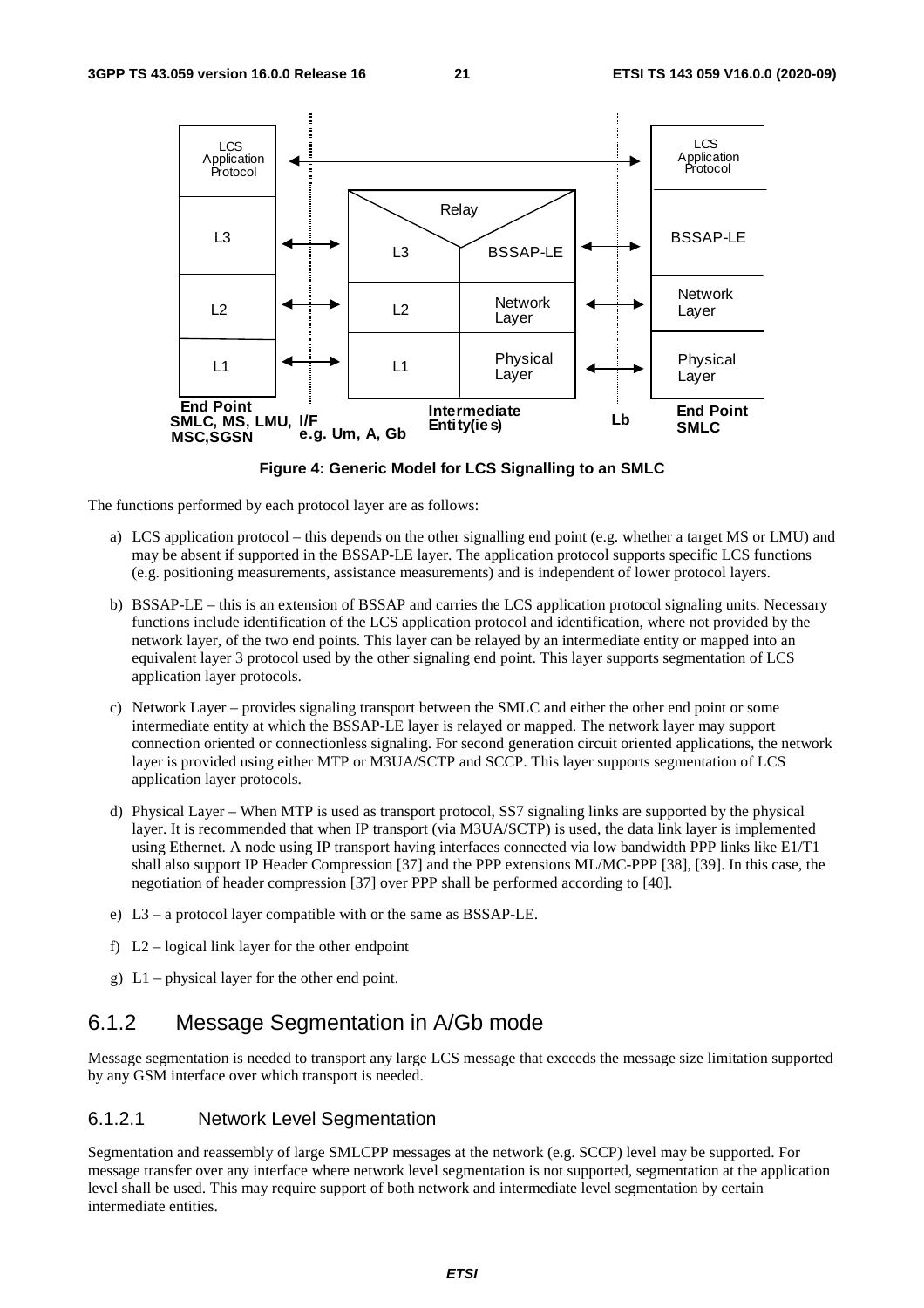Figure 4: Generic Model for LCS Signalling to an SMLC

The functions performed by each protocol layer are as follows:

a) LCS application protocol – this depends on the other signalling end point (e.g. whether a target MS or LMU) and may be absent if supported in the BSSAP-LE layer. The application protocol supports specific LCS functions (e.g. positioning measurements, assistance measurements) and is independent of lower protocol layers.

b) BSSAP-LE – this is an extension of BSSAP and carries the LCS application protocol signaling units. Necessary functions include identification of the LCS application protocol and identification, where not provided by the network layer, of the two end points. This layer can be relayed by an intermediate entity or mapped into an equivalent layer 3 protocol used by the other signaling end point. This layer supports segmentation of LCS application layer protocols.

c) Network Layer – provides signaling transport between the SMLC and either the other end point or some intermediate entity at which the BSSAP-LE layer is relayed or mapped. The network layer may support connection oriented or connectionless signaling. For second generation circuit oriented applications, the network layer is provided using either MTP or M3UA/SCTP and SCCP. This layer supports segmentation of LCS application layer protocols.

d) Physical Layer – When MTP is used as transport protocol, SS7 signaling links are supported by the physical layer. It is recommended that when IP transport (via M3UA/SCTP) is used, the data link layer is implemented using Ethernet. A node using IP transport having interfaces connected via low bandwidth PPP links like E1/T1 shall also support IP Header Compression [37] and the PPP extensions ML/MC-PPP [38], [39]. In this case, the negotiation of header compression [37] over PPP shall be performed according to [40].

e) L3 – a protocol layer compatible with or the same as BSSAP-LE.

f) L2 – logical link layer for the other endpoint

g) L1 – physical layer for the other end point.

### 6.1.2 Message Segmentation in A/Gb mode

Message segmentation is needed to transport any large LCS message that exceeds the message size limitation supported by any GSM interface over which transport is needed.

#### 6.1.2.1 Network Level Segmentation

Segmentation and reassembly of large SMLCPP messages at the network (e.g. SCCP) level may be supported. For message transfer over any interface where network level segmentation is not supported, segmentation at the application level shall be used. This may require support of both network and intermediate level segmentation by certain intermediate entities.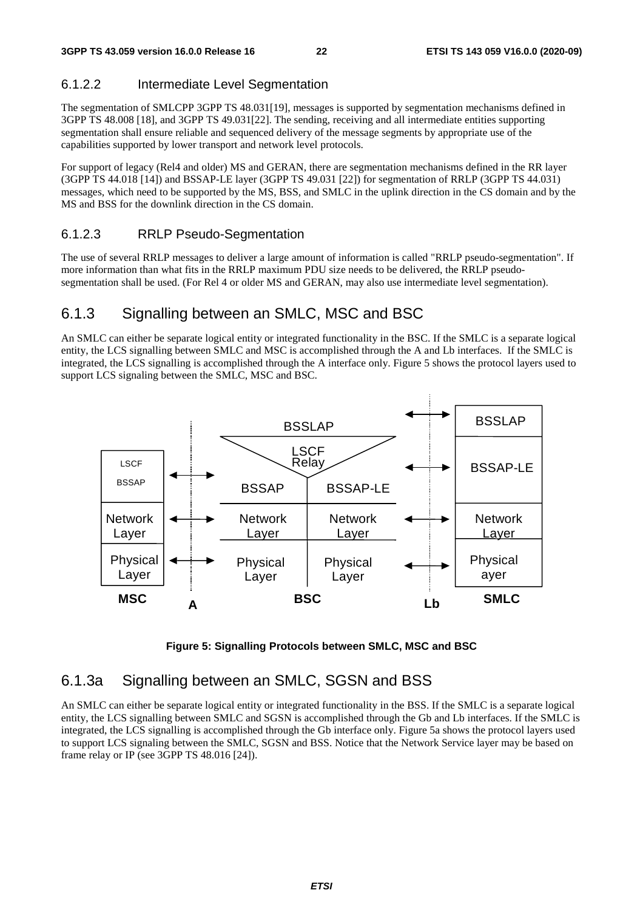### 6.1.2.2 Intermediate Level Segmentation

The segmentation of SMLCPP 3GPP TS 48.031[19], messages is supported by segmentation mechanisms defined in 3GPP TS 48.008 [18], and 3GPP TS 49.031[22]. The sending, receiving and all intermediate entities supporting segmentation shall ensure reliable and sequenced delivery of the message segments by appropriate use of the capabilities supported by lower transport and network level protocols.

For support of legacy (Rel4 and older) MS and GERAN, there are segmentation mechanisms defined in the RR layer (3GPP TS 44.018 [14]) and BSSAP-LE layer (3GPP TS 49.031 [22]) for segmentation of RRLP (3GPP TS 44.031) messages, which need to be supported by the MS, BSS, and SMLC in the uplink direction in the CS domain and by the MS and BSS for the downlink direction in the CS domain.

### 6.1.2.3 RRLP Pseudo-Segmentation

The use of several RRLP messages to deliver a large amount of information is called "RRLP pseudo-segmentation". If more information than what fits in the RRLP maximum PDU size needs to be delivered, the RRLP pseudo-segmentation shall be used. (For Rel 4 or older MS and GERAN, may also use intermediate level segmentation).

## 6.1.3 Signalling between an SMLC, MSC and BSC

An SMLC can either be separate logical entity or integrated functionality in the BSC. If the SMLC is a separate logical entity, the LCS signalling between SMLC and MSC is accomplished through the A and Lb interfaces. If the SMLC is integrated, the LCS signalling is accomplished through the A interface only. Figure 5 shows the protocol layers used to support LCS signaling between the SMLC, MSC and BSC.

| MSC | A | BSC | | Lb | SMLC |
|---|---|---|---|---|---|
| | | BSSLAP | | ↔ | BSSLAP |
| LSCF BSSAP | ↔ | LSCF Relay | | ↔ | BSSAP-LE |
| | | BSSAP | BSSAP-LE | | |
| Network Layer | ↔ | Network Layer | Network Layer | ↔ | Network Layer |
| Physical Layer | ↔ | Physical Layer | Physical Layer | ↔ | Physical ayer |

**Figure 5: Signalling Protocols between SMLC, MSC and BSC**

## 6.1.3a Signalling between an SMLC, SGSN and BSS

An SMLC can either be separate logical entity or integrated functionality in the BSS. If the SMLC is a separate logical entity, the LCS signalling between SMLC and SGSN is accomplished through the Gb and Lb interfaces. If the SMLC is integrated, the LCS signalling is accomplished through the Gb interface only. Figure 5a shows the protocol layers used to support LCS signaling between the SMLC, SGSN and BSS. Notice that the Network Service layer may be based on frame relay or IP (see 3GPP TS 48.016 [24]).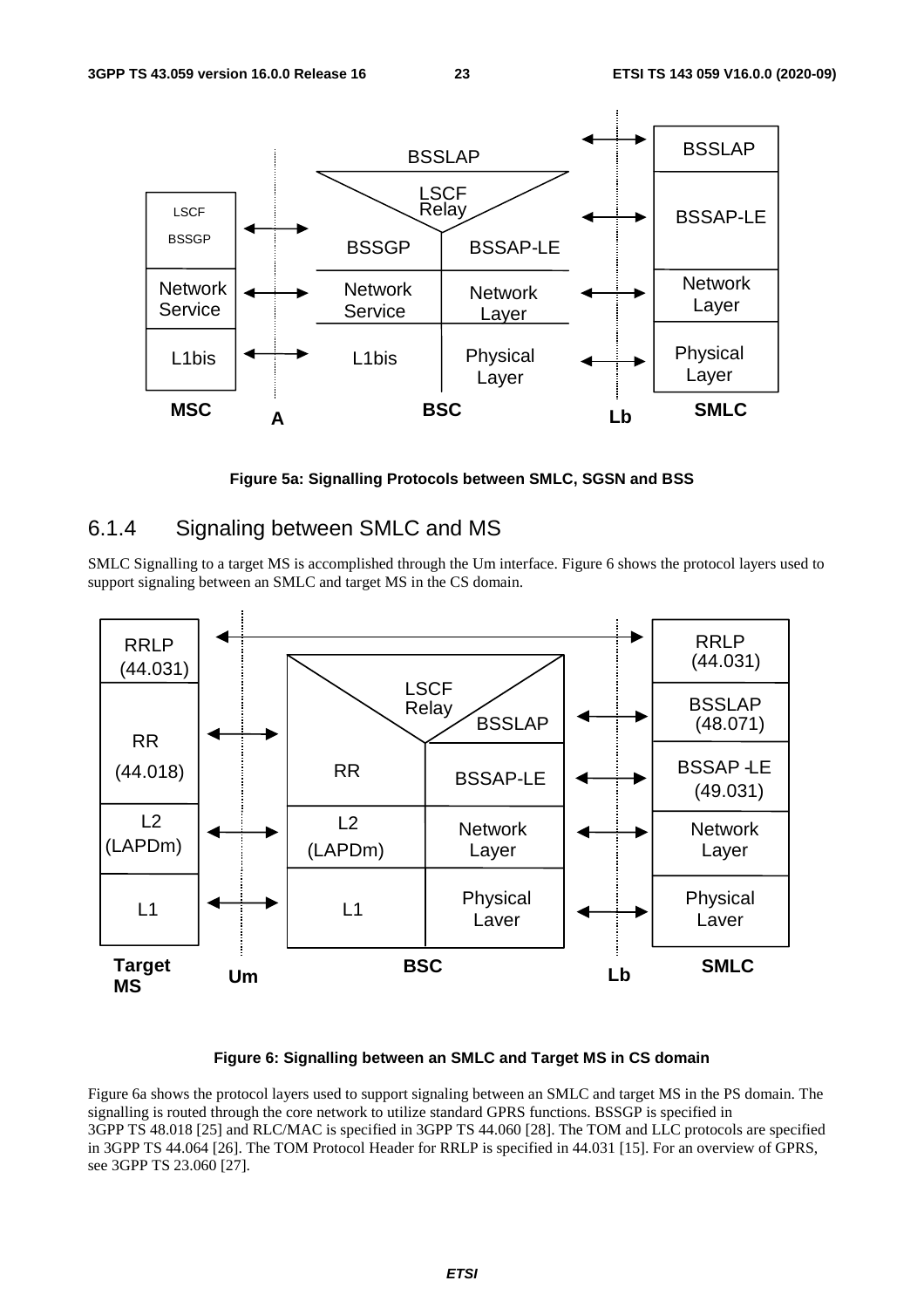Figure 5a: Signalling Protocols between SMLC, SGSN and BSS

### 6.1.4 Signaling between SMLC and MS

SMLC Signalling to a target MS is accomplished through the Um interface. Figure 6 shows the protocol layers used to support signaling between an SMLC and target MS in the CS domain.

Figure 6: Signalling between an SMLC and Target MS in CS domain

Figure 6a shows the protocol layers used to support signaling between an SMLC and target MS in the PS domain. The signalling is routed through the core network to utilize standard GPRS functions. BSSGP is specified in 3GPP TS 48.018 [25] and RLC/MAC is specified in 3GPP TS 44.060 [28]. The TOM and LLC protocols are specified in 3GPP TS 44.064 [26]. The TOM Protocol Header for RRLP is specified in 44.031 [15]. For an overview of GPRS, see 3GPP TS 23.060 [27].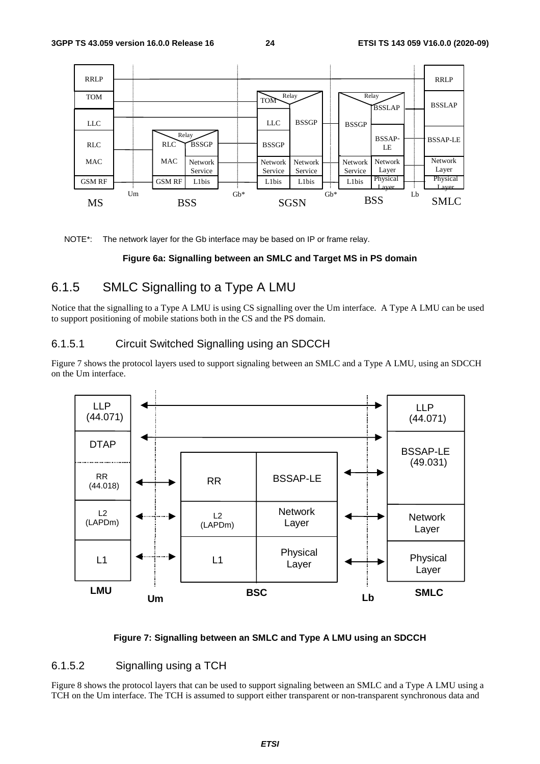NOTE*: The network layer for the Gb interface may be based on IP or frame relay.

**Figure 6a: Signalling between an SMLC and Target MS in PS domain**

## 6.1.5 SMLC Signalling to a Type A LMU

Notice that the signalling to a Type A LMU is using CS signalling over the Um interface. A Type A LMU can be used to support positioning of mobile stations both in the CS and the PS domain.

### 6.1.5.1 Circuit Switched Signalling using an SDCCH

Figure 7 shows the protocol layers used to support signaling between an SMLC and a Type A LMU, using an SDCCH on the Um interface.

**Figure 7: Signalling between an SMLC and Type A LMU using an SDCCH**

### 6.1.5.2 Signalling using a TCH

Figure 8 shows the protocol layers that can be used to support signaling between an SMLC and a Type A LMU using a TCH on the Um interface. The TCH is assumed to support either transparent or non-transparent synchronous data and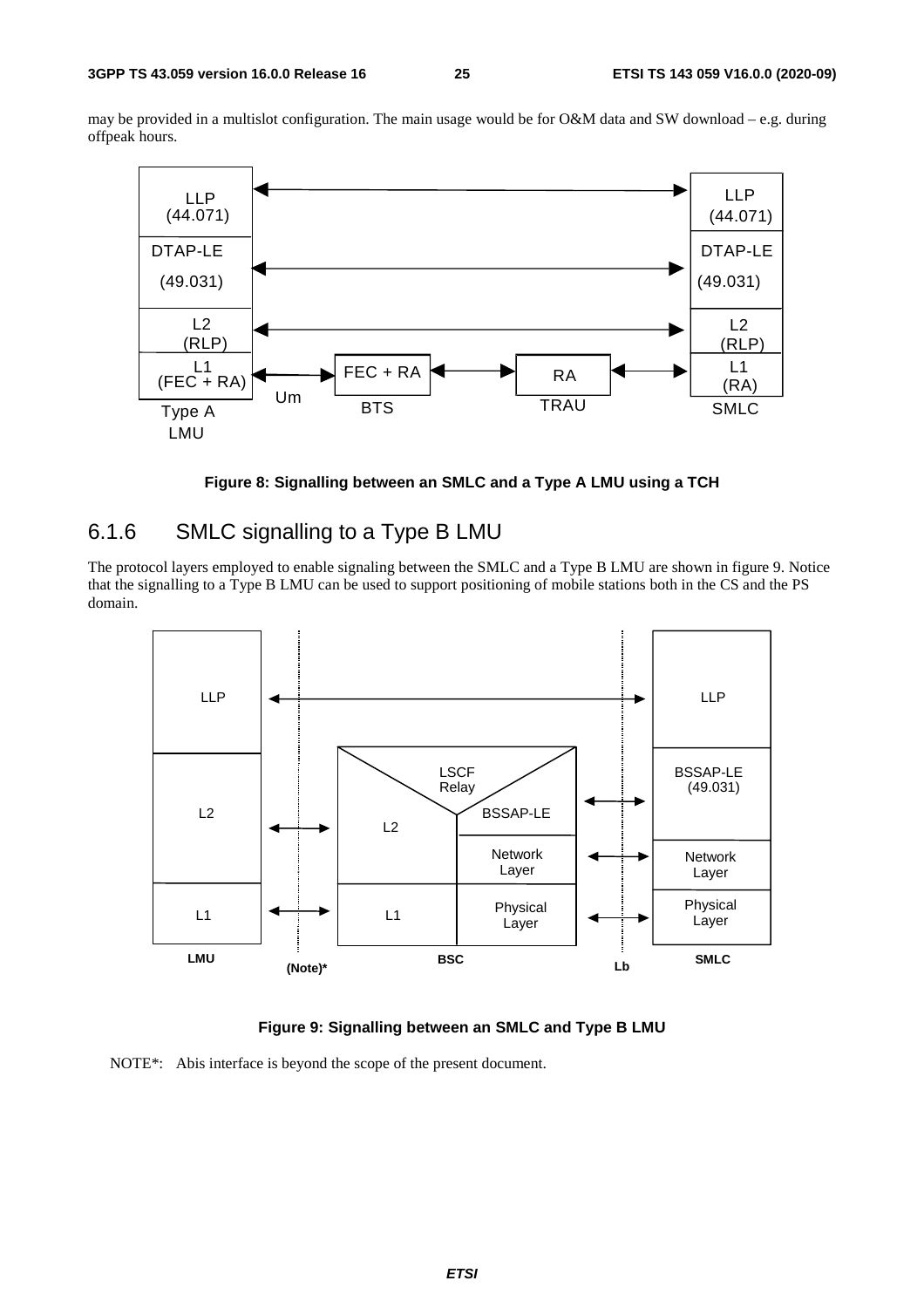may be provided in a multislot configuration. The main usage would be for O&M data and SW download – e.g. during offpeak hours.

**Figure 8: Signalling between an SMLC and a Type A LMU using a TCH**

### 6.1.6 SMLC signalling to a Type B LMU

The protocol layers employed to enable signaling between the SMLC and a Type B LMU are shown in figure 9. Notice that the signalling to a Type B LMU can be used to support positioning of mobile stations both in the CS and the PS domain.

**Figure 9: Signalling between an SMLC and Type B LMU**

NOTE*: Abis interface is beyond the scope of the present document.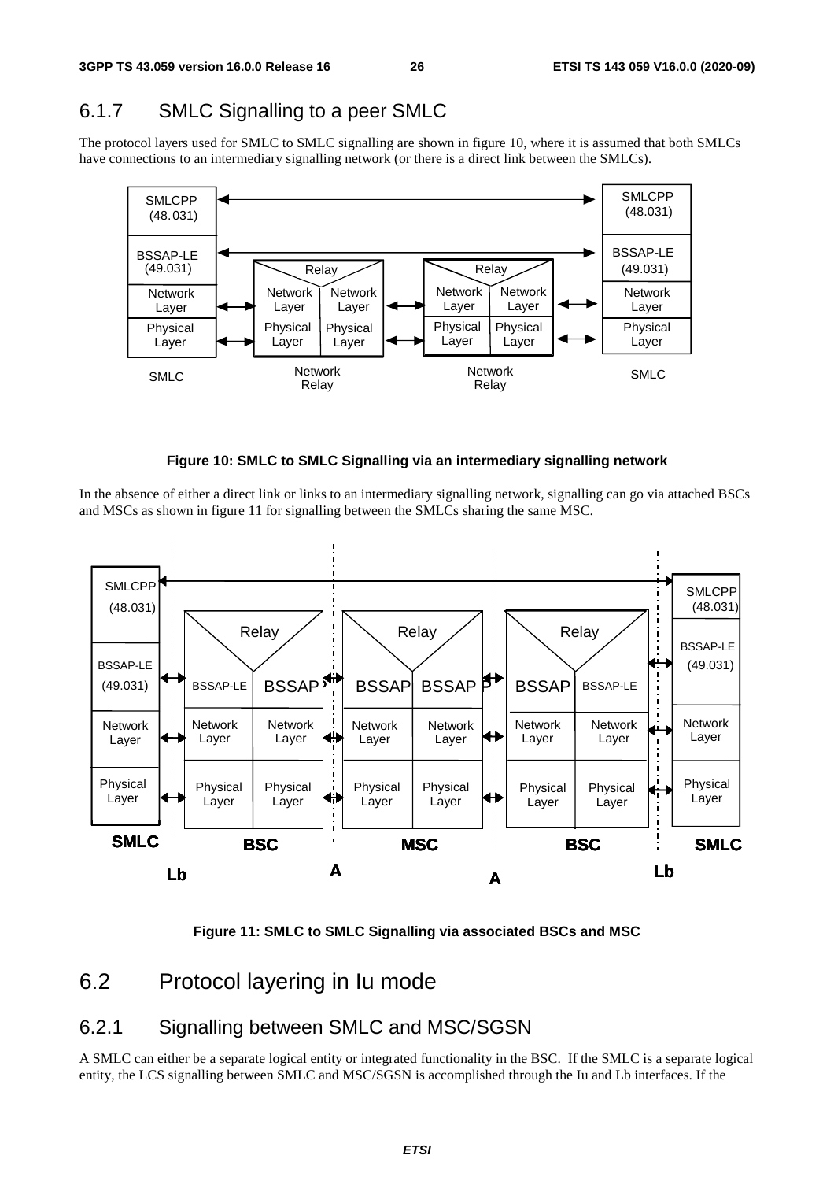### 6.1.7 SMLC Signalling to a peer SMLC

The protocol layers used for SMLC to SMLC signalling are shown in figure 10, where it is assumed that both SMLCs have connections to an intermediary signalling network (or there is a direct link between the SMLCs).

**Figure 10: SMLC to SMLC Signalling via an intermediary signalling network**

In the absence of either a direct link or links to an intermediary signalling network, signalling can go via attached BSCs and MSCs as shown in figure 11 for signalling between the SMLCs sharing the same MSC.

**Figure 11: SMLC to SMLC Signalling via associated BSCs and MSC**

## 6.2 Protocol layering in Iu mode

### 6.2.1 Signalling between SMLC and MSC/SGSN

A SMLC can either be a separate logical entity or integrated functionality in the BSC. If the SMLC is a separate logical entity, the LCS signalling between SMLC and MSC/SGSN is accomplished through the Iu and Lb interfaces. If the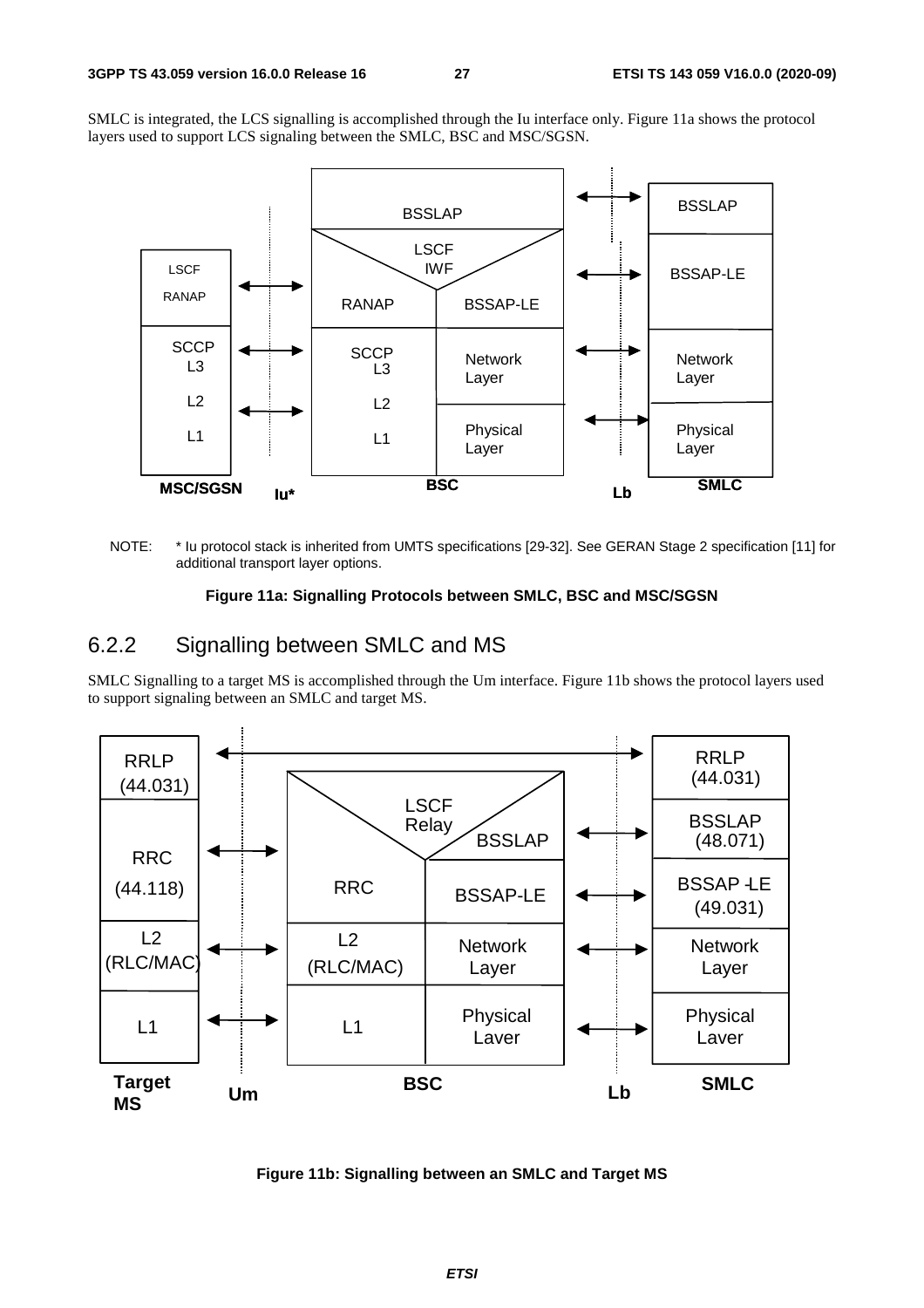SMLC is integrated, the LCS signalling is accomplished through the Iu interface only. Figure 11a shows the protocol layers used to support LCS signaling between the SMLC, BSC and MSC/SGSN.

NOTE: * Iu protocol stack is inherited from UMTS specifications [29-32]. See GERAN Stage 2 specification [11] for additional transport layer options.

**Figure 11a: Signalling Protocols between SMLC, BSC and MSC/SGSN**

## 6.2.2 Signalling between SMLC and MS

SMLC Signalling to a target MS is accomplished through the Um interface. Figure 11b shows the protocol layers used to support signaling between an SMLC and target MS.

**Figure 11b: Signalling between an SMLC and Target MS**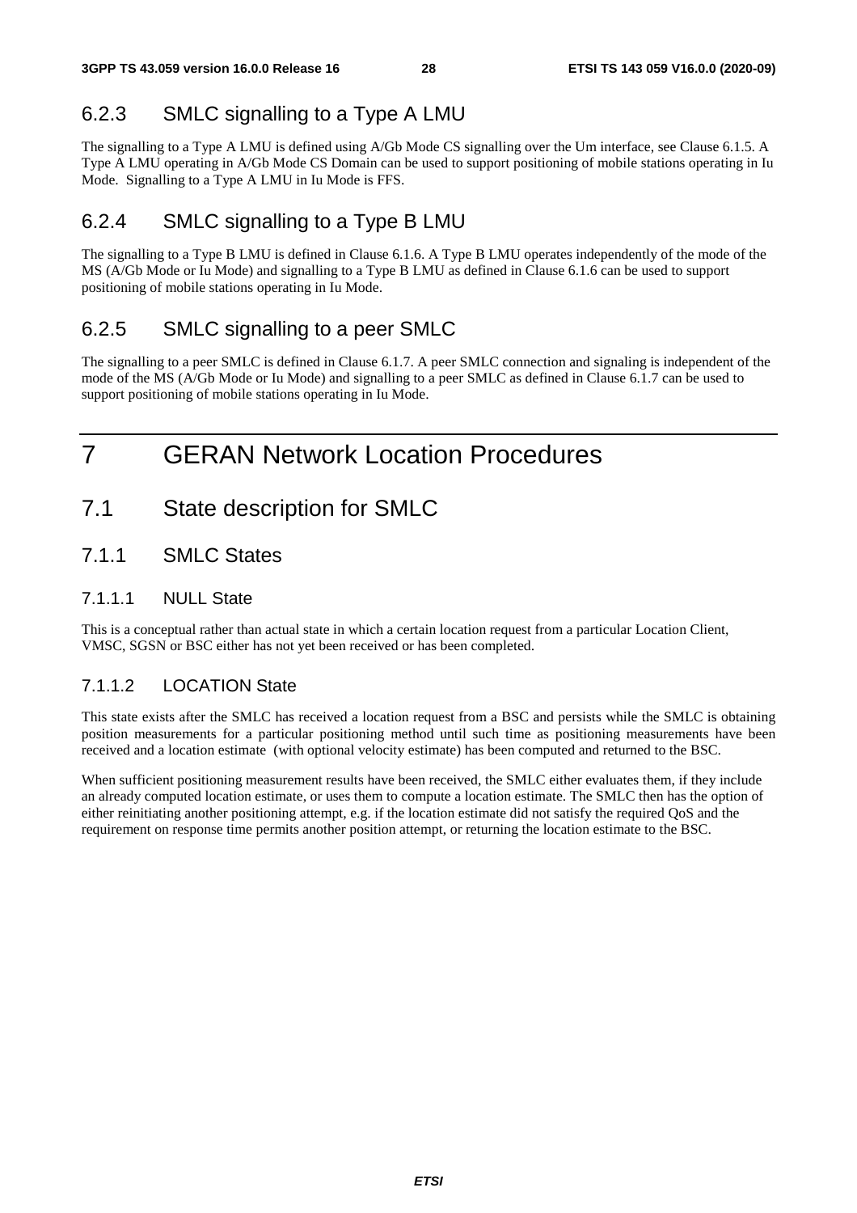### 6.2.3 SMLC signalling to a Type A LMU

The signalling to a Type A LMU is defined using A/Gb Mode CS signalling over the Um interface, see Clause 6.1.5. A Type A LMU operating in A/Gb Mode CS Domain can be used to support positioning of mobile stations operating in Iu Mode. Signalling to a Type A LMU in Iu Mode is FFS.

### 6.2.4 SMLC signalling to a Type B LMU

The signalling to a Type B LMU is defined in Clause 6.1.6. A Type B LMU operates independently of the mode of the MS (A/Gb Mode or Iu Mode) and signalling to a Type B LMU as defined in Clause 6.1.6 can be used to support positioning of mobile stations operating in Iu Mode.

### 6.2.5 SMLC signalling to a peer SMLC

The signalling to a peer SMLC is defined in Clause 6.1.7. A peer SMLC connection and signaling is independent of the mode of the MS (A/Gb Mode or Iu Mode) and signalling to a peer SMLC as defined in Clause 6.1.7 can be used to support positioning of mobile stations operating in Iu Mode.

# 7 GERAN Network Location Procedures

## 7.1 State description for SMLC

### 7.1.1 SMLC States

#### 7.1.1.1 NULL State

This is a conceptual rather than actual state in which a certain location request from a particular Location Client, VMSC, SGSN or BSC either has not yet been received or has been completed.

#### 7.1.1.2 LOCATION State

This state exists after the SMLC has received a location request from a BSC and persists while the SMLC is obtaining position measurements for a particular positioning method until such time as positioning measurements have been received and a location estimate (with optional velocity estimate) has been computed and returned to the BSC.

When sufficient positioning measurement results have been received, the SMLC either evaluates them, if they include an already computed location estimate, or uses them to compute a location estimate. The SMLC then has the option of either reinitiating another positioning attempt, e.g. if the location estimate did not satisfy the required QoS and the requirement on response time permits another position attempt, or returning the location estimate to the BSC.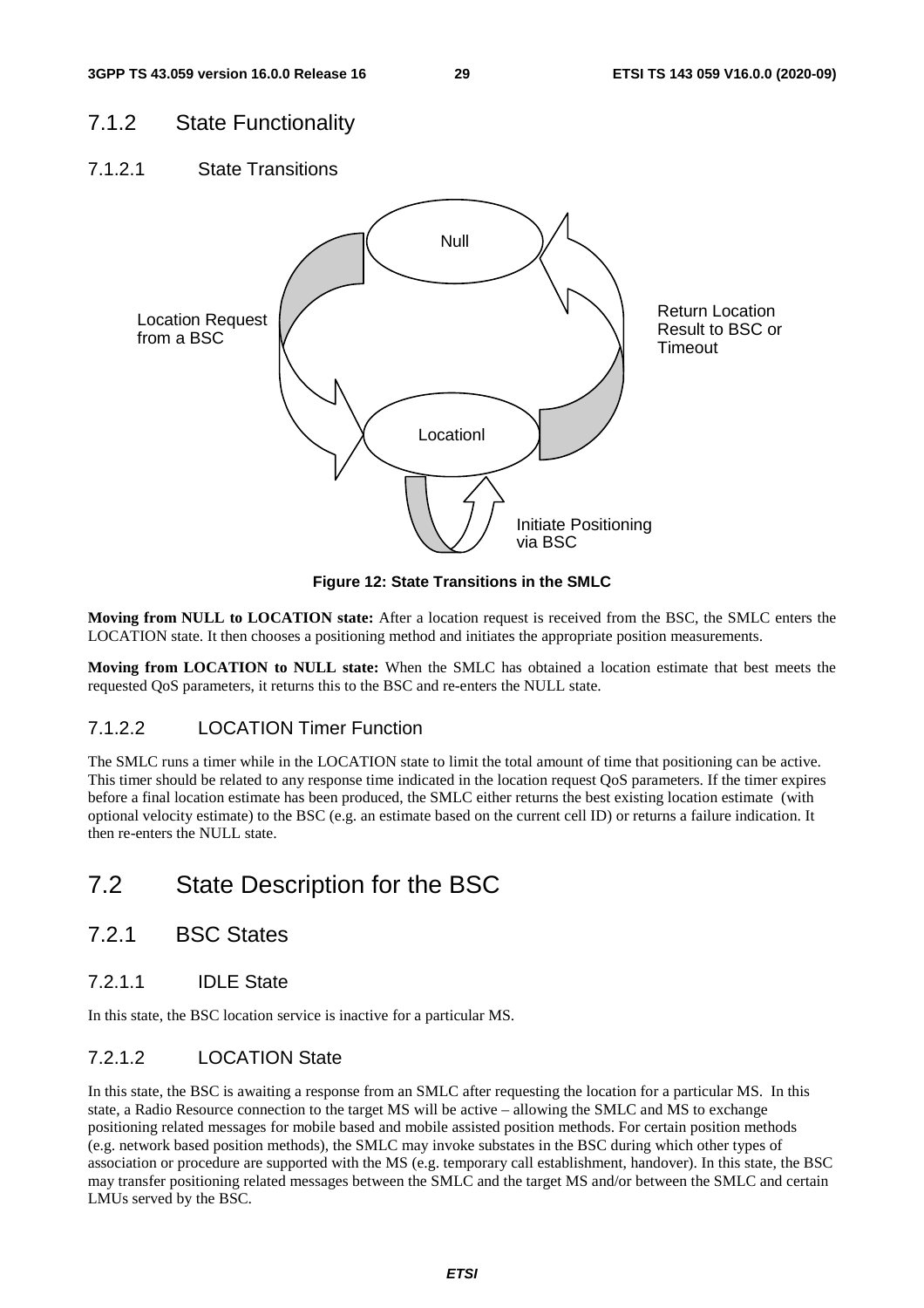### 7.1.2 State Functionality

#### 7.1.2.1 State Transitions

Null

Location Request from a BSC

Return Location Result to BSC or Timeout

Locationl

Initiate Positioning via BSC

**Figure 12: State Transitions in the SMLC**

**Moving from NULL to LOCATION state:** After a location request is received from the BSC, the SMLC enters the LOCATION state. It then chooses a positioning method and initiates the appropriate position measurements.

**Moving from LOCATION to NULL state:** When the SMLC has obtained a location estimate that best meets the requested QoS parameters, it returns this to the BSC and re-enters the NULL state.

#### 7.1.2.2 LOCATION Timer Function

The SMLC runs a timer while in the LOCATION state to limit the total amount of time that positioning can be active. This timer should be related to any response time indicated in the location request QoS parameters. If the timer expires before a final location estimate has been produced, the SMLC either returns the best existing location estimate (with optional velocity estimate) to the BSC (e.g. an estimate based on the current cell ID) or returns a failure indication. It then re-enters the NULL state.

## 7.2 State Description for the BSC

### 7.2.1 BSC States

#### 7.2.1.1 IDLE State

In this state, the BSC location service is inactive for a particular MS.

#### 7.2.1.2 LOCATION State

In this state, the BSC is awaiting a response from an SMLC after requesting the location for a particular MS. In this state, a Radio Resource connection to the target MS will be active – allowing the SMLC and MS to exchange positioning related messages for mobile based and mobile assisted position methods. For certain position methods (e.g. network based position methods), the SMLC may invoke substates in the BSC during which other types of association or procedure are supported with the MS (e.g. temporary call establishment, handover). In this state, the BSC may transfer positioning related messages between the SMLC and the target MS and/or between the SMLC and certain LMUs served by the BSC.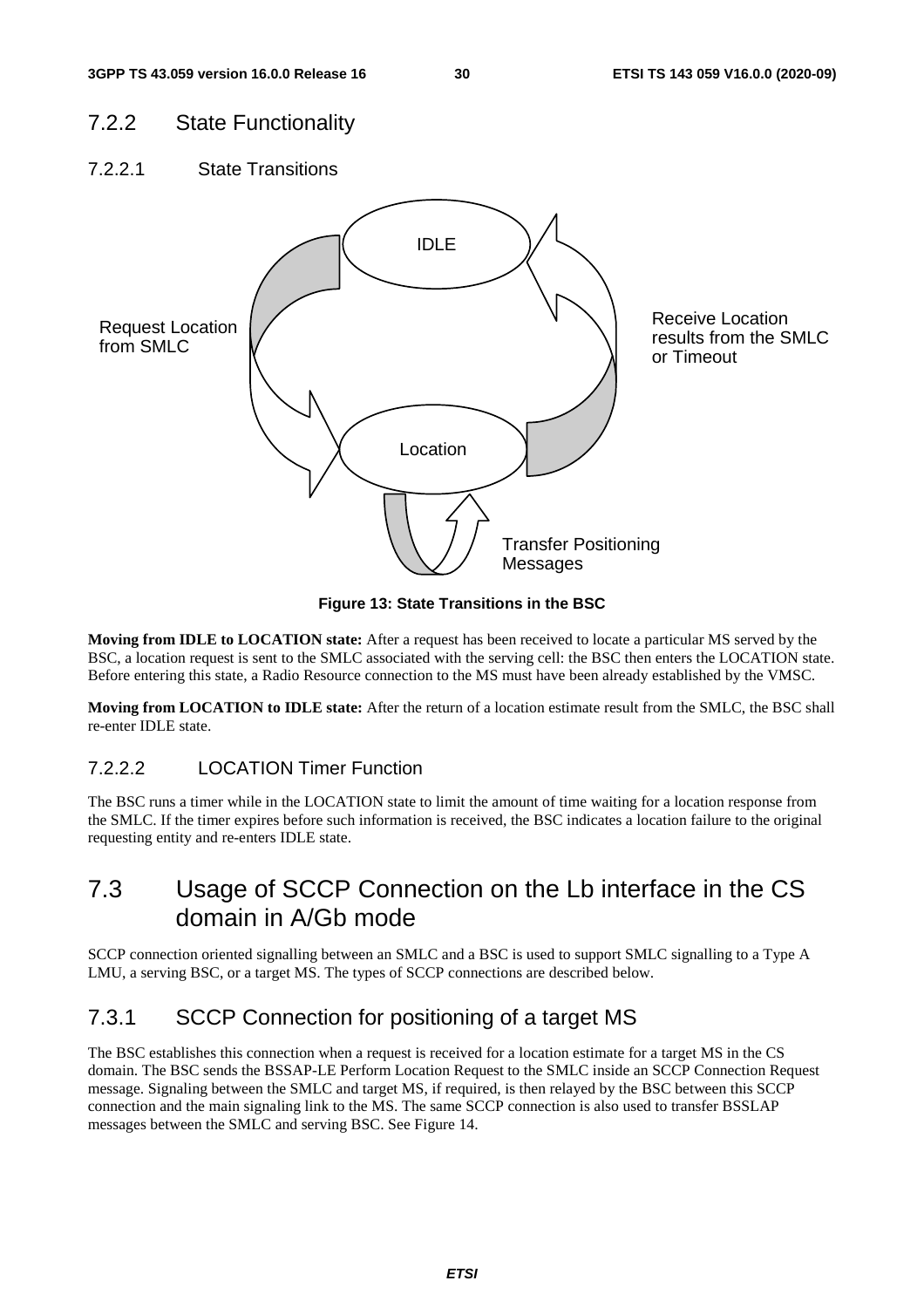### 7.2.2 State Functionality

#### 7.2.2.1 State Transitions

IDLE

Request Location from SMLC

Receive Location results from the SMLC or Timeout

Location

Transfer Positioning Messages

**Figure 13: State Transitions in the BSC**

**Moving from IDLE to LOCATION state:** After a request has been received to locate a particular MS served by the BSC, a location request is sent to the SMLC associated with the serving cell: the BSC then enters the LOCATION state. Before entering this state, a Radio Resource connection to the MS must have been already established by the VMSC.

**Moving from LOCATION to IDLE state:** After the return of a location estimate result from the SMLC, the BSC shall re-enter IDLE state.

#### 7.2.2.2 LOCATION Timer Function

The BSC runs a timer while in the LOCATION state to limit the amount of time waiting for a location response from the SMLC. If the timer expires before such information is received, the BSC indicates a location failure to the original requesting entity and re-enters IDLE state.

## 7.3 Usage of SCCP Connection on the Lb interface in the CS domain in A/Gb mode

SCCP connection oriented signalling between an SMLC and a BSC is used to support SMLC signalling to a Type A LMU, a serving BSC, or a target MS. The types of SCCP connections are described below.

### 7.3.1 SCCP Connection for positioning of a target MS

The BSC establishes this connection when a request is received for a location estimate for a target MS in the CS domain. The BSC sends the BSSAP-LE Perform Location Request to the SMLC inside an SCCP Connection Request message. Signaling between the SMLC and target MS, if required, is then relayed by the BSC between this SCCP connection and the main signaling link to the MS. The same SCCP connection is also used to transfer BSSLAP messages between the SMLC and serving BSC. See Figure 14.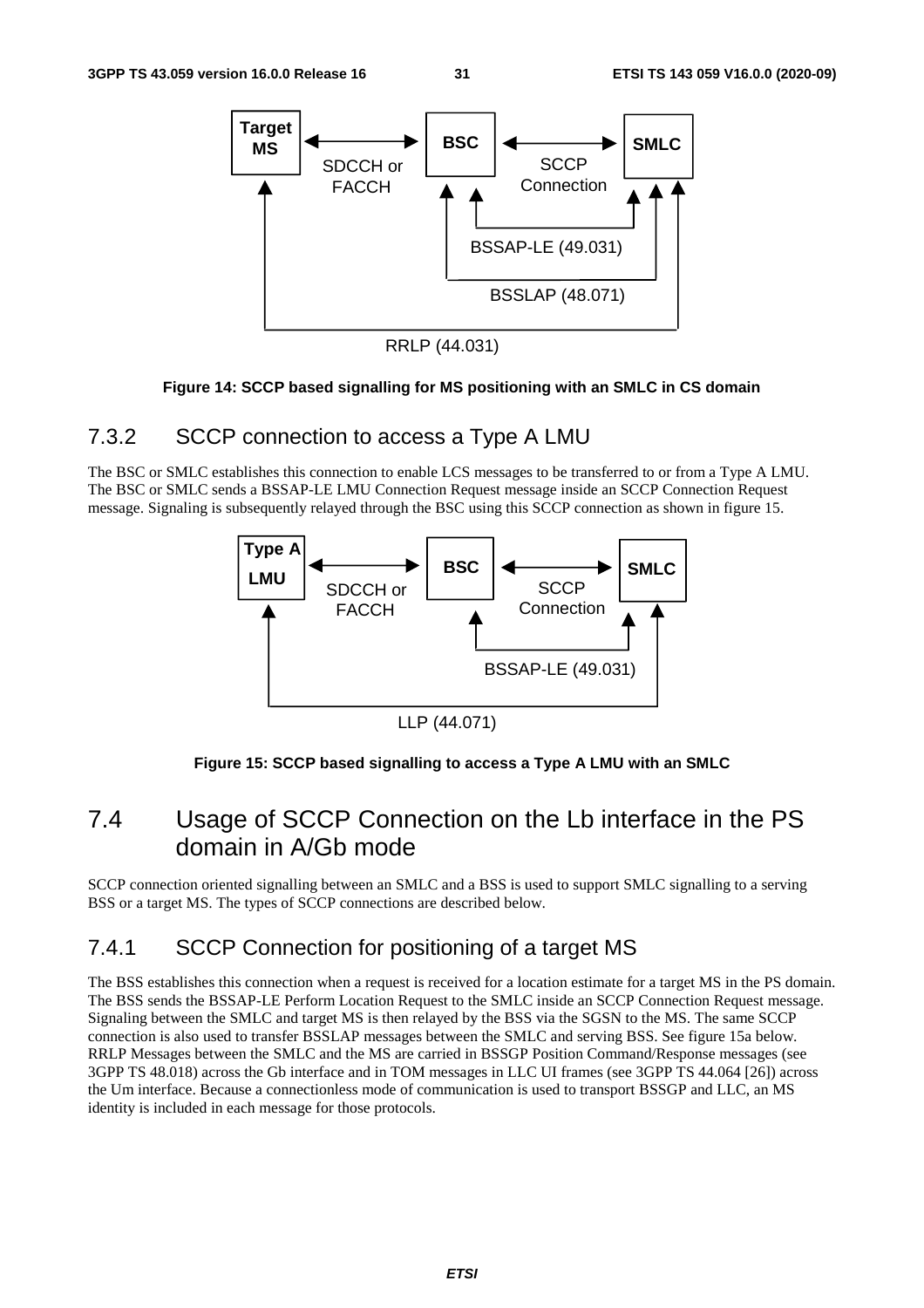Figure 14: SCCP based signalling for MS positioning with an SMLC in CS domain

### 7.3.2 SCCP connection to access a Type A LMU

The BSC or SMLC establishes this connection to enable LCS messages to be transferred to or from a Type A LMU. The BSC or SMLC sends a BSSAP-LE LMU Connection Request message inside an SCCP Connection Request message. Signaling is subsequently relayed through the BSC using this SCCP connection as shown in figure 15.

Figure 15: SCCP based signalling to access a Type A LMU with an SMLC

## 7.4 Usage of SCCP Connection on the Lb interface in the PS domain in A/Gb mode

SCCP connection oriented signalling between an SMLC and a BSS is used to support SMLC signalling to a serving BSS or a target MS. The types of SCCP connections are described below.

### 7.4.1 SCCP Connection for positioning of a target MS

The BSS establishes this connection when a request is received for a location estimate for a target MS in the PS domain. The BSS sends the BSSAP-LE Perform Location Request to the SMLC inside an SCCP Connection Request message. Signaling between the SMLC and target MS is then relayed by the BSS via the SGSN to the MS. The same SCCP connection is also used to transfer BSSLAP messages between the SMLC and serving BSS. See figure 15a below. RRLP Messages between the SMLC and the MS are carried in BSSGP Position Command/Response messages (see 3GPP TS 48.018) across the Gb interface and in TOM messages in LLC UI frames (see 3GPP TS 44.064 [26]) across the Um interface. Because a connectionless mode of communication is used to transport BSSGP and LLC, an MS identity is included in each message for those protocols.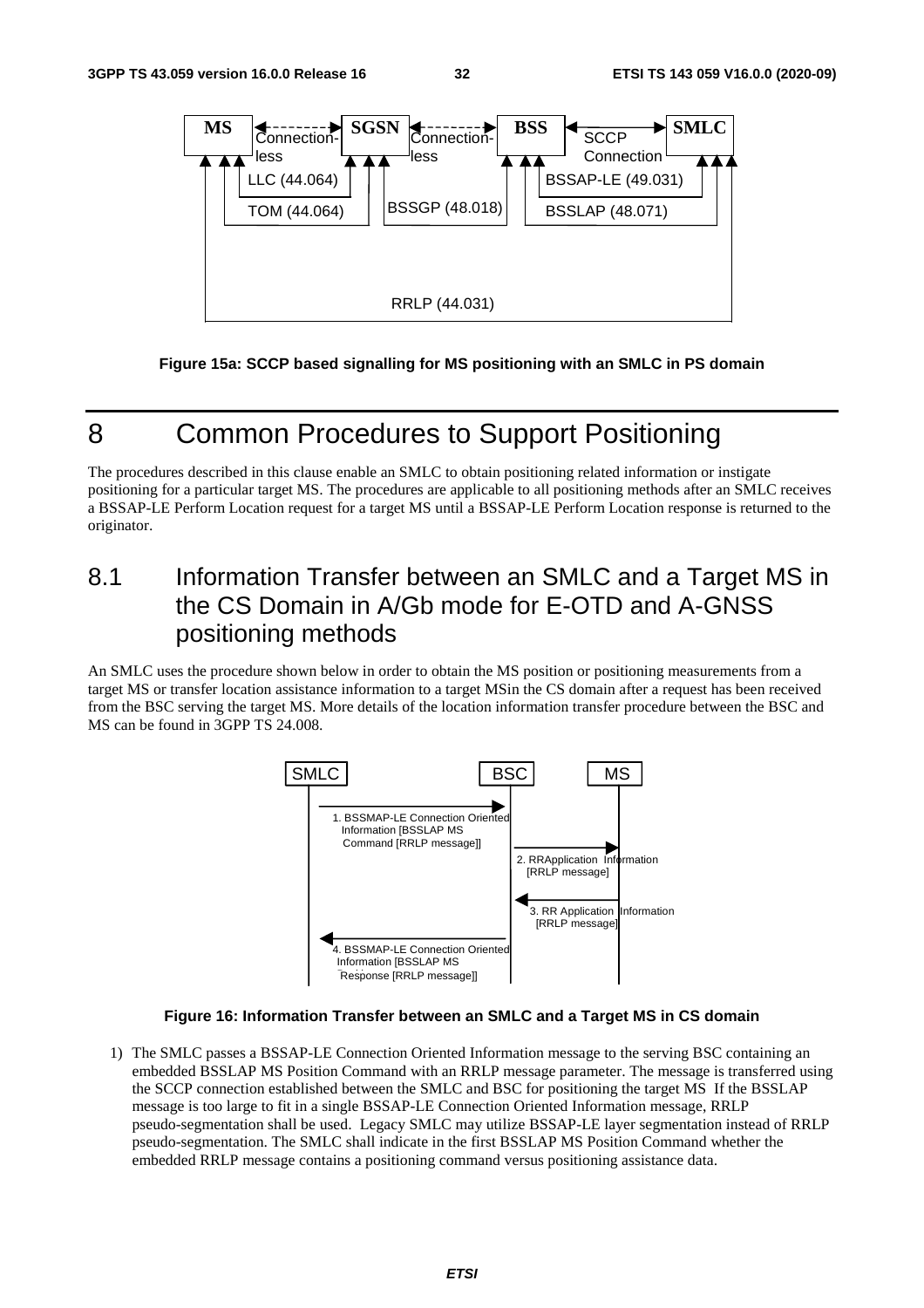Figure 15a: SCCP based signalling for MS positioning with an SMLC in PS domain

# 8 Common Procedures to Support Positioning

The procedures described in this clause enable an SMLC to obtain positioning related information or instigate positioning for a particular target MS. The procedures are applicable to all positioning methods after an SMLC receives a BSSAP-LE Perform Location request for a target MS until a BSSAP-LE Perform Location response is returned to the originator.

## 8.1 Information Transfer between an SMLC and a Target MS in the CS Domain in A/Gb mode for E-OTD and A-GNSS positioning methods

An SMLC uses the procedure shown below in order to obtain the MS position or positioning measurements from a target MS or transfer location assistance information to a target MSin the CS domain after a request has been received from the BSC serving the target MS. More details of the location information transfer procedure between the BSC and MS can be found in 3GPP TS 24.008.

Figure 16: Information Transfer between an SMLC and a Target MS in CS domain

1) The SMLC passes a BSSAP-LE Connection Oriented Information message to the serving BSC containing an embedded BSSLAP MS Position Command with an RRLP message parameter. The message is transferred using the SCCP connection established between the SMLC and BSC for positioning the target MS If the BSSLAP message is too large to fit in a single BSSAP-LE Connection Oriented Information message, RRLP pseudo-segmentation shall be used. Legacy SMLC may utilize BSSAP-LE layer segmentation instead of RRLP pseudo-segmentation. The SMLC shall indicate in the first BSSLAP MS Position Command whether the embedded RRLP message contains a positioning command versus positioning assistance data.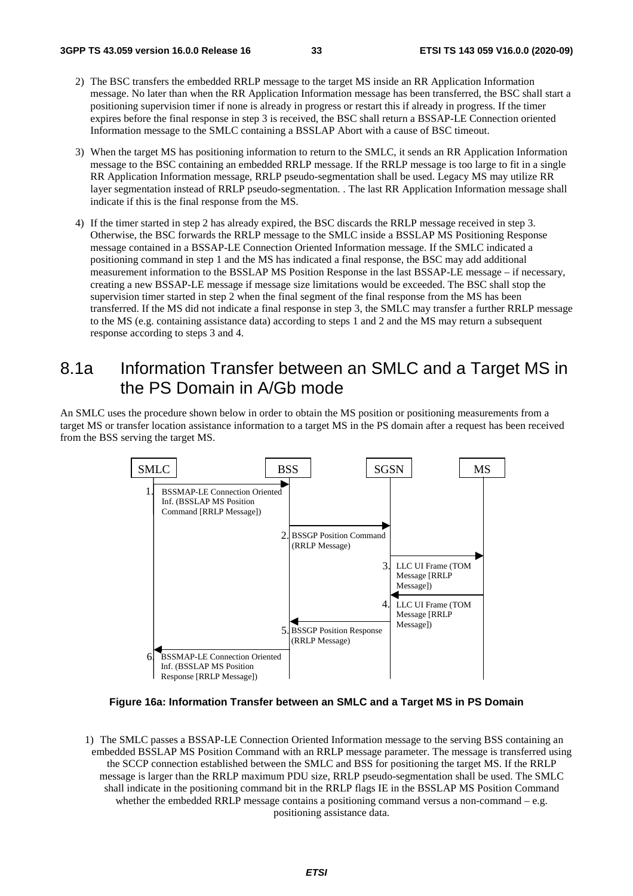2) The BSC transfers the embedded RRLP message to the target MS inside an RR Application Information message. No later than when the RR Application Information message has been transferred, the BSC shall start a positioning supervision timer if none is already in progress or restart this if already in progress. If the timer expires before the final response in step 3 is received, the BSC shall return a BSSAP-LE Connection oriented Information message to the SMLC containing a BSSLAP Abort with a cause of BSC timeout.

3) When the target MS has positioning information to return to the SMLC, it sends an RR Application Information message to the BSC containing an embedded RRLP message. If the RRLP message is too large to fit in a single RR Application Information message, RRLP pseudo-segmentation shall be used. Legacy MS may utilize RR layer segmentation instead of RRLP pseudo-segmentation. . The last RR Application Information message shall indicate if this is the final response from the MS.

4) If the timer started in step 2 has already expired, the BSC discards the RRLP message received in step 3. Otherwise, the BSC forwards the RRLP message to the SMLC inside a BSSLAP MS Positioning Response message contained in a BSSAP-LE Connection Oriented Information message. If the SMLC indicated a positioning command in step 1 and the MS has indicated a final response, the BSC may add additional measurement information to the BSSLAP MS Position Response in the last BSSAP-LE message – if necessary, creating a new BSSAP-LE message if message size limitations would be exceeded. The BSC shall stop the supervision timer started in step 2 when the final segment of the final response from the MS has been transferred. If the MS did not indicate a final response in step 3, the SMLC may transfer a further RRLP message to the MS (e.g. containing assistance data) according to steps 1 and 2 and the MS may return a subsequent response according to steps 3 and 4.

# 8.1a Information Transfer between an SMLC and a Target MS in the PS Domain in A/Gb mode

An SMLC uses the procedure shown below in order to obtain the MS position or positioning measurements from a target MS or transfer location assistance information to a target MS in the PS domain after a request has been received from the BSS serving the target MS.

SMLC | BSS | SGSN | MS

1. BSSMAP-LE Connection Oriented Inf. (BSSLAP MS Position Command [RRLP Message]) (SMLC → BSS)
2. BSSGP Position Command (RRLP Message) (BSS → SGSN)
3. LLC UI Frame (TOM Message [RRLP Message]) (SGSN → MS)
4. LLC UI Frame (TOM Message [RRLP Message]) (MS → SGSN)
5. BSSGP Position Response (RRLP Message) (SGSN → BSS)
6. BSSMAP-LE Connection Oriented Inf. (BSSLAP MS Position Response [RRLP Message]) (BSS → SMLC)

**Figure 16a: Information Transfer between an SMLC and a Target MS in PS Domain**

1) The SMLC passes a BSSAP-LE Connection Oriented Information message to the serving BSS containing an embedded BSSLAP MS Position Command with an RRLP message parameter. The message is transferred using the SCCP connection established between the SMLC and BSS for positioning the target MS. If the RRLP message is larger than the RRLP maximum PDU size, RRLP pseudo-segmentation shall be used. The SMLC shall indicate in the positioning command bit in the RRLP flags IE in the BSSLAP MS Position Command whether the embedded RRLP message contains a positioning command versus a non-command – e.g. positioning assistance data.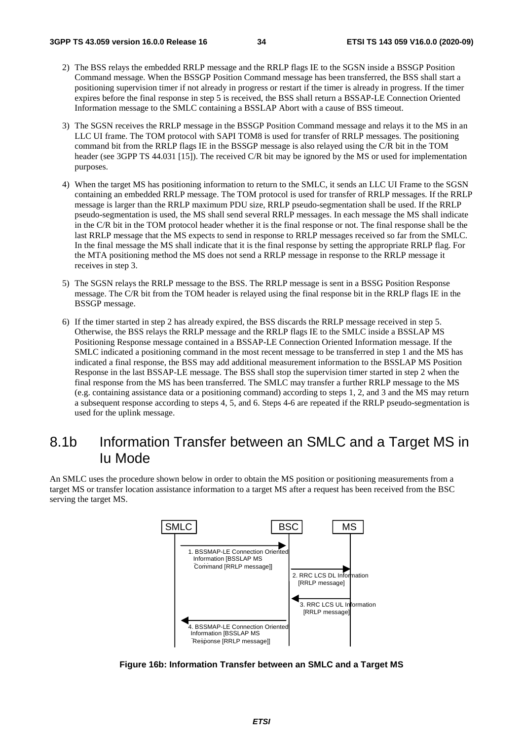2) The BSS relays the embedded RRLP message and the RRLP flags IE to the SGSN inside a BSSGP Position Command message. When the BSSGP Position Command message has been transferred, the BSS shall start a positioning supervision timer if not already in progress or restart if the timer is already in progress. If the timer expires before the final response in step 5 is received, the BSS shall return a BSSAP-LE Connection Oriented Information message to the SMLC containing a BSSLAP Abort with a cause of BSS timeout.

3) The SGSN receives the RRLP message in the BSSGP Position Command message and relays it to the MS in an LLC UI frame. The TOM protocol with SAPI TOM8 is used for transfer of RRLP messages. The positioning command bit from the RRLP flags IE in the BSSGP message is also relayed using the C/R bit in the TOM header (see 3GPP TS 44.031 [15]). The received C/R bit may be ignored by the MS or used for implementation purposes.

4) When the target MS has positioning information to return to the SMLC, it sends an LLC UI Frame to the SGSN containing an embedded RRLP message. The TOM protocol is used for transfer of RRLP messages. If the RRLP message is larger than the RRLP maximum PDU size, RRLP pseudo-segmentation shall be used. If the RRLP pseudo-segmentation is used, the MS shall send several RRLP messages. In each message the MS shall indicate in the C/R bit in the TOM protocol header whether it is the final response or not. The final response shall be the last RRLP message that the MS expects to send in response to RRLP messages received so far from the SMLC. In the final message the MS shall indicate that it is the final response by setting the appropriate RRLP flag. For the MTA positioning method the MS does not send a RRLP message in response to the RRLP message it receives in step 3.

5) The SGSN relays the RRLP message to the BSS. The RRLP message is sent in a BSSG Position Response message. The C/R bit from the TOM header is relayed using the final response bit in the RRLP flags IE in the BSSGP message.

6) If the timer started in step 2 has already expired, the BSS discards the RRLP message received in step 5. Otherwise, the BSS relays the RRLP message and the RRLP flags IE to the SMLC inside a BSSLAP MS Positioning Response message contained in a BSSAP-LE Connection Oriented Information message. If the SMLC indicated a positioning command in the most recent message to be transferred in step 1 and the MS has indicated a final response, the BSS may add additional measurement information to the BSSLAP MS Position Response in the last BSSAP-LE message. The BSS shall stop the supervision timer started in step 2 when the final response from the MS has been transferred. The SMLC may transfer a further RRLP message to the MS (e.g. containing assistance data or a positioning command) according to steps 1, 2, and 3 and the MS may return a subsequent response according to steps 4, 5, and 6. Steps 4-6 are repeated if the RRLP pseudo-segmentation is used for the uplink message.

## 8.1b Information Transfer between an SMLC and a Target MS in Iu Mode

An SMLC uses the procedure shown below in order to obtain the MS position or positioning measurements from a target MS or transfer location assistance information to a target MS after a request has been received from the BSC serving the target MS.

SMLC | BSC | MS

1. BSSMAP-LE Connection Oriented Information [BSSLAP MS Command [RRLP message]]
2. RRC LCS DL Information [RRLP message]
3. RRC LCS UL Information [RRLP message]
4. BSSMAP-LE Connection Oriented Information [BSSLAP MS Response [RRLP message]]

**Figure 16b: Information Transfer between an SMLC and a Target MS**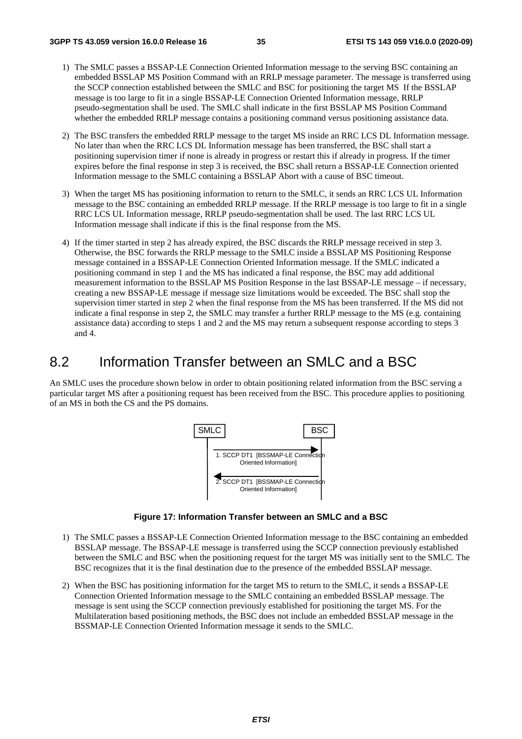1) The SMLC passes a BSSAP-LE Connection Oriented Information message to the serving BSC containing an embedded BSSLAP MS Position Command with an RRLP message parameter. The message is transferred using the SCCP connection established between the SMLC and BSC for positioning the target MS If the BSSLAP message is too large to fit in a single BSSAP-LE Connection Oriented Information message, RRLP pseudo-segmentation shall be used. The SMLC shall indicate in the first BSSLAP MS Position Command whether the embedded RRLP message contains a positioning command versus positioning assistance data.

2) The BSC transfers the embedded RRLP message to the target MS inside an RRC LCS DL Information message. No later than when the RRC LCS DL Information message has been transferred, the BSC shall start a positioning supervision timer if none is already in progress or restart this if already in progress. If the timer expires before the final response in step 3 is received, the BSC shall return a BSSAP-LE Connection oriented Information message to the SMLC containing a BSSLAP Abort with a cause of BSC timeout.

3) When the target MS has positioning information to return to the SMLC, it sends an RRC LCS UL Information message to the BSC containing an embedded RRLP message. If the RRLP message is too large to fit in a single RRC LCS UL Information message, RRLP pseudo-segmentation shall be used. The last RRC LCS UL Information message shall indicate if this is the final response from the MS.

4) If the timer started in step 2 has already expired, the BSC discards the RRLP message received in step 3. Otherwise, the BSC forwards the RRLP message to the SMLC inside a BSSLAP MS Positioning Response message contained in a BSSAP-LE Connection Oriented Information message. If the SMLC indicated a positioning command in step 1 and the MS has indicated a final response, the BSC may add additional measurement information to the BSSLAP MS Position Response in the last BSSAP-LE message – if necessary, creating a new BSSAP-LE message if message size limitations would be exceeded. The BSC shall stop the supervision timer started in step 2 when the final response from the MS has been transferred. If the MS did not indicate a final response in step 2, the SMLC may transfer a further RRLP message to the MS (e.g. containing assistance data) according to steps 1 and 2 and the MS may return a subsequent response according to steps 3 and 4.

# 8.2 Information Transfer between an SMLC and a BSC

An SMLC uses the procedure shown below in order to obtain positioning related information from the BSC serving a particular target MS after a positioning request has been received from the BSC. This procedure applies to positioning of an MS in both the CS and the PS domains.

SMLC — BSC

1. SCCP DT1 [BSSMAP-LE Connection Oriented Information] (SMLC → BSC)

2. SCCP DT1 [BSSMAP-LE Connection Oriented Information] (BSC → SMLC)

**Figure 17: Information Transfer between an SMLC and a BSC**

1) The SMLC passes a BSSAP-LE Connection Oriented Information message to the BSC containing an embedded BSSLAP message. The BSSAP-LE message is transferred using the SCCP connection previously established between the SMLC and BSC when the positioning request for the target MS was initially sent to the SMLC. The BSC recognizes that it is the final destination due to the presence of the embedded BSSLAP message.

2) When the BSC has positioning information for the target MS to return to the SMLC, it sends a BSSAP-LE Connection Oriented Information message to the SMLC containing an embedded BSSLAP message. The message is sent using the SCCP connection previously established for positioning the target MS. For the Multilateration based positioning methods, the BSC does not include an embedded BSSLAP message in the BSSMAP-LE Connection Oriented Information message it sends to the SMLC.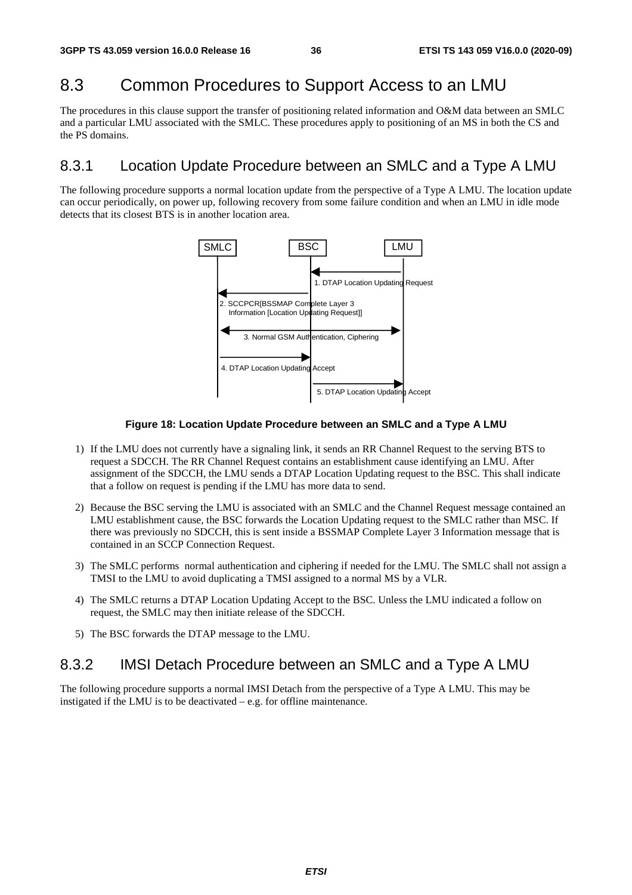## 8.3 Common Procedures to Support Access to an LMU

The procedures in this clause support the transfer of positioning related information and O&M data between an SMLC and a particular LMU associated with the SMLC. These procedures apply to positioning of an MS in both the CS and the PS domains.

### 8.3.1 Location Update Procedure between an SMLC and a Type A LMU

The following procedure supports a normal location update from the perspective of a Type A LMU. The location update can occur periodically, on power up, following recovery from some failure condition and when an LMU in idle mode detects that its closest BTS is in another location area.

SMLC BSC LMU

1. DTAP Location Updating Request

2. SCCPCR[BSSMAP Complete Layer 3 Information [Location Updating Request]]

3. Normal GSM Authentication, Ciphering

4. DTAP Location Updating Accept

5. DTAP Location Updating Accept

**Figure 18: Location Update Procedure between an SMLC and a Type A LMU**

1) If the LMU does not currently have a signaling link, it sends an RR Channel Request to the serving BTS to request a SDCCH. The RR Channel Request contains an establishment cause identifying an LMU. After assignment of the SDCCH, the LMU sends a DTAP Location Updating request to the BSC. This shall indicate that a follow on request is pending if the LMU has more data to send.

2) Because the BSC serving the LMU is associated with an SMLC and the Channel Request message contained an LMU establishment cause, the BSC forwards the Location Updating request to the SMLC rather than MSC. If there was previously no SDCCH, this is sent inside a BSSMAP Complete Layer 3 Information message that is contained in an SCCP Connection Request.

3) The SMLC performs normal authentication and ciphering if needed for the LMU. The SMLC shall not assign a TMSI to the LMU to avoid duplicating a TMSI assigned to a normal MS by a VLR.

4) The SMLC returns a DTAP Location Updating Accept to the BSC. Unless the LMU indicated a follow on request, the SMLC may then initiate release of the SDCCH.

5) The BSC forwards the DTAP message to the LMU.

### 8.3.2 IMSI Detach Procedure between an SMLC and a Type A LMU

The following procedure supports a normal IMSI Detach from the perspective of a Type A LMU. This may be instigated if the LMU is to be deactivated – e.g. for offline maintenance.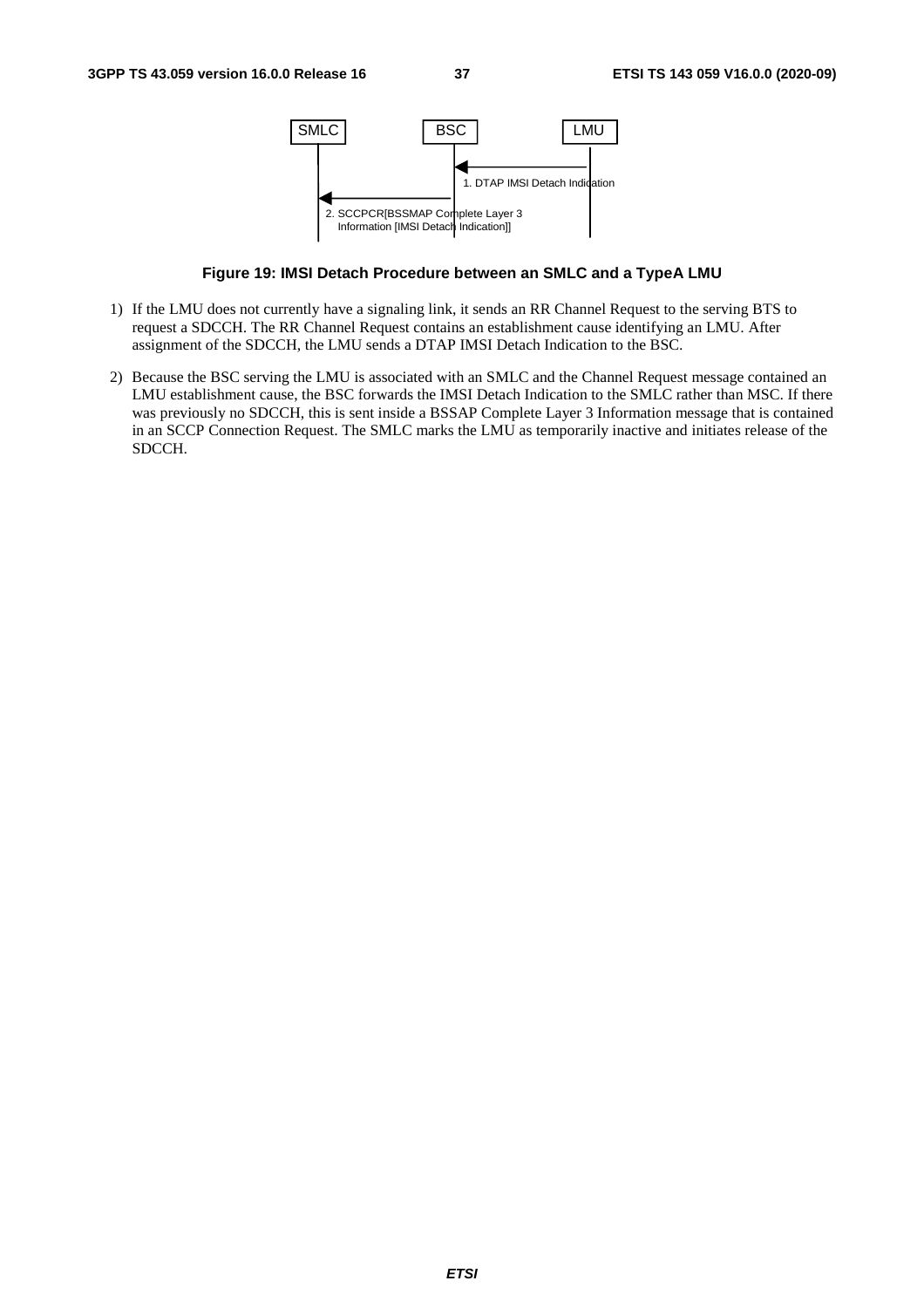SMLC BSC LMU

1. DTAP IMSI Detach Indication

2. SCCPCR[BSSMAP Complete Layer 3 Information [IMSI Detach Indication]]

**Figure 19: IMSI Detach Procedure between an SMLC and a TypeA LMU**

1) If the LMU does not currently have a signaling link, it sends an RR Channel Request to the serving BTS to request a SDCCH. The RR Channel Request contains an establishment cause identifying an LMU. After assignment of the SDCCH, the LMU sends a DTAP IMSI Detach Indication to the BSC.

2) Because the BSC serving the LMU is associated with an SMLC and the Channel Request message contained an LMU establishment cause, the BSC forwards the IMSI Detach Indication to the SMLC rather than MSC. If there was previously no SDCCH, this is sent inside a BSSAP Complete Layer 3 Information message that is contained in an SCCP Connection Request. The SMLC marks the LMU as temporarily inactive and initiates release of the SDCCH.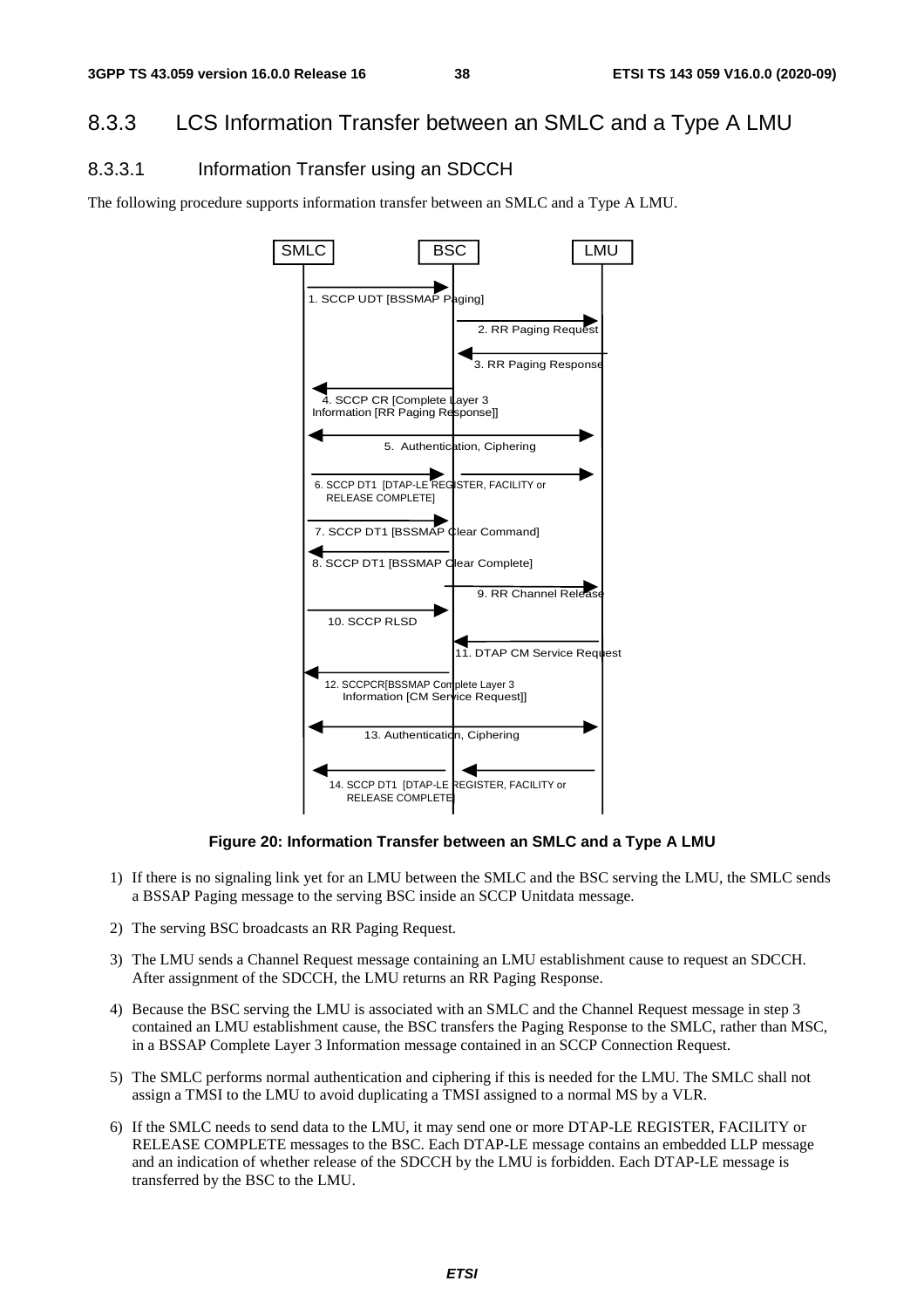## 8.3.3 LCS Information Transfer between an SMLC and a Type A LMU

### 8.3.3.1 Information Transfer using an SDCCH

The following procedure supports information transfer between an SMLC and a Type A LMU.

**Figure 20: Information Transfer between an SMLC and a Type A LMU**

1) If there is no signaling link yet for an LMU between the SMLC and the BSC serving the LMU, the SMLC sends a BSSAP Paging message to the serving BSC inside an SCCP Unitdata message.

2) The serving BSC broadcasts an RR Paging Request.

3) The LMU sends a Channel Request message containing an LMU establishment cause to request an SDCCH. After assignment of the SDCCH, the LMU returns an RR Paging Response.

4) Because the BSC serving the LMU is associated with an SMLC and the Channel Request message in step 3 contained an LMU establishment cause, the BSC transfers the Paging Response to the SMLC, rather than MSC, in a BSSAP Complete Layer 3 Information message contained in an SCCP Connection Request.

5) The SMLC performs normal authentication and ciphering if this is needed for the LMU. The SMLC shall not assign a TMSI to the LMU to avoid duplicating a TMSI assigned to a normal MS by a VLR.

6) If the SMLC needs to send data to the LMU, it may send one or more DTAP-LE REGISTER, FACILITY or RELEASE COMPLETE messages to the BSC. Each DTAP-LE message contains an embedded LLP message and an indication of whether release of the SDCCH by the LMU is forbidden. Each DTAP-LE message is transferred by the BSC to the LMU.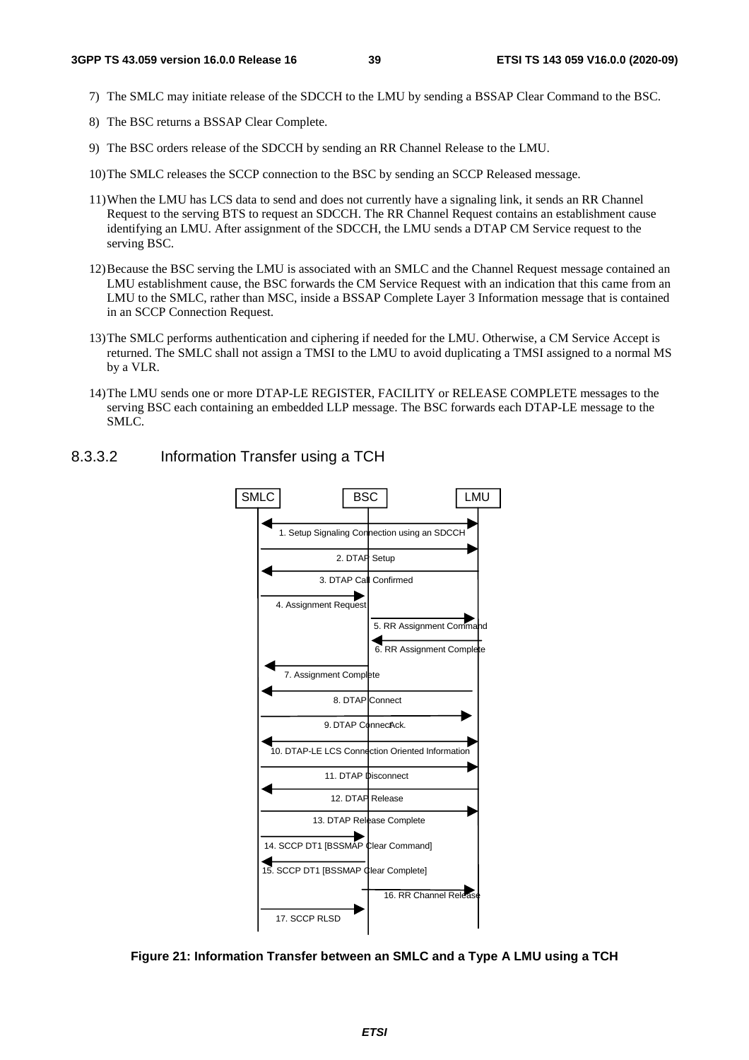7) The SMLC may initiate release of the SDCCH to the LMU by sending a BSSAP Clear Command to the BSC.

8) The BSC returns a BSSAP Clear Complete.

9) The BSC orders release of the SDCCH by sending an RR Channel Release to the LMU.

10) The SMLC releases the SCCP connection to the BSC by sending an SCCP Released message.

11) When the LMU has LCS data to send and does not currently have a signaling link, it sends an RR Channel Request to the serving BTS to request an SDCCH. The RR Channel Request contains an establishment cause identifying an LMU. After assignment of the SDCCH, the LMU sends a DTAP CM Service request to the serving BSC.

12) Because the BSC serving the LMU is associated with an SMLC and the Channel Request message contained an LMU establishment cause, the BSC forwards the CM Service Request with an indication that this came from an LMU to the SMLC, rather than MSC, inside a BSSAP Complete Layer 3 Information message that is contained in an SCCP Connection Request.

13) The SMLC performs authentication and ciphering if needed for the LMU. Otherwise, a CM Service Accept is returned. The SMLC shall not assign a TMSI to the LMU to avoid duplicating a TMSI assigned to a normal MS by a VLR.

14) The LMU sends one or more DTAP-LE REGISTER, FACILITY or RELEASE COMPLETE messages to the serving BSC each containing an embedded LLP message. The BSC forwards each DTAP-LE message to the SMLC.

#### 8.3.3.2 Information Transfer using a TCH

SMLC | BSC | LMU

1. Setup Signaling Connection using an SDCCH
2. DTAP Setup
3. DTAP Call Confirmed
4. Assignment Request
5. RR Assignment Command
6. RR Assignment Complete
7. Assignment Complete
8. DTAP Connect
9. DTAP ConnectAck.
10. DTAP-LE LCS Connection Oriented Information
11. DTAP Disconnect
12. DTAP Release
13. DTAP Release Complete
14. SCCP DT1 [BSSMAP Clear Command]
15. SCCP DT1 [BSSMAP Clear Complete]
16. RR Channel Release
17. SCCP RLSD

**Figure 21: Information Transfer between an SMLC and a Type A LMU using a TCH**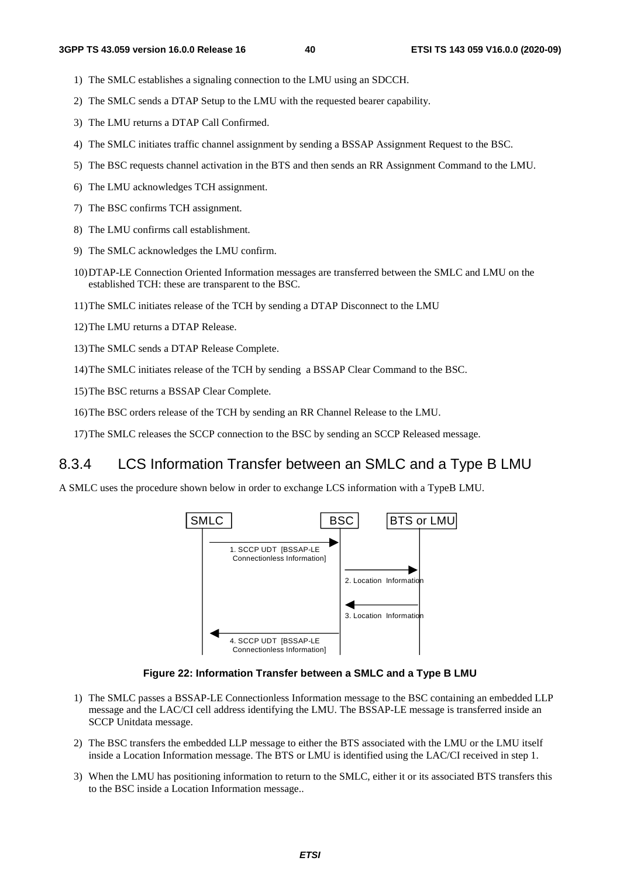1) The SMLC establishes a signaling connection to the LMU using an SDCCH.

2) The SMLC sends a DTAP Setup to the LMU with the requested bearer capability.

3) The LMU returns a DTAP Call Confirmed.

4) The SMLC initiates traffic channel assignment by sending a BSSAP Assignment Request to the BSC.

5) The BSC requests channel activation in the BTS and then sends an RR Assignment Command to the LMU.

6) The LMU acknowledges TCH assignment.

7) The BSC confirms TCH assignment.

8) The LMU confirms call establishment.

9) The SMLC acknowledges the LMU confirm.

10) DTAP-LE Connection Oriented Information messages are transferred between the SMLC and LMU on the established TCH: these are transparent to the BSC.

11) The SMLC initiates release of the TCH by sending a DTAP Disconnect to the LMU

12) The LMU returns a DTAP Release.

13) The SMLC sends a DTAP Release Complete.

14) The SMLC initiates release of the TCH by sending a BSSAP Clear Command to the BSC.

15) The BSC returns a BSSAP Clear Complete.

16) The BSC orders release of the TCH by sending an RR Channel Release to the LMU.

17) The SMLC releases the SCCP connection to the BSC by sending an SCCP Released message.

### 8.3.4 LCS Information Transfer between an SMLC and a Type B LMU

A SMLC uses the procedure shown below in order to exchange LCS information with a TypeB LMU.

```
SMLC                         BSC              BTS or LMU
  |                            |                   |
  |--------------------------->|                   |
  | 1. SCCP UDT [BSSAP-LE      |                   |
  |  Connectionless Information]                   |
  |                            |------------------>|
  |                            | 2. Location Information
  |                            |<------------------|
  |                            | 3. Location Information
  |<---------------------------|                   |
  | 4. SCCP UDT [BSSAP-LE      |                   |
  |  Connectionless Information]                   |
```

**Figure 22: Information Transfer between a SMLC and a Type B LMU**

1) The SMLC passes a BSSAP-LE Connectionless Information message to the BSC containing an embedded LLP message and the LAC/CI cell address identifying the LMU. The BSSAP-LE message is transferred inside an SCCP Unitdata message.

2) The BSC transfers the embedded LLP message to either the BTS associated with the LMU or the LMU itself inside a Location Information message. The BTS or LMU is identified using the LAC/CI received in step 1.

3) When the LMU has positioning information to return to the SMLC, either it or its associated BTS transfers this to the BSC inside a Location Information message..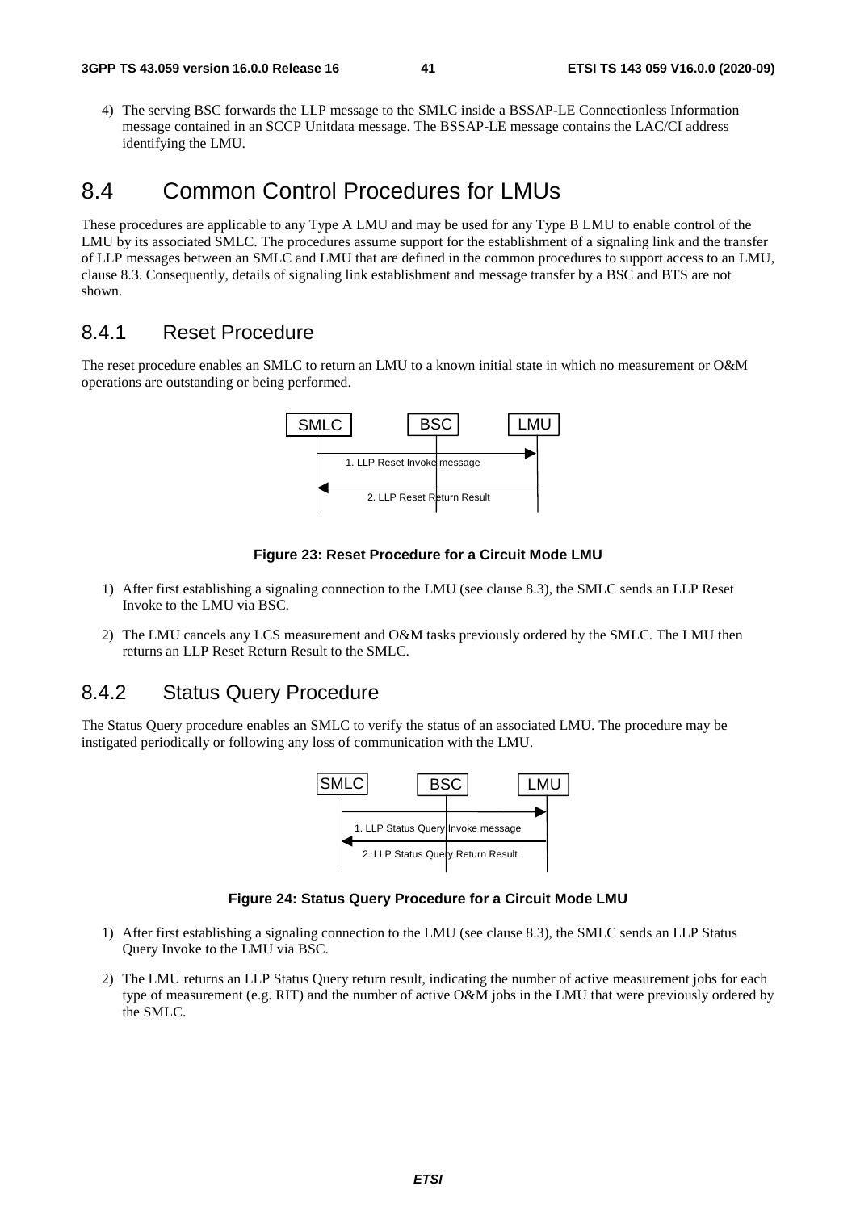4) The serving BSC forwards the LLP message to the SMLC inside a BSSAP-LE Connectionless Information message contained in an SCCP Unitdata message. The BSSAP-LE message contains the LAC/CI address identifying the LMU.

# 8.4 Common Control Procedures for LMUs

These procedures are applicable to any Type A LMU and may be used for any Type B LMU to enable control of the LMU by its associated SMLC. The procedures assume support for the establishment of a signaling link and the transfer of LLP messages between an SMLC and LMU that are defined in the common procedures to support access to an LMU, clause 8.3. Consequently, details of signaling link establishment and message transfer by a BSC and BTS are not shown.

## 8.4.1 Reset Procedure

The reset procedure enables an SMLC to return an LMU to a known initial state in which no measurement or O&M operations are outstanding or being performed.

SMLC BSC LMU

1. LLP Reset Invoke message

2. LLP Reset Return Result

**Figure 23: Reset Procedure for a Circuit Mode LMU**

1) After first establishing a signaling connection to the LMU (see clause 8.3), the SMLC sends an LLP Reset Invoke to the LMU via BSC.

2) The LMU cancels any LCS measurement and O&M tasks previously ordered by the SMLC. The LMU then returns an LLP Reset Return Result to the SMLC.

## 8.4.2 Status Query Procedure

The Status Query procedure enables an SMLC to verify the status of an associated LMU. The procedure may be instigated periodically or following any loss of communication with the LMU.

SMLC BSC LMU

1. LLP Status Query Invoke message

2. LLP Status Query Return Result

**Figure 24: Status Query Procedure for a Circuit Mode LMU**

1) After first establishing a signaling connection to the LMU (see clause 8.3), the SMLC sends an LLP Status Query Invoke to the LMU via BSC.

2) The LMU returns an LLP Status Query return result, indicating the number of active measurement jobs for each type of measurement (e.g. RIT) and the number of active O&M jobs in the LMU that were previously ordered by the SMLC.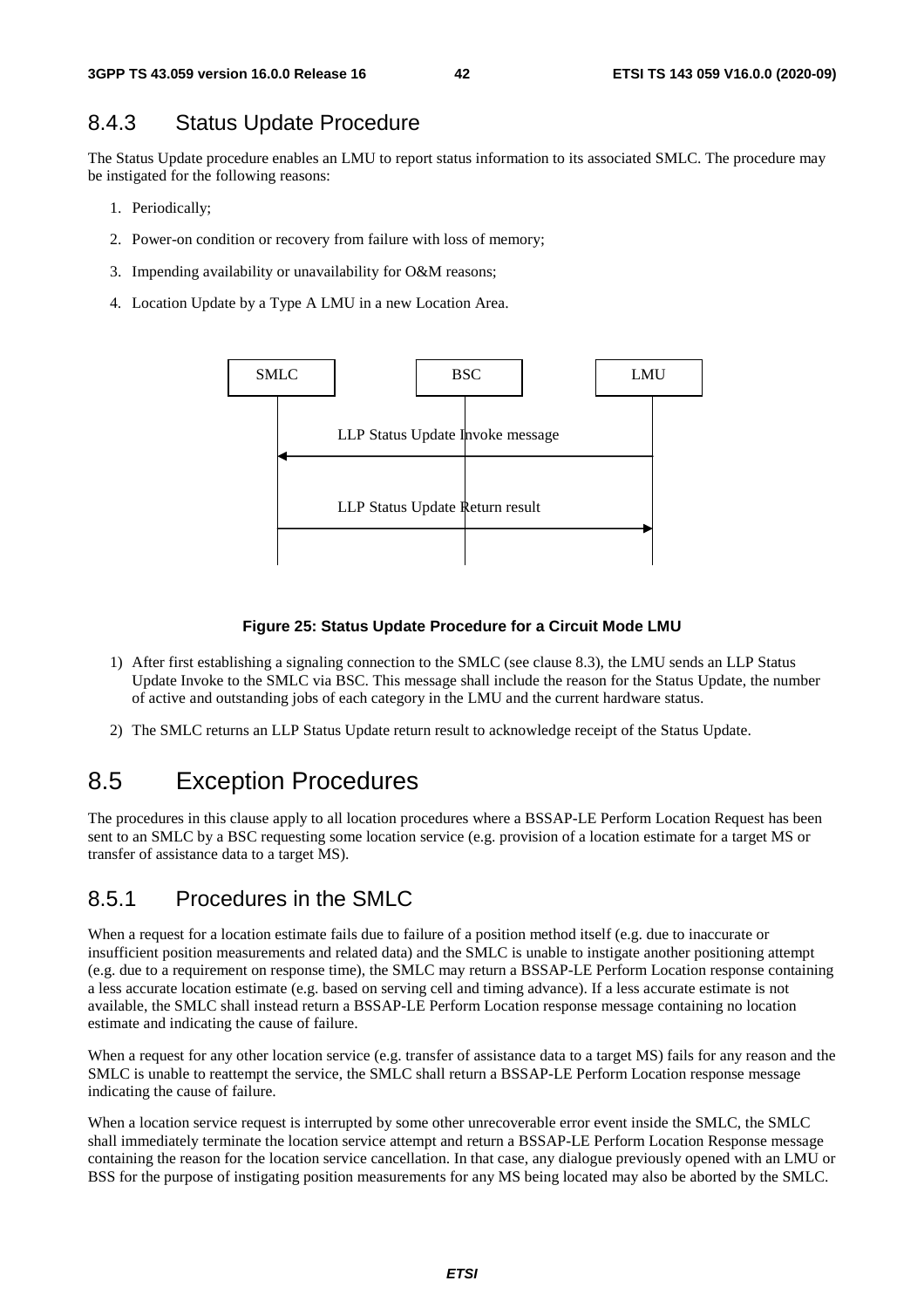### 8.4.3 Status Update Procedure

The Status Update procedure enables an LMU to report status information to its associated SMLC. The procedure may be instigated for the following reasons:

1. Periodically;
2. Power-on condition or recovery from failure with loss of memory;
3. Impending availability or unavailability for O&M reasons;
4. Location Update by a Type A LMU in a new Location Area.

**Figure 25: Status Update Procedure for a Circuit Mode LMU**

1) After first establishing a signaling connection to the SMLC (see clause 8.3), the LMU sends an LLP Status Update Invoke to the SMLC via BSC. This message shall include the reason for the Status Update, the number of active and outstanding jobs of each category in the LMU and the current hardware status.

2) The SMLC returns an LLP Status Update return result to acknowledge receipt of the Status Update.

## 8.5 Exception Procedures

The procedures in this clause apply to all location procedures where a BSSAP-LE Perform Location Request has been sent to an SMLC by a BSC requesting some location service (e.g. provision of a location estimate for a target MS or transfer of assistance data to a target MS).

### 8.5.1 Procedures in the SMLC

When a request for a location estimate fails due to failure of a position method itself (e.g. due to inaccurate or insufficient position measurements and related data) and the SMLC is unable to instigate another positioning attempt (e.g. due to a requirement on response time), the SMLC may return a BSSAP-LE Perform Location response containing a less accurate location estimate (e.g. based on serving cell and timing advance). If a less accurate estimate is not available, the SMLC shall instead return a BSSAP-LE Perform Location response message containing no location estimate and indicating the cause of failure.

When a request for any other location service (e.g. transfer of assistance data to a target MS) fails for any reason and the SMLC is unable to reattempt the service, the SMLC shall return a BSSAP-LE Perform Location response message indicating the cause of failure.

When a location service request is interrupted by some other unrecoverable error event inside the SMLC, the SMLC shall immediately terminate the location service attempt and return a BSSAP-LE Perform Location Response message containing the reason for the location service cancellation. In that case, any dialogue previously opened with an LMU or BSS for the purpose of instigating position measurements for any MS being located may also be aborted by the SMLC.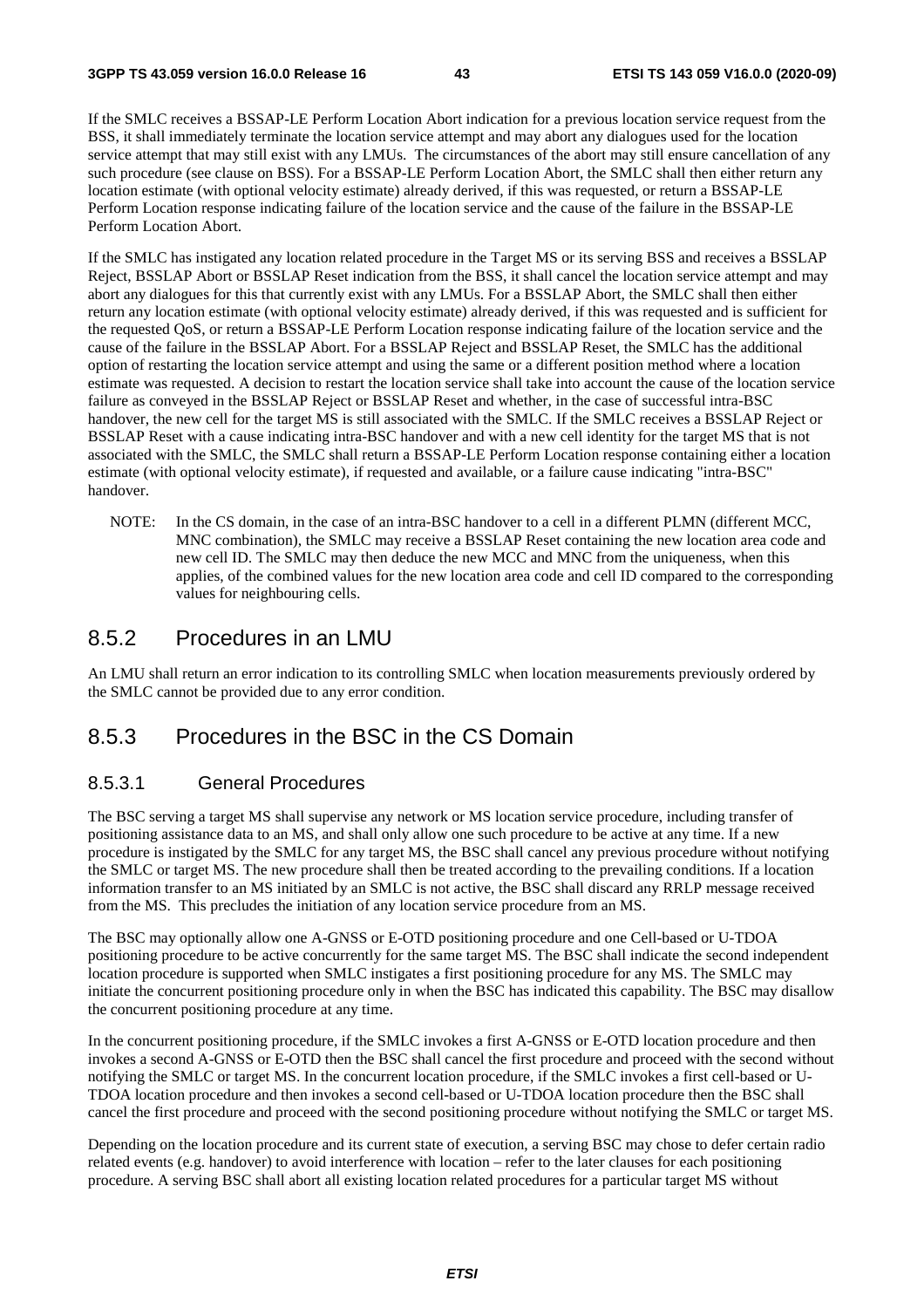If the SMLC receives a BSSAP-LE Perform Location Abort indication for a previous location service request from the BSS, it shall immediately terminate the location service attempt and may abort any dialogues used for the location service attempt that may still exist with any LMUs. The circumstances of the abort may still ensure cancellation of any such procedure (see clause on BSS). For a BSSAP-LE Perform Location Abort, the SMLC shall then either return any location estimate (with optional velocity estimate) already derived, if this was requested, or return a BSSAP-LE Perform Location response indicating failure of the location service and the cause of the failure in the BSSAP-LE Perform Location Abort.

If the SMLC has instigated any location related procedure in the Target MS or its serving BSS and receives a BSSLAP Reject, BSSLAP Abort or BSSLAP Reset indication from the BSS, it shall cancel the location service attempt and may abort any dialogues for this that currently exist with any LMUs. For a BSSLAP Abort, the SMLC shall then either return any location estimate (with optional velocity estimate) already derived, if this was requested and is sufficient for the requested QoS, or return a BSSAP-LE Perform Location response indicating failure of the location service and the cause of the failure in the BSSLAP Abort. For a BSSLAP Reject and BSSLAP Reset, the SMLC has the additional option of restarting the location service attempt and using the same or a different position method where a location estimate was requested. A decision to restart the location service shall take into account the cause of the location service failure as conveyed in the BSSLAP Reject or BSSLAP Reset and whether, in the case of successful intra-BSC handover, the new cell for the target MS is still associated with the SMLC. If the SMLC receives a BSSLAP Reject or BSSLAP Reset with a cause indicating intra-BSC handover and with a new cell identity for the target MS that is not associated with the SMLC, the SMLC shall return a BSSAP-LE Perform Location response containing either a location estimate (with optional velocity estimate), if requested and available, or a failure cause indicating "intra-BSC" handover.

NOTE: In the CS domain, in the case of an intra-BSC handover to a cell in a different PLMN (different MCC, MNC combination), the SMLC may receive a BSSLAP Reset containing the new location area code and new cell ID. The SMLC may then deduce the new MCC and MNC from the uniqueness, when this applies, of the combined values for the new location area code and cell ID compared to the corresponding values for neighbouring cells.

## 8.5.2 Procedures in an LMU

An LMU shall return an error indication to its controlling SMLC when location measurements previously ordered by the SMLC cannot be provided due to any error condition.

## 8.5.3 Procedures in the BSC in the CS Domain

### 8.5.3.1 General Procedures

The BSC serving a target MS shall supervise any network or MS location service procedure, including transfer of positioning assistance data to an MS, and shall only allow one such procedure to be active at any time. If a new procedure is instigated by the SMLC for any target MS, the BSC shall cancel any previous procedure without notifying the SMLC or target MS. The new procedure shall then be treated according to the prevailing conditions. If a location information transfer to an MS initiated by an SMLC is not active, the BSC shall discard any RRLP message received from the MS. This precludes the initiation of any location service procedure from an MS.

The BSC may optionally allow one A-GNSS or E-OTD positioning procedure and one Cell-based or U-TDOA positioning procedure to be active concurrently for the same target MS. The BSC shall indicate the second independent location procedure is supported when SMLC instigates a first positioning procedure for any MS. The SMLC may initiate the concurrent positioning procedure only in when the BSC has indicated this capability. The BSC may disallow the concurrent positioning procedure at any time.

In the concurrent positioning procedure, if the SMLC invokes a first A-GNSS or E-OTD location procedure and then invokes a second A-GNSS or E-OTD then the BSC shall cancel the first procedure and proceed with the second without notifying the SMLC or target MS. In the concurrent location procedure, if the SMLC invokes a first cell-based or U-TDOA location procedure and then invokes a second cell-based or U-TDOA location procedure then the BSC shall cancel the first procedure and proceed with the second positioning procedure without notifying the SMLC or target MS.

Depending on the location procedure and its current state of execution, a serving BSC may chose to defer certain radio related events (e.g. handover) to avoid interference with location – refer to the later clauses for each positioning procedure. A serving BSC shall abort all existing location related procedures for a particular target MS without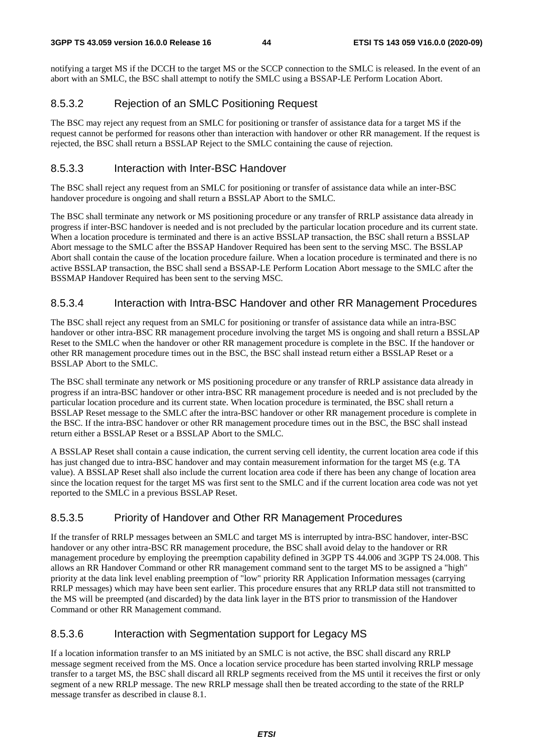notifying a target MS if the DCCH to the target MS or the SCCP connection to the SMLC is released. In the event of an abort with an SMLC, the BSC shall attempt to notify the SMLC using a BSSAP-LE Perform Location Abort.

### 8.5.3.2 Rejection of an SMLC Positioning Request

The BSC may reject any request from an SMLC for positioning or transfer of assistance data for a target MS if the request cannot be performed for reasons other than interaction with handover or other RR management. If the request is rejected, the BSC shall return a BSSLAP Reject to the SMLC containing the cause of rejection.

### 8.5.3.3 Interaction with Inter-BSC Handover

The BSC shall reject any request from an SMLC for positioning or transfer of assistance data while an inter-BSC handover procedure is ongoing and shall return a BSSLAP Abort to the SMLC.

The BSC shall terminate any network or MS positioning procedure or any transfer of RRLP assistance data already in progress if inter-BSC handover is needed and is not precluded by the particular location procedure and its current state. When a location procedure is terminated and there is an active BSSLAP transaction, the BSC shall return a BSSLAP Abort message to the SMLC after the BSSAP Handover Required has been sent to the serving MSC. The BSSLAP Abort shall contain the cause of the location procedure failure. When a location procedure is terminated and there is no active BSSLAP transaction, the BSC shall send a BSSAP-LE Perform Location Abort message to the SMLC after the BSSMAP Handover Required has been sent to the serving MSC.

### 8.5.3.4 Interaction with Intra-BSC Handover and other RR Management Procedures

The BSC shall reject any request from an SMLC for positioning or transfer of assistance data while an intra-BSC handover or other intra-BSC RR management procedure involving the target MS is ongoing and shall return a BSSLAP Reset to the SMLC when the handover or other RR management procedure is complete in the BSC. If the handover or other RR management procedure times out in the BSC, the BSC shall instead return either a BSSLAP Reset or a BSSLAP Abort to the SMLC.

The BSC shall terminate any network or MS positioning procedure or any transfer of RRLP assistance data already in progress if an intra-BSC handover or other intra-BSC RR management procedure is needed and is not precluded by the particular location procedure and its current state. When location procedure is terminated, the BSC shall return a BSSLAP Reset message to the SMLC after the intra-BSC handover or other RR management procedure is complete in the BSC. If the intra-BSC handover or other RR management procedure times out in the BSC, the BSC shall instead return either a BSSLAP Reset or a BSSLAP Abort to the SMLC.

A BSSLAP Reset shall contain a cause indication, the current serving cell identity, the current location area code if this has just changed due to intra-BSC handover and may contain measurement information for the target MS (e.g. TA value). A BSSLAP Reset shall also include the current location area code if there has been any change of location area since the location request for the target MS was first sent to the SMLC and if the current location area code was not yet reported to the SMLC in a previous BSSLAP Reset.

### 8.5.3.5 Priority of Handover and Other RR Management Procedures

If the transfer of RRLP messages between an SMLC and target MS is interrupted by intra-BSC handover, inter-BSC handover or any other intra-BSC RR management procedure, the BSC shall avoid delay to the handover or RR management procedure by employing the preemption capability defined in 3GPP TS 44.006 and 3GPP TS 24.008. This allows an RR Handover Command or other RR management command sent to the target MS to be assigned a "high" priority at the data link level enabling preemption of "low" priority RR Application Information messages (carrying RRLP messages) which may have been sent earlier. This procedure ensures that any RRLP data still not transmitted to the MS will be preempted (and discarded) by the data link layer in the BTS prior to transmission of the Handover Command or other RR Management command.

### 8.5.3.6 Interaction with Segmentation support for Legacy MS

If a location information transfer to an MS initiated by an SMLC is not active, the BSC shall discard any RRLP message segment received from the MS. Once a location service procedure has been started involving RRLP message transfer to a target MS, the BSC shall discard all RRLP segments received from the MS until it receives the first or only segment of a new RRLP message. The new RRLP message shall then be treated according to the state of the RRLP message transfer as described in clause 8.1.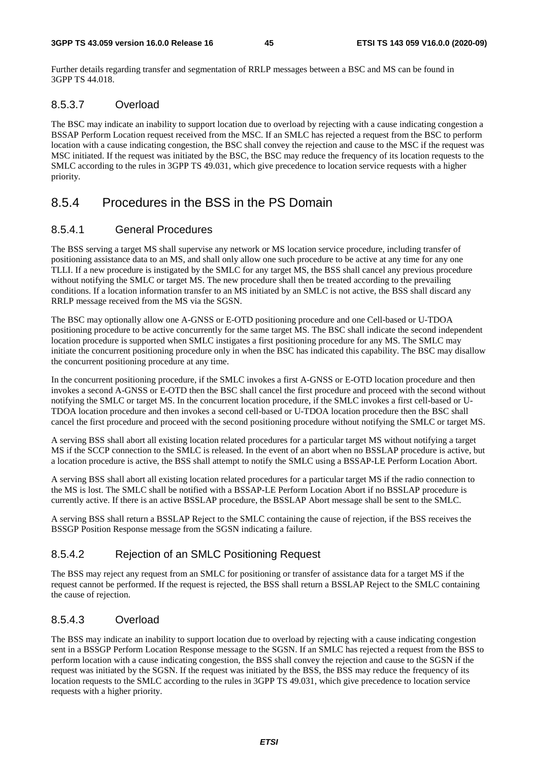Further details regarding transfer and segmentation of RRLP messages between a BSC and MS can be found in 3GPP TS 44.018.

#### 8.5.3.7 Overload

The BSC may indicate an inability to support location due to overload by rejecting with a cause indicating congestion a BSSAP Perform Location request received from the MSC. If an SMLC has rejected a request from the BSC to perform location with a cause indicating congestion, the BSC shall convey the rejection and cause to the MSC if the request was MSC initiated. If the request was initiated by the BSC, the BSC may reduce the frequency of its location requests to the SMLC according to the rules in 3GPP TS 49.031, which give precedence to location service requests with a higher priority.

### 8.5.4 Procedures in the BSS in the PS Domain

#### 8.5.4.1 General Procedures

The BSS serving a target MS shall supervise any network or MS location service procedure, including transfer of positioning assistance data to an MS, and shall only allow one such procedure to be active at any time for any one TLLI. If a new procedure is instigated by the SMLC for any target MS, the BSS shall cancel any previous procedure without notifying the SMLC or target MS. The new procedure shall then be treated according to the prevailing conditions. If a location information transfer to an MS initiated by an SMLC is not active, the BSS shall discard any RRLP message received from the MS via the SGSN.

The BSC may optionally allow one A-GNSS or E-OTD positioning procedure and one Cell-based or U-TDOA positioning procedure to be active concurrently for the same target MS. The BSC shall indicate the second independent location procedure is supported when SMLC instigates a first positioning procedure for any MS. The SMLC may initiate the concurrent positioning procedure only in when the BSC has indicated this capability. The BSC may disallow the concurrent positioning procedure at any time.

In the concurrent positioning procedure, if the SMLC invokes a first A-GNSS or E-OTD location procedure and then invokes a second A-GNSS or E-OTD then the BSC shall cancel the first procedure and proceed with the second without notifying the SMLC or target MS. In the concurrent location procedure, if the SMLC invokes a first cell-based or U-TDOA location procedure and then invokes a second cell-based or U-TDOA location procedure then the BSC shall cancel the first procedure and proceed with the second positioning procedure without notifying the SMLC or target MS.

A serving BSS shall abort all existing location related procedures for a particular target MS without notifying a target MS if the SCCP connection to the SMLC is released. In the event of an abort when no BSSLAP procedure is active, but a location procedure is active, the BSS shall attempt to notify the SMLC using a BSSAP-LE Perform Location Abort.

A serving BSS shall abort all existing location related procedures for a particular target MS if the radio connection to the MS is lost. The SMLC shall be notified with a BSSAP-LE Perform Location Abort if no BSSLAP procedure is currently active. If there is an active BSSLAP procedure, the BSSLAP Abort message shall be sent to the SMLC.

A serving BSS shall return a BSSLAP Reject to the SMLC containing the cause of rejection, if the BSS receives the BSSGP Position Response message from the SGSN indicating a failure.

#### 8.5.4.2 Rejection of an SMLC Positioning Request

The BSS may reject any request from an SMLC for positioning or transfer of assistance data for a target MS if the request cannot be performed. If the request is rejected, the BSS shall return a BSSLAP Reject to the SMLC containing the cause of rejection.

#### 8.5.4.3 Overload

The BSS may indicate an inability to support location due to overload by rejecting with a cause indicating congestion sent in a BSSGP Perform Location Response message to the SGSN. If an SMLC has rejected a request from the BSS to perform location with a cause indicating congestion, the BSS shall convey the rejection and cause to the SGSN if the request was initiated by the SGSN. If the request was initiated by the BSS, the BSS may reduce the frequency of its location requests to the SMLC according to the rules in 3GPP TS 49.031, which give precedence to location service requests with a higher priority.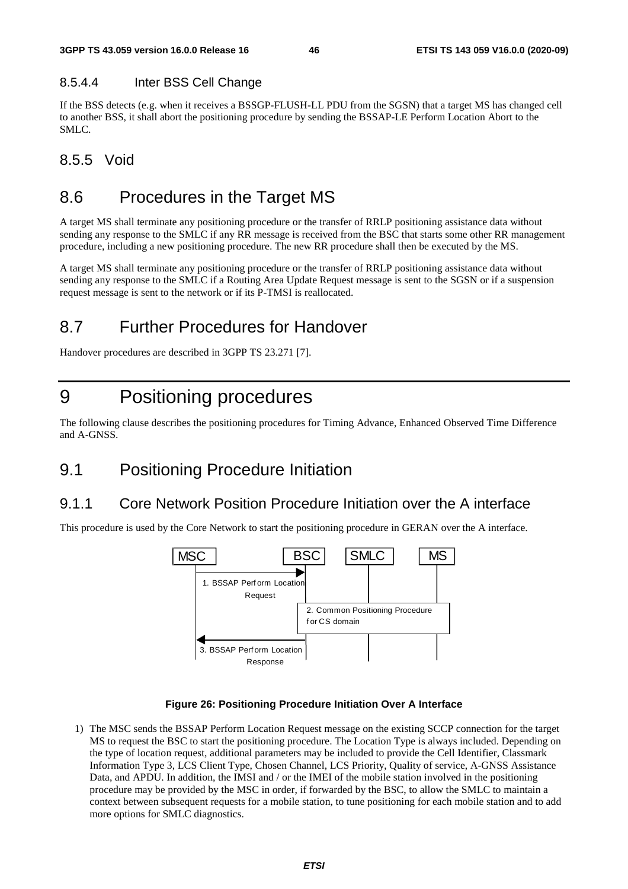#### 8.5.4.4 Inter BSS Cell Change

If the BSS detects (e.g. when it receives a BSSGP-FLUSH-LL PDU from the SGSN) that a target MS has changed cell to another BSS, it shall abort the positioning procedure by sending the BSSAP-LE Perform Location Abort to the SMLC.

### 8.5.5 Void

## 8.6 Procedures in the Target MS

A target MS shall terminate any positioning procedure or the transfer of RRLP positioning assistance data without sending any response to the SMLC if any RR message is received from the BSC that starts some other RR management procedure, including a new positioning procedure. The new RR procedure shall then be executed by the MS.

A target MS shall terminate any positioning procedure or the transfer of RRLP positioning assistance data without sending any response to the SMLC if a Routing Area Update Request message is sent to the SGSN or if a suspension request message is sent to the network or if its P-TMSI is reallocated.

## 8.7 Further Procedures for Handover

Handover procedures are described in 3GPP TS 23.271 [7].

# 9 Positioning procedures

The following clause describes the positioning procedures for Timing Advance, Enhanced Observed Time Difference and A-GNSS.

## 9.1 Positioning Procedure Initiation

### 9.1.1 Core Network Position Procedure Initiation over the A interface

This procedure is used by the Core Network to start the positioning procedure in GERAN over the A interface.

MSC | BSC | SMLC | MS

1. BSSAP Perform Location Request (MSC → BSC)

2. Common Positioning Procedure for CS domain (BSC, SMLC, MS)

3. BSSAP Perform Location Response (BSC → MSC)

**Figure 26: Positioning Procedure Initiation Over A Interface**

1) The MSC sends the BSSAP Perform Location Request message on the existing SCCP connection for the target MS to request the BSC to start the positioning procedure. The Location Type is always included. Depending on the type of location request, additional parameters may be included to provide the Cell Identifier, Classmark Information Type 3, LCS Client Type, Chosen Channel, LCS Priority, Quality of service, A-GNSS Assistance Data, and APDU. In addition, the IMSI and / or the IMEI of the mobile station involved in the positioning procedure may be provided by the MSC in order, if forwarded by the BSC, to allow the SMLC to maintain a context between subsequent requests for a mobile station, to tune positioning for each mobile station and to add more options for SMLC diagnostics.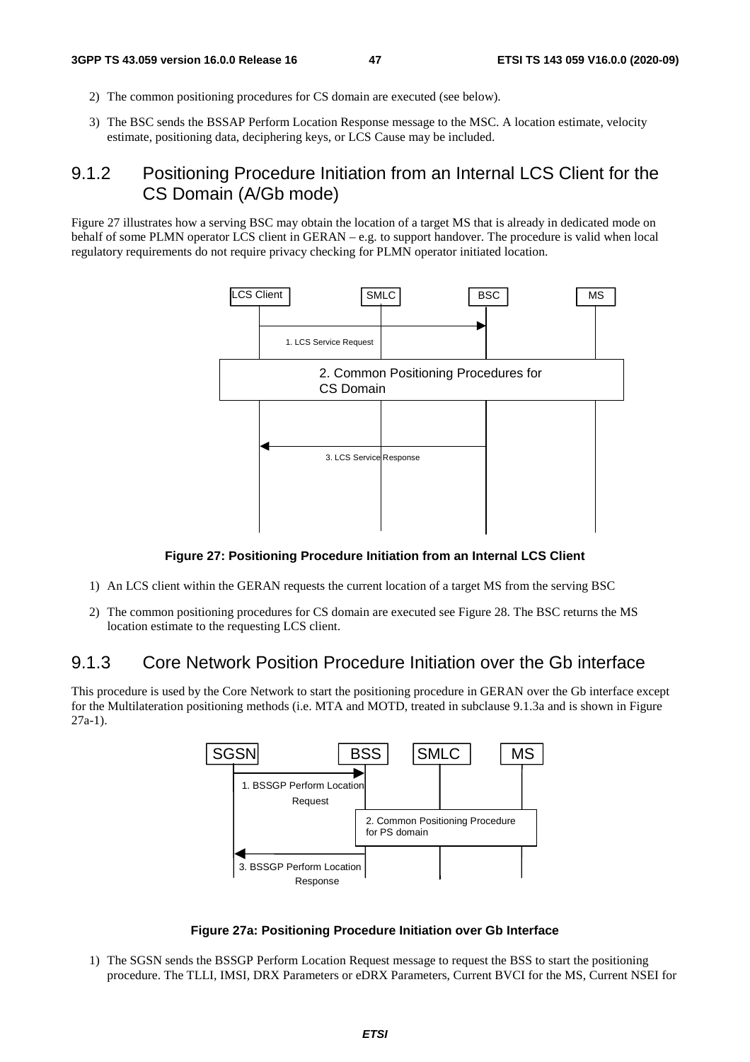2) The common positioning procedures for CS domain are executed (see below).

3) The BSC sends the BSSAP Perform Location Response message to the MSC. A location estimate, velocity estimate, positioning data, deciphering keys, or LCS Cause may be included.

### 9.1.2 Positioning Procedure Initiation from an Internal LCS Client for the CS Domain (A/Gb mode)

Figure 27 illustrates how a serving BSC may obtain the location of a target MS that is already in dedicated mode on behalf of some PLMN operator LCS client in GERAN – e.g. to support handover. The procedure is valid when local regulatory requirements do not require privacy checking for PLMN operator initiated location.

**Figure 27: Positioning Procedure Initiation from an Internal LCS Client**

1) An LCS client within the GERAN requests the current location of a target MS from the serving BSC

2) The common positioning procedures for CS domain are executed see Figure 28. The BSC returns the MS location estimate to the requesting LCS client.

### 9.1.3 Core Network Position Procedure Initiation over the Gb interface

This procedure is used by the Core Network to start the positioning procedure in GERAN over the Gb interface except for the Multilateration positioning methods (i.e. MTA and MOTD, treated in subclause 9.1.3a and is shown in Figure 27a-1).

**Figure 27a: Positioning Procedure Initiation over Gb Interface**

1) The SGSN sends the BSSGP Perform Location Request message to request the BSS to start the positioning procedure. The TLLI, IMSI, DRX Parameters or eDRX Parameters, Current BVCI for the MS, Current NSEI for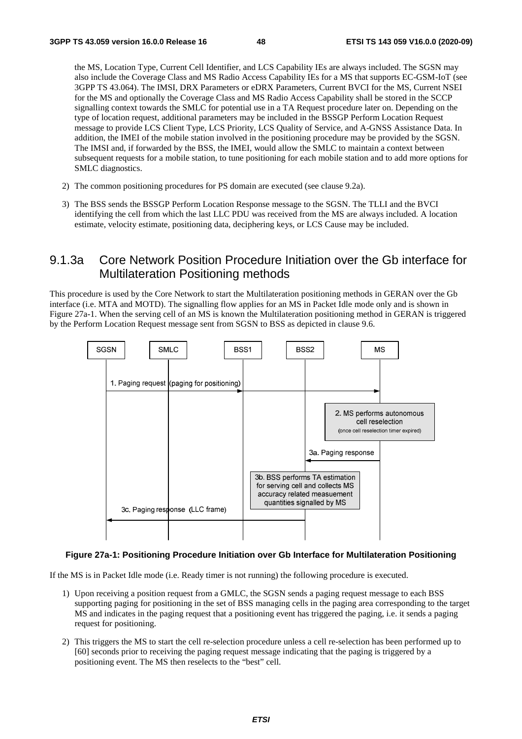the MS, Location Type, Current Cell Identifier, and LCS Capability IEs are always included. The SGSN may also include the Coverage Class and MS Radio Access Capability IEs for a MS that supports EC-GSM-IoT (see 3GPP TS 43.064). The IMSI, DRX Parameters or eDRX Parameters, Current BVCI for the MS, Current NSEI for the MS and optionally the Coverage Class and MS Radio Access Capability shall be stored in the SCCP signalling context towards the SMLC for potential use in a TA Request procedure later on. Depending on the type of location request, additional parameters may be included in the BSSGP Perform Location Request message to provide LCS Client Type, LCS Priority, LCS Quality of Service, and A-GNSS Assistance Data. In addition, the IMEI of the mobile station involved in the positioning procedure may be provided by the SGSN. The IMSI and, if forwarded by the BSS, the IMEI, would allow the SMLC to maintain a context between subsequent requests for a mobile station, to tune positioning for each mobile station and to add more options for SMLC diagnostics.

2) The common positioning procedures for PS domain are executed (see clause 9.2a).

3) The BSS sends the BSSGP Perform Location Response message to the SGSN. The TLLI and the BVCI identifying the cell from which the last LLC PDU was received from the MS are always included. A location estimate, velocity estimate, positioning data, deciphering keys, or LCS Cause may be included.

## 9.1.3a Core Network Position Procedure Initiation over the Gb interface for Multilateration Positioning methods

This procedure is used by the Core Network to start the Multilateration positioning methods in GERAN over the Gb interface (i.e. MTA and MOTD). The signalling flow applies for an MS in Packet Idle mode only and is shown in Figure 27a-1. When the serving cell of an MS is known the Multilateration positioning method in GERAN is triggered by the Perform Location Request message sent from SGSN to BSS as depicted in clause 9.6.

SGSN | SMLC | BSS1 | BSS2 | MS

1. Paging request (paging for positioning)

2. MS performs autonomous cell reselection (once cell reselection timer expired)

3a. Paging response

3b. BSS performs TA estimation for serving cell and collects MS accuracy related measuement quantities signalled by MS

3c. Paging response (LLC frame)

**Figure 27a-1: Positioning Procedure Initiation over Gb Interface for Multilateration Positioning**

If the MS is in Packet Idle mode (i.e. Ready timer is not running) the following procedure is executed.

1) Upon receiving a position request from a GMLC, the SGSN sends a paging request message to each BSS supporting paging for positioning in the set of BSS managing cells in the paging area corresponding to the target MS and indicates in the paging request that a positioning event has triggered the paging, i.e. it sends a paging request for positioning.

2) This triggers the MS to start the cell re-selection procedure unless a cell re-selection has been performed up to [60] seconds prior to receiving the paging request message indicating that the paging is triggered by a positioning event. The MS then reselects to the "best" cell.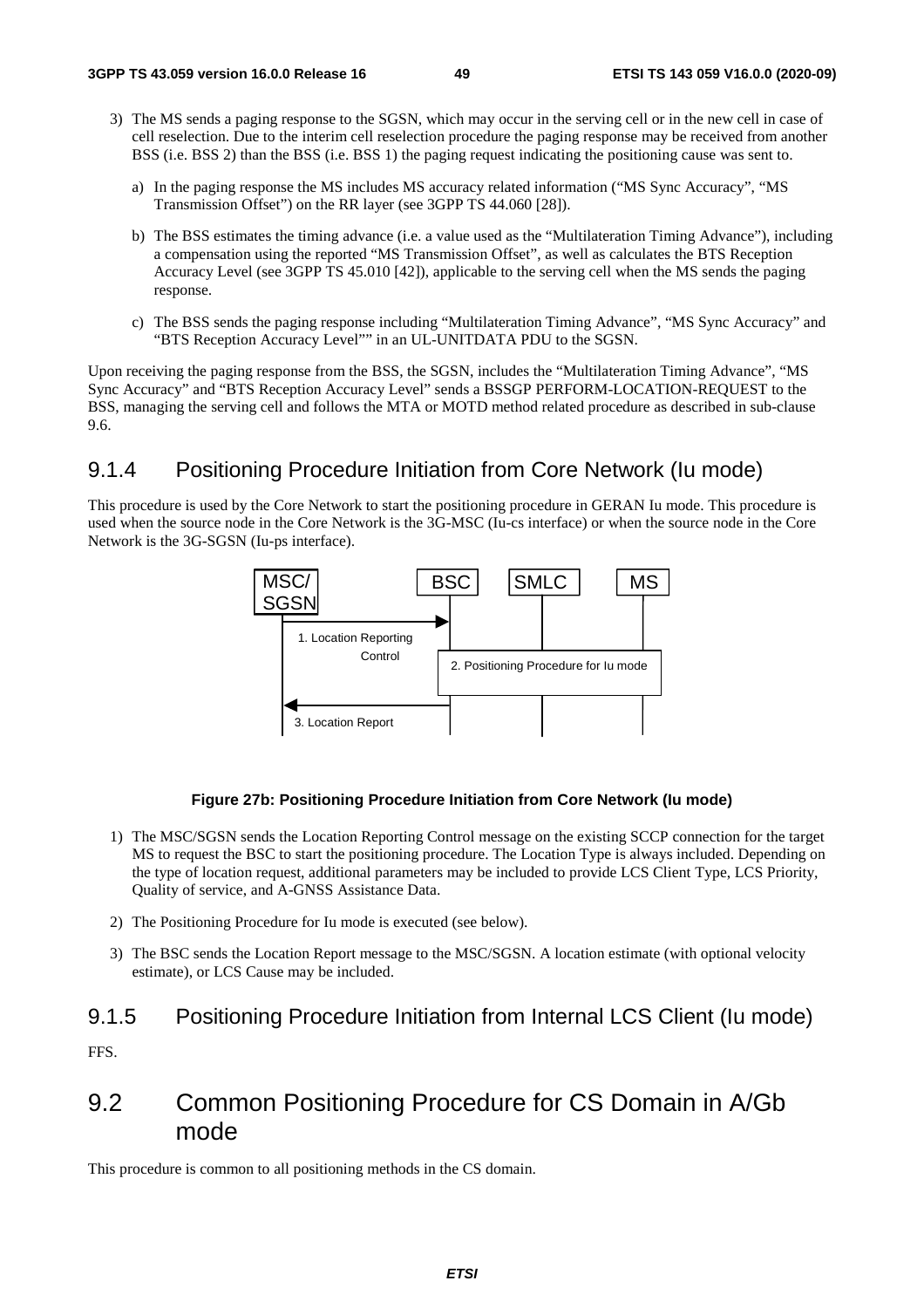3) The MS sends a paging response to the SGSN, which may occur in the serving cell or in the new cell in case of cell reselection. Due to the interim cell reselection procedure the paging response may be received from another BSS (i.e. BSS 2) than the BSS (i.e. BSS 1) the paging request indicating the positioning cause was sent to.

   a) In the paging response the MS includes MS accuracy related information ("MS Sync Accuracy", "MS Transmission Offset") on the RR layer (see 3GPP TS 44.060 [28]).

   b) The BSS estimates the timing advance (i.e. a value used as the "Multilateration Timing Advance"), including a compensation using the reported "MS Transmission Offset", as well as calculates the BTS Reception Accuracy Level (see 3GPP TS 45.010 [42]), applicable to the serving cell when the MS sends the paging response.

   c) The BSS sends the paging response including "Multilateration Timing Advance", "MS Sync Accuracy" and "BTS Reception Accuracy Level"" in an UL-UNITDATA PDU to the SGSN.

Upon receiving the paging response from the BSS, the SGSN, includes the "Multilateration Timing Advance", "MS Sync Accuracy" and "BTS Reception Accuracy Level" sends a BSSGP PERFORM-LOCATION-REQUEST to the BSS, managing the serving cell and follows the MTA or MOTD method related procedure as described in sub-clause 9.6.

### 9.1.4 Positioning Procedure Initiation from Core Network (Iu mode)

This procedure is used by the Core Network to start the positioning procedure in GERAN Iu mode. This procedure is used when the source node in the Core Network is the 3G-MSC (Iu-cs interface) or when the source node in the Core Network is the 3G-SGSN (Iu-ps interface).

MSC/SGSN | BSC | SMLC | MS

1. Location Reporting Control

2. Positioning Procedure for Iu mode

3. Location Report

**Figure 27b: Positioning Procedure Initiation from Core Network (Iu mode)**

1) The MSC/SGSN sends the Location Reporting Control message on the existing SCCP connection for the target MS to request the BSC to start the positioning procedure. The Location Type is always included. Depending on the type of location request, additional parameters may be included to provide LCS Client Type, LCS Priority, Quality of service, and A-GNSS Assistance Data.

2) The Positioning Procedure for Iu mode is executed (see below).

3) The BSC sends the Location Report message to the MSC/SGSN. A location estimate (with optional velocity estimate), or LCS Cause may be included.

### 9.1.5 Positioning Procedure Initiation from Internal LCS Client (Iu mode)

FFS.

## 9.2 Common Positioning Procedure for CS Domain in A/Gb mode

This procedure is common to all positioning methods in the CS domain.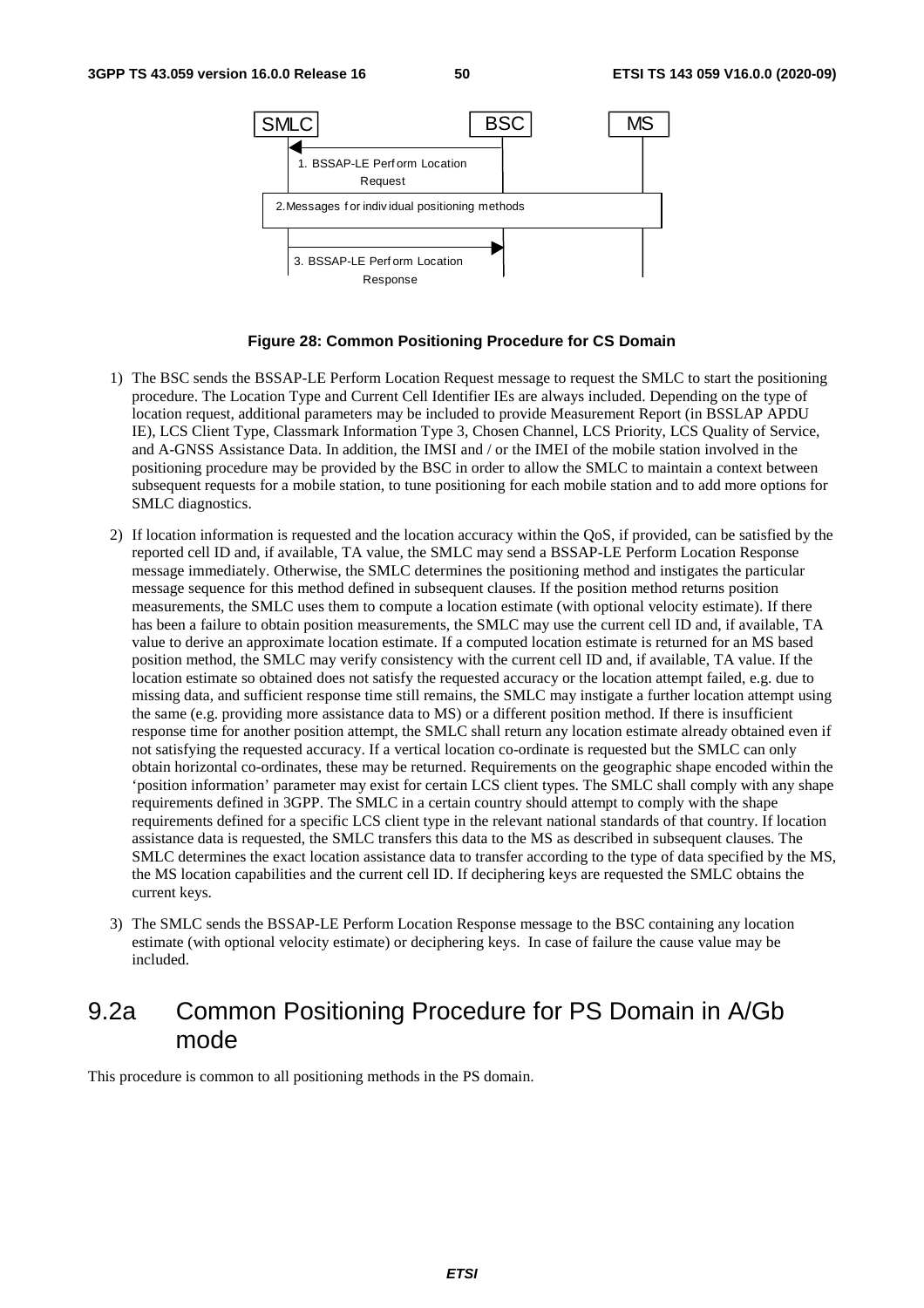SMLC | BSC | MS

1. BSSAP-LE Perform Location Request

2. Messages for individual positioning methods

3. BSSAP-LE Perform Location Response

**Figure 28: Common Positioning Procedure for CS Domain**

1) The BSC sends the BSSAP-LE Perform Location Request message to request the SMLC to start the positioning procedure. The Location Type and Current Cell Identifier IEs are always included. Depending on the type of location request, additional parameters may be included to provide Measurement Report (in BSSLAP APDU IE), LCS Client Type, Classmark Information Type 3, Chosen Channel, LCS Priority, LCS Quality of Service, and A-GNSS Assistance Data. In addition, the IMSI and / or the IMEI of the mobile station involved in the positioning procedure may be provided by the BSC in order to allow the SMLC to maintain a context between subsequent requests for a mobile station, to tune positioning for each mobile station and to add more options for SMLC diagnostics.

2) If location information is requested and the location accuracy within the QoS, if provided, can be satisfied by the reported cell ID and, if available, TA value, the SMLC may send a BSSAP-LE Perform Location Response message immediately. Otherwise, the SMLC determines the positioning method and instigates the particular message sequence for this method defined in subsequent clauses. If the position method returns position measurements, the SMLC uses them to compute a location estimate (with optional velocity estimate). If there has been a failure to obtain position measurements, the SMLC may use the current cell ID and, if available, TA value to derive an approximate location estimate. If a computed location estimate is returned for an MS based position method, the SMLC may verify consistency with the current cell ID and, if available, TA value. If the location estimate so obtained does not satisfy the requested accuracy or the location attempt failed, e.g. due to missing data, and sufficient response time still remains, the SMLC may instigate a further location attempt using the same (e.g. providing more assistance data to MS) or a different position method. If there is insufficient response time for another position attempt, the SMLC shall return any location estimate already obtained even if not satisfying the requested accuracy. If a vertical location co-ordinate is requested but the SMLC can only obtain horizontal co-ordinates, these may be returned. Requirements on the geographic shape encoded within the 'position information' parameter may exist for certain LCS client types. The SMLC shall comply with any shape requirements defined in 3GPP. The SMLC in a certain country should attempt to comply with the shape requirements defined for a specific LCS client type in the relevant national standards of that country. If location assistance data is requested, the SMLC transfers this data to the MS as described in subsequent clauses. The SMLC determines the exact location assistance data to transfer according to the type of data specified by the MS, the MS location capabilities and the current cell ID. If deciphering keys are requested the SMLC obtains the current keys.

3) The SMLC sends the BSSAP-LE Perform Location Response message to the BSC containing any location estimate (with optional velocity estimate) or deciphering keys. In case of failure the cause value may be included.

## 9.2a Common Positioning Procedure for PS Domain in A/Gb mode

This procedure is common to all positioning methods in the PS domain.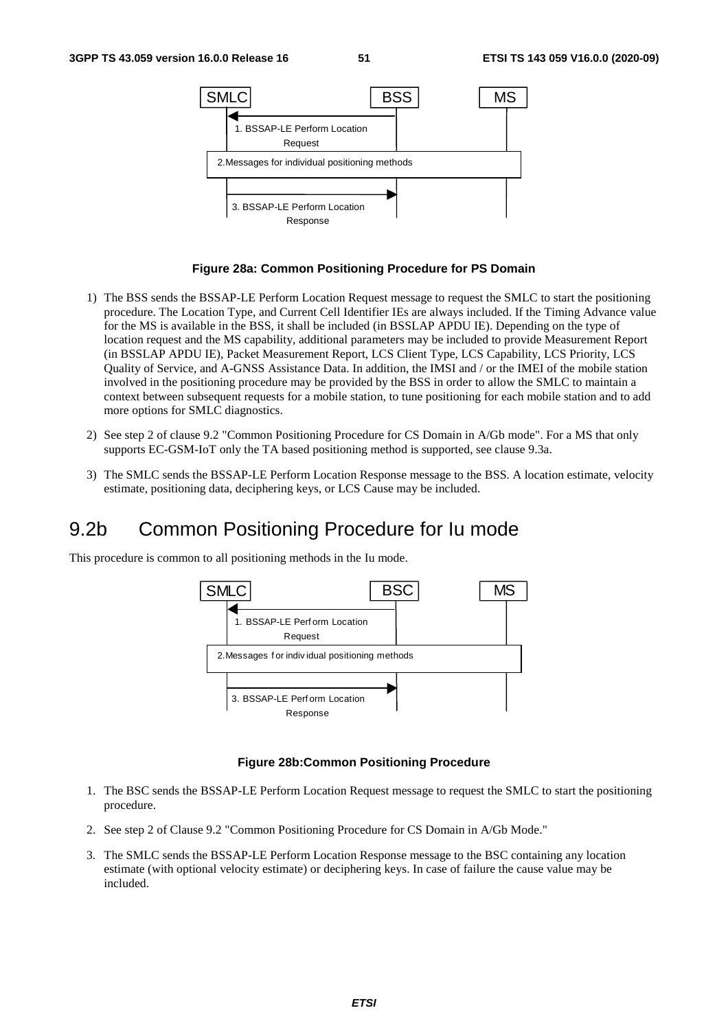**Figure 28a: Common Positioning Procedure for PS Domain**

1) The BSS sends the BSSAP-LE Perform Location Request message to request the SMLC to start the positioning procedure. The Location Type, and Current Cell Identifier IEs are always included. If the Timing Advance value for the MS is available in the BSS, it shall be included (in BSSLAP APDU IE). Depending on the type of location request and the MS capability, additional parameters may be included to provide Measurement Report (in BSSLAP APDU IE), Packet Measurement Report, LCS Client Type, LCS Capability, LCS Priority, LCS Quality of Service, and A-GNSS Assistance Data. In addition, the IMSI and / or the IMEI of the mobile station involved in the positioning procedure may be provided by the BSS in order to allow the SMLC to maintain a context between subsequent requests for a mobile station, to tune positioning for each mobile station and to add more options for SMLC diagnostics.

2) See step 2 of clause 9.2 "Common Positioning Procedure for CS Domain in A/Gb mode". For a MS that only supports EC-GSM-IoT only the TA based positioning method is supported, see clause 9.3a.

3) The SMLC sends the BSSAP-LE Perform Location Response message to the BSS. A location estimate, velocity estimate, positioning data, deciphering keys, or LCS Cause may be included.

# 9.2b Common Positioning Procedure for Iu mode

This procedure is common to all positioning methods in the Iu mode.

**Figure 28b:Common Positioning Procedure**

1. The BSC sends the BSSAP-LE Perform Location Request message to request the SMLC to start the positioning procedure.

2. See step 2 of Clause 9.2 "Common Positioning Procedure for CS Domain in A/Gb Mode."

3. The SMLC sends the BSSAP-LE Perform Location Response message to the BSC containing any location estimate (with optional velocity estimate) or deciphering keys. In case of failure the cause value may be included.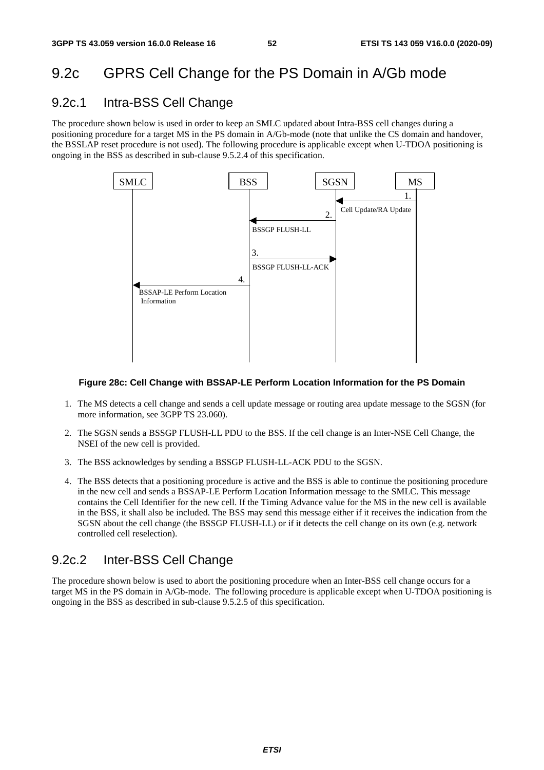## 9.2c GPRS Cell Change for the PS Domain in A/Gb mode

### 9.2c.1 Intra-BSS Cell Change

The procedure shown below is used in order to keep an SMLC updated about Intra-BSS cell changes during a positioning procedure for a target MS in the PS domain in A/Gb-mode (note that unlike the CS domain and handover, the BSSLAP reset procedure is not used). The following procedure is applicable except when U-TDOA positioning is ongoing in the BSS as described in sub-clause 9.5.2.4 of this specification.

**Figure 28c: Cell Change with BSSAP-LE Perform Location Information for the PS Domain**

1. The MS detects a cell change and sends a cell update message or routing area update message to the SGSN (for more information, see 3GPP TS 23.060).
2. The SGSN sends a BSSGP FLUSH-LL PDU to the BSS. If the cell change is an Inter-NSE Cell Change, the NSEI of the new cell is provided.
3. The BSS acknowledges by sending a BSSGP FLUSH-LL-ACK PDU to the SGSN.
4. The BSS detects that a positioning procedure is active and the BSS is able to continue the positioning procedure in the new cell and sends a BSSAP-LE Perform Location Information message to the SMLC. This message contains the Cell Identifier for the new cell. If the Timing Advance value for the MS in the new cell is available in the BSS, it shall also be included. The BSS may send this message either if it receives the indication from the SGSN about the cell change (the BSSGP FLUSH-LL) or if it detects the cell change on its own (e.g. network controlled cell reselection).

### 9.2c.2 Inter-BSS Cell Change

The procedure shown below is used to abort the positioning procedure when an Inter-BSS cell change occurs for a target MS in the PS domain in A/Gb-mode. The following procedure is applicable except when U-TDOA positioning is ongoing in the BSS as described in sub-clause 9.5.2.5 of this specification.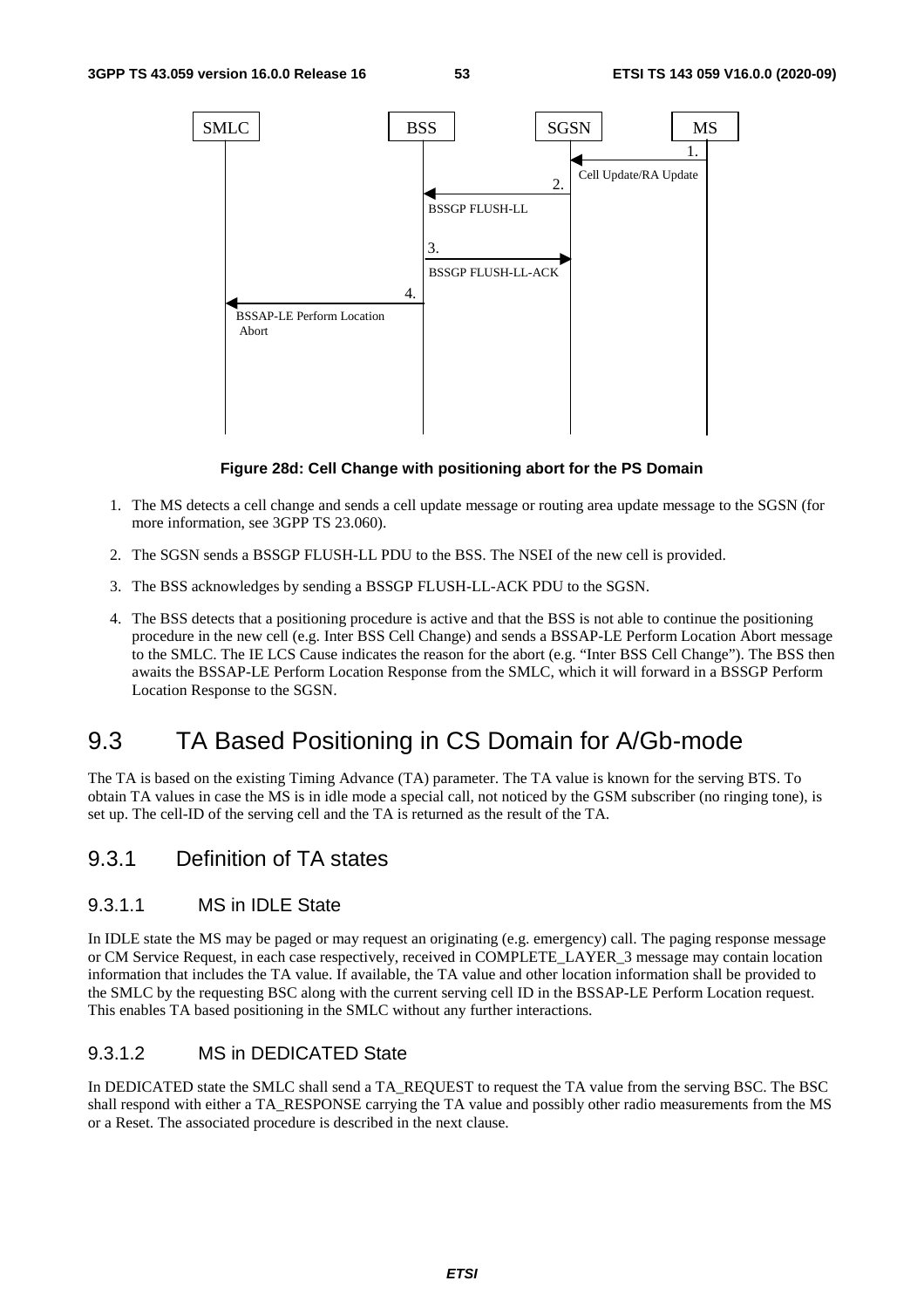Figure 28d: Cell Change with positioning abort for the PS Domain

1. The MS detects a cell change and sends a cell update message or routing area update message to the SGSN (for more information, see 3GPP TS 23.060).
2. The SGSN sends a BSSGP FLUSH-LL PDU to the BSS. The NSEI of the new cell is provided.
3. The BSS acknowledges by sending a BSSGP FLUSH-LL-ACK PDU to the SGSN.
4. The BSS detects that a positioning procedure is active and that the BSS is not able to continue the positioning procedure in the new cell (e.g. Inter BSS Cell Change) and sends a BSSAP-LE Perform Location Abort message to the SMLC. The IE LCS Cause indicates the reason for the abort (e.g. "Inter BSS Cell Change"). The BSS then awaits the BSSAP-LE Perform Location Response from the SMLC, which it will forward in a BSSGP Perform Location Response to the SGSN.

# 9.3 TA Based Positioning in CS Domain for A/Gb-mode

The TA is based on the existing Timing Advance (TA) parameter. The TA value is known for the serving BTS. To obtain TA values in case the MS is in idle mode a special call, not noticed by the GSM subscriber (no ringing tone), is set up. The cell-ID of the serving cell and the TA is returned as the result of the TA.

## 9.3.1 Definition of TA states

### 9.3.1.1 MS in IDLE State

In IDLE state the MS may be paged or may request an originating (e.g. emergency) call. The paging response message or CM Service Request, in each case respectively, received in COMPLETE_LAYER_3 message may contain location information that includes the TA value. If available, the TA value and other location information shall be provided to the SMLC by the requesting BSC along with the current serving cell ID in the BSSAP-LE Perform Location request. This enables TA based positioning in the SMLC without any further interactions.

### 9.3.1.2 MS in DEDICATED State

In DEDICATED state the SMLC shall send a TA_REQUEST to request the TA value from the serving BSC. The BSC shall respond with either a TA_RESPONSE carrying the TA value and possibly other radio measurements from the MS or a Reset. The associated procedure is described in the next clause.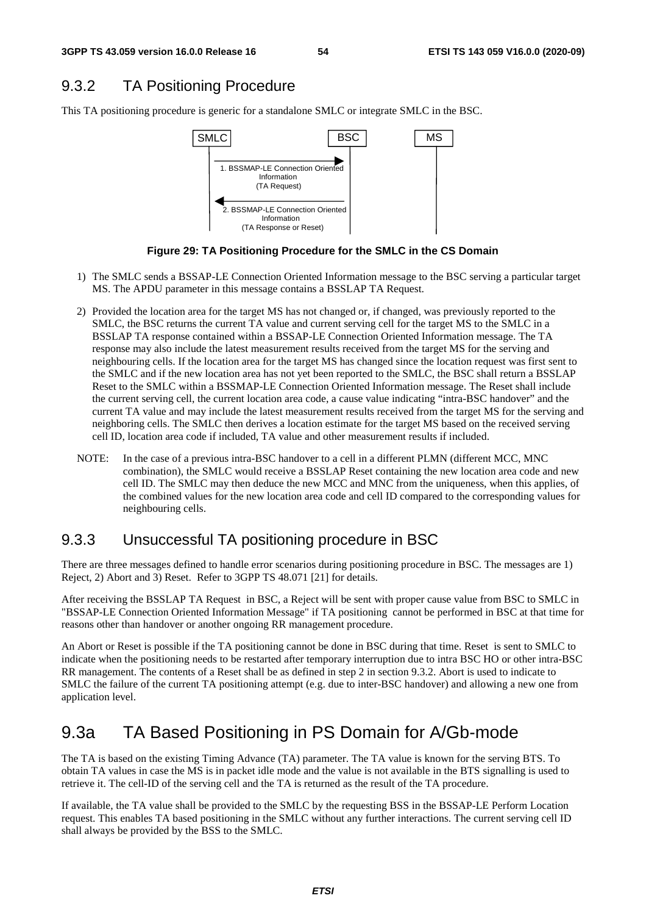## 9.3.2 TA Positioning Procedure

This TA positioning procedure is generic for a standalone SMLC or integrate SMLC in the BSC.

**Figure 29: TA Positioning Procedure for the SMLC in the CS Domain**

1) The SMLC sends a BSSAP-LE Connection Oriented Information message to the BSC serving a particular target MS. The APDU parameter in this message contains a BSSLAP TA Request.

2) Provided the location area for the target MS has not changed or, if changed, was previously reported to the SMLC, the BSC returns the current TA value and current serving cell for the target MS to the SMLC in a BSSLAP TA response contained within a BSSAP-LE Connection Oriented Information message. The TA response may also include the latest measurement results received from the target MS for the serving and neighbouring cells. If the location area for the target MS has changed since the location request was first sent to the SMLC and if the new location area has not yet been reported to the SMLC, the BSC shall return a BSSLAP Reset to the SMLC within a BSSMAP-LE Connection Oriented Information message. The Reset shall include the current serving cell, the current location area code, a cause value indicating "intra-BSC handover" and the current TA value and may include the latest measurement results received from the target MS for the serving and neighboring cells. The SMLC then derives a location estimate for the target MS based on the received serving cell ID, location area code if included, TA value and other measurement results if included.

NOTE: In the case of a previous intra-BSC handover to a cell in a different PLMN (different MCC, MNC combination), the SMLC would receive a BSSLAP Reset containing the new location area code and new cell ID. The SMLC may then deduce the new MCC and MNC from the uniqueness, when this applies, of the combined values for the new location area code and cell ID compared to the corresponding values for neighbouring cells.

## 9.3.3 Unsuccessful TA positioning procedure in BSC

There are three messages defined to handle error scenarios during positioning procedure in BSC. The messages are 1) Reject, 2) Abort and 3) Reset. Refer to 3GPP TS 48.071 [21] for details.

After receiving the BSSLAP TA Request in BSC, a Reject will be sent with proper cause value from BSC to SMLC in "BSSAP-LE Connection Oriented Information Message" if TA positioning cannot be performed in BSC at that time for reasons other than handover or another ongoing RR management procedure.

An Abort or Reset is possible if the TA positioning cannot be done in BSC during that time. Reset is sent to SMLC to indicate when the positioning needs to be restarted after temporary interruption due to intra BSC HO or other intra-BSC RR management. The contents of a Reset shall be as defined in step 2 in section 9.3.2. Abort is used to indicate to SMLC the failure of the current TA positioning attempt (e.g. due to inter-BSC handover) and allowing a new one from application level.

# 9.3a TA Based Positioning in PS Domain for A/Gb-mode

The TA is based on the existing Timing Advance (TA) parameter. The TA value is known for the serving BTS. To obtain TA values in case the MS is in packet idle mode and the value is not available in the BTS signalling is used to retrieve it. The cell-ID of the serving cell and the TA is returned as the result of the TA procedure.

If available, the TA value shall be provided to the SMLC by the requesting BSS in the BSSAP-LE Perform Location request. This enables TA based positioning in the SMLC without any further interactions. The current serving cell ID shall always be provided by the BSS to the SMLC.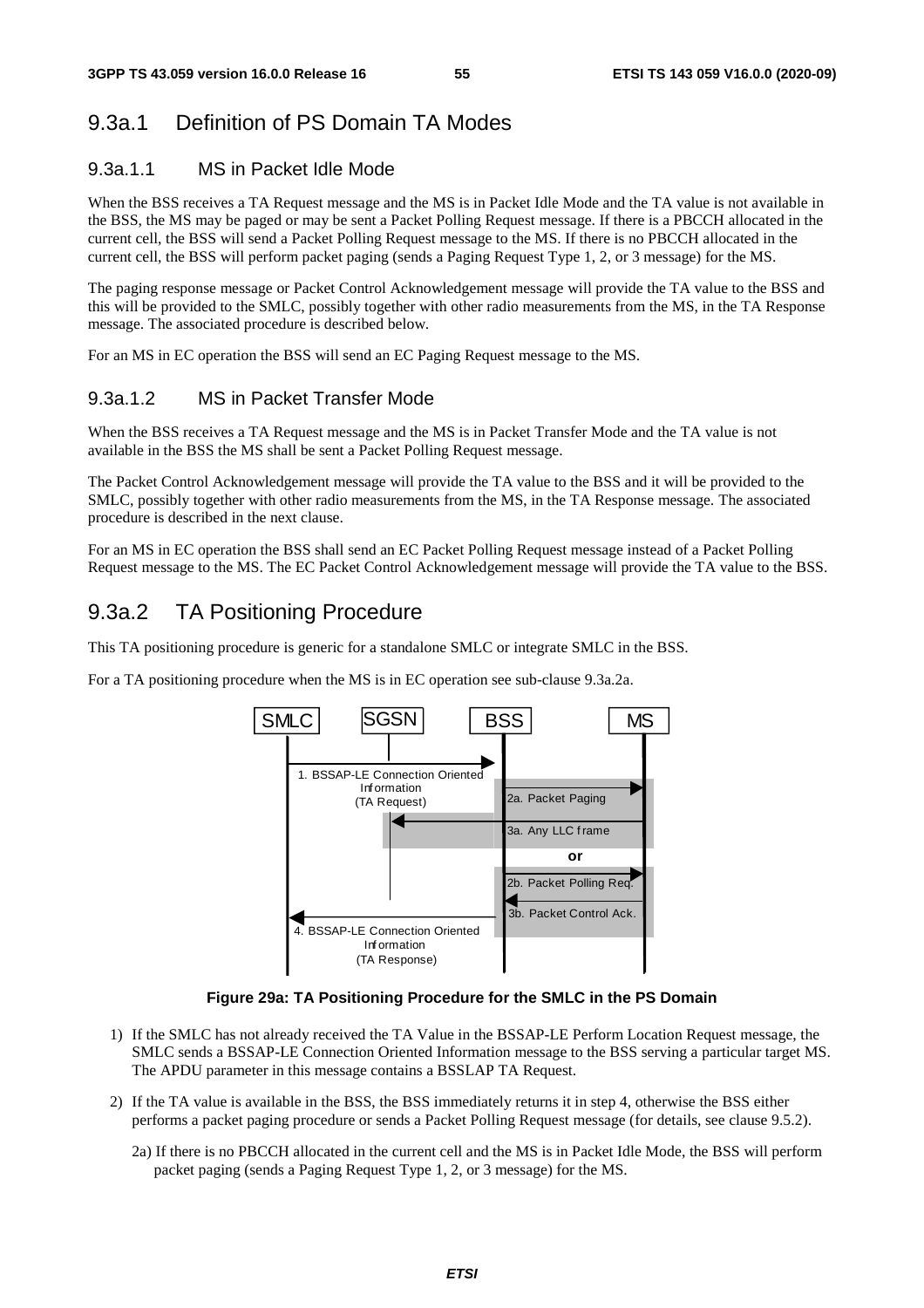## 9.3a.1 Definition of PS Domain TA Modes

### 9.3a.1.1 MS in Packet Idle Mode

When the BSS receives a TA Request message and the MS is in Packet Idle Mode and the TA value is not available in the BSS, the MS may be paged or may be sent a Packet Polling Request message. If there is a PBCCH allocated in the current cell, the BSS will send a Packet Polling Request message to the MS. If there is no PBCCH allocated in the current cell, the BSS will perform packet paging (sends a Paging Request Type 1, 2, or 3 message) for the MS.

The paging response message or Packet Control Acknowledgement message will provide the TA value to the BSS and this will be provided to the SMLC, possibly together with other radio measurements from the MS, in the TA Response message. The associated procedure is described below.

For an MS in EC operation the BSS will send an EC Paging Request message to the MS.

### 9.3a.1.2 MS in Packet Transfer Mode

When the BSS receives a TA Request message and the MS is in Packet Transfer Mode and the TA value is not available in the BSS the MS shall be sent a Packet Polling Request message.

The Packet Control Acknowledgement message will provide the TA value to the BSS and it will be provided to the SMLC, possibly together with other radio measurements from the MS, in the TA Response message. The associated procedure is described in the next clause.

For an MS in EC operation the BSS shall send an EC Packet Polling Request message instead of a Packet Polling Request message to the MS. The EC Packet Control Acknowledgement message will provide the TA value to the BSS.

## 9.3a.2 TA Positioning Procedure

This TA positioning procedure is generic for a standalone SMLC or integrate SMLC in the BSS.

For a TA positioning procedure when the MS is in EC operation see sub-clause 9.3a.2a.

**Figure 29a: TA Positioning Procedure for the SMLC in the PS Domain**

1) If the SMLC has not already received the TA Value in the BSSAP-LE Perform Location Request message, the SMLC sends a BSSAP-LE Connection Oriented Information message to the BSS serving a particular target MS. The APDU parameter in this message contains a BSSLAP TA Request.

2) If the TA value is available in the BSS, the BSS immediately returns it in step 4, otherwise the BSS either performs a packet paging procedure or sends a Packet Polling Request message (for details, see clause 9.5.2).

   2a) If there is no PBCCH allocated in the current cell and the MS is in Packet Idle Mode, the BSS will perform packet paging (sends a Paging Request Type 1, 2, or 3 message) for the MS.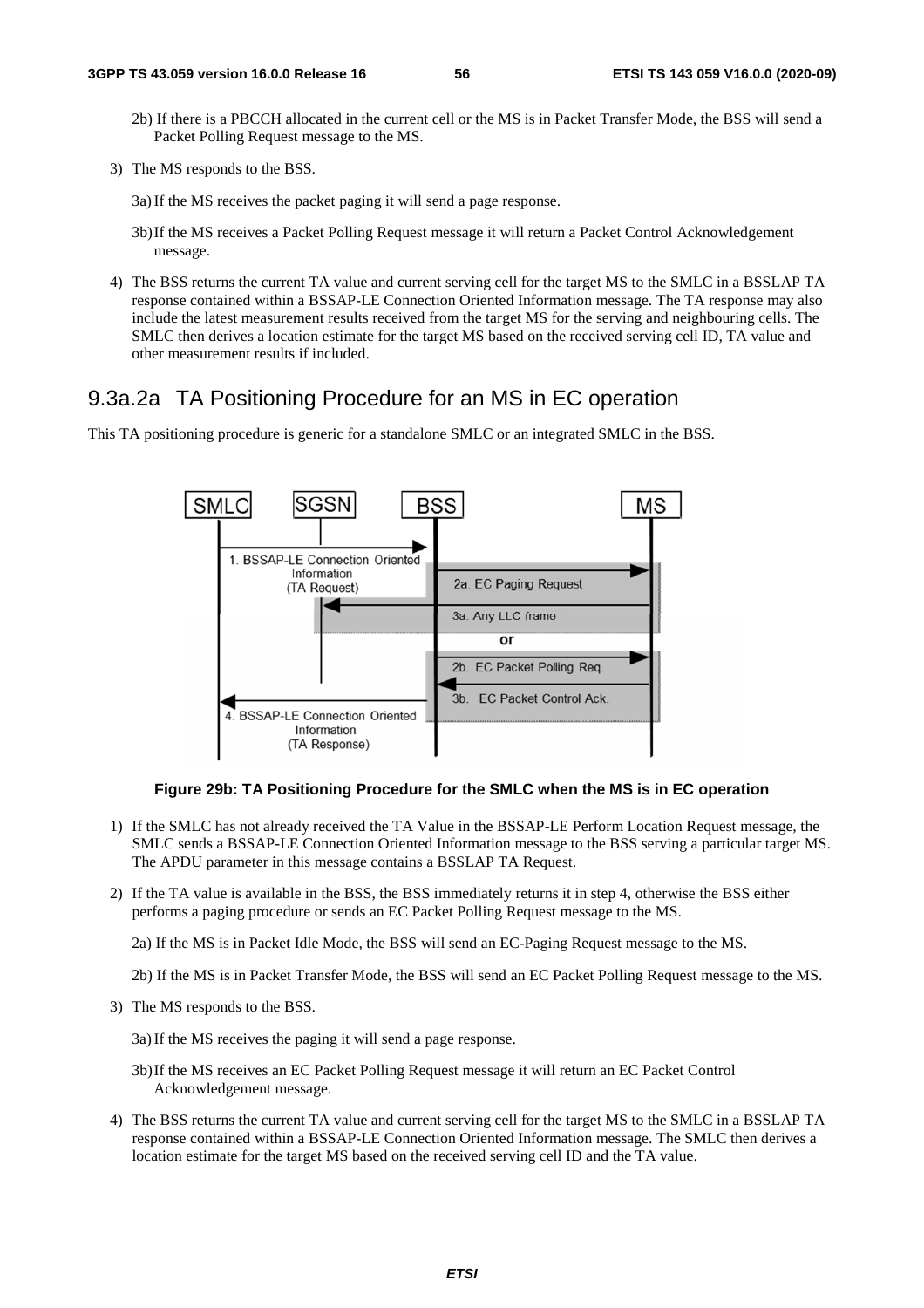2b) If there is a PBCCH allocated in the current cell or the MS is in Packet Transfer Mode, the BSS will send a Packet Polling Request message to the MS.

3) The MS responds to the BSS.

   3a) If the MS receives the packet paging it will send a page response.

   3b) If the MS receives a Packet Polling Request message it will return a Packet Control Acknowledgement message.

4) The BSS returns the current TA value and current serving cell for the target MS to the SMLC in a BSSLAP TA response contained within a BSSAP-LE Connection Oriented Information message. The TA response may also include the latest measurement results received from the target MS for the serving and neighbouring cells. The SMLC then derives a location estimate for the target MS based on the received serving cell ID, TA value and other measurement results if included.

## 9.3a.2a TA Positioning Procedure for an MS in EC operation

This TA positioning procedure is generic for a standalone SMLC or an integrated SMLC in the BSS.

**Figure 29b: TA Positioning Procedure for the SMLC when the MS is in EC operation**

1) If the SMLC has not already received the TA Value in the BSSAP-LE Perform Location Request message, the SMLC sends a BSSAP-LE Connection Oriented Information message to the BSS serving a particular target MS. The APDU parameter in this message contains a BSSLAP TA Request.

2) If the TA value is available in the BSS, the BSS immediately returns it in step 4, otherwise the BSS either performs a paging procedure or sends an EC Packet Polling Request message to the MS.

   2a) If the MS is in Packet Idle Mode, the BSS will send an EC-Paging Request message to the MS.

   2b) If the MS is in Packet Transfer Mode, the BSS will send an EC Packet Polling Request message to the MS.

3) The MS responds to the BSS.

   3a) If the MS receives the paging it will send a page response.

   3b) If the MS receives an EC Packet Polling Request message it will return an EC Packet Control Acknowledgement message.

4) The BSS returns the current TA value and current serving cell for the target MS to the SMLC in a BSSLAP TA response contained within a BSSAP-LE Connection Oriented Information message. The SMLC then derives a location estimate for the target MS based on the received serving cell ID and the TA value.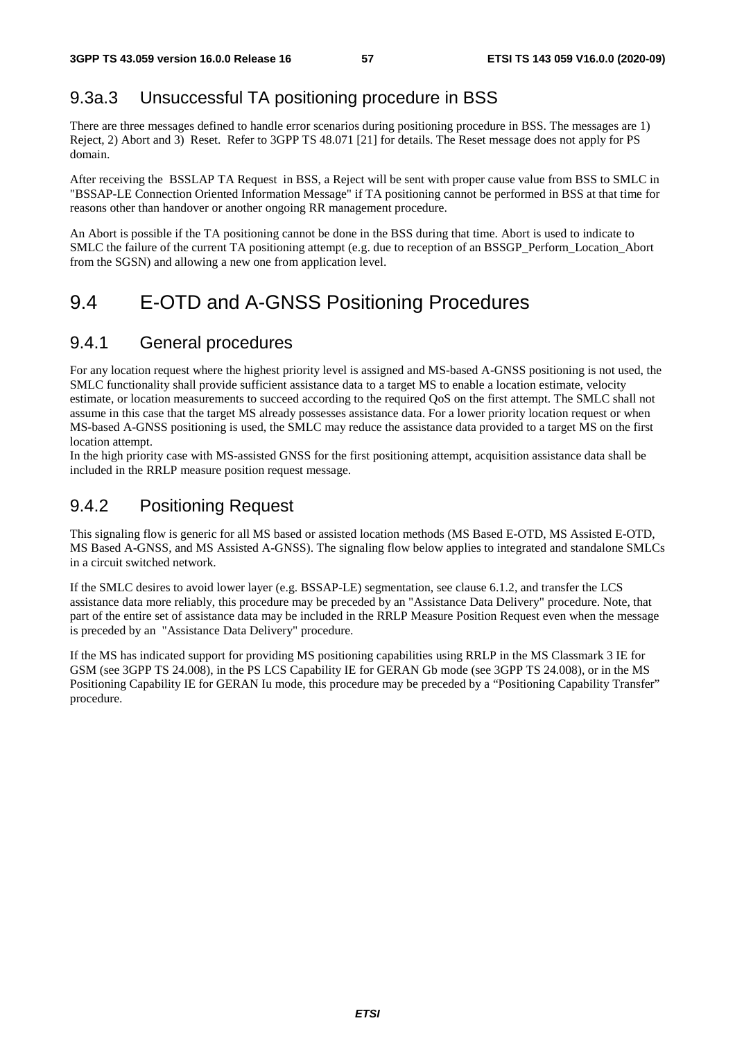### 9.3a.3 Unsuccessful TA positioning procedure in BSS

There are three messages defined to handle error scenarios during positioning procedure in BSS. The messages are 1) Reject, 2) Abort and 3) Reset. Refer to 3GPP TS 48.071 [21] for details. The Reset message does not apply for PS domain.

After receiving the BSSLAP TA Request in BSS, a Reject will be sent with proper cause value from BSS to SMLC in "BSSAP-LE Connection Oriented Information Message" if TA positioning cannot be performed in BSS at that time for reasons other than handover or another ongoing RR management procedure.

An Abort is possible if the TA positioning cannot be done in the BSS during that time. Abort is used to indicate to SMLC the failure of the current TA positioning attempt (e.g. due to reception of an BSSGP_Perform_Location_Abort from the SGSN) and allowing a new one from application level.

## 9.4 E-OTD and A-GNSS Positioning Procedures

### 9.4.1 General procedures

For any location request where the highest priority level is assigned and MS-based A-GNSS positioning is not used, the SMLC functionality shall provide sufficient assistance data to a target MS to enable a location estimate, velocity estimate, or location measurements to succeed according to the required QoS on the first attempt. The SMLC shall not assume in this case that the target MS already possesses assistance data. For a lower priority location request or when MS-based A-GNSS positioning is used, the SMLC may reduce the assistance data provided to a target MS on the first location attempt.

In the high priority case with MS-assisted GNSS for the first positioning attempt, acquisition assistance data shall be included in the RRLP measure position request message.

### 9.4.2 Positioning Request

This signaling flow is generic for all MS based or assisted location methods (MS Based E-OTD, MS Assisted E-OTD, MS Based A-GNSS, and MS Assisted A-GNSS). The signaling flow below applies to integrated and standalone SMLCs in a circuit switched network.

If the SMLC desires to avoid lower layer (e.g. BSSAP-LE) segmentation, see clause 6.1.2, and transfer the LCS assistance data more reliably, this procedure may be preceded by an "Assistance Data Delivery" procedure. Note, that part of the entire set of assistance data may be included in the RRLP Measure Position Request even when the message is preceded by an "Assistance Data Delivery" procedure.

If the MS has indicated support for providing MS positioning capabilities using RRLP in the MS Classmark 3 IE for GSM (see 3GPP TS 24.008), in the PS LCS Capability IE for GERAN Gb mode (see 3GPP TS 24.008), or in the MS Positioning Capability IE for GERAN Iu mode, this procedure may be preceded by a "Positioning Capability Transfer" procedure.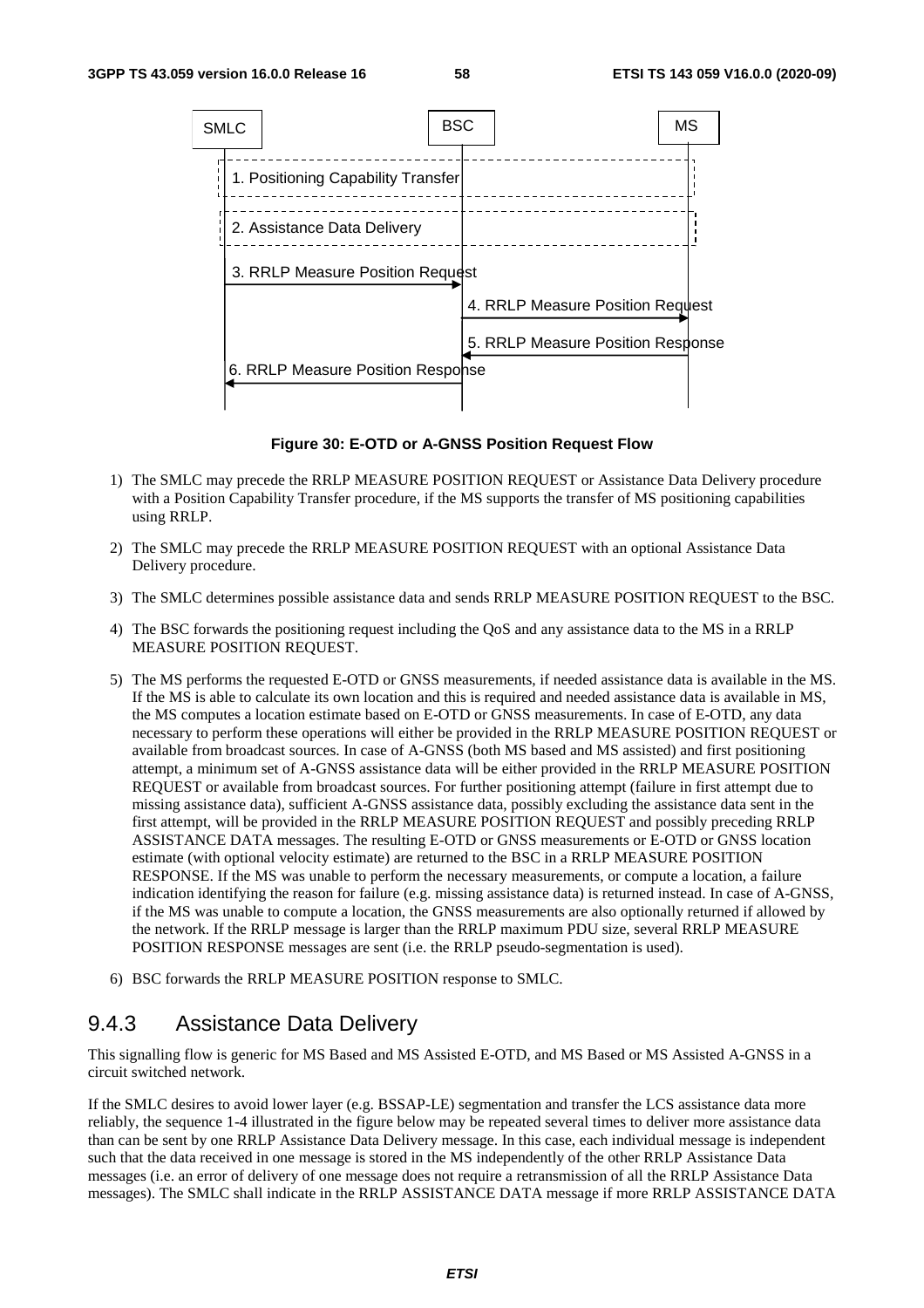**Figure 30: E-OTD or A-GNSS Position Request Flow**

1) The SMLC may precede the RRLP MEASURE POSITION REQUEST or Assistance Data Delivery procedure with a Position Capability Transfer procedure, if the MS supports the transfer of MS positioning capabilities using RRLP.

2) The SMLC may precede the RRLP MEASURE POSITION REQUEST with an optional Assistance Data Delivery procedure.

3) The SMLC determines possible assistance data and sends RRLP MEASURE POSITION REQUEST to the BSC.

4) The BSC forwards the positioning request including the QoS and any assistance data to the MS in a RRLP MEASURE POSITION REQUEST.

5) The MS performs the requested E-OTD or GNSS measurements, if needed assistance data is available in the MS. If the MS is able to calculate its own location and this is required and needed assistance data is available in MS, the MS computes a location estimate based on E-OTD or GNSS measurements. In case of E-OTD, any data necessary to perform these operations will either be provided in the RRLP MEASURE POSITION REQUEST or available from broadcast sources. In case of A-GNSS (both MS based and MS assisted) and first positioning attempt, a minimum set of A-GNSS assistance data will be either provided in the RRLP MEASURE POSITION REQUEST or available from broadcast sources. For further positioning attempt (failure in first attempt due to missing assistance data), sufficient A-GNSS assistance data, possibly excluding the assistance data sent in the first attempt, will be provided in the RRLP MEASURE POSITION REQUEST and possibly preceding RRLP ASSISTANCE DATA messages. The resulting E-OTD or GNSS measurements or E-OTD or GNSS location estimate (with optional velocity estimate) are returned to the BSC in a RRLP MEASURE POSITION RESPONSE. If the MS was unable to perform the necessary measurements, or compute a location, a failure indication identifying the reason for failure (e.g. missing assistance data) is returned instead. In case of A-GNSS, if the MS was unable to compute a location, the GNSS measurements are also optionally returned if allowed by the network. If the RRLP message is larger than the RRLP maximum PDU size, several RRLP MEASURE POSITION RESPONSE messages are sent (i.e. the RRLP pseudo-segmentation is used).

6) BSC forwards the RRLP MEASURE POSITION response to SMLC.

### 9.4.3 Assistance Data Delivery

This signalling flow is generic for MS Based and MS Assisted E-OTD, and MS Based or MS Assisted A-GNSS in a circuit switched network.

If the SMLC desires to avoid lower layer (e.g. BSSAP-LE) segmentation and transfer the LCS assistance data more reliably, the sequence 1-4 illustrated in the figure below may be repeated several times to deliver more assistance data than can be sent by one RRLP Assistance Data Delivery message. In this case, each individual message is independent such that the data received in one message is stored in the MS independently of the other RRLP Assistance Data messages (i.e. an error of delivery of one message does not require a retransmission of all the RRLP Assistance Data messages). The SMLC shall indicate in the RRLP ASSISTANCE DATA message if more RRLP ASSISTANCE DATA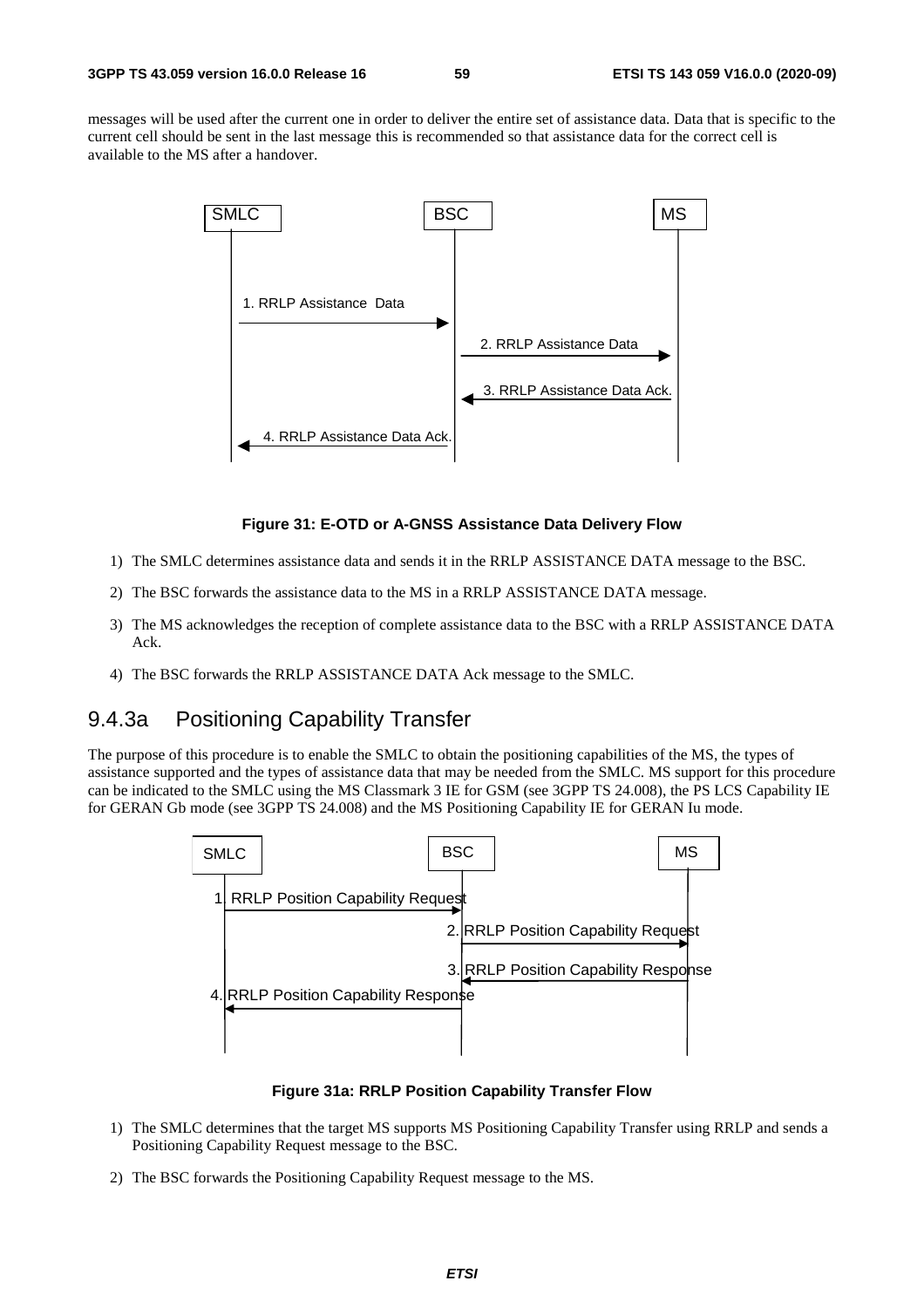messages will be used after the current one in order to deliver the entire set of assistance data. Data that is specific to the current cell should be sent in the last message this is recommended so that assistance data for the correct cell is available to the MS after a handover.

**Figure 31: E-OTD or A-GNSS Assistance Data Delivery Flow**

1) The SMLC determines assistance data and sends it in the RRLP ASSISTANCE DATA message to the BSC.

2) The BSC forwards the assistance data to the MS in a RRLP ASSISTANCE DATA message.

3) The MS acknowledges the reception of complete assistance data to the BSC with a RRLP ASSISTANCE DATA Ack.

4) The BSC forwards the RRLP ASSISTANCE DATA Ack message to the SMLC.

### 9.4.3a Positioning Capability Transfer

The purpose of this procedure is to enable the SMLC to obtain the positioning capabilities of the MS, the types of assistance supported and the types of assistance data that may be needed from the SMLC. MS support for this procedure can be indicated to the SMLC using the MS Classmark 3 IE for GSM (see 3GPP TS 24.008), the PS LCS Capability IE for GERAN Gb mode (see 3GPP TS 24.008) and the MS Positioning Capability IE for GERAN Iu mode.

**Figure 31a: RRLP Position Capability Transfer Flow**

1) The SMLC determines that the target MS supports MS Positioning Capability Transfer using RRLP and sends a Positioning Capability Request message to the BSC.

2) The BSC forwards the Positioning Capability Request message to the MS.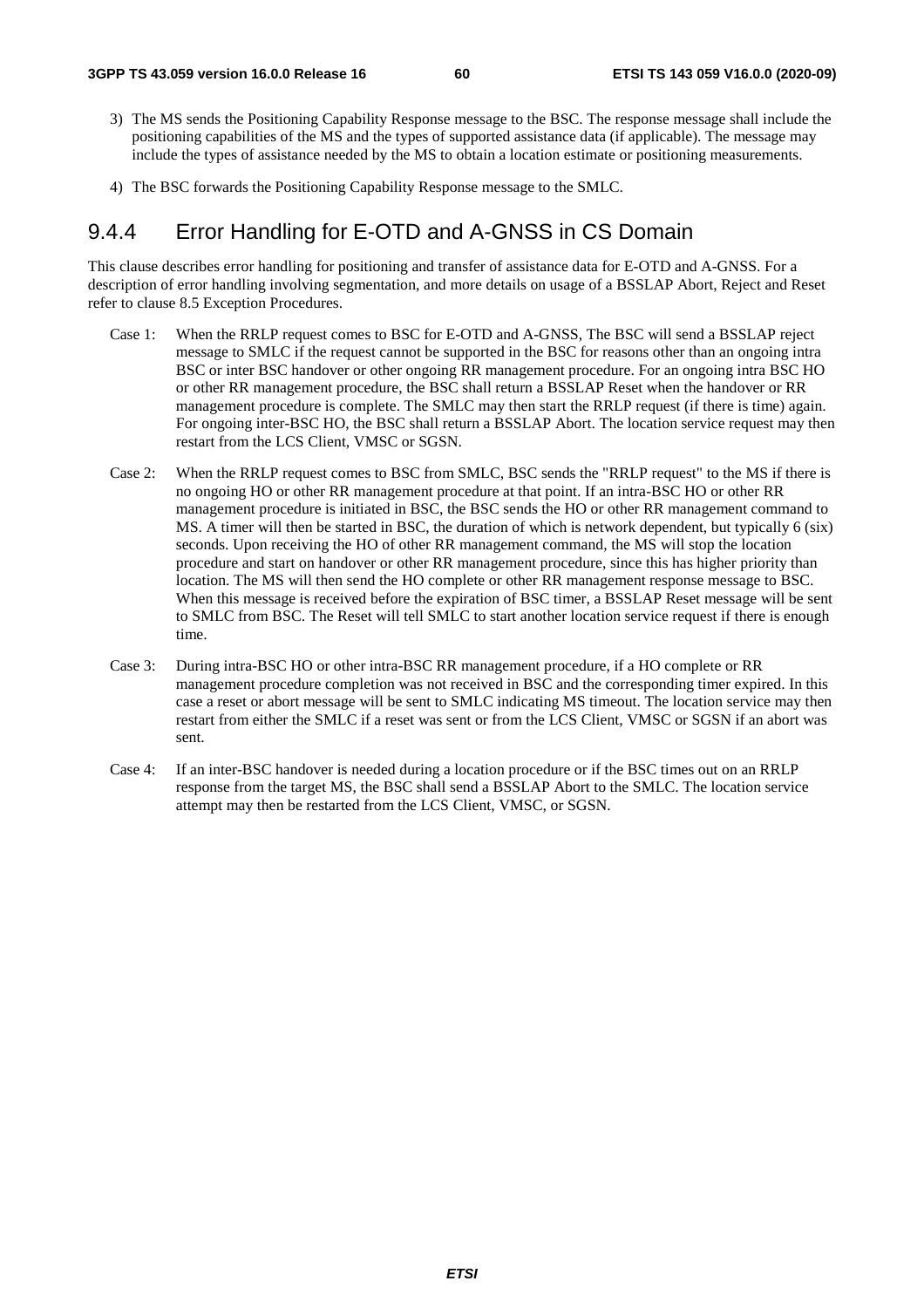3) The MS sends the Positioning Capability Response message to the BSC. The response message shall include the positioning capabilities of the MS and the types of supported assistance data (if applicable). The message may include the types of assistance needed by the MS to obtain a location estimate or positioning measurements.

4) The BSC forwards the Positioning Capability Response message to the SMLC.

### 9.4.4 Error Handling for E-OTD and A-GNSS in CS Domain

This clause describes error handling for positioning and transfer of assistance data for E-OTD and A-GNSS. For a description of error handling involving segmentation, and more details on usage of a BSSLAP Abort, Reject and Reset refer to clause 8.5 Exception Procedures.

Case 1: When the RRLP request comes to BSC for E-OTD and A-GNSS, The BSC will send a BSSLAP reject message to SMLC if the request cannot be supported in the BSC for reasons other than an ongoing intra BSC or inter BSC handover or other ongoing RR management procedure. For an ongoing intra BSC HO or other RR management procedure, the BSC shall return a BSSLAP Reset when the handover or RR management procedure is complete. The SMLC may then start the RRLP request (if there is time) again. For ongoing inter-BSC HO, the BSC shall return a BSSLAP Abort. The location service request may then restart from the LCS Client, VMSC or SGSN.

Case 2: When the RRLP request comes to BSC from SMLC, BSC sends the "RRLP request" to the MS if there is no ongoing HO or other RR management procedure at that point. If an intra-BSC HO or other RR management procedure is initiated in BSC, the BSC sends the HO or other RR management command to MS. A timer will then be started in BSC, the duration of which is network dependent, but typically 6 (six) seconds. Upon receiving the HO of other RR management command, the MS will stop the location procedure and start on handover or other RR management procedure, since this has higher priority than location. The MS will then send the HO complete or other RR management response message to BSC. When this message is received before the expiration of BSC timer, a BSSLAP Reset message will be sent to SMLC from BSC. The Reset will tell SMLC to start another location service request if there is enough time.

Case 3: During intra-BSC HO or other intra-BSC RR management procedure, if a HO complete or RR management procedure completion was not received in BSC and the corresponding timer expired. In this case a reset or abort message will be sent to SMLC indicating MS timeout. The location service may then restart from either the SMLC if a reset was sent or from the LCS Client, VMSC or SGSN if an abort was sent.

Case 4: If an inter-BSC handover is needed during a location procedure or if the BSC times out on an RRLP response from the target MS, the BSC shall send a BSSLAP Abort to the SMLC. The location service attempt may then be restarted from the LCS Client, VMSC, or SGSN.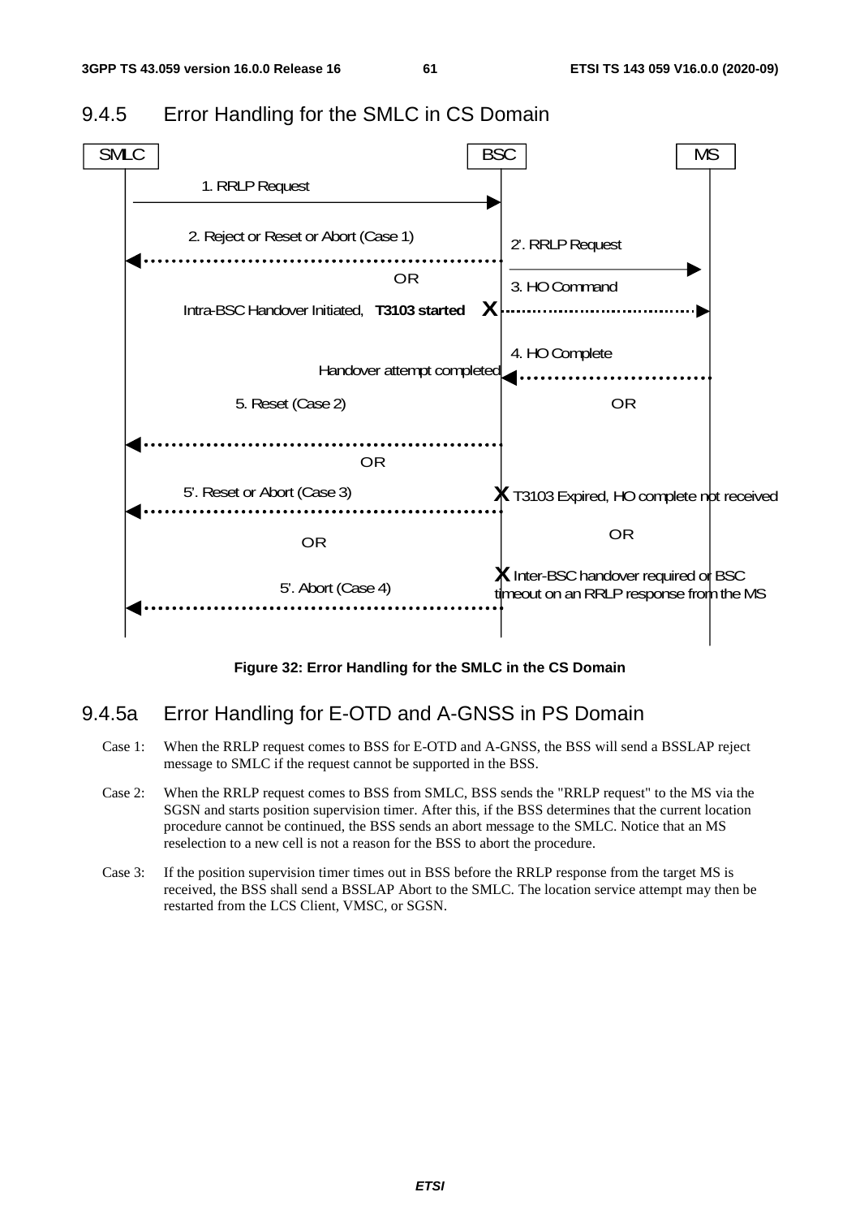## 9.4.5 Error Handling for the SMLC in CS Domain

SMLC BSC MS

1. RRLP Request

2. Reject or Reset or Abort (Case 1)

2'. RRLP Request

OR

3. HO Command

Intra-BSC Handover Initiated, **T3103 started**

4. HO Complete

Handover attempt completed

5. Reset (Case 2)

OR

OR

5'. Reset or Abort (Case 3)

T3103 Expired, HO complete not received

OR

OR

Inter-BSC handover required or BSC timeout on an RRLP response from the MS

5'. Abort (Case 4)

**Figure 32: Error Handling for the SMLC in the CS Domain**

## 9.4.5a Error Handling for E-OTD and A-GNSS in PS Domain

Case 1: When the RRLP request comes to BSS for E-OTD and A-GNSS, the BSS will send a BSSLAP reject message to SMLC if the request cannot be supported in the BSS.

Case 2: When the RRLP request comes to BSS from SMLC, BSS sends the "RRLP request" to the MS via the SGSN and starts position supervision timer. After this, if the BSS determines that the current location procedure cannot be continued, the BSS sends an abort message to the SMLC. Notice that an MS reselection to a new cell is not a reason for the BSS to abort the procedure.

Case 3: If the position supervision timer times out in BSS before the RRLP response from the target MS is received, the BSS shall send a BSSLAP Abort to the SMLC. The location service attempt may then be restarted from the LCS Client, VMSC, or SGSN.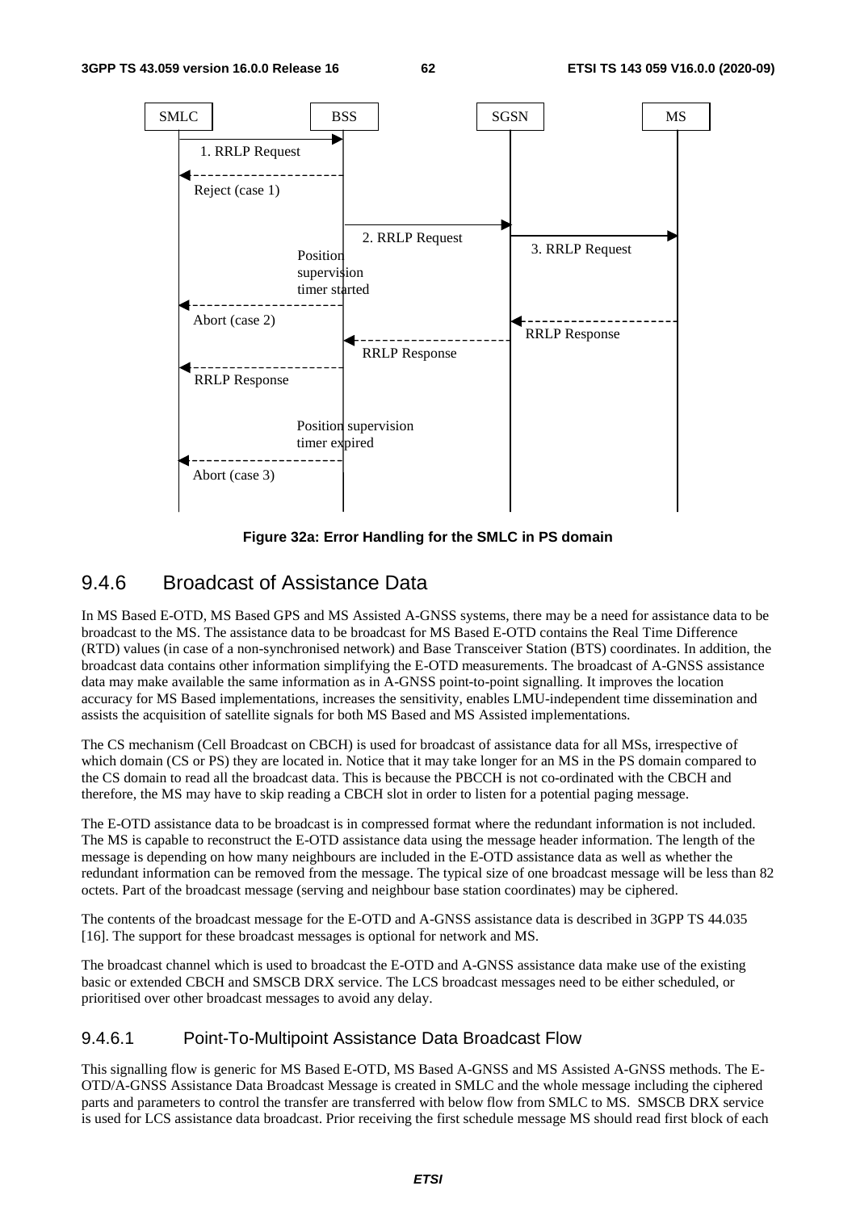Figure 32a: Error Handling for the SMLC in PS domain

### 9.4.6 Broadcast of Assistance Data

In MS Based E-OTD, MS Based GPS and MS Assisted A-GNSS systems, there may be a need for assistance data to be broadcast to the MS. The assistance data to be broadcast for MS Based E-OTD contains the Real Time Difference (RTD) values (in case of a non-synchronised network) and Base Transceiver Station (BTS) coordinates. In addition, the broadcast data contains other information simplifying the E-OTD measurements. The broadcast of A-GNSS assistance data may make available the same information as in A-GNSS point-to-point signalling. It improves the location accuracy for MS Based implementations, increases the sensitivity, enables LMU-independent time dissemination and assists the acquisition of satellite signals for both MS Based and MS Assisted implementations.

The CS mechanism (Cell Broadcast on CBCH) is used for broadcast of assistance data for all MSs, irrespective of which domain (CS or PS) they are located in. Notice that it may take longer for an MS in the PS domain compared to the CS domain to read all the broadcast data. This is because the PBCCH is not co-ordinated with the CBCH and therefore, the MS may have to skip reading a CBCH slot in order to listen for a potential paging message.

The E-OTD assistance data to be broadcast is in compressed format where the redundant information is not included. The MS is capable to reconstruct the E-OTD assistance data using the message header information. The length of the message is depending on how many neighbours are included in the E-OTD assistance data as well as whether the redundant information can be removed from the message. The typical size of one broadcast message will be less than 82 octets. Part of the broadcast message (serving and neighbour base station coordinates) may be ciphered.

The contents of the broadcast message for the E-OTD and A-GNSS assistance data is described in 3GPP TS 44.035 [16]. The support for these broadcast messages is optional for network and MS.

The broadcast channel which is used to broadcast the E-OTD and A-GNSS assistance data make use of the existing basic or extended CBCH and SMSCB DRX service. The LCS broadcast messages need to be either scheduled, or prioritised over other broadcast messages to avoid any delay.

#### 9.4.6.1 Point-To-Multipoint Assistance Data Broadcast Flow

This signalling flow is generic for MS Based E-OTD, MS Based A-GNSS and MS Assisted A-GNSS methods. The E-OTD/A-GNSS Assistance Data Broadcast Message is created in SMLC and the whole message including the ciphered parts and parameters to control the transfer are transferred with below flow from SMLC to MS. SMSCB DRX service is used for LCS assistance data broadcast. Prior receiving the first schedule message MS should read first block of each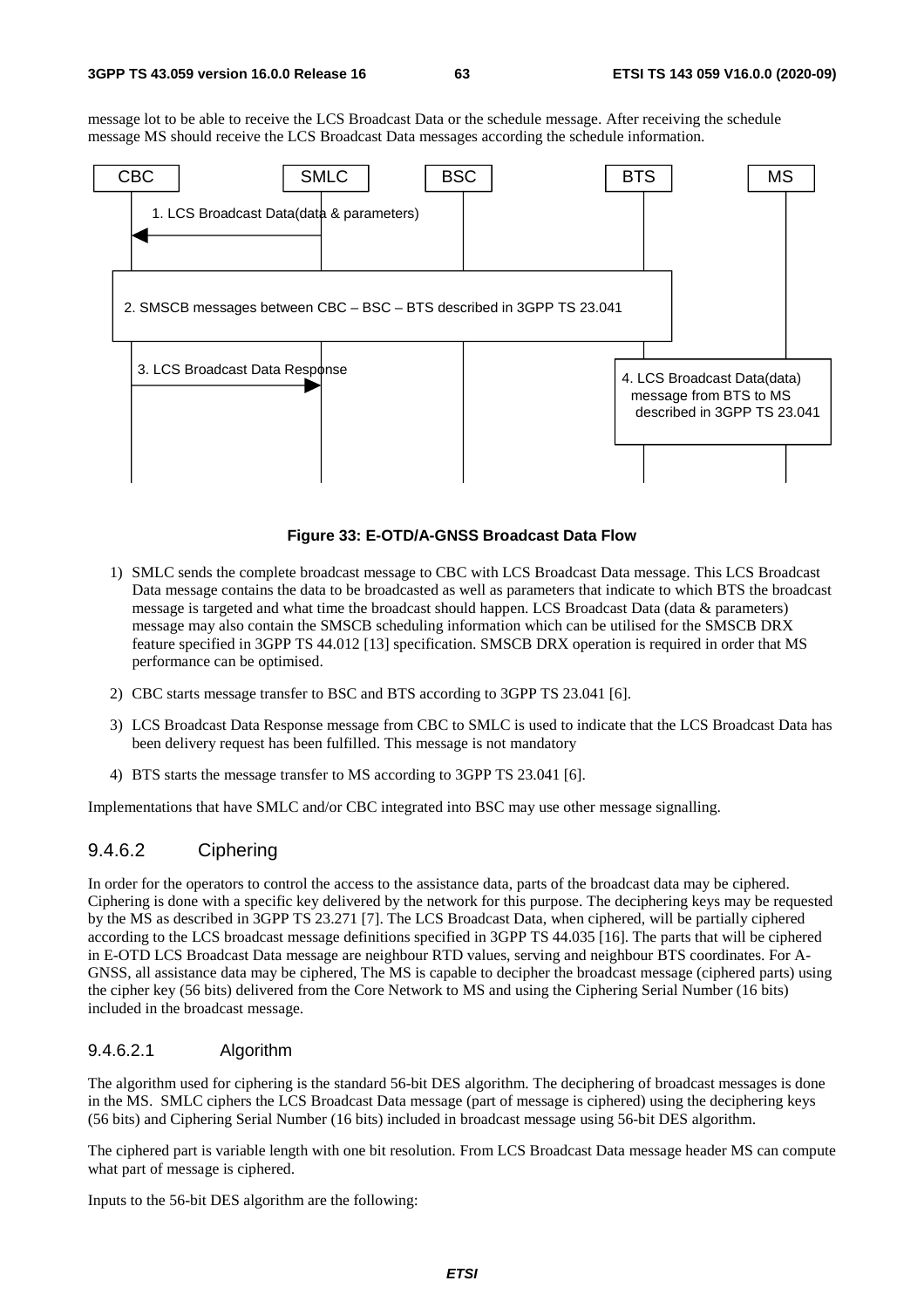message lot to be able to receive the LCS Broadcast Data or the schedule message. After receiving the schedule message MS should receive the LCS Broadcast Data messages according the schedule information.

**Figure 33: E-OTD/A-GNSS Broadcast Data Flow**

1) SMLC sends the complete broadcast message to CBC with LCS Broadcast Data message. This LCS Broadcast Data message contains the data to be broadcasted as well as parameters that indicate to which BTS the broadcast message is targeted and what time the broadcast should happen. LCS Broadcast Data (data & parameters) message may also contain the SMSCB scheduling information which can be utilised for the SMSCB DRX feature specified in 3GPP TS 44.012 [13] specification. SMSCB DRX operation is required in order that MS performance can be optimised.

2) CBC starts message transfer to BSC and BTS according to 3GPP TS 23.041 [6].

3) LCS Broadcast Data Response message from CBC to SMLC is used to indicate that the LCS Broadcast Data has been delivery request has been fulfilled. This message is not mandatory

4) BTS starts the message transfer to MS according to 3GPP TS 23.041 [6].

Implementations that have SMLC and/or CBC integrated into BSC may use other message signalling.

### 9.4.6.2 Ciphering

In order for the operators to control the access to the assistance data, parts of the broadcast data may be ciphered. Ciphering is done with a specific key delivered by the network for this purpose. The deciphering keys may be requested by the MS as described in 3GPP TS 23.271 [7]. The LCS Broadcast Data, when ciphered, will be partially ciphered according to the LCS broadcast message definitions specified in 3GPP TS 44.035 [16]. The parts that will be ciphered in E-OTD LCS Broadcast Data message are neighbour RTD values, serving and neighbour BTS coordinates. For A-GNSS, all assistance data may be ciphered, The MS is capable to decipher the broadcast message (ciphered parts) using the cipher key (56 bits) delivered from the Core Network to MS and using the Ciphering Serial Number (16 bits) included in the broadcast message.

#### 9.4.6.2.1 Algorithm

The algorithm used for ciphering is the standard 56-bit DES algorithm. The deciphering of broadcast messages is done in the MS. SMLC ciphers the LCS Broadcast Data message (part of message is ciphered) using the deciphering keys (56 bits) and Ciphering Serial Number (16 bits) included in broadcast message using 56-bit DES algorithm.

The ciphered part is variable length with one bit resolution. From LCS Broadcast Data message header MS can compute what part of message is ciphered.

Inputs to the 56-bit DES algorithm are the following: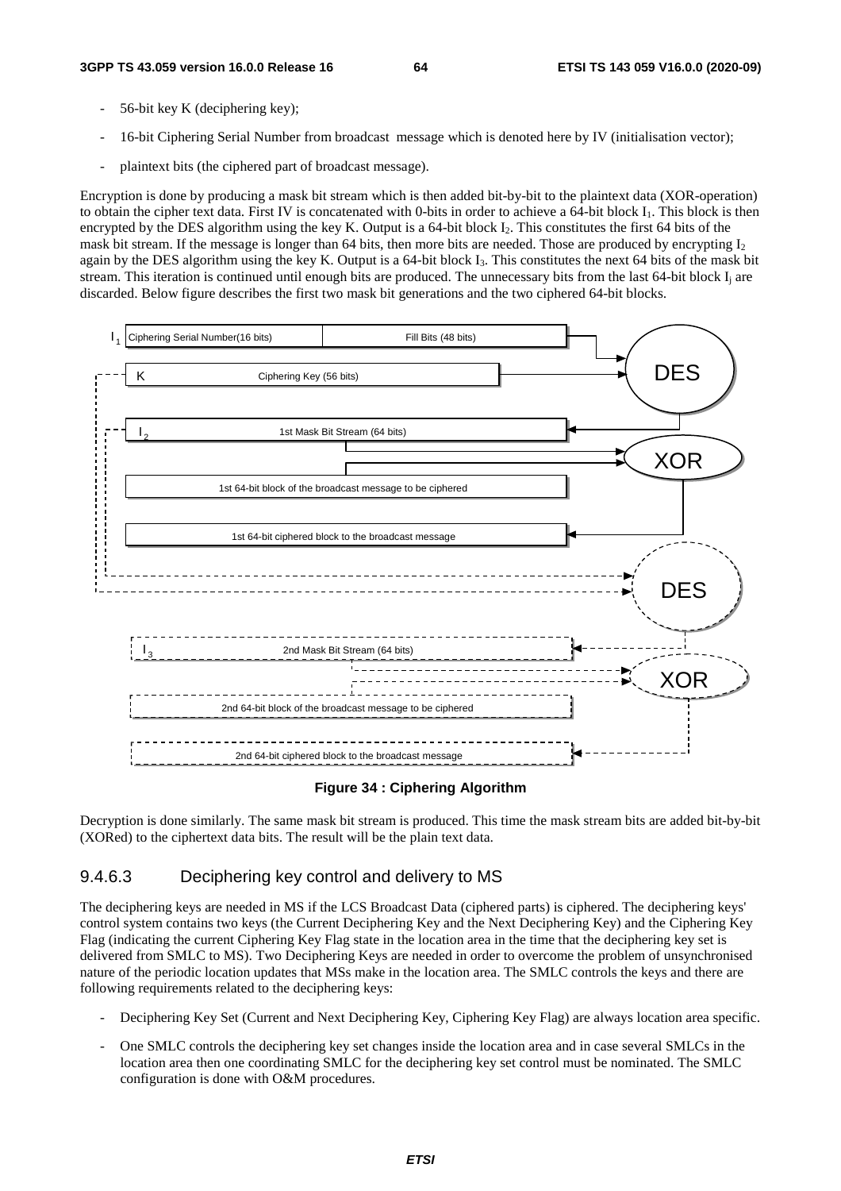- 56-bit key K (deciphering key);
- 16-bit Ciphering Serial Number from broadcast message which is denoted here by IV (initialisation vector);
- plaintext bits (the ciphered part of broadcast message).

Encryption is done by producing a mask bit stream which is then added bit-by-bit to the plaintext data (XOR-operation) to obtain the cipher text data. First IV is concatenated with 0-bits in order to achieve a 64-bit block $I_1$. This block is then encrypted by the DES algorithm using the key K. Output is a 64-bit block $I_2$. This constitutes the first 64 bits of the mask bit stream. If the message is longer than 64 bits, then more bits are needed. Those are produced by encrypting $I_2$ again by the DES algorithm using the key K. Output is a 64-bit block $I_3$. This constitutes the next 64 bits of the mask bit stream. This iteration is continued until enough bits are produced. The unnecessary bits from the last 64-bit block $I_j$ are discarded. Below figure describes the first two mask bit generations and the two ciphered 64-bit blocks.

**Figure 34 : Ciphering Algorithm**

Decryption is done similarly. The same mask bit stream is produced. This time the mask stream bits are added bit-by-bit (XORed) to the ciphertext data bits. The result will be the plain text data.

### 9.4.6.3 Deciphering key control and delivery to MS

The deciphering keys are needed in MS if the LCS Broadcast Data (ciphered parts) is ciphered. The deciphering keys' control system contains two keys (the Current Deciphering Key and the Next Deciphering Key) and the Ciphering Key Flag (indicating the current Ciphering Key Flag state in the location area in the time that the deciphering key set is delivered from SMLC to MS). Two Deciphering Keys are needed in order to overcome the problem of unsynchronised nature of the periodic location updates that MSs make in the location area. The SMLC controls the keys and there are following requirements related to the deciphering keys:

- Deciphering Key Set (Current and Next Deciphering Key, Ciphering Key Flag) are always location area specific.
- One SMLC controls the deciphering key set changes inside the location area and in case several SMLCs in the location area then one coordinating SMLC for the deciphering key set control must be nominated. The SMLC configuration is done with O&M procedures.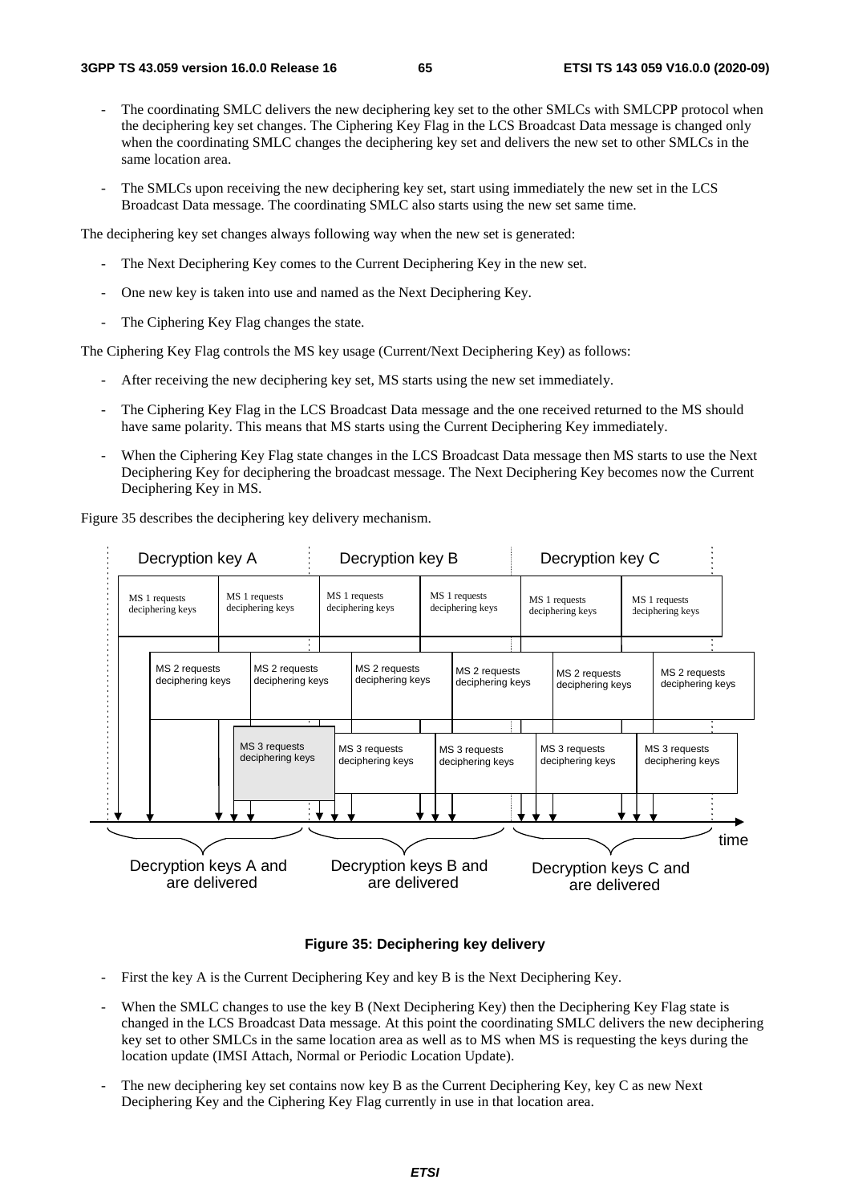- The coordinating SMLC delivers the new deciphering key set to the other SMLCs with SMLCPP protocol when the deciphering key set changes. The Ciphering Key Flag in the LCS Broadcast Data message is changed only when the coordinating SMLC changes the deciphering key set and delivers the new set to other SMLCs in the same location area.

- The SMLCs upon receiving the new deciphering key set, start using immediately the new set in the LCS Broadcast Data message. The coordinating SMLC also starts using the new set same time.

The deciphering key set changes always following way when the new set is generated:

- The Next Deciphering Key comes to the Current Deciphering Key in the new set.

- One new key is taken into use and named as the Next Deciphering Key.

- The Ciphering Key Flag changes the state.

The Ciphering Key Flag controls the MS key usage (Current/Next Deciphering Key) as follows:

- After receiving the new deciphering key set, MS starts using the new set immediately.

- The Ciphering Key Flag in the LCS Broadcast Data message and the one received returned to the MS should have same polarity. This means that MS starts using the Current Deciphering Key immediately.

- When the Ciphering Key Flag state changes in the LCS Broadcast Data message then MS starts to use the Next Deciphering Key for deciphering the broadcast message. The Next Deciphering Key becomes now the Current Deciphering Key in MS.

Figure 35 describes the deciphering key delivery mechanism.

**Figure 35: Deciphering key delivery**

- First the key A is the Current Deciphering Key and key B is the Next Deciphering Key.

- When the SMLC changes to use the key B (Next Deciphering Key) then the Deciphering Key Flag state is changed in the LCS Broadcast Data message. At this point the coordinating SMLC delivers the new deciphering key set to other SMLCs in the same location area as well as to MS when MS is requesting the keys during the location update (IMSI Attach, Normal or Periodic Location Update).

- The new deciphering key set contains now key B as the Current Deciphering Key, key C as new Next Deciphering Key and the Ciphering Key Flag currently in use in that location area.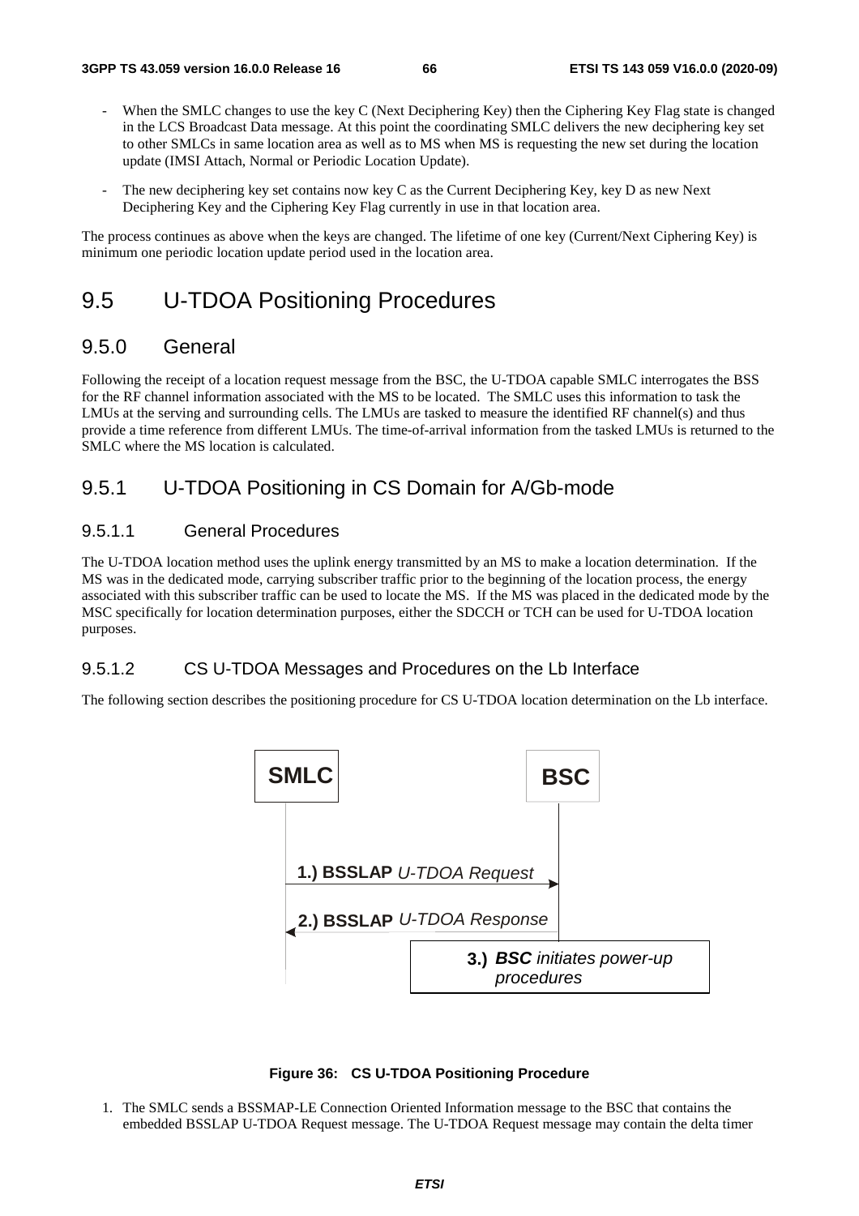- When the SMLC changes to use the key C (Next Deciphering Key) then the Ciphering Key Flag state is changed in the LCS Broadcast Data message. At this point the coordinating SMLC delivers the new deciphering key set to other SMLCs in same location area as well as to MS when MS is requesting the new set during the location update (IMSI Attach, Normal or Periodic Location Update).

- The new deciphering key set contains now key C as the Current Deciphering Key, key D as new Next Deciphering Key and the Ciphering Key Flag currently in use in that location area.

The process continues as above when the keys are changed. The lifetime of one key (Current/Next Ciphering Key) is minimum one periodic location update period used in the location area.

# 9.5 U-TDOA Positioning Procedures

## 9.5.0 General

Following the receipt of a location request message from the BSC, the U-TDOA capable SMLC interrogates the BSS for the RF channel information associated with the MS to be located. The SMLC uses this information to task the LMUs at the serving and surrounding cells. The LMUs are tasked to measure the identified RF channel(s) and thus provide a time reference from different LMUs. The time-of-arrival information from the tasked LMUs is returned to the SMLC where the MS location is calculated.

## 9.5.1 U-TDOA Positioning in CS Domain for A/Gb-mode

### 9.5.1.1 General Procedures

The U-TDOA location method uses the uplink energy transmitted by an MS to make a location determination. If the MS was in the dedicated mode, carrying subscriber traffic prior to the beginning of the location process, the energy associated with this subscriber traffic can be used to locate the MS. If the MS was placed in the dedicated mode by the MSC specifically for location determination purposes, either the SDCCH or TCH can be used for U-TDOA location purposes.

### 9.5.1.2 CS U-TDOA Messages and Procedures on the Lb Interface

The following section describes the positioning procedure for CS U-TDOA location determination on the Lb interface.

SMLC | BSC

1.) **BSSLAP** *U-TDOA Request* (SMLC → BSC)

2.) **BSSLAP** *U-TDOA Response* (BSC → SMLC)

3.) ***BSC** initiates power-up procedures*

**Figure 36: CS U-TDOA Positioning Procedure**

1. The SMLC sends a BSSMAP-LE Connection Oriented Information message to the BSC that contains the embedded BSSLAP U-TDOA Request message. The U-TDOA Request message may contain the delta timer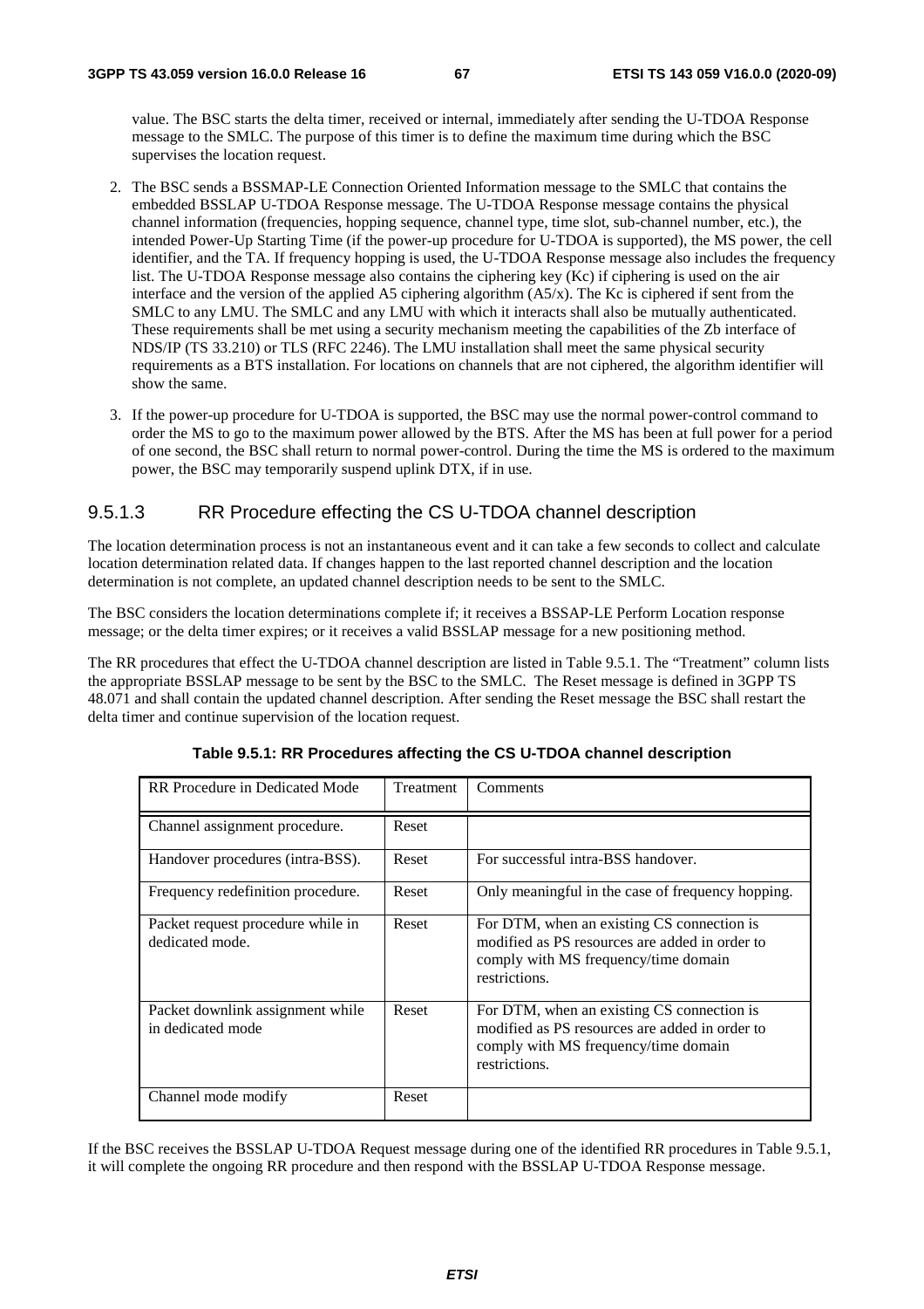value. The BSC starts the delta timer, received or internal, immediately after sending the U-TDOA Response message to the SMLC. The purpose of this timer is to define the maximum time during which the BSC supervises the location request.

2. The BSC sends a BSSMAP-LE Connection Oriented Information message to the SMLC that contains the embedded BSSLAP U-TDOA Response message. The U-TDOA Response message contains the physical channel information (frequencies, hopping sequence, channel type, time slot, sub-channel number, etc.), the intended Power-Up Starting Time (if the power-up procedure for U-TDOA is supported), the MS power, the cell identifier, and the TA. If frequency hopping is used, the U-TDOA Response message also includes the frequency list. The U-TDOA Response message also contains the ciphering key (Kc) if ciphering is used on the air interface and the version of the applied A5 ciphering algorithm (A5/x). The Kc is ciphered if sent from the SMLC to any LMU. The SMLC and any LMU with which it interacts shall also be mutually authenticated. These requirements shall be met using a security mechanism meeting the capabilities of the Zb interface of NDS/IP (TS 33.210) or TLS (RFC 2246). The LMU installation shall meet the same physical security requirements as a BTS installation. For locations on channels that are not ciphered, the algorithm identifier will show the same.

3. If the power-up procedure for U-TDOA is supported, the BSC may use the normal power-control command to order the MS to go to the maximum power allowed by the BTS. After the MS has been at full power for a period of one second, the BSC shall return to normal power-control. During the time the MS is ordered to the maximum power, the BSC may temporarily suspend uplink DTX, if in use.

### 9.5.1.3 RR Procedure effecting the CS U-TDOA channel description

The location determination process is not an instantaneous event and it can take a few seconds to collect and calculate location determination related data. If changes happen to the last reported channel description and the location determination is not complete, an updated channel description needs to be sent to the SMLC.

The BSC considers the location determinations complete if; it receives a BSSAP-LE Perform Location response message; or the delta timer expires; or it receives a valid BSSLAP message for a new positioning method.

The RR procedures that effect the U-TDOA channel description are listed in Table 9.5.1. The "Treatment" column lists the appropriate BSSLAP message to be sent by the BSC to the SMLC. The Reset message is defined in 3GPP TS 48.071 and shall contain the updated channel description. After sending the Reset message the BSC shall restart the delta timer and continue supervision of the location request.

**Table 9.5.1: RR Procedures affecting the CS U-TDOA channel description**

| RR Procedure in Dedicated Mode | Treatment | Comments |
|---|---|---|
| Channel assignment procedure. | Reset | |
| Handover procedures (intra-BSS). | Reset | For successful intra-BSS handover. |
| Frequency redefinition procedure. | Reset | Only meaningful in the case of frequency hopping. |
| Packet request procedure while in dedicated mode. | Reset | For DTM, when an existing CS connection is modified as PS resources are added in order to comply with MS frequency/time domain restrictions. |
| Packet downlink assignment while in dedicated mode | Reset | For DTM, when an existing CS connection is modified as PS resources are added in order to comply with MS frequency/time domain restrictions. |
| Channel mode modify | Reset | |

If the BSC receives the BSSLAP U-TDOA Request message during one of the identified RR procedures in Table 9.5.1, it will complete the ongoing RR procedure and then respond with the BSSLAP U-TDOA Response message.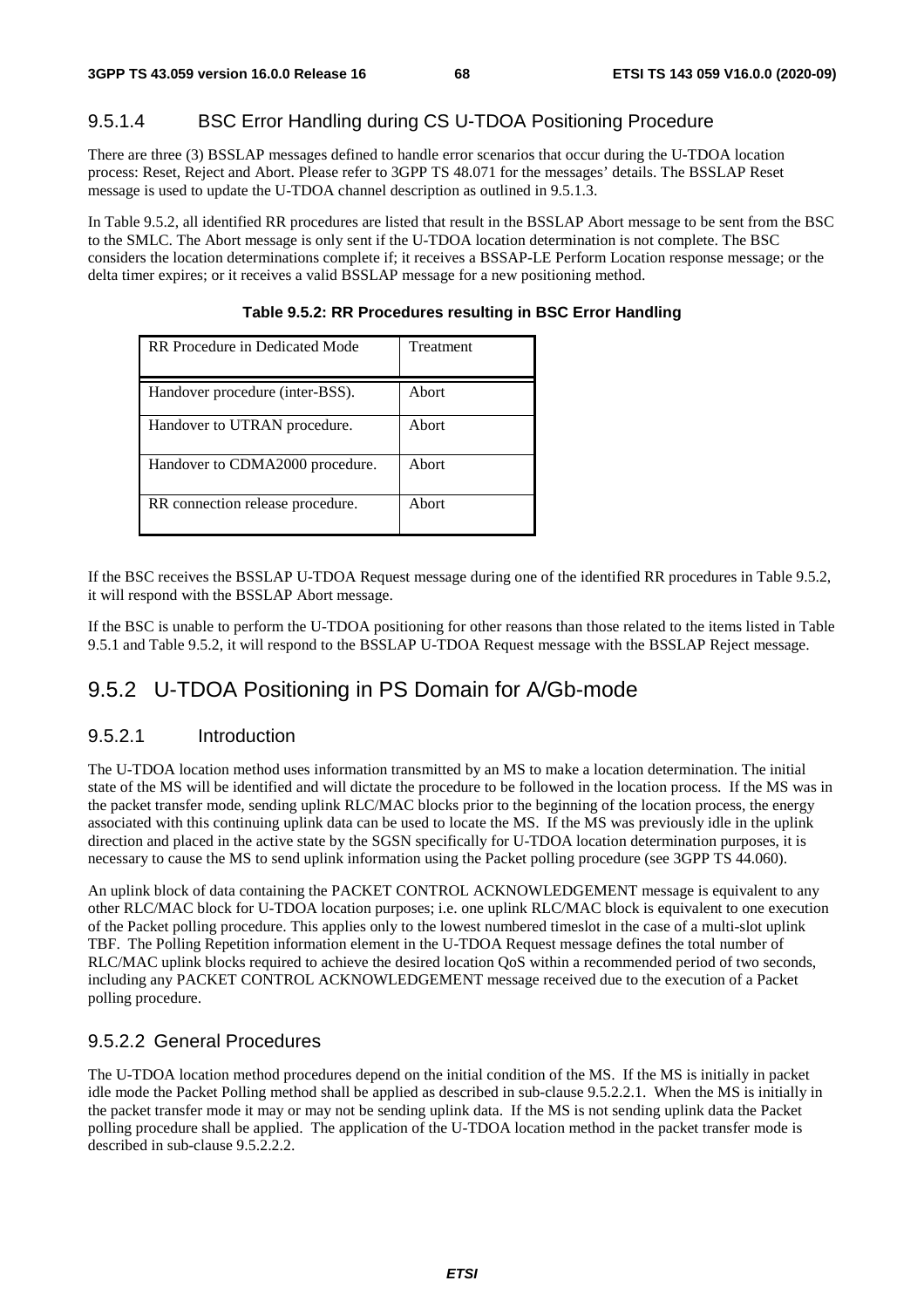### 9.5.1.4 BSC Error Handling during CS U-TDOA Positioning Procedure

There are three (3) BSSLAP messages defined to handle error scenarios that occur during the U-TDOA location process: Reset, Reject and Abort. Please refer to 3GPP TS 48.071 for the messages' details. The BSSLAP Reset message is used to update the U-TDOA channel description as outlined in 9.5.1.3.

In Table 9.5.2, all identified RR procedures are listed that result in the BSSLAP Abort message to be sent from the BSC to the SMLC. The Abort message is only sent if the U-TDOA location determination is not complete. The BSC considers the location determinations complete if; it receives a BSSAP-LE Perform Location response message; or the delta timer expires; or it receives a valid BSSLAP message for a new positioning method.

**Table 9.5.2: RR Procedures resulting in BSC Error Handling**

| RR Procedure in Dedicated Mode | Treatment |
|---|---|
| Handover procedure (inter-BSS). | Abort |
| Handover to UTRAN procedure. | Abort |
| Handover to CDMA2000 procedure. | Abort |
| RR connection release procedure. | Abort |

If the BSC receives the BSSLAP U-TDOA Request message during one of the identified RR procedures in Table 9.5.2, it will respond with the BSSLAP Abort message.

If the BSC is unable to perform the U-TDOA positioning for other reasons than those related to the items listed in Table 9.5.1 and Table 9.5.2, it will respond to the BSSLAP U-TDOA Request message with the BSSLAP Reject message.

## 9.5.2 U-TDOA Positioning in PS Domain for A/Gb-mode

### 9.5.2.1 Introduction

The U-TDOA location method uses information transmitted by an MS to make a location determination. The initial state of the MS will be identified and will dictate the procedure to be followed in the location process. If the MS was in the packet transfer mode, sending uplink RLC/MAC blocks prior to the beginning of the location process, the energy associated with this continuing uplink data can be used to locate the MS. If the MS was previously idle in the uplink direction and placed in the active state by the SGSN specifically for U-TDOA location determination purposes, it is necessary to cause the MS to send uplink information using the Packet polling procedure (see 3GPP TS 44.060).

An uplink block of data containing the PACKET CONTROL ACKNOWLEDGEMENT message is equivalent to any other RLC/MAC block for U-TDOA location purposes; i.e. one uplink RLC/MAC block is equivalent to one execution of the Packet polling procedure. This applies only to the lowest numbered timeslot in the case of a multi-slot uplink TBF. The Polling Repetition information element in the U-TDOA Request message defines the total number of RLC/MAC uplink blocks required to achieve the desired location QoS within a recommended period of two seconds, including any PACKET CONTROL ACKNOWLEDGEMENT message received due to the execution of a Packet polling procedure.

### 9.5.2.2 General Procedures

The U-TDOA location method procedures depend on the initial condition of the MS. If the MS is initially in packet idle mode the Packet Polling method shall be applied as described in sub-clause 9.5.2.2.1. When the MS is initially in the packet transfer mode it may or may not be sending uplink data. If the MS is not sending uplink data the Packet polling procedure shall be applied. The application of the U-TDOA location method in the packet transfer mode is described in sub-clause 9.5.2.2.2.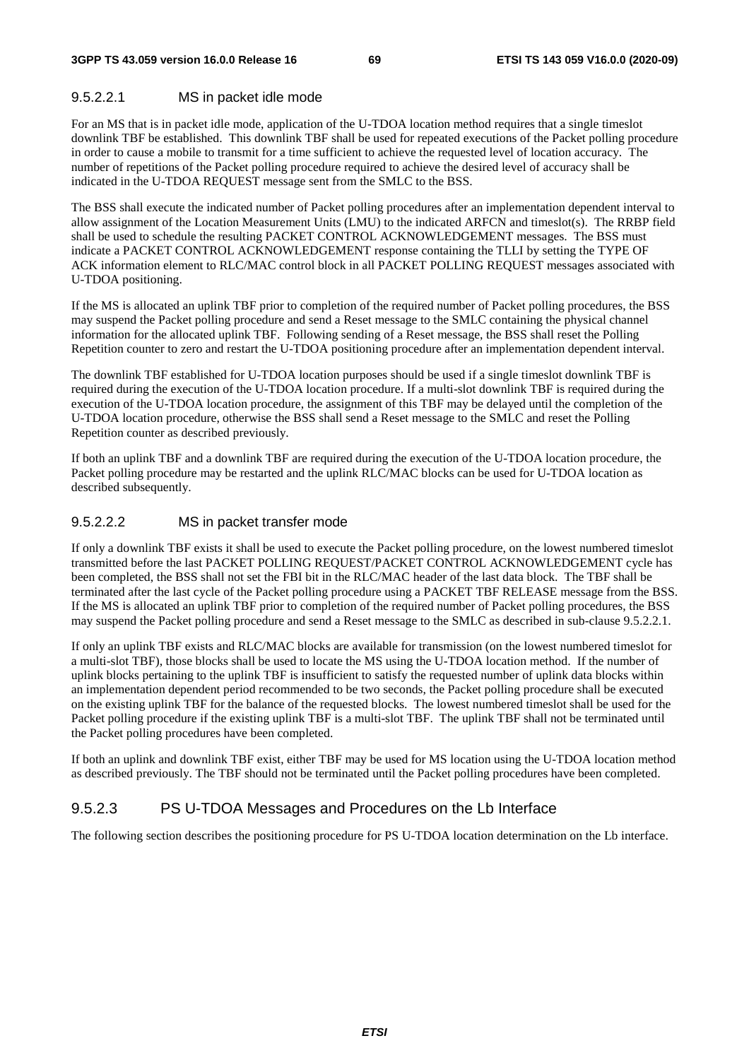#### 9.5.2.2.1 MS in packet idle mode

For an MS that is in packet idle mode, application of the U-TDOA location method requires that a single timeslot downlink TBF be established. This downlink TBF shall be used for repeated executions of the Packet polling procedure in order to cause a mobile to transmit for a time sufficient to achieve the requested level of location accuracy. The number of repetitions of the Packet polling procedure required to achieve the desired level of accuracy shall be indicated in the U-TDOA REQUEST message sent from the SMLC to the BSS.

The BSS shall execute the indicated number of Packet polling procedures after an implementation dependent interval to allow assignment of the Location Measurement Units (LMU) to the indicated ARFCN and timeslot(s). The RRBP field shall be used to schedule the resulting PACKET CONTROL ACKNOWLEDGEMENT messages. The BSS must indicate a PACKET CONTROL ACKNOWLEDGEMENT response containing the TLLI by setting the TYPE OF ACK information element to RLC/MAC control block in all PACKET POLLING REQUEST messages associated with U-TDOA positioning.

If the MS is allocated an uplink TBF prior to completion of the required number of Packet polling procedures, the BSS may suspend the Packet polling procedure and send a Reset message to the SMLC containing the physical channel information for the allocated uplink TBF. Following sending of a Reset message, the BSS shall reset the Polling Repetition counter to zero and restart the U-TDOA positioning procedure after an implementation dependent interval.

The downlink TBF established for U-TDOA location purposes should be used if a single timeslot downlink TBF is required during the execution of the U-TDOA location procedure. If a multi-slot downlink TBF is required during the execution of the U-TDOA location procedure, the assignment of this TBF may be delayed until the completion of the U-TDOA location procedure, otherwise the BSS shall send a Reset message to the SMLC and reset the Polling Repetition counter as described previously.

If both an uplink TBF and a downlink TBF are required during the execution of the U-TDOA location procedure, the Packet polling procedure may be restarted and the uplink RLC/MAC blocks can be used for U-TDOA location as described subsequently.

#### 9.5.2.2.2 MS in packet transfer mode

If only a downlink TBF exists it shall be used to execute the Packet polling procedure, on the lowest numbered timeslot transmitted before the last PACKET POLLING REQUEST/PACKET CONTROL ACKNOWLEDGEMENT cycle has been completed, the BSS shall not set the FBI bit in the RLC/MAC header of the last data block. The TBF shall be terminated after the last cycle of the Packet polling procedure using a PACKET TBF RELEASE message from the BSS. If the MS is allocated an uplink TBF prior to completion of the required number of Packet polling procedures, the BSS may suspend the Packet polling procedure and send a Reset message to the SMLC as described in sub-clause 9.5.2.2.1.

If only an uplink TBF exists and RLC/MAC blocks are available for transmission (on the lowest numbered timeslot for a multi-slot TBF), those blocks shall be used to locate the MS using the U-TDOA location method. If the number of uplink blocks pertaining to the uplink TBF is insufficient to satisfy the requested number of uplink data blocks within an implementation dependent period recommended to be two seconds, the Packet polling procedure shall be executed on the existing uplink TBF for the balance of the requested blocks. The lowest numbered timeslot shall be used for the Packet polling procedure if the existing uplink TBF is a multi-slot TBF. The uplink TBF shall not be terminated until the Packet polling procedures have been completed.

If both an uplink and downlink TBF exist, either TBF may be used for MS location using the U-TDOA location method as described previously. The TBF should not be terminated until the Packet polling procedures have been completed.

### 9.5.2.3 PS U-TDOA Messages and Procedures on the Lb Interface

The following section describes the positioning procedure for PS U-TDOA location determination on the Lb interface.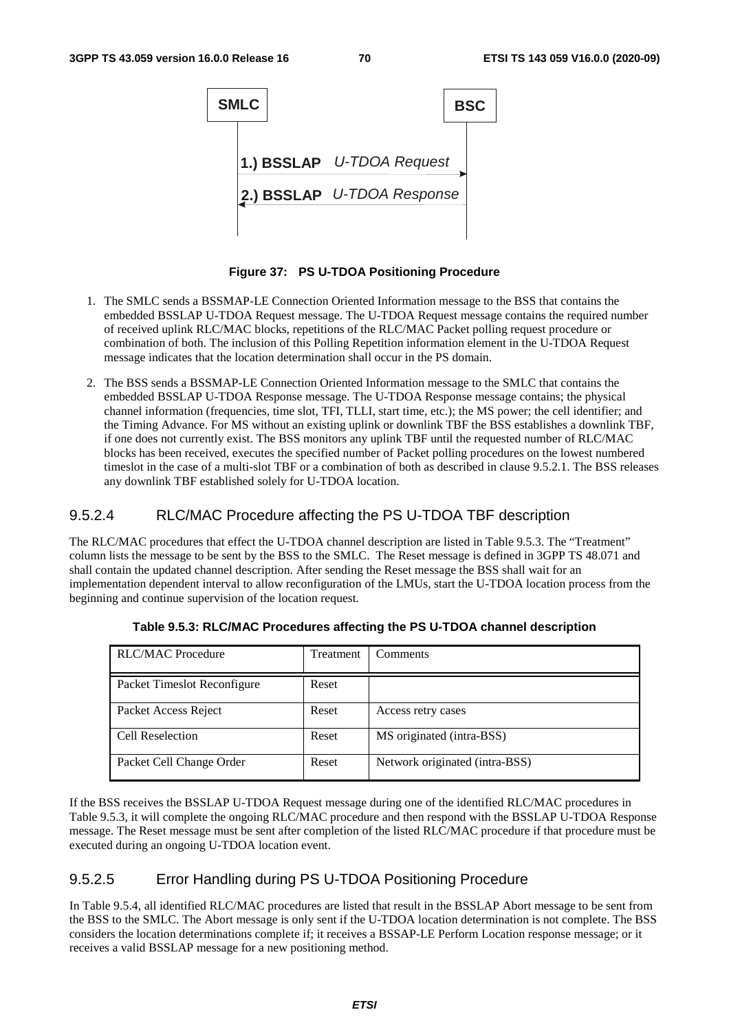**Figure 37: PS U-TDOA Positioning Procedure**

1. The SMLC sends a BSSMAP-LE Connection Oriented Information message to the BSS that contains the embedded BSSLAP U-TDOA Request message. The U-TDOA Request message contains the required number of received uplink RLC/MAC blocks, repetitions of the RLC/MAC Packet polling request procedure or combination of both. The inclusion of this Polling Repetition information element in the U-TDOA Request message indicates that the location determination shall occur in the PS domain.

2. The BSS sends a BSSMAP-LE Connection Oriented Information message to the SMLC that contains the embedded BSSLAP U-TDOA Response message. The U-TDOA Response message contains; the physical channel information (frequencies, time slot, TFI, TLLI, start time, etc.); the MS power; the cell identifier; and the Timing Advance. For MS without an existing uplink or downlink TBF the BSS establishes a downlink TBF, if one does not currently exist. The BSS monitors any uplink TBF until the requested number of RLC/MAC blocks has been received, executes the specified number of Packet polling procedures on the lowest numbered timeslot in the case of a multi-slot TBF or a combination of both as described in clause 9.5.2.1. The BSS releases any downlink TBF established solely for U-TDOA location.

### 9.5.2.4 RLC/MAC Procedure affecting the PS U-TDOA TBF description

The RLC/MAC procedures that effect the U-TDOA channel description are listed in Table 9.5.3. The "Treatment" column lists the message to be sent by the BSS to the SMLC. The Reset message is defined in 3GPP TS 48.071 and shall contain the updated channel description. After sending the Reset message the BSS shall wait for an implementation dependent interval to allow reconfiguration of the LMUs, start the U-TDOA location process from the beginning and continue supervision of the location request.

**Table 9.5.3: RLC/MAC Procedures affecting the PS U-TDOA channel description**

| RLC/MAC Procedure | Treatment | Comments |
|---|---|---|
| Packet Timeslot Reconfigure | Reset | |
| Packet Access Reject | Reset | Access retry cases |
| Cell Reselection | Reset | MS originated (intra-BSS) |
| Packet Cell Change Order | Reset | Network originated (intra-BSS) |

If the BSS receives the BSSLAP U-TDOA Request message during one of the identified RLC/MAC procedures in Table 9.5.3, it will complete the ongoing RLC/MAC procedure and then respond with the BSSLAP U-TDOA Response message. The Reset message must be sent after completion of the listed RLC/MAC procedure if that procedure must be executed during an ongoing U-TDOA location event.

### 9.5.2.5 Error Handling during PS U-TDOA Positioning Procedure

In Table 9.5.4, all identified RLC/MAC procedures are listed that result in the BSSLAP Abort message to be sent from the BSS to the SMLC. The Abort message is only sent if the U-TDOA location determination is not complete. The BSS considers the location determinations complete if; it receives a BSSAP-LE Perform Location response message; or it receives a valid BSSLAP message for a new positioning method.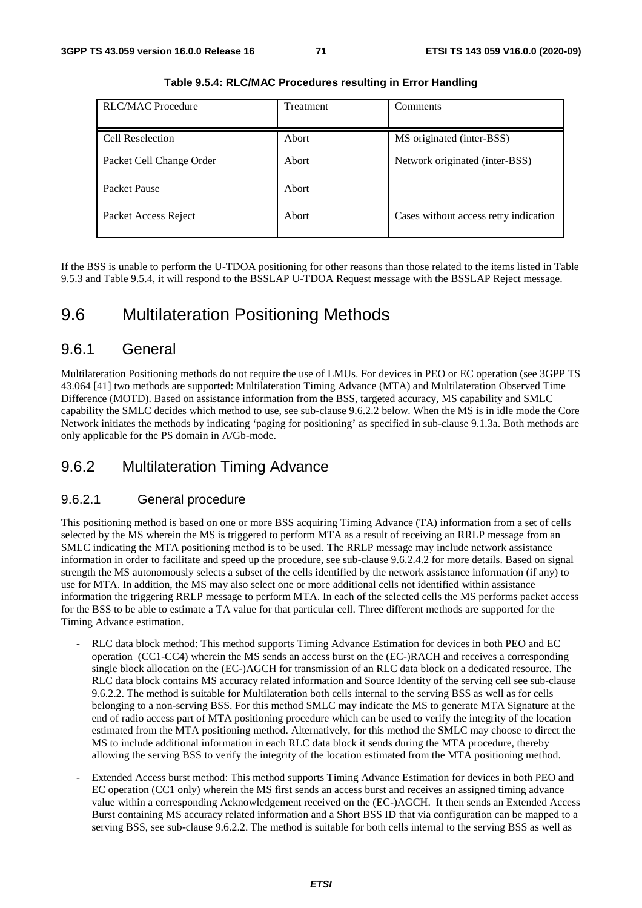**Table 9.5.4: RLC/MAC Procedures resulting in Error Handling**

| RLC/MAC Procedure | Treatment | Comments |
| --- | --- | --- |
| Cell Reselection | Abort | MS originated (inter-BSS) |
| Packet Cell Change Order | Abort | Network originated (inter-BSS) |
| Packet Pause | Abort | |
| Packet Access Reject | Abort | Cases without access retry indication |

If the BSS is unable to perform the U-TDOA positioning for other reasons than those related to the items listed in Table 9.5.3 and Table 9.5.4, it will respond to the BSSLAP U-TDOA Request message with the BSSLAP Reject message.

# 9.6 Multilateration Positioning Methods

## 9.6.1 General

Multilateration Positioning methods do not require the use of LMUs. For devices in PEO or EC operation (see 3GPP TS 43.064 [41] two methods are supported: Multilateration Timing Advance (MTA) and Multilateration Observed Time Difference (MOTD). Based on assistance information from the BSS, targeted accuracy, MS capability and SMLC capability the SMLC decides which method to use, see sub-clause 9.6.2.2 below. When the MS is in idle mode the Core Network initiates the methods by indicating 'paging for positioning' as specified in sub-clause 9.1.3a. Both methods are only applicable for the PS domain in A/Gb-mode.

## 9.6.2 Multilateration Timing Advance

### 9.6.2.1 General procedure

This positioning method is based on one or more BSS acquiring Timing Advance (TA) information from a set of cells selected by the MS wherein the MS is triggered to perform MTA as a result of receiving an RRLP message from an SMLC indicating the MTA positioning method is to be used. The RRLP message may include network assistance information in order to facilitate and speed up the procedure, see sub-clause 9.6.2.4.2 for more details. Based on signal strength the MS autonomously selects a subset of the cells identified by the network assistance information (if any) to use for MTA. In addition, the MS may also select one or more additional cells not identified within assistance information the triggering RRLP message to perform MTA. In each of the selected cells the MS performs packet access for the BSS to be able to estimate a TA value for that particular cell. Three different methods are supported for the Timing Advance estimation.

- RLC data block method: This method supports Timing Advance Estimation for devices in both PEO and EC operation (CC1-CC4) wherein the MS sends an access burst on the (EC-)RACH and receives a corresponding single block allocation on the (EC-)AGCH for transmission of an RLC data block on a dedicated resource. The RLC data block contains MS accuracy related information and Source Identity of the serving cell see sub-clause 9.6.2.2. The method is suitable for Multilateration both cells internal to the serving BSS as well as for cells belonging to a non-serving BSS. For this method SMLC may indicate the MS to generate MTA Signature at the end of radio access part of MTA positioning procedure which can be used to verify the integrity of the location estimated from the MTA positioning method. Alternatively, for this method the SMLC may choose to direct the MS to include additional information in each RLC data block it sends during the MTA procedure, thereby allowing the serving BSS to verify the integrity of the location estimated from the MTA positioning method.
- Extended Access burst method: This method supports Timing Advance Estimation for devices in both PEO and EC operation (CC1 only) wherein the MS first sends an access burst and receives an assigned timing advance value within a corresponding Acknowledgement received on the (EC-)AGCH. It then sends an Extended Access Burst containing MS accuracy related information and a Short BSS ID that via configuration can be mapped to a serving BSS, see sub-clause 9.6.2.2. The method is suitable for both cells internal to the serving BSS as well as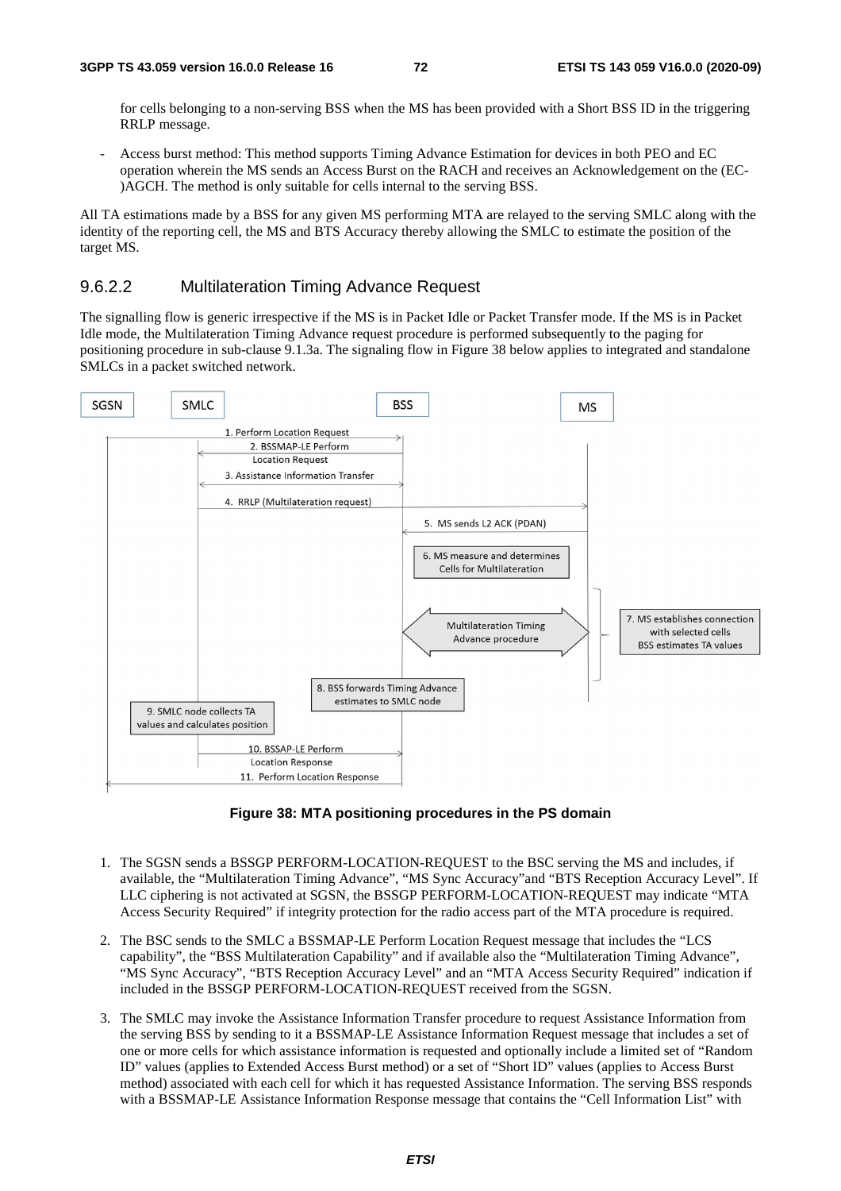for cells belonging to a non-serving BSS when the MS has been provided with a Short BSS ID in the triggering RRLP message.

- Access burst method: This method supports Timing Advance Estimation for devices in both PEO and EC operation wherein the MS sends an Access Burst on the RACH and receives an Acknowledgement on the (EC-)AGCH. The method is only suitable for cells internal to the serving BSS.

All TA estimations made by a BSS for any given MS performing MTA are relayed to the serving SMLC along with the identity of the reporting cell, the MS and BTS Accuracy thereby allowing the SMLC to estimate the position of the target MS.

### 9.6.2.2 Multilateration Timing Advance Request

The signalling flow is generic irrespective if the MS is in Packet Idle or Packet Transfer mode. If the MS is in Packet Idle mode, the Multilateration Timing Advance request procedure is performed subsequently to the paging for positioning procedure in sub-clause 9.1.3a. The signaling flow in Figure 38 below applies to integrated and standalone SMLCs in a packet switched network.

**Figure 38: MTA positioning procedures in the PS domain**

1. The SGSN sends a BSSGP PERFORM-LOCATION-REQUEST to the BSC serving the MS and includes, if available, the "Multilateration Timing Advance", "MS Sync Accuracy"and "BTS Reception Accuracy Level". If LLC ciphering is not activated at SGSN, the BSSGP PERFORM-LOCATION-REQUEST may indicate "MTA Access Security Required" if integrity protection for the radio access part of the MTA procedure is required.

2. The BSC sends to the SMLC a BSSMAP-LE Perform Location Request message that includes the "LCS capability", the "BSS Multilateration Capability" and if available also the "Multilateration Timing Advance", "MS Sync Accuracy", "BTS Reception Accuracy Level" and an "MTA Access Security Required" indication if included in the BSSGP PERFORM-LOCATION-REQUEST received from the SGSN.

3. The SMLC may invoke the Assistance Information Transfer procedure to request Assistance Information from the serving BSS by sending to it a BSSMAP-LE Assistance Information Request message that includes a set of one or more cells for which assistance information is requested and optionally include a limited set of "Random ID" values (applies to Extended Access Burst method) or a set of "Short ID" values (applies to Access Burst method) associated with each cell for which it has requested Assistance Information. The serving BSS responds with a BSSMAP-LE Assistance Information Response message that contains the "Cell Information List" with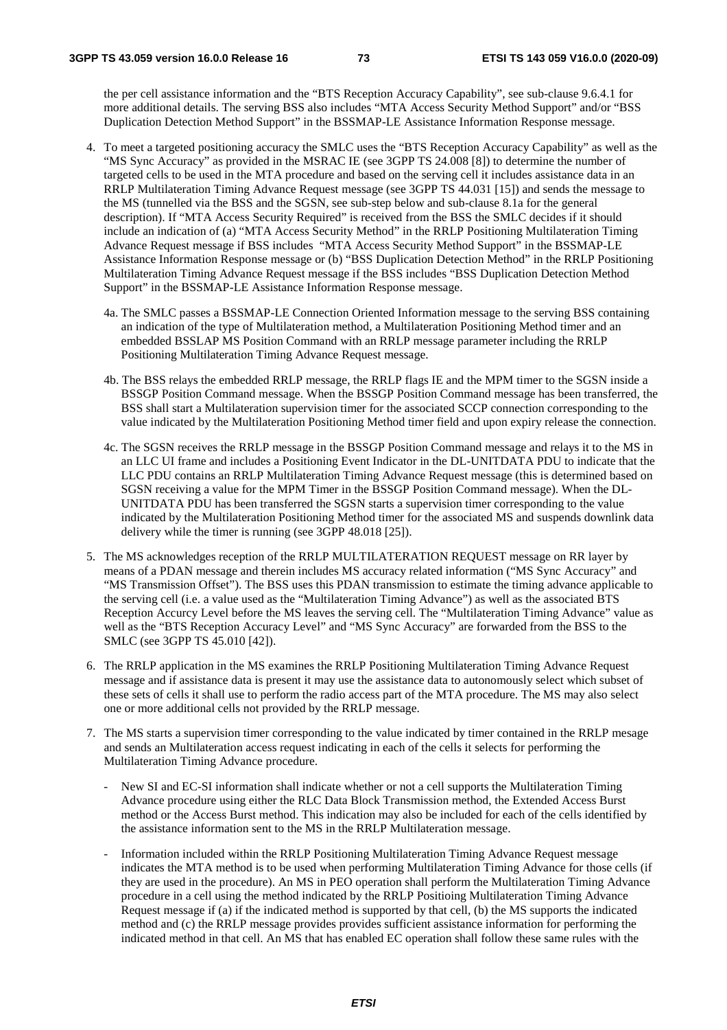the per cell assistance information and the "BTS Reception Accuracy Capability", see sub-clause 9.6.4.1 for more additional details. The serving BSS also includes "MTA Access Security Method Support" and/or "BSS Duplication Detection Method Support" in the BSSMAP-LE Assistance Information Response message.

4. To meet a targeted positioning accuracy the SMLC uses the "BTS Reception Accuracy Capability" as well as the "MS Sync Accuracy" as provided in the MSRAC IE (see 3GPP TS 24.008 [8]) to determine the number of targeted cells to be used in the MTA procedure and based on the serving cell it includes assistance data in an RRLP Multilateration Timing Advance Request message (see 3GPP TS 44.031 [15]) and sends the message to the MS (tunnelled via the BSS and the SGSN, see sub-step below and sub-clause 8.1a for the general description). If "MTA Access Security Required" is received from the BSS the SMLC decides if it should include an indication of (a) "MTA Access Security Method" in the RRLP Positioning Multilateration Timing Advance Request message if BSS includes "MTA Access Security Method Support" in the BSSMAP-LE Assistance Information Response message or (b) "BSS Duplication Detection Method" in the RRLP Positioning Multilateration Timing Advance Request message if the BSS includes "BSS Duplication Detection Method Support" in the BSSMAP-LE Assistance Information Response message.

   4a. The SMLC passes a BSSMAP-LE Connection Oriented Information message to the serving BSS containing an indication of the type of Multilateration method, a Multilateration Positioning Method timer and an embedded BSSLAP MS Position Command with an RRLP message parameter including the RRLP Positioning Multilateration Timing Advance Request message.

   4b. The BSS relays the embedded RRLP message, the RRLP flags IE and the MPM timer to the SGSN inside a BSSGP Position Command message. When the BSSGP Position Command message has been transferred, the BSS shall start a Multilateration supervision timer for the associated SCCP connection corresponding to the value indicated by the Multilateration Positioning Method timer field and upon expiry release the connection.

   4c. The SGSN receives the RRLP message in the BSSGP Position Command message and relays it to the MS in an LLC UI frame and includes a Positioning Event Indicator in the DL-UNITDATA PDU to indicate that the LLC PDU contains an RRLP Multilateration Timing Advance Request message (this is determined based on SGSN receiving a value for the MPM Timer in the BSSGP Position Command message). When the DL-UNITDATA PDU has been transferred the SGSN starts a supervision timer corresponding to the value indicated by the Multilateration Positioning Method timer for the associated MS and suspends downlink data delivery while the timer is running (see 3GPP 48.018 [25]).

5. The MS acknowledges reception of the RRLP MULTILATERATION REQUEST message on RR layer by means of a PDAN message and therein includes MS accuracy related information ("MS Sync Accuracy" and "MS Transmission Offset"). The BSS uses this PDAN transmission to estimate the timing advance applicable to the serving cell (i.e. a value used as the "Multilateration Timing Advance") as well as the associated BTS Reception Accurcy Level before the MS leaves the serving cell. The "Multilateration Timing Advance" value as well as the "BTS Reception Accuracy Level" and "MS Sync Accuracy" are forwarded from the BSS to the SMLC (see 3GPP TS 45.010 [42]).

6. The RRLP application in the MS examines the RRLP Positioning Multilateration Timing Advance Request message and if assistance data is present it may use the assistance data to autonomously select which subset of these sets of cells it shall use to perform the radio access part of the MTA procedure. The MS may also select one or more additional cells not provided by the RRLP message.

7. The MS starts a supervision timer corresponding to the value indicated by timer contained in the RRLP mesage and sends an Multilateration access request indicating in each of the cells it selects for performing the Multilateration Timing Advance procedure.

   - New SI and EC-SI information shall indicate whether or not a cell supports the Multilateration Timing Advance procedure using either the RLC Data Block Transmission method, the Extended Access Burst method or the Access Burst method. This indication may also be included for each of the cells identified by the assistance information sent to the MS in the RRLP Multilateration message.

   - Information included within the RRLP Positioning Multilateration Timing Advance Request message indicates the MTA method is to be used when performing Multilateration Timing Advance for those cells (if they are used in the procedure). An MS in PEO operation shall perform the Multilateration Timing Advance procedure in a cell using the method indicated by the RRLP Positioing Multilateration Timing Advance Request message if (a) if the indicated method is supported by that cell, (b) the MS supports the indicated method and (c) the RRLP message provides provides sufficient assistance information for performing the indicated method in that cell. An MS that has enabled EC operation shall follow these same rules with the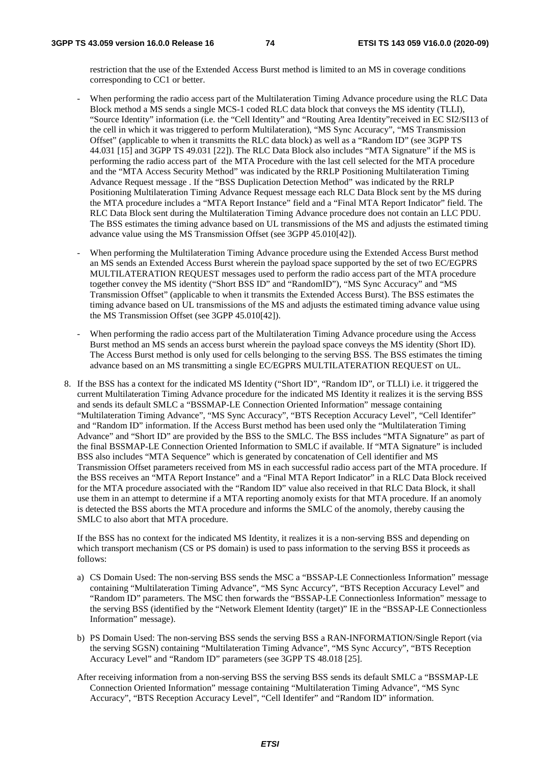restriction that the use of the Extended Access Burst method is limited to an MS in coverage conditions corresponding to CC1 or better.

- When performing the radio access part of the Multilateration Timing Advance procedure using the RLC Data Block method a MS sends a single MCS-1 coded RLC data block that conveys the MS identity (TLLI), "Source Identity" information (i.e. the "Cell Identity" and "Routing Area Identity"received in EC SI2/SI13 of the cell in which it was triggered to perform Multilateration), "MS Sync Accuracy", "MS Transmission Offset" (applicable to when it transmitts the RLC data block) as well as a "Random ID" (see 3GPP TS 44.031 [15] and 3GPP TS 49.031 [22]). The RLC Data Block also includes "MTA Signature" if the MS is performing the radio access part of the MTA Procedure with the last cell selected for the MTA procedure and the "MTA Access Security Method" was indicated by the RRLP Positioning Multilateration Timing Advance Request message . If the "BSS Duplication Detection Method" was indicated by the RRLP Positioning Multilateration Timing Advance Request message each RLC Data Block sent by the MS during the MTA procedure includes a "MTA Report Instance" field and a "Final MTA Report Indicator" field. The RLC Data Block sent during the Multilateration Timing Advance procedure does not contain an LLC PDU. The BSS estimates the timing advance based on UL transmissions of the MS and adjusts the estimated timing advance value using the MS Transmission Offset (see 3GPP 45.010[42]).

- When performing the Multilateration Timing Advance procedure using the Extended Access Burst method an MS sends an Extended Access Burst wherein the payload space supported by the set of two EC/EGPRS MULTILATERATION REQUEST messages used to perform the radio access part of the MTA procedure together convey the MS identity ("Short BSS ID" and "RandomID"), "MS Sync Accuracy" and "MS Transmission Offset" (applicable to when it transmits the Extended Access Burst). The BSS estimates the timing advance based on UL transmissions of the MS and adjusts the estimated timing advance value using the MS Transmission Offset (see 3GPP 45.010[42]).

- When performing the radio access part of the Multilateration Timing Advance procedure using the Access Burst method an MS sends an access burst wherein the payload space conveys the MS identity (Short ID). The Access Burst method is only used for cells belonging to the serving BSS. The BSS estimates the timing advance based on an MS transmitting a single EC/EGPRS MULTILATERATION REQUEST on UL.

8. If the BSS has a context for the indicated MS Identity ("Short ID", "Random ID", or TLLI) i.e. it triggered the current Multilateration Timing Advance procedure for the indicated MS Identity it realizes it is the serving BSS and sends its default SMLC a "BSSMAP-LE Connection Oriented Information" message containing "Multilateration Timing Advance", "MS Sync Accurcy", "BTS Reception Accuracy Level", "Cell Identifer" and "Random ID" information. If the Access Burst method has been used only the "Multilateration Timing Advance" and "Short ID" are provided by the BSS to the SMLC. The BSS includes "MTA Signature" as part of the final BSSMAP-LE Connection Oriented Information to SMLC if available. If "MTA Signature" is included BSS also includes "MTA Sequence" which is generated by concatenation of Cell identifier and MS Transmission Offset parameters received from MS in each successful radio access part of the MTA procedure. If the BSS receives an "MTA Report Instance" and a "Final MTA Report Indicator" in a RLC Data Block received for the MTA procedure associated with the "Random ID" value also received in that RLC Data Block, it shall use them in an attempt to determine if a MTA reporting anomoly exists for that MTA procedure. If an anomoly is detected the BSS aborts the MTA procedure and informs the SMLC of the anomoly, thereby causing the SMLC to also abort that MTA procedure.

   If the BSS has no context for the indicated MS Identity, it realizes it is a non-serving BSS and depending on which transport mechanism (CS or PS domain) is used to pass information to the serving BSS it proceeds as follows:

   a) CS Domain Used: The non-serving BSS sends the MSC a "BSSAP-LE Connectionless Information" message containing "Multilateration Timing Advance", "MS Sync Accurcy", "BTS Reception Accuracy Level" and "Random ID" parameters. The MSC then forwards the "BSSAP-LE Connectionless Information" message to the serving BSS (identified by the "Network Element Identity (target)" IE in the "BSSAP-LE Connectionless Information" message).

   b) PS Domain Used: The non-serving BSS sends the serving BSS a RAN-INFORMATION/Single Report (via the serving SGSN) containing "Multilateration Timing Advance", "MS Sync Accurcy", "BTS Reception Accuracy Level" and "Random ID" parameters (see 3GPP TS 48.018 [25].

   After receiving information from a non-serving BSS the serving BSS sends its default SMLC a "BSSMAP-LE Connection Oriented Information" message containing "Multilateration Timing Advance", "MS Sync Accurcy", "BTS Reception Accuracy Level", "Cell Identifer" and "Random ID" information.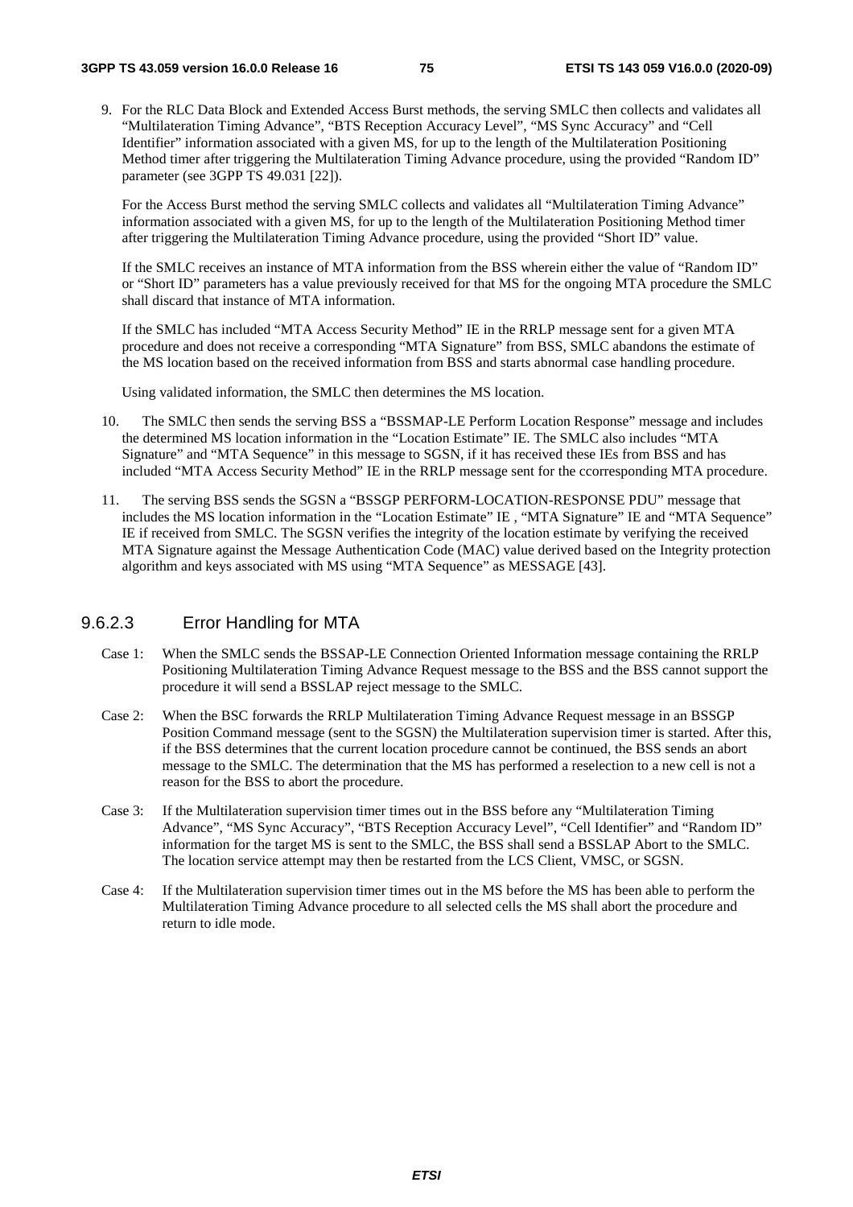9. For the RLC Data Block and Extended Access Burst methods, the serving SMLC then collects and validates all "Multilateration Timing Advance", "BTS Reception Accuracy Level", "MS Sync Accuracy" and "Cell Identifier" information associated with a given MS, for up to the length of the Multilateration Positioning Method timer after triggering the Multilateration Timing Advance procedure, using the provided "Random ID" parameter (see 3GPP TS 49.031 [22]).

   For the Access Burst method the serving SMLC collects and validates all "Multilateration Timing Advance" information associated with a given MS, for up to the length of the Multilateration Positioning Method timer after triggering the Multilateration Timing Advance procedure, using the provided "Short ID" value.

   If the SMLC receives an instance of MTA information from the BSS wherein either the value of "Random ID" or "Short ID" parameters has a value previously received for that MS for the ongoing MTA procedure the SMLC shall discard that instance of MTA information.

   If the SMLC has included "MTA Access Security Method" IE in the RRLP message sent for a given MTA procedure and does not receive a corresponding "MTA Signature" from BSS, SMLC abandons the estimate of the MS location based on the received information from BSS and starts abnormal case handling procedure.

   Using validated information, the SMLC then determines the MS location.

10. The SMLC then sends the serving BSS a "BSSMAP-LE Perform Location Response" message and includes the determined MS location information in the "Location Estimate" IE. The SMLC also includes "MTA Signature" and "MTA Sequence" in this message to SGSN, if it has received these IEs from BSS and has included "MTA Access Security Method" IE in the RRLP message sent for the ccorresponding MTA procedure.

11. The serving BSS sends the SGSN a "BSSGP PERFORM-LOCATION-RESPONSE PDU" message that includes the MS location information in the "Location Estimate" IE , "MTA Signature" IE and "MTA Sequence" IE if received from SMLC. The SGSN verifies the integrity of the location estimate by verifying the received MTA Signature against the Message Authentication Code (MAC) value derived based on the Integrity protection algorithm and keys associated with MS using "MTA Sequence" as MESSAGE [43].

### 9.6.2.3 Error Handling for MTA

Case 1: When the SMLC sends the BSSAP-LE Connection Oriented Information message containing the RRLP Positioning Multilateration Timing Advance Request message to the BSS and the BSS cannot support the procedure it will send a BSSLAP reject message to the SMLC.

Case 2: When the BSC forwards the RRLP Multilateration Timing Advance Request message in an BSSGP Position Command message (sent to the SGSN) the Multilateration supervision timer is started. After this, if the BSS determines that the current location procedure cannot be continued, the BSS sends an abort message to the SMLC. The determination that the MS has performed a reselection to a new cell is not a reason for the BSS to abort the procedure.

Case 3: If the Multilateration supervision timer times out in the BSS before any "Multilateration Timing Advance", "MS Sync Accuracy", "BTS Reception Accuracy Level", "Cell Identifier" and "Random ID" information for the target MS is sent to the SMLC, the BSS shall send a BSSLAP Abort to the SMLC. The location service attempt may then be restarted from the LCS Client, VMSC, or SGSN.

Case 4: If the Multilateration supervision timer times out in the MS before the MS has been able to perform the Multilateration Timing Advance procedure to all selected cells the MS shall abort the procedure and return to idle mode.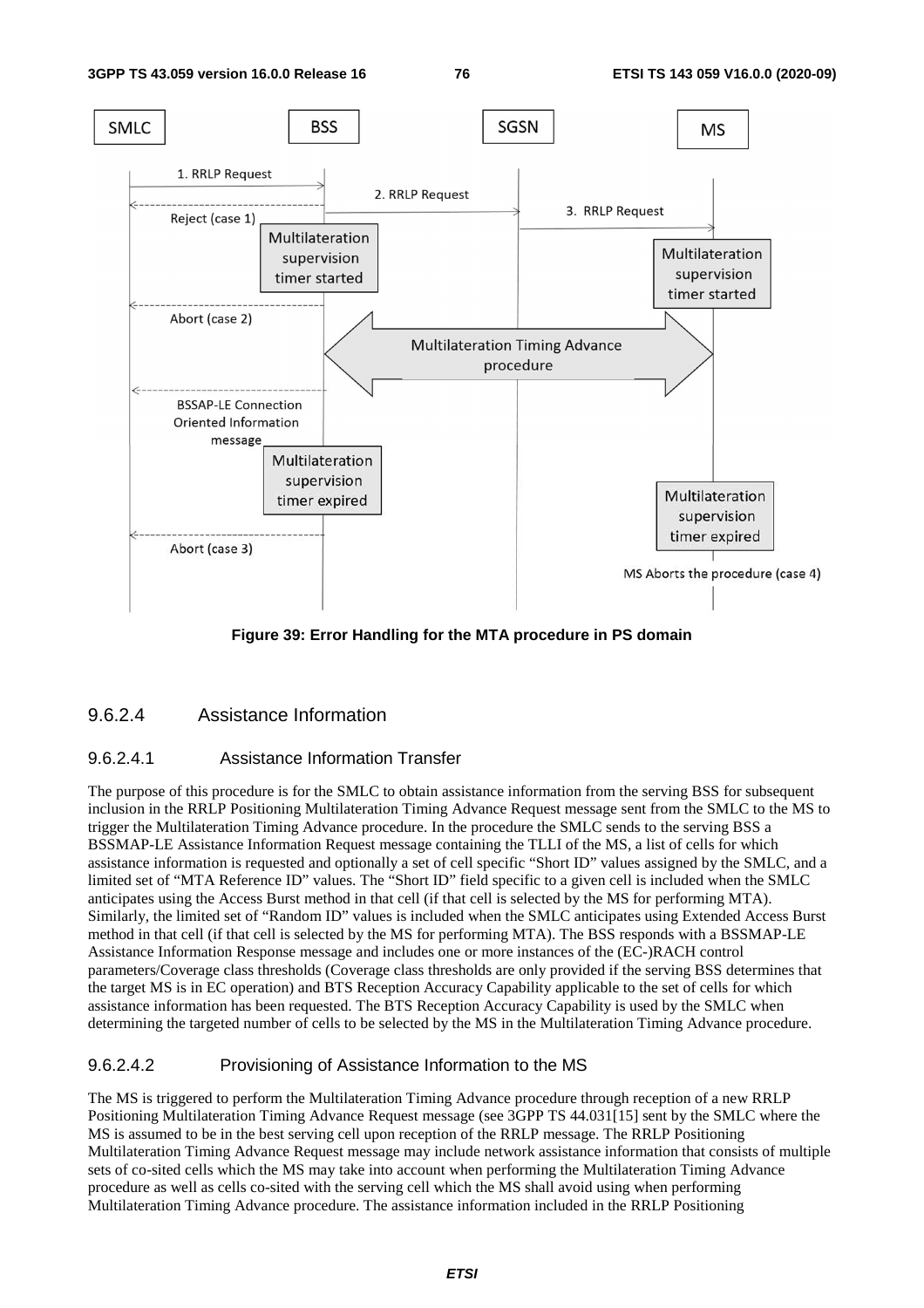**Figure 39: Error Handling for the MTA procedure in PS domain**

#### 9.6.2.4 Assistance Information

##### 9.6.2.4.1 Assistance Information Transfer

The purpose of this procedure is for the SMLC to obtain assistance information from the serving BSS for subsequent inclusion in the RRLP Positioning Multilateration Timing Advance Request message sent from the SMLC to the MS to trigger the Multilateration Timing Advance procedure. In the procedure the SMLC sends to the serving BSS a BSSMAP-LE Assistance Information Request message containing the TLLI of the MS, a list of cells for which assistance information is requested and optionally a set of cell specific "Short ID" values assigned by the SMLC, and a limited set of "MTA Reference ID" values. The "Short ID" field specific to a given cell is included when the SMLC anticipates using the Access Burst method in that cell (if that cell is selected by the MS for performing MTA). Similarly, the limited set of "Random ID" values is included when the SMLC anticipates using Extended Access Burst method in that cell (if that cell is selected by the MS for performing MTA). The BSS responds with a BSSMAP-LE Assistance Information Response message and includes one or more instances of the (EC-)RACH control parameters/Coverage class thresholds (Coverage class thresholds are only provided if the serving BSS determines that the target MS is in EC operation) and BTS Reception Accuracy Capability applicable to the set of cells for which assistance information has been requested. The BTS Reception Accuracy Capability is used by the SMLC when determining the targeted number of cells to be selected by the MS in the Multilateration Timing Advance procedure.

##### 9.6.2.4.2 Provisioning of Assistance Information to the MS

The MS is triggered to perform the Multilateration Timing Advance procedure through reception of a new RRLP Positioning Multilateration Timing Advance Request message (see 3GPP TS 44.031[15] sent by the SMLC where the MS is assumed to be in the best serving cell upon reception of the RRLP message. The RRLP Positioning Multilateration Timing Advance Request message may include network assistance information that consists of multiple sets of co-sited cells which the MS may take into account when performing the Multilateration Timing Advance procedure as well as cells co-sited with the serving cell which the MS shall avoid using when performing Multilateration Timing Advance procedure. The assistance information included in the RRLP Positioning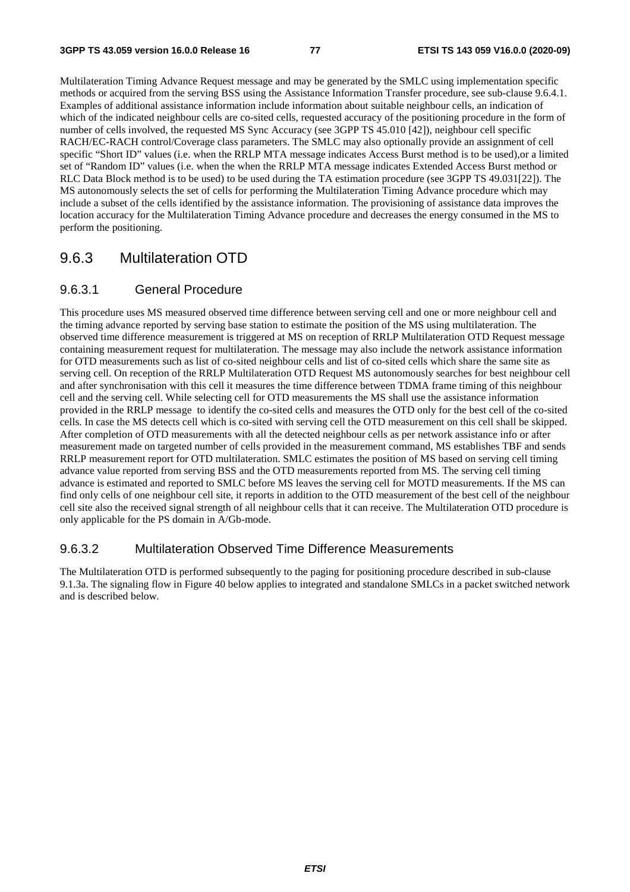Multilateration Timing Advance Request message and may be generated by the SMLC using implementation specific methods or acquired from the serving BSS using the Assistance Information Transfer procedure, see sub-clause 9.6.4.1. Examples of additional assistance information include information about suitable neighbour cells, an indication of which of the indicated neighbour cells are co-sited cells, requested accuracy of the positioning procedure in the form of number of cells involved, the requested MS Sync Accuracy (see 3GPP TS 45.010 [42]), neighbour cell specific RACH/EC-RACH control/Coverage class parameters. The SMLC may also optionally provide an assignment of cell specific "Short ID" values (i.e. when the RRLP MTA message indicates Access Burst method is to be used),or a limited set of "Random ID" values (i.e. when the when the RRLP MTA message indicates Extended Access Burst method or RLC Data Block method is to be used) to be used during the TA estimation procedure (see 3GPP TS 49.031[22]). The MS autonomously selects the set of cells for performing the Multilateration Timing Advance procedure which may include a subset of the cells identified by the assistance information. The provisioning of assistance data improves the location accuracy for the Multilateration Timing Advance procedure and decreases the energy consumed in the MS to perform the positioning.

## 9.6.3 Multilateration OTD

### 9.6.3.1 General Procedure

This procedure uses MS measured observed time difference between serving cell and one or more neighbour cell and the timing advance reported by serving base station to estimate the position of the MS using multilateration. The observed time difference measurement is triggered at MS on reception of RRLP Multilateration OTD Request message containing measurement request for multilateration. The message may also include the network assistance information for OTD measurements such as list of co-sited neighbour cells and list of co-sited cells which share the same site as serving cell. On reception of the RRLP Multilateration OTD Request MS autonomously searches for best neighbour cell and after synchronisation with this cell it measures the time difference between TDMA frame timing of this neighbour cell and the serving cell. While selecting cell for OTD measurements the MS shall use the assistance information provided in the RRLP message to identify the co-sited cells and measures the OTD only for the best cell of the co-sited cells. In case the MS detects cell which is co-sited with serving cell the OTD measurement on this cell shall be skipped. After completion of OTD measurements with all the detected neighbour cells as per network assistance info or after measurement made on targeted number of cells provided in the measurement command, MS establishes TBF and sends RRLP measurement report for OTD multilateration. SMLC estimates the position of MS based on serving cell timing advance value reported from serving BSS and the OTD measurements reported from MS. The serving cell timing advance is estimated and reported to SMLC before MS leaves the serving cell for MOTD measurements. If the MS can find only cells of one neighbour cell site, it reports in addition to the OTD measurement of the best cell of the neighbour cell site also the received signal strength of all neighbour cells that it can receive. The Multilateration OTD procedure is only applicable for the PS domain in A/Gb-mode.

### 9.6.3.2 Multilateration Observed Time Difference Measurements

The Multilateration OTD is performed subsequently to the paging for positioning procedure described in sub-clause 9.1.3a. The signaling flow in Figure 40 below applies to integrated and standalone SMLCs in a packet switched network and is described below.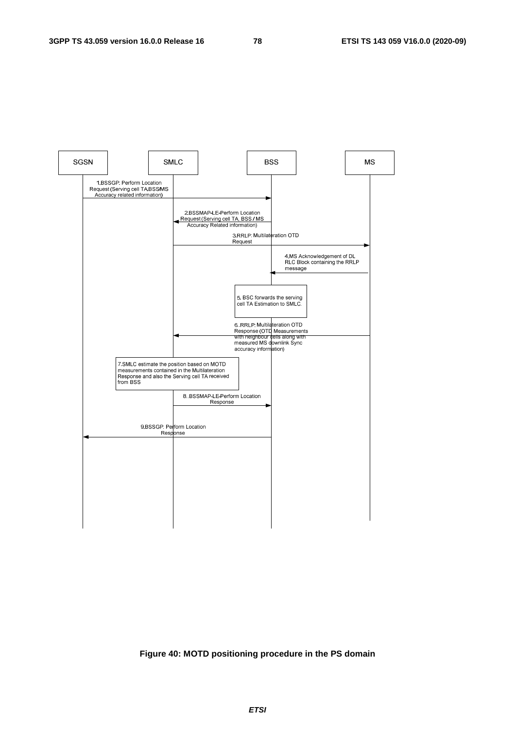| SGSN | SMLC | BSS | MS |
|---|---|---|---|

1.BSSGP: Perform Location Request (Serving cell TA,BSS/MS Accuracy related information)

2.BSSMAP-LE-Perform Location Request (Serving cell TA, BSS / MS Accuracy Related information)

3.RRLP: Multilateration OTD Request

4.MS Acknowledgement of DL RLC Block containing the RRLP message

5. BSC forwards the serving cell TA Estimation to SMLC.

6..RRLP: Multilateration OTD Response (OTD Measurements with neighbour cells along with measured MS downlink Sync accuracy information)

7.SMLC estimate the position based on MOTD measurements contained in the Multilateration Response and also the Serving cell TA received from BSS

8..BSSMAP-LE-Perform Location Response

9.BSSGP: Perform Location Response

**Figure 40: MOTD positioning procedure in the PS domain**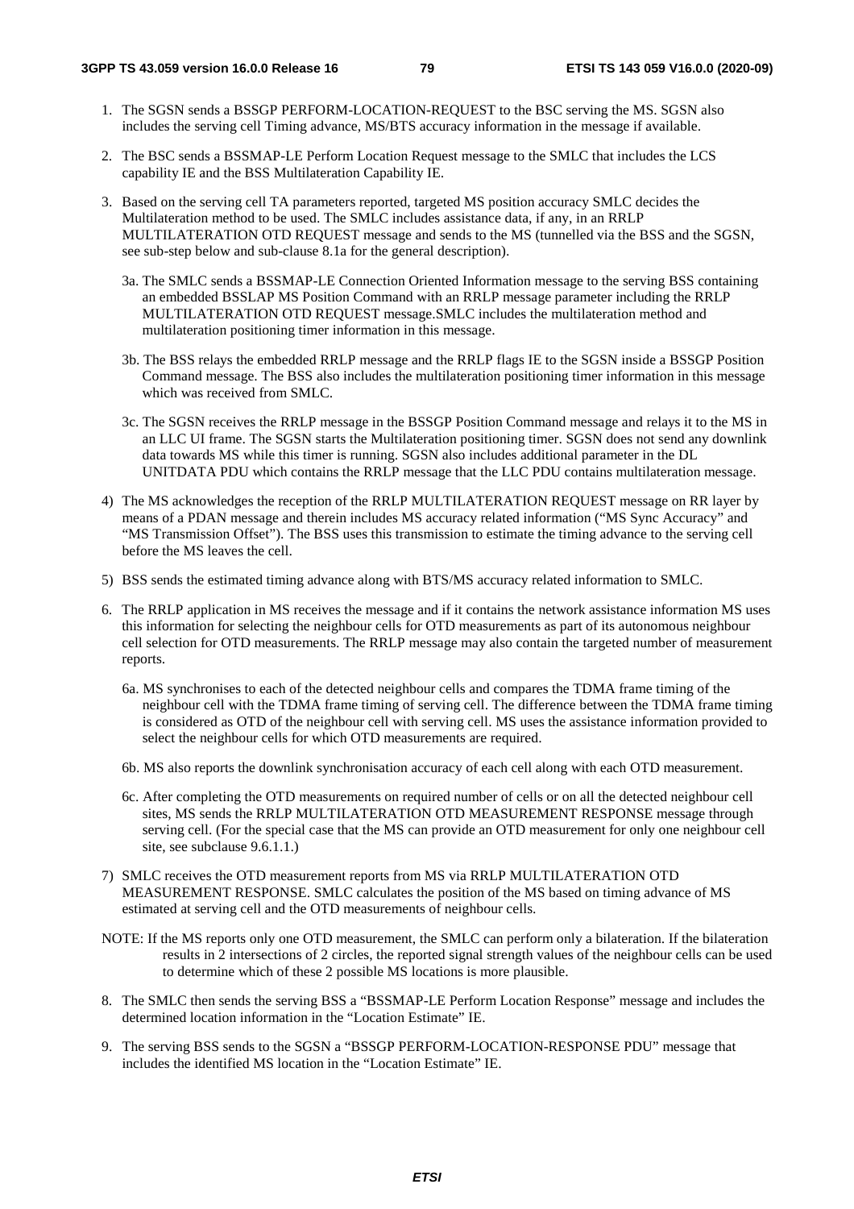1. The SGSN sends a BSSGP PERFORM-LOCATION-REQUEST to the BSC serving the MS. SGSN also includes the serving cell Timing advance, MS/BTS accuracy information in the message if available.

2. The BSC sends a BSSMAP-LE Perform Location Request message to the SMLC that includes the LCS capability IE and the BSS Multilateration Capability IE.

3. Based on the serving cell TA parameters reported, targeted MS position accuracy SMLC decides the Multilateration method to be used. The SMLC includes assistance data, if any, in an RRLP MULTILATERATION OTD REQUEST message and sends to the MS (tunnelled via the BSS and the SGSN, see sub-step below and sub-clause 8.1a for the general description).

   3a. The SMLC sends a BSSMAP-LE Connection Oriented Information message to the serving BSS containing an embedded BSSLAP MS Position Command with an RRLP message parameter including the RRLP MULTILATERATION OTD REQUEST message.SMLC includes the multilateration method and multilateration positioning timer information in this message.

   3b. The BSS relays the embedded RRLP message and the RRLP flags IE to the SGSN inside a BSSGP Position Command message. The BSS also includes the multilateration positioning timer information in this message which was received from SMLC.

   3c. The SGSN receives the RRLP message in the BSSGP Position Command message and relays it to the MS in an LLC UI frame. The SGSN starts the Multilateration positioning timer. SGSN does not send any downlink data towards MS while this timer is running. SGSN also includes additional parameter in the DL UNITDATA PDU which contains the RRLP message that the LLC PDU contains multilateration message.

4) The MS acknowledges the reception of the RRLP MULTILATERATION REQUEST message on RR layer by means of a PDAN message and therein includes MS accuracy related information ("MS Sync Accuracy" and "MS Transmission Offset"). The BSS uses this transmission to estimate the timing advance to the serving cell before the MS leaves the cell.

5) BSS sends the estimated timing advance along with BTS/MS accuracy related information to SMLC.

6. The RRLP application in MS receives the message and if it contains the network assistance information MS uses this information for selecting the neighbour cells for OTD measurements as part of its autonomous neighbour cell selection for OTD measurements. The RRLP message may also contain the targeted number of measurement reports.

   6a. MS synchronises to each of the detected neighbour cells and compares the TDMA frame timing of the neighbour cell with the TDMA frame timing of serving cell. The difference between the TDMA frame timing is considered as OTD of the neighbour cell with serving cell. MS uses the assistance information provided to select the neighbour cells for which OTD measurements are required.

   6b. MS also reports the downlink synchronisation accuracy of each cell along with each OTD measurement.

   6c. After completing the OTD measurements on required number of cells or on all the detected neighbour cell sites, MS sends the RRLP MULTILATERATION OTD MEASUREMENT RESPONSE message through serving cell. (For the special case that the MS can provide an OTD measurement for only one neighbour cell site, see subclause 9.6.1.1.)

7) SMLC receives the OTD measurement reports from MS via RRLP MULTILATERATION OTD MEASUREMENT RESPONSE. SMLC calculates the position of the MS based on timing advance of MS estimated at serving cell and the OTD measurements of neighbour cells.

NOTE: If the MS reports only one OTD measurement, the SMLC can perform only a bilateration. If the bilateration results in 2 intersections of 2 circles, the reported signal strength values of the neighbour cells can be used to determine which of these 2 possible MS locations is more plausible.

8. The SMLC then sends the serving BSS a "BSSMAP-LE Perform Location Response" message and includes the determined location information in the "Location Estimate" IE.

9. The serving BSS sends to the SGSN a "BSSGP PERFORM-LOCATION-RESPONSE PDU" message that includes the identified MS location in the "Location Estimate" IE.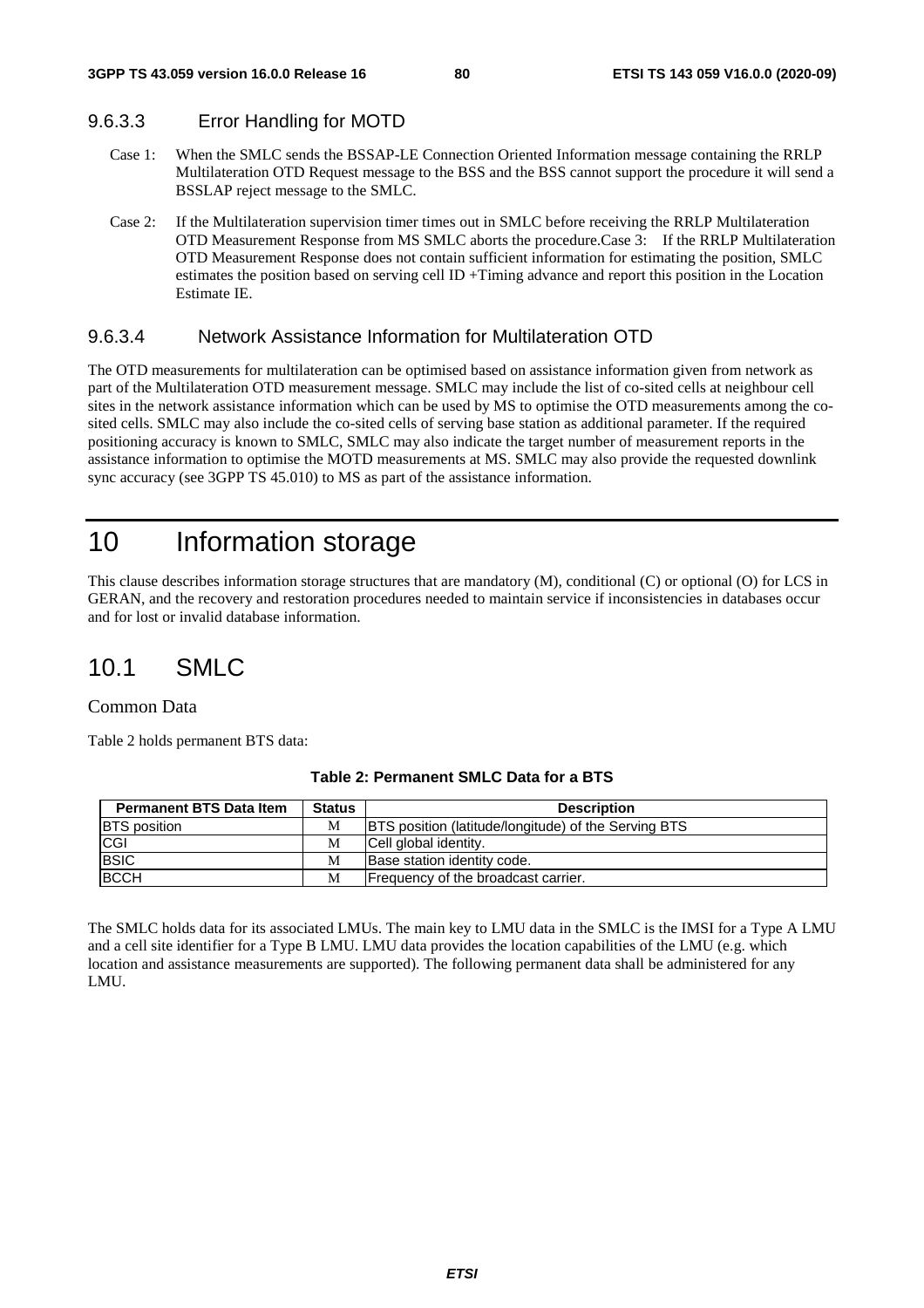#### 9.6.3.3 Error Handling for MOTD

Case 1: When the SMLC sends the BSSAP-LE Connection Oriented Information message containing the RRLP Multilateration OTD Request message to the BSS and the BSS cannot support the procedure it will send a BSSLAP reject message to the SMLC.

Case 2: If the Multilateration supervision timer times out in SMLC before receiving the RRLP Multilateration OTD Measurement Response from MS SMLC aborts the procedure.Case 3: If the RRLP Multilateration OTD Measurement Response does not contain sufficient information for estimating the position, SMLC estimates the position based on serving cell ID +Timing advance and report this position in the Location Estimate IE.

#### 9.6.3.4 Network Assistance Information for Multilateration OTD

The OTD measurements for multilateration can be optimised based on assistance information given from network as part of the Multilateration OTD measurement message. SMLC may include the list of co-sited cells at neighbour cell sites in the network assistance information which can be used by MS to optimise the OTD measurements among the co-sited cells. SMLC may also include the co-sited cells of serving base station as additional parameter. If the required positioning accuracy is known to SMLC, SMLC may also indicate the target number of measurement reports in the assistance information to optimise the MOTD measurements at MS. SMLC may also provide the requested downlink sync accuracy (see 3GPP TS 45.010) to MS as part of the assistance information.

# 10 Information storage

This clause describes information storage structures that are mandatory (M), conditional (C) or optional (O) for LCS in GERAN, and the recovery and restoration procedures needed to maintain service if inconsistencies in databases occur and for lost or invalid database information.

## 10.1 SMLC

Common Data

Table 2 holds permanent BTS data:

**Table 2: Permanent SMLC Data for a BTS**

| Permanent BTS Data Item | Status | Description |
|---|---|---|
| BTS position | M | BTS position (latitude/longitude) of the Serving BTS |
| CGI | M | Cell global identity. |
| BSIC | M | Base station identity code. |
| BCCH | M | Frequency of the broadcast carrier. |

The SMLC holds data for its associated LMUs. The main key to LMU data in the SMLC is the IMSI for a Type A LMU and a cell site identifier for a Type B LMU. LMU data provides the location capabilities of the LMU (e.g. which location and assistance measurements are supported). The following permanent data shall be administered for any LMU.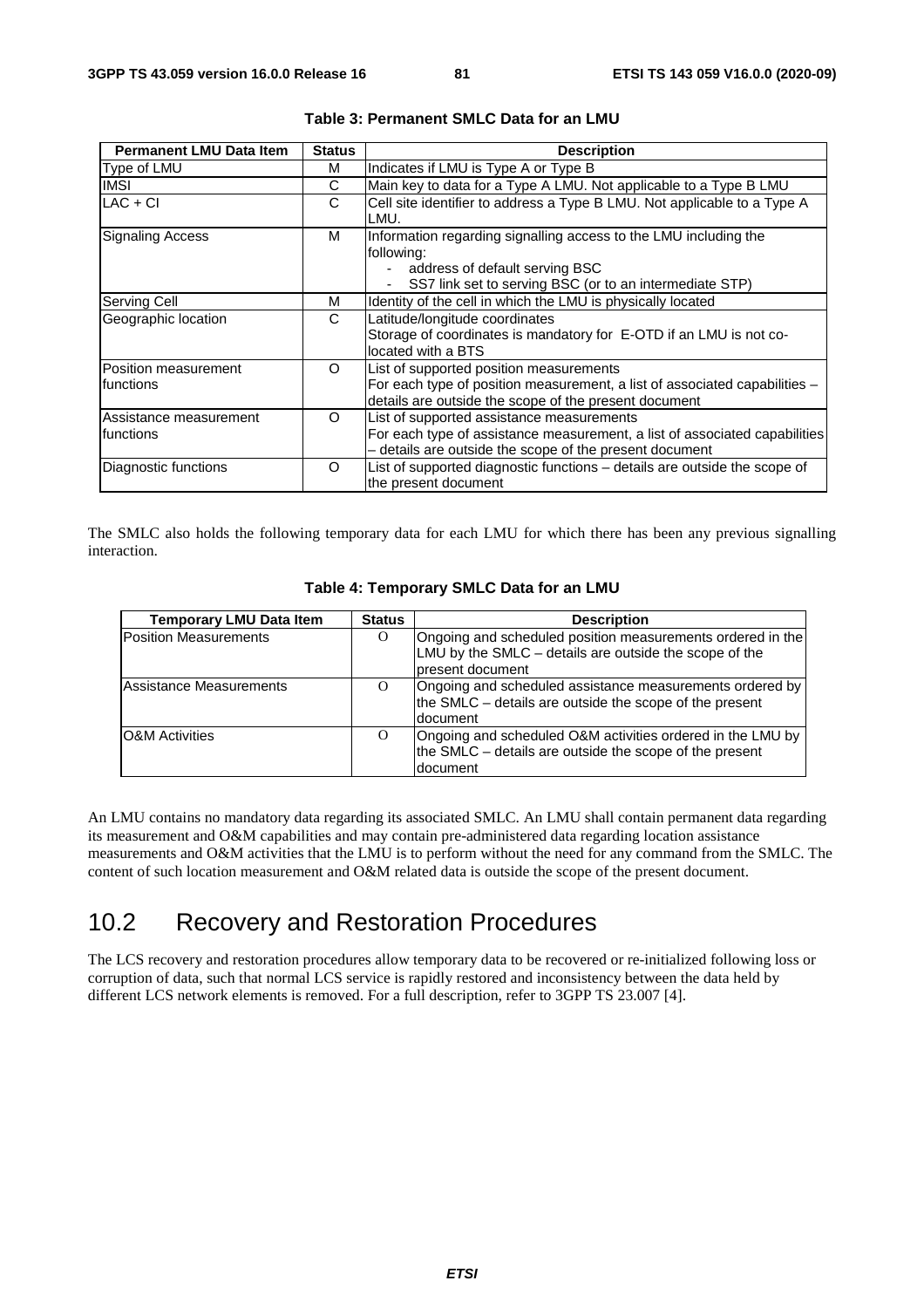**Table 3: Permanent SMLC Data for an LMU**

| Permanent LMU Data Item | Status | Description |
|---|---|---|
| Type of LMU | M | Indicates if LMU is Type A or Type B |
| IMSI | C | Main key to data for a Type A LMU. Not applicable to a Type B LMU |
| LAC + CI | C | Cell site identifier to address a Type B LMU. Not applicable to a Type A LMU. |
| Signaling Access | M | Information regarding signalling access to the LMU including the following:<br>- address of default serving BSC<br>- SS7 link set to serving BSC (or to an intermediate STP) |
| Serving Cell | M | Identity of the cell in which the LMU is physically located |
| Geographic location | C | Latitude/longitude coordinates<br>Storage of coordinates is mandatory for E-OTD if an LMU is not co-located with a BTS |
| Position measurement functions | O | List of supported position measurements<br>For each type of position measurement, a list of associated capabilities – details are outside the scope of the present document |
| Assistance measurement functions | O | List of supported assistance measurements<br>For each type of assistance measurement, a list of associated capabilities – details are outside the scope of the present document |
| Diagnostic functions | O | List of supported diagnostic functions – details are outside the scope of the present document |

The SMLC also holds the following temporary data for each LMU for which there has been any previous signalling interaction.

**Table 4: Temporary SMLC Data for an LMU**

| Temporary LMU Data Item | Status | Description |
|---|---|---|
| Position Measurements | O | Ongoing and scheduled position measurements ordered in the LMU by the SMLC – details are outside the scope of the present document |
| Assistance Measurements | O | Ongoing and scheduled assistance measurements ordered by the SMLC – details are outside the scope of the present document |
| O&M Activities | O | Ongoing and scheduled O&M activities ordered in the LMU by the SMLC – details are outside the scope of the present document |

An LMU contains no mandatory data regarding its associated SMLC. An LMU shall contain permanent data regarding its measurement and O&M capabilities and may contain pre-administered data regarding location assistance measurements and O&M activities that the LMU is to perform without the need for any command from the SMLC. The content of such location measurement and O&M related data is outside the scope of the present document.

## 10.2 Recovery and Restoration Procedures

The LCS recovery and restoration procedures allow temporary data to be recovered or re-initialized following loss or corruption of data, such that normal LCS service is rapidly restored and inconsistency between the data held by different LCS network elements is removed. For a full description, refer to 3GPP TS 23.007 [4].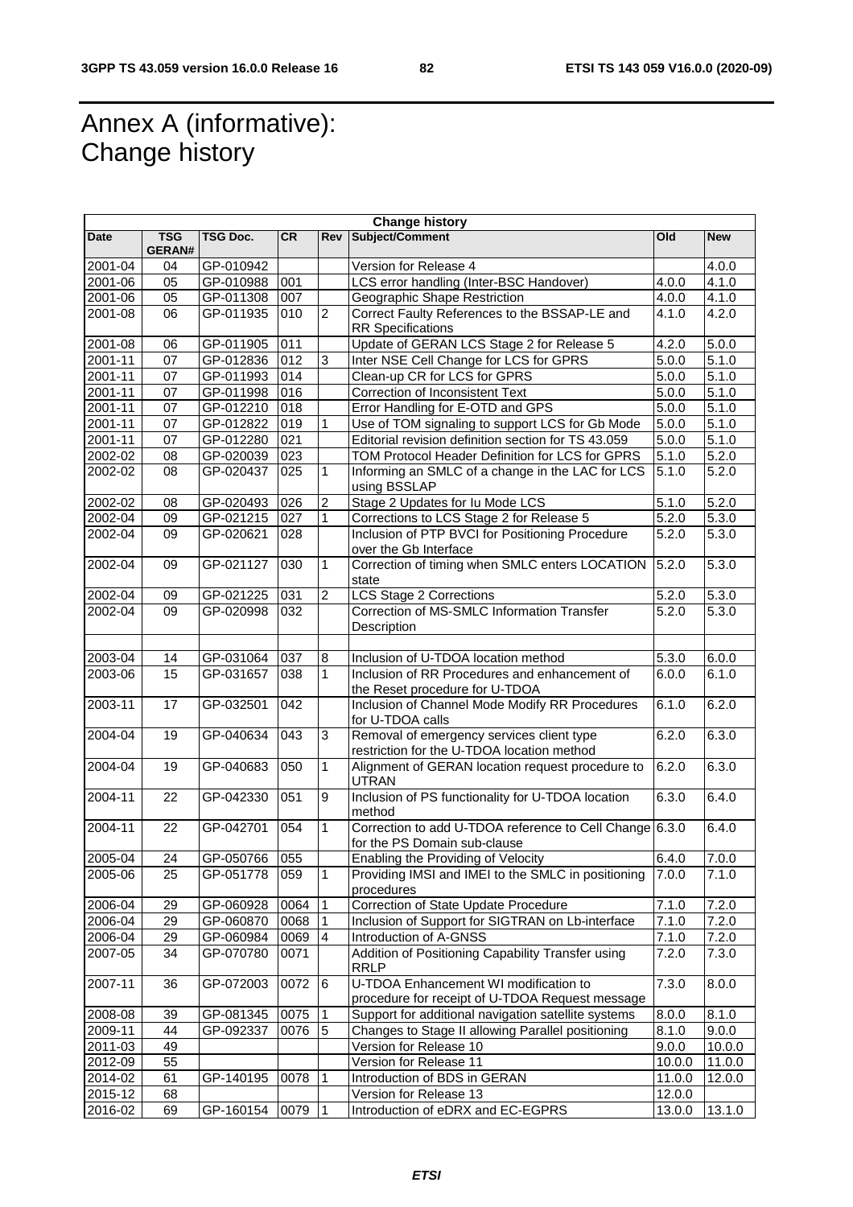# Annex A (informative): Change history

| Change history | | | | | | | |
|---|---|---|---|---|---|---|---|
| **Date** | **TSG GERAN#** | **TSG Doc.** | **CR** | **Rev** | **Subject/Comment** | **Old** | **New** |
| 2001-04 | 04 | GP-010942 | | | Version for Release 4 | | 4.0.0 |
| 2001-06 | 05 | GP-010988 | 001 | | LCS error handling (Inter-BSC Handover) | 4.0.0 | 4.1.0 |
| 2001-06 | 05 | GP-011308 | 007 | | Geographic Shape Restriction | 4.0.0 | 4.1.0 |
| 2001-08 | 06 | GP-011935 | 010 | 2 | Correct Faulty References to the BSSAP-LE and RR Specifications | 4.1.0 | 4.2.0 |
| 2001-08 | 06 | GP-011905 | 011 | | Update of GERAN LCS Stage 2 for Release 5 | 4.2.0 | 5.0.0 |
| 2001-11 | 07 | GP-012836 | 012 | 3 | Inter NSE Cell Change for LCS for GPRS | 5.0.0 | 5.1.0 |
| 2001-11 | 07 | GP-011993 | 014 | | Clean-up CR for LCS for GPRS | 5.0.0 | 5.1.0 |
| 2001-11 | 07 | GP-011998 | 016 | | Correction of Inconsistent Text | 5.0.0 | 5.1.0 |
| 2001-11 | 07 | GP-012210 | 018 | | Error Handling for E-OTD and GPS | 5.0.0 | 5.1.0 |
| 2001-11 | 07 | GP-012822 | 019 | 1 | Use of TOM signaling to support LCS for Gb Mode | 5.0.0 | 5.1.0 |
| 2001-11 | 07 | GP-012280 | 021 | | Editorial revision definition section for TS 43.059 | 5.0.0 | 5.1.0 |
| 2002-02 | 08 | GP-020039 | 023 | | TOM Protocol Header Definition for LCS for GPRS | 5.1.0 | 5.2.0 |
| 2002-02 | 08 | GP-020437 | 025 | 1 | Informing an SMLC of a change in the LAC for LCS using BSSLAP | 5.1.0 | 5.2.0 |
| 2002-02 | 08 | GP-020493 | 026 | 2 | Stage 2 Updates for Iu Mode LCS | 5.1.0 | 5.2.0 |
| 2002-04 | 09 | GP-021215 | 027 | 1 | Corrections to LCS Stage 2 for Release 5 | 5.2.0 | 5.3.0 |
| 2002-04 | 09 | GP-020621 | 028 | | Inclusion of PTP BVCI for Positioning Procedure over the Gb Interface | 5.2.0 | 5.3.0 |
| 2002-04 | 09 | GP-021127 | 030 | 1 | Correction of timing when SMLC enters LOCATION state | 5.2.0 | 5.3.0 |
| 2002-04 | 09 | GP-021225 | 031 | 2 | LCS Stage 2 Corrections | 5.2.0 | 5.3.0 |
| 2002-04 | 09 | GP-020998 | 032 | | Correction of MS-SMLC Information Transfer Description | 5.2.0 | 5.3.0 |
| | | | | | | | |
| 2003-04 | 14 | GP-031064 | 037 | 8 | Inclusion of U-TDOA location method | 5.3.0 | 6.0.0 |
| 2003-06 | 15 | GP-031657 | 038 | 1 | Inclusion of RR Procedures and enhancement of the Reset procedure for U-TDOA | 6.0.0 | 6.1.0 |
| 2003-11 | 17 | GP-032501 | 042 | | Inclusion of Channel Mode Modify RR Procedures for U-TDOA calls | 6.1.0 | 6.2.0 |
| 2004-04 | 19 | GP-040634 | 043 | 3 | Removal of emergency services client type restriction for the U-TDOA location method | 6.2.0 | 6.3.0 |
| 2004-04 | 19 | GP-040683 | 050 | 1 | Alignment of GERAN location request procedure to UTRAN | 6.2.0 | 6.3.0 |
| 2004-11 | 22 | GP-042330 | 051 | 9 | Inclusion of PS functionality for U-TDOA location method | 6.3.0 | 6.4.0 |
| 2004-11 | 22 | GP-042701 | 054 | 1 | Correction to add U-TDOA reference to Cell Change for the PS Domain sub-clause | 6.3.0 | 6.4.0 |
| 2005-04 | 24 | GP-050766 | 055 | | Enabling the Providing of Velocity | 6.4.0 | 7.0.0 |
| 2005-06 | 25 | GP-051778 | 059 | 1 | Providing IMSI and IMEI to the SMLC in positioning procedures | 7.0.0 | 7.1.0 |
| 2006-04 | 29 | GP-060928 | 0064 | 1 | Correction of State Update Procedure | 7.1.0 | 7.2.0 |
| 2006-04 | 29 | GP-060870 | 0068 | 1 | Inclusion of Support for SIGTRAN on Lb-interface | 7.1.0 | 7.2.0 |
| 2006-04 | 29 | GP-060984 | 0069 | 4 | Introduction of A-GNSS | 7.1.0 | 7.2.0 |
| 2007-05 | 34 | GP-070780 | 0071 | | Addition of Positioning Capability Transfer using RRLP | 7.2.0 | 7.3.0 |
| 2007-11 | 36 | GP-072003 | 0072 | 6 | U-TDOA Enhancement WI modification to procedure for receipt of U-TDOA Request message | 7.3.0 | 8.0.0 |
| 2008-08 | 39 | GP-081345 | 0075 | 1 | Support for additional navigation satellite systems | 8.0.0 | 8.1.0 |
| 2009-11 | 44 | GP-092337 | 0076 | 5 | Changes to Stage II allowing Parallel positioning | 8.1.0 | 9.0.0 |
| 2011-03 | 49 | | | | Version for Release 10 | 9.0.0 | 10.0.0 |
| 2012-09 | 55 | | | | Version for Release 11 | 10.0.0 | 11.0.0 |
| 2014-02 | 61 | GP-140195 | 0078 | 1 | Introduction of BDS in GERAN | 11.0.0 | 12.0.0 |
| 2015-12 | 68 | | | | Version for Release 13 | 12.0.0 | |
| 2016-02 | 69 | GP-160154 | 0079 | 1 | Introduction of eDRX and EC-EGPRS | 13.0.0 | 13.1.0 |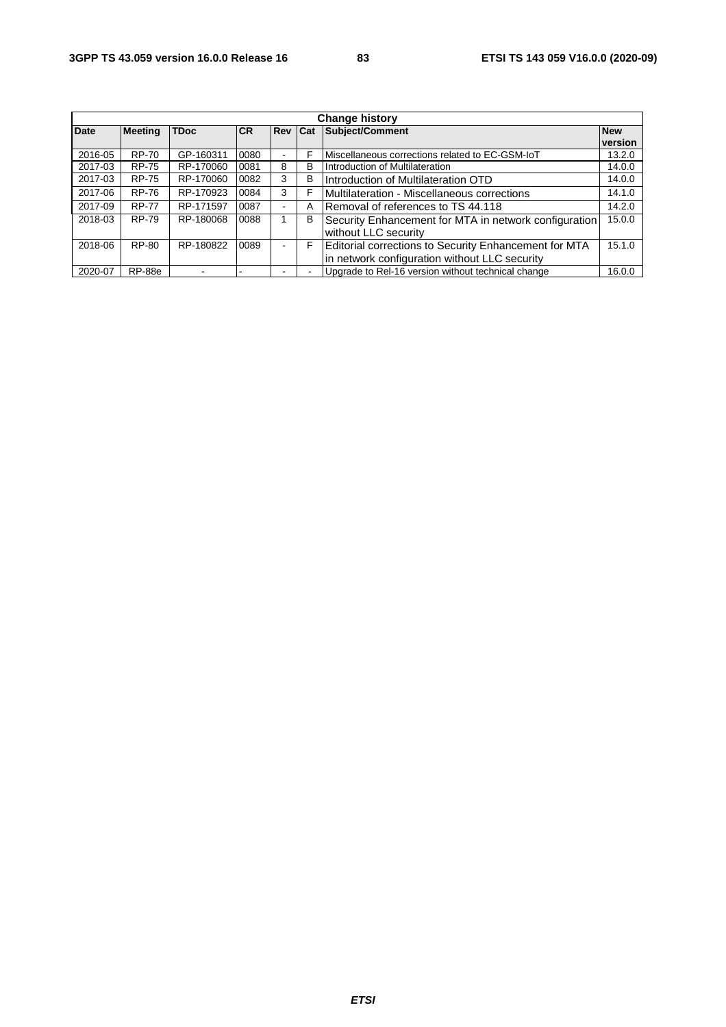| Change history | | | | | | | |
|---|---|---|---|---|---|---|---|
| **Date** | **Meeting** | **TDoc** | **CR** | **Rev** | **Cat** | **Subject/Comment** | **New version** |
| 2016-05 | RP-70 | GP-160311 | 0080 | - | F | Miscellaneous corrections related to EC-GSM-IoT | 13.2.0 |
| 2017-03 | RP-75 | RP-170060 | 0081 | 8 | B | Introduction of Multilateration | 14.0.0 |
| 2017-03 | RP-75 | RP-170060 | 0082 | 3 | B | Introduction of Multilateration OTD | 14.0.0 |
| 2017-06 | RP-76 | RP-170923 | 0084 | 3 | F | Multilateration - Miscellaneous corrections | 14.1.0 |
| 2017-09 | RP-77 | RP-171597 | 0087 | - | A | Removal of references to TS 44.118 | 14.2.0 |
| 2018-03 | RP-79 | RP-180068 | 0088 | 1 | B | Security Enhancement for MTA in network configuration without LLC security | 15.0.0 |
| 2018-06 | RP-80 | RP-180822 | 0089 | - | F | Editorial corrections to Security Enhancement for MTA in network configuration without LLC security | 15.1.0 |
| 2020-07 | RP-88e | - | - | - | - | Upgrade to Rel-16 version without technical change | 16.0.0 |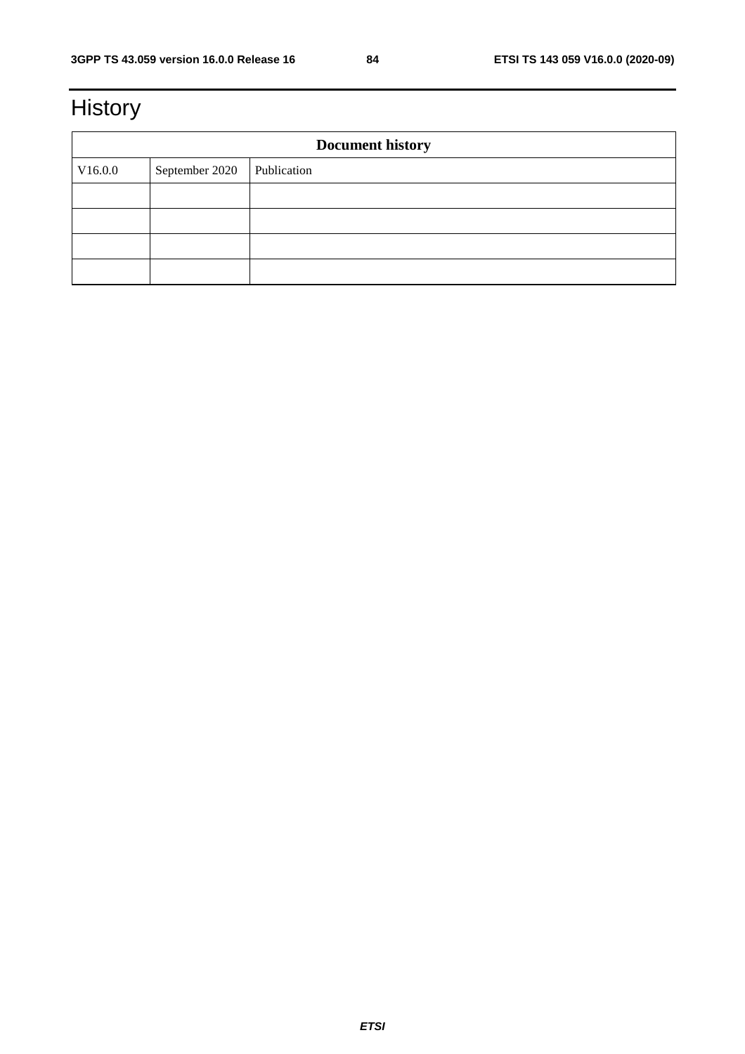# History

| Document history | | |
|---|---|---|
| V16.0.0 | September 2020 | Publication |
| | | |
| | | |
| | | |
| | | |